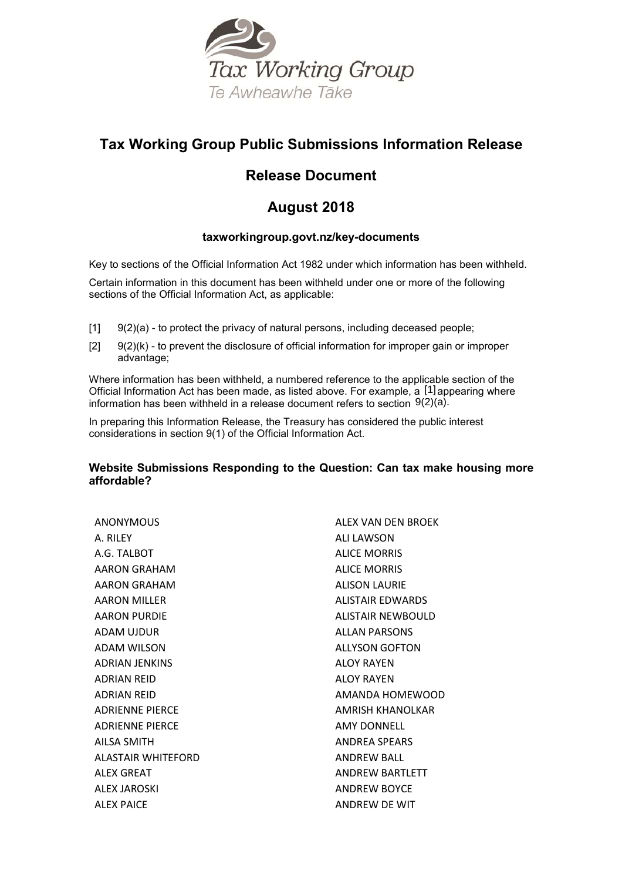Tax Working Group

Te Awheawhe Tāke

# Tax Working Group Public Submissions Information Release

## Release Document

## August 2018

**taxworkingroup.govt.nz/key-documents**

Key to sections of the Official Information Act 1982 under which information has been withheld.

Certain information in this document has been withheld under one or more of the following sections of the Official Information Act, as applicable:

[1] 9(2)(a) - to protect the privacy of natural persons, including deceased people;

[2] 9(2)(k) - to prevent the disclosure of official information for improper gain or improper advantage;

Where information has been withheld, a numbered reference to the applicable section of the Official Information Act has been made, as listed above. For example, a [1] appearing where information has been withheld in a release document refers to section 9(2)(a).

In preparing this Information Release, the Treasury has considered the public interest considerations in section 9(1) of the Official Information Act.

### Website Submissions Responding to the Question: Can tax make housing more affordable?

ANONYMOUS
A. RILEY
A.G. TALBOT
AARON GRAHAM
AARON GRAHAM
AARON MILLER
AARON PURDIE
ADAM UJDUR
ADAM WILSON
ADRIAN JENKINS
ADRIAN REID
ADRIAN REID
ADRIENNE PIERCE
ADRIENNE PIERCE
AILSA SMITH
ALASTAIR WHITEFORD
ALEX GREAT
ALEX JAROSKI
ALEX PAICE
ALEX VAN DEN BROEK
ALI LAWSON
ALICE MORRIS
ALICE MORRIS
ALISON LAURIE
ALISTAIR EDWARDS
ALISTAIR NEWBOULD
ALLAN PARSONS
ALLYSON GOFTON
ALOY RAYEN
ALOY RAYEN
AMANDA HOMEWOOD
AMRISH KHANOLKAR
AMY DONNELL
ANDREA SPEARS
ANDREW BALL
ANDREW BARTLETT
ANDREW BOYCE
ANDREW DE WIT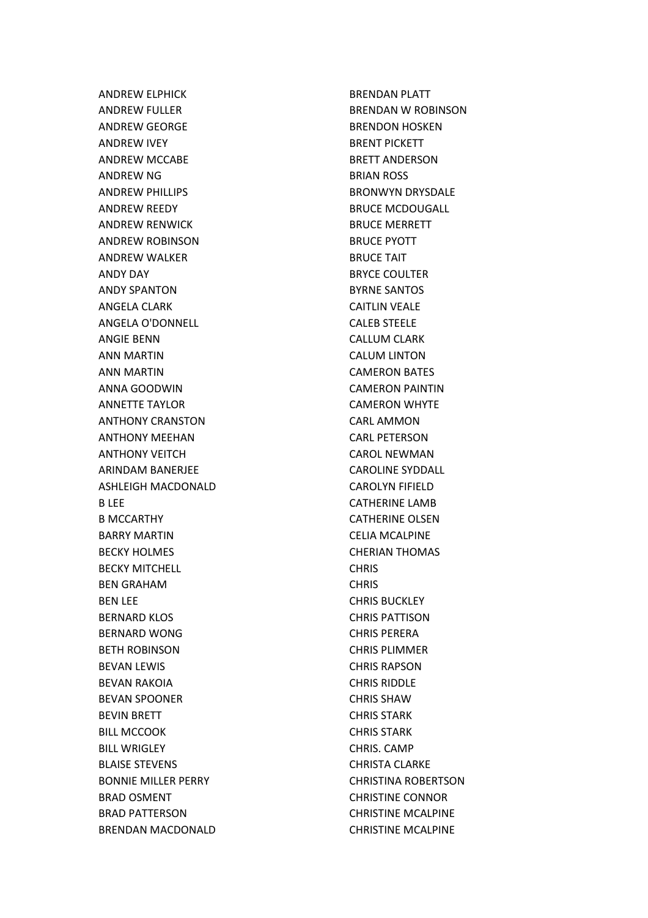ANDREW ELPHICK
ANDREW FULLER
ANDREW GEORGE
ANDREW IVEY
ANDREW MCCABE
ANDREW NG
ANDREW PHILLIPS
ANDREW REEDY
ANDREW RENWICK
ANDREW ROBINSON
ANDREW WALKER
ANDY DAY
ANDY SPANTON
ANGELA CLARK
ANGELA O'DONNELL
ANGIE BENN
ANN MARTIN
ANN MARTIN
ANNA GOODWIN
ANNETTE TAYLOR
ANTHONY CRANSTON
ANTHONY MEEHAN
ANTHONY VEITCH
ARINDAM BANERJEE
ASHLEIGH MACDONALD
B LEE
B MCCARTHY
BARRY MARTIN
BECKY HOLMES
BECKY MITCHELL
BEN GRAHAM
BEN LEE
BERNARD KLOS
BERNARD WONG
BETH ROBINSON
BEVAN LEWIS
BEVAN RAKOIA
BEVAN SPOONER
BEVIN BRETT
BILL MCCOOK
BILL WRIGLEY
BLAISE STEVENS
BONNIE MILLER PERRY
BRAD OSMENT
BRAD PATTERSON
BRENDAN MACDONALD
BRENDAN PLATT
BRENDAN W ROBINSON
BRENDON HOSKEN
BRENT PICKETT
BRETT ANDERSON
BRIAN ROSS
BRONWYN DRYSDALE
BRUCE MCDOUGALL
BRUCE MERRETT
BRUCE PYOTT
BRUCE TAIT
BRYCE COULTER
BYRNE SANTOS
CAITLIN VEALE
CALEB STEELE
CALLUM CLARK
CALUM LINTON
CAMERON BATES
CAMERON PAINTIN
CAMERON WHYTE
CARL AMMON
CARL PETERSON
CAROL NEWMAN
CAROLINE SYDDALL
CAROLYN FIFIELD
CATHERINE LAMB
CATHERINE OLSEN
CELIA MCALPINE
CHERIAN THOMAS
CHRIS
CHRIS
CHRIS BUCKLEY
CHRIS PATTISON
CHRIS PERERA
CHRIS PLIMMER
CHRIS RAPSON
CHRIS RIDDLE
CHRIS SHAW
CHRIS STARK
CHRIS STARK
CHRIS. CAMP
CHRISTA CLARKE
CHRISTINA ROBERTSON
CHRISTINE CONNOR
CHRISTINE MCALPINE
CHRISTINE MCALPINE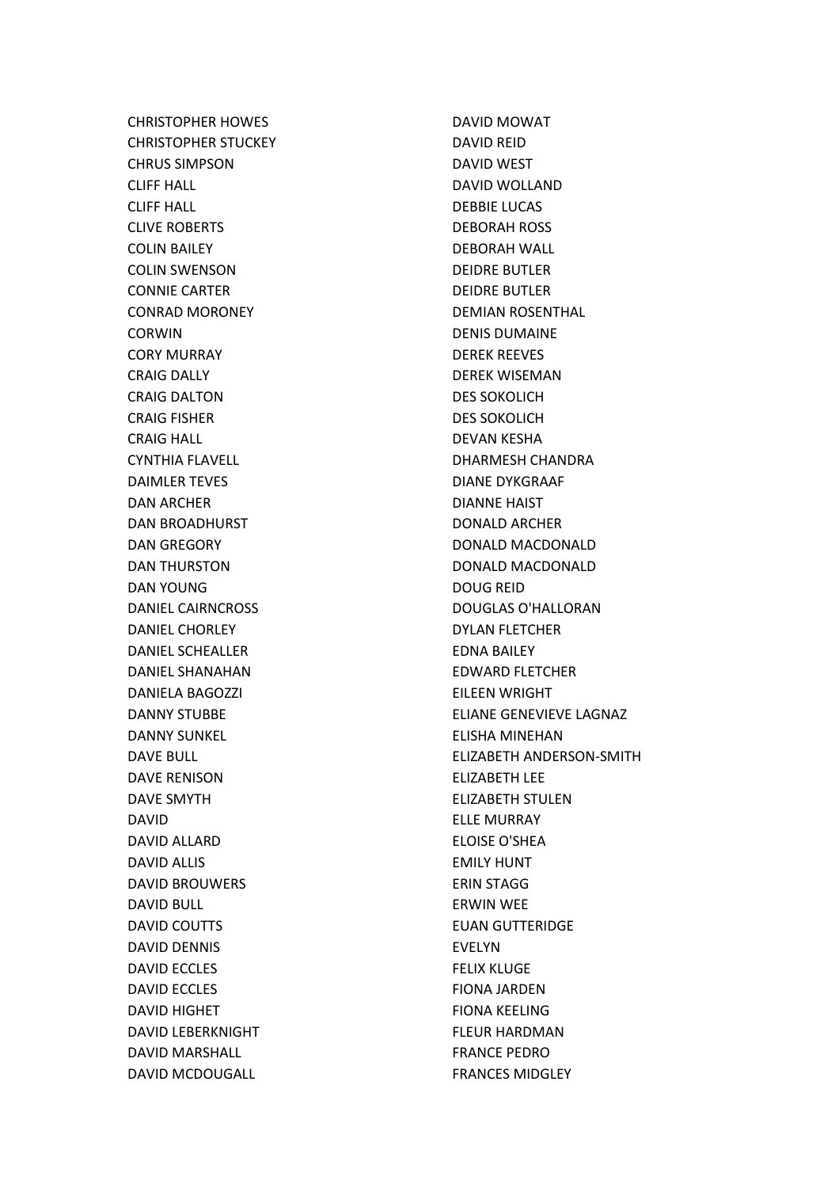CHRISTOPHER HOWES
CHRISTOPHER STUCKEY
CHRUS SIMPSON
CLIFF HALL
CLIFF HALL
CLIVE ROBERTS
COLIN BAILEY
COLIN SWENSON
CONNIE CARTER
CONRAD MORONEY
CORWIN
CORY MURRAY
CRAIG DALLY
CRAIG DALTON
CRAIG FISHER
CRAIG HALL
CYNTHIA FLAVELL
DAIMLER TEVES
DAN ARCHER
DAN BROADHURST
DAN GREGORY
DAN THURSTON
DAN YOUNG
DANIEL CAIRNCROSS
DANIEL CHORLEY
DANIEL SCHEALLER
DANIEL SHANAHAN
DANIELA BAGOZZI
DANNY STUBBE
DANNY SUNKEL
DAVE BULL
DAVE RENISON
DAVE SMYTH
DAVID
DAVID ALLARD
DAVID ALLIS
DAVID BROUWERS
DAVID BULL
DAVID COUTTS
DAVID DENNIS
DAVID ECCLES
DAVID ECCLES
DAVID HIGHET
DAVID LEBERKNIGHT
DAVID MARSHALL
DAVID MCDOUGALL
DAVID MOWAT
DAVID REID
DAVID WEST
DAVID WOLLAND
DEBBIE LUCAS
DEBORAH ROSS
DEBORAH WALL
DEIDRE BUTLER
DEIDRE BUTLER
DEMIAN ROSENTHAL
DENIS DUMAINE
DEREK REEVES
DEREK WISEMAN
DES SOKOLICH
DES SOKOLICH
DEVAN KESHA
DHARMESH CHANDRA
DIANE DYKGRAAF
DIANNE HAIST
DONALD ARCHER
DONALD MACDONALD
DONALD MACDONALD
DOUG REID
DOUGLAS O'HALLORAN
DYLAN FLETCHER
EDNA BAILEY
EDWARD FLETCHER
EILEEN WRIGHT
ELIANE GENEVIEVE LAGNAZ
ELISHA MINEHAN
ELIZABETH ANDERSON-SMITH
ELIZABETH LEE
ELIZABETH STULEN
ELLE MURRAY
ELOISE O'SHEA
EMILY HUNT
ERIN STAGG
ERWIN WEE
EUAN GUTTERIDGE
EVELYN
FELIX KLUGE
FIONA JARDEN
FIONA KEELING
FLEUR HARDMAN
FRANCE PEDRO
FRANCES MIDGLEY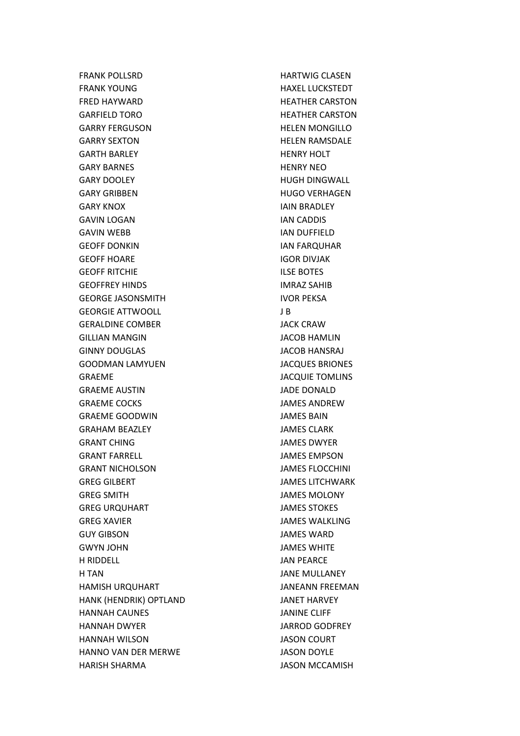FRANK POLLSRD
FRANK YOUNG
FRED HAYWARD
GARFIELD TORO
GARRY FERGUSON
GARRY SEXTON
GARTH BARLEY
GARY BARNES
GARY DOOLEY
GARY GRIBBEN
GARY KNOX
GAVIN LOGAN
GAVIN WEBB
GEOFF DONKIN
GEOFF HOARE
GEOFF RITCHIE
GEOFFREY HINDS
GEORGE JASONSMITH
GEORGIE ATTWOOLL
GERALDINE COMBER
GILLIAN MANGIN
GINNY DOUGLAS
GOODMAN LAMYUEN
GRAEME
GRAEME AUSTIN
GRAEME COCKS
GRAEME GOODWIN
GRAHAM BEAZLEY
GRANT CHING
GRANT FARRELL
GRANT NICHOLSON
GREG GILBERT
GREG SMITH
GREG URQUHART
GREG XAVIER
GUY GIBSON
GWYN JOHN
H RIDDELL
H TAN
HAMISH URQUHART
HANK (HENDRIK) OPTLAND
HANNAH CAUNES
HANNAH DWYER
HANNAH WILSON
HANNO VAN DER MERWE
HARISH SHARMA
HARTWIG CLASEN
HAXEL LUCKSTEDT
HEATHER CARSTON
HEATHER CARSTON
HELEN MONGILLO
HELEN RAMSDALE
HENRY HOLT
HENRY NEO
HUGH DINGWALL
HUGO VERHAGEN
IAIN BRADLEY
IAN CADDIS
IAN DUFFIELD
IAN FARQUHAR
IGOR DIVJAK
ILSE BOTES
IMRAZ SAHIB
IVOR PEKSA
J B
JACK CRAW
JACOB HAMLIN
JACOB HANSRAJ
JACQUES BRIONES
JACQUIE TOMLINS
JADE DONALD
JAMES ANDREW
JAMES BAIN
JAMES CLARK
JAMES DWYER
JAMES EMPSON
JAMES FLOCCHINI
JAMES LITCHWARK
JAMES MOLONY
JAMES STOKES
JAMES WALKLING
JAMES WARD
JAMES WHITE
JAN PEARCE
JANE MULLANEY
JANEANN FREEMAN
JANET HARVEY
JANINE CLIFF
JARROD GODFREY
JASON COURT
JASON DOYLE
JASON MCCAMISH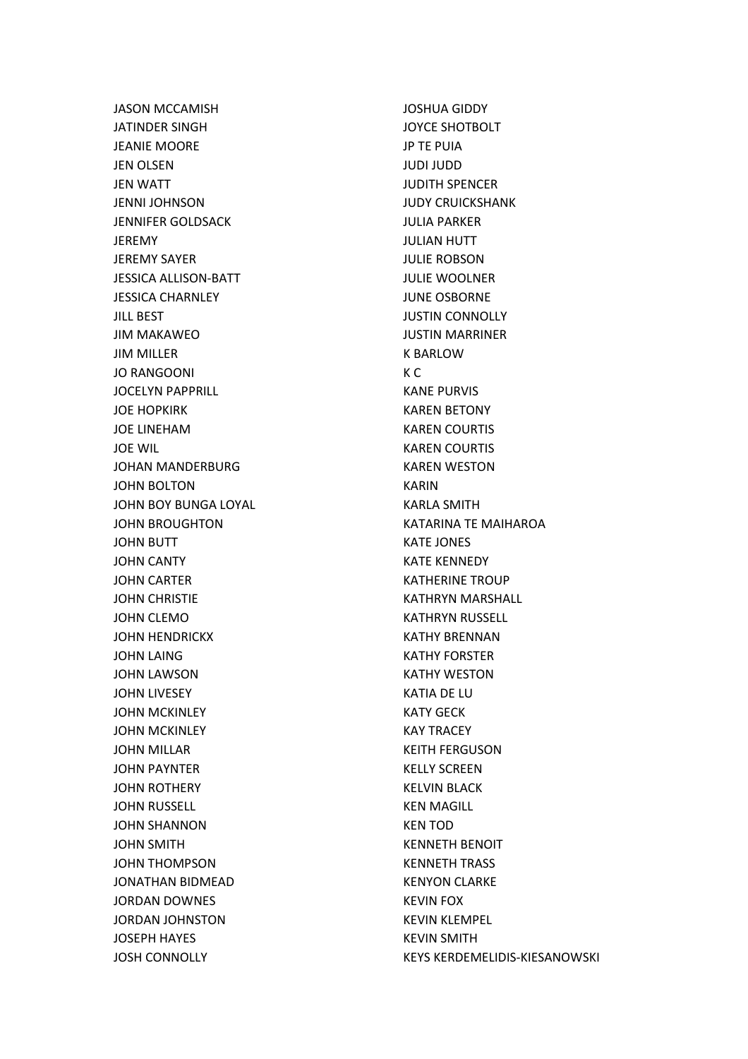JASON MCCAMISH
JATINDER SINGH
JEANIE MOORE
JEN OLSEN
JEN WATT
JENNI JOHNSON
JENNIFER GOLDSACK
JEREMY
JEREMY SAYER
JESSICA ALLISON-BATT
JESSICA CHARNLEY
JILL BEST
JIM MAKAWEO
JIM MILLER
JO RANGOONI
JOCELYN PAPPRILL
JOE HOPKIRK
JOE LINEHAM
JOE WIL
JOHAN MANDERBURG
JOHN BOLTON
JOHN BOY BUNGA LOYAL
JOHN BROUGHTON
JOHN BUTT
JOHN CANTY
JOHN CARTER
JOHN CHRISTIE
JOHN CLEMO
JOHN HENDRICKX
JOHN LAING
JOHN LAWSON
JOHN LIVESEY
JOHN MCKINLEY
JOHN MCKINLEY
JOHN MILLAR
JOHN PAYNTER
JOHN ROTHERY
JOHN RUSSELL
JOHN SHANNON
JOHN SMITH
JOHN THOMPSON
JONATHAN BIDMEAD
JORDAN DOWNES
JORDAN JOHNSTON
JOSEPH HAYES
JOSH CONNOLLY
JOSHUA GIDDY
JOYCE SHOTBOLT
JP TE PUIA
JUDI JUDD
JUDITH SPENCER
JUDY CRUICKSHANK
JULIA PARKER
JULIAN HUTT
JULIE ROBSON
JULIE WOOLNER
JUNE OSBORNE
JUSTIN CONNOLLY
JUSTIN MARRINER
K BARLOW
K C
KANE PURVIS
KAREN BETONY
KAREN COURTIS
KAREN COURTIS
KAREN WESTON
KARIN
KARLA SMITH
KATARINA TE MAIHAROA
KATE JONES
KATE KENNEDY
KATHERINE TROUP
KATHRYN MARSHALL
KATHRYN RUSSELL
KATHY BRENNAN
KATHY FORSTER
KATHY WESTON
KATIA DE LU
KATY GECK
KAY TRACEY
KEITH FERGUSON
KELLY SCREEN
KELVIN BLACK
KEN MAGILL
KEN TOD
KENNETH BENOIT
KENNETH TRASS
KENYON CLARKE
KEVIN FOX
KEVIN KLEMPEL
KEVIN SMITH
KEYS KERDEMELIDIS-KIESANOWSKI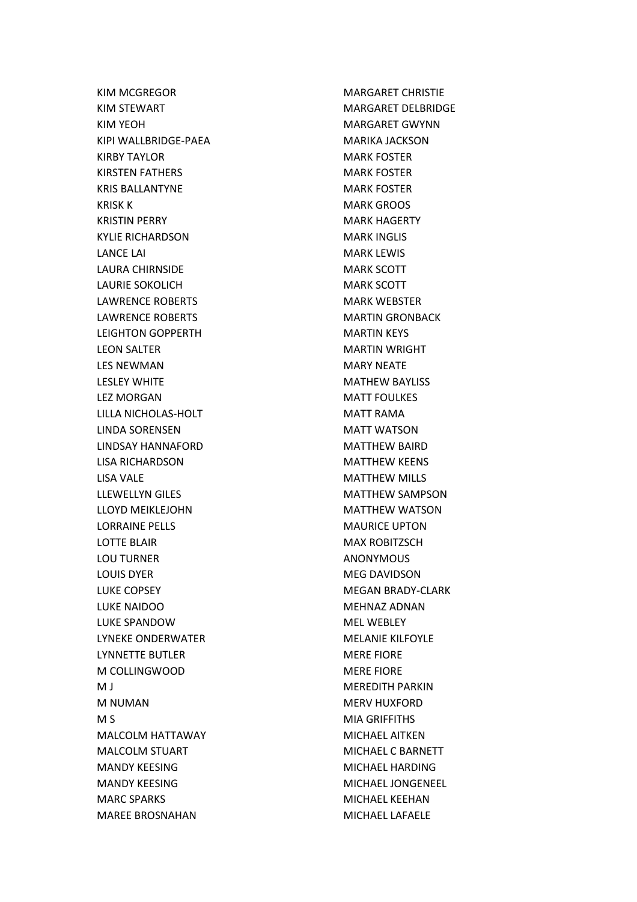KIM MCGREGOR
KIM STEWART
KIM YEOH
KIPI WALLBRIDGE-PAEA
KIRBY TAYLOR
KIRSTEN FATHERS
KRIS BALLANTYNE
KRISK K
KRISTIN PERRY
KYLIE RICHARDSON
LANCE LAI
LAURA CHIRNSIDE
LAURIE SOKOLICH
LAWRENCE ROBERTS
LAWRENCE ROBERTS
LEIGHTON GOPPERTH
LEON SALTER
LES NEWMAN
LESLEY WHITE
LEZ MORGAN
LILLA NICHOLAS-HOLT
LINDA SORENSEN
LINDSAY HANNAFORD
LISA RICHARDSON
LISA VALE
LLEWELLYN GILES
LLOYD MEIKLEJOHN
LORRAINE PELLS
LOTTE BLAIR
LOU TURNER
LOUIS DYER
LUKE COPSEY
LUKE NAIDOO
LUKE SPANDOW
LYNEKE ONDERWATER
LYNNETTE BUTLER
M COLLINGWOOD
M J
M NUMAN
M S
MALCOLM HATTAWAY
MALCOLM STUART
MANDY KEESING
MANDY KEESING
MARC SPARKS
MAREE BROSNAHAN
MARGARET CHRISTIE
MARGARET DELBRIDGE
MARGARET GWYNN
MARIKA JACKSON
MARK FOSTER
MARK FOSTER
MARK FOSTER
MARK GROOS
MARK HAGERTY
MARK INGLIS
MARK LEWIS
MARK SCOTT
MARK SCOTT
MARK WEBSTER
MARTIN GRONBACK
MARTIN KEYS
MARTIN WRIGHT
MARY NEATE
MATHEW BAYLISS
MATT FOULKES
MATT RAMA
MATT WATSON
MATTHEW BAIRD
MATTHEW KEENS
MATTHEW MILLS
MATTHEW SAMPSON
MATTHEW WATSON
MAURICE UPTON
MAX ROBITZSCH
ANONYMOUS
MEG DAVIDSON
MEGAN BRADY-CLARK
MEHNAZ ADNAN
MEL WEBLEY
MELANIE KILFOYLE
MERE FIORE
MERE FIORE
MEREDITH PARKIN
MERV HUXFORD
MIA GRIFFITHS
MICHAEL AITKEN
MICHAEL C BARNETT
MICHAEL HARDING
MICHAEL JONGENEEL
MICHAEL KEEHAN
MICHAEL LAFAELE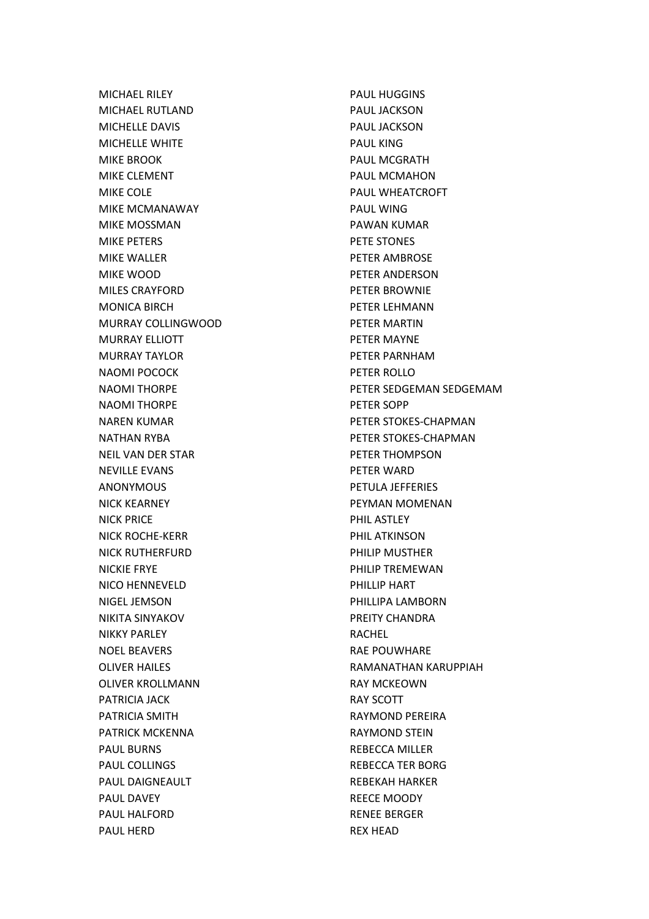MICHAEL RILEY
MICHAEL RUTLAND
MICHELLE DAVIS
MICHELLE WHITE
MIKE BROOK
MIKE CLEMENT
MIKE COLE
MIKE MCMANAWAY
MIKE MOSSMAN
MIKE PETERS
MIKE WALLER
MIKE WOOD
MILES CRAYFORD
MONICA BIRCH
MURRAY COLLINGWOOD
MURRAY ELLIOTT
MURRAY TAYLOR
NAOMI POCOCK
NAOMI THORPE
NAOMI THORPE
NAREN KUMAR
NATHAN RYBA
NEIL VAN DER STAR
NEVILLE EVANS
ANONYMOUS
NICK KEARNEY
NICK PRICE
NICK ROCHE-KERR
NICK RUTHERFURD
NICKIE FRYE
NICO HENNEVELD
NIGEL JEMSON
NIKITA SINYAKOV
NIKKY PARLEY
NOEL BEAVERS
OLIVER HAILES
OLIVER KROLLMANN
PATRICIA JACK
PATRICIA SMITH
PATRICK MCKENNA
PAUL BURNS
PAUL COLLINGS
PAUL DAIGNEAULT
PAUL DAVEY
PAUL HALFORD
PAUL HERD
PAUL HUGGINS
PAUL JACKSON
PAUL JACKSON
PAUL KING
PAUL MCGRATH
PAUL MCMAHON
PAUL WHEATCROFT
PAUL WING
PAWAN KUMAR
PETE STONES
PETER AMBROSE
PETER ANDERSON
PETER BROWNIE
PETER LEHMANN
PETER MARTIN
PETER MAYNE
PETER PARNHAM
PETER ROLLO
PETER SEDGEMAN SEDGEMAM
PETER SOPP
PETER STOKES-CHAPMAN
PETER STOKES-CHAPMAN
PETER THOMPSON
PETER WARD
PETULA JEFFERIES
PEYMAN MOMENAN
PHIL ASTLEY
PHIL ATKINSON
PHILIP MUSTHER
PHILIP TREMEWAN
PHILLIP HART
PHILLIPA LAMBORN
PREITY CHANDRA
RACHEL
RAE POUWHARE
RAMANATHAN KARUPPIAH
RAY MCKEOWN
RAY SCOTT
RAYMOND PEREIRA
RAYMOND STEIN
REBECCA MILLER
REBECCA TER BORG
REBEKAH HARKER
REECE MOODY
RENEE BERGER
REX HEAD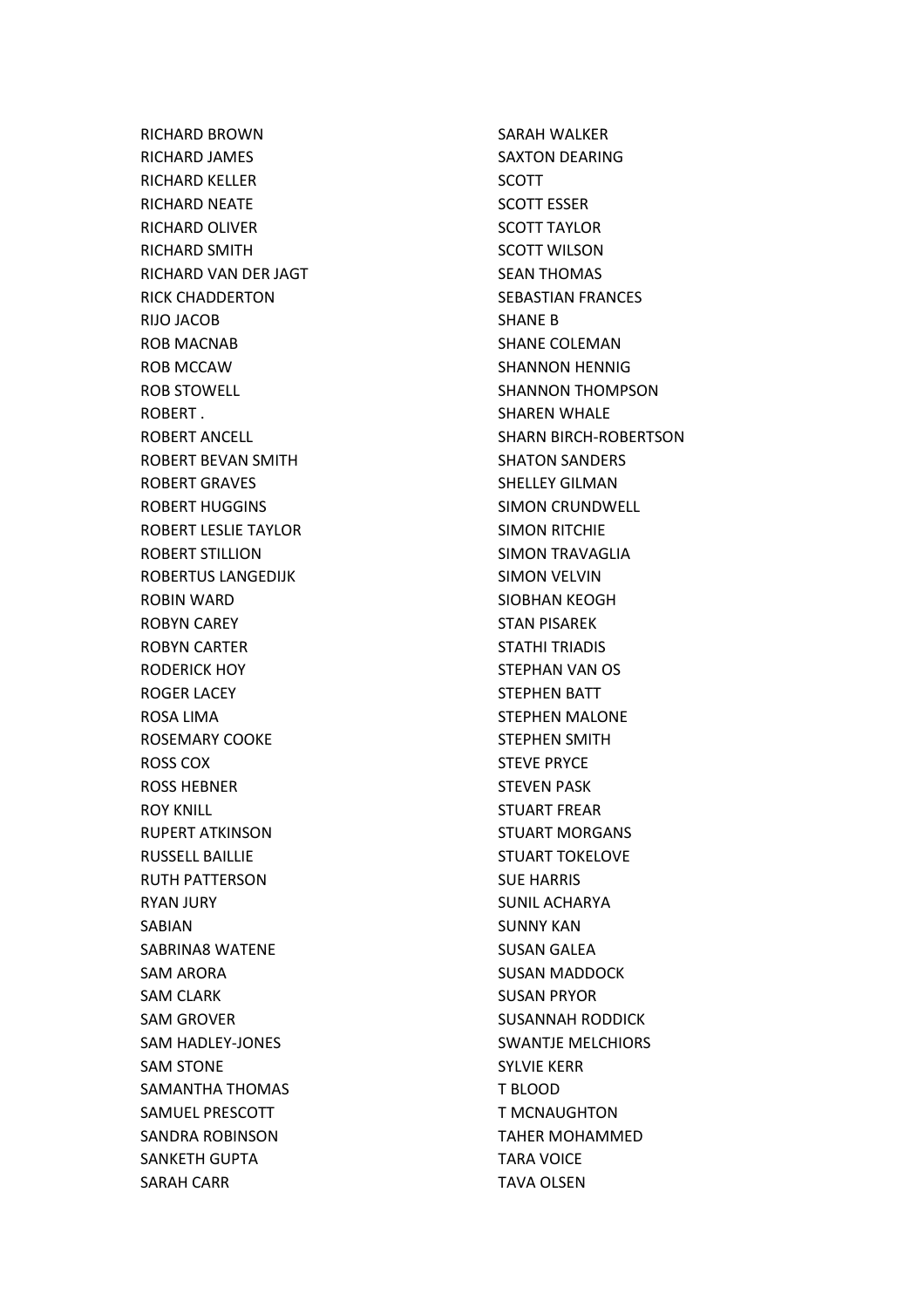RICHARD BROWN
RICHARD JAMES
RICHARD KELLER
RICHARD NEATE
RICHARD OLIVER
RICHARD SMITH
RICHARD VAN DER JAGT
RICK CHADDERTON
RIJO JACOB
ROB MACNAB
ROB MCCAW
ROB STOWELL
ROBERT .
ROBERT ANCELL
ROBERT BEVAN SMITH
ROBERT GRAVES
ROBERT HUGGINS
ROBERT LESLIE TAYLOR
ROBERT STILLION
ROBERTUS LANGEDIJK
ROBIN WARD
ROBYN CAREY
ROBYN CARTER
RODERICK HOY
ROGER LACEY
ROSA LIMA
ROSEMARY COOKE
ROSS COX
ROSS HEBNER
ROY KNILL
RUPERT ATKINSON
RUSSELL BAILLIE
RUTH PATTERSON
RYAN JURY
SABIAN
SABRINA8 WATENE
SAM ARORA
SAM CLARK
SAM GROVER
SAM HADLEY-JONES
SAM STONE
SAMANTHA THOMAS
SAMUEL PRESCOTT
SANDRA ROBINSON
SANKETH GUPTA
SARAH CARR
SARAH WALKER
SAXTON DEARING
SCOTT
SCOTT ESSER
SCOTT TAYLOR
SCOTT WILSON
SEAN THOMAS
SEBASTIAN FRANCES
SHANE B
SHANE COLEMAN
SHANNON HENNIG
SHANNON THOMPSON
SHAREN WHALE
SHARN BIRCH-ROBERTSON
SHATON SANDERS
SHELLEY GILMAN
SIMON CRUNDWELL
SIMON RITCHIE
SIMON TRAVAGLIA
SIMON VELVIN
SIOBHAN KEOGH
STAN PISAREK
STATHI TRIADIS
STEPHAN VAN OS
STEPHEN BATT
STEPHEN MALONE
STEPHEN SMITH
STEVE PRYCE
STEVEN PASK
STUART FREAR
STUART MORGANS
STUART TOKELOVE
SUE HARRIS
SUNIL ACHARYA
SUNNY KAN
SUSAN GALEA
SUSAN MADDOCK
SUSAN PRYOR
SUSANNAH RODDICK
SWANTJE MELCHIORS
SYLVIE KERR
T BLOOD
T MCNAUGHTON
TAHER MOHAMMED
TARA VOICE
TAVA OLSEN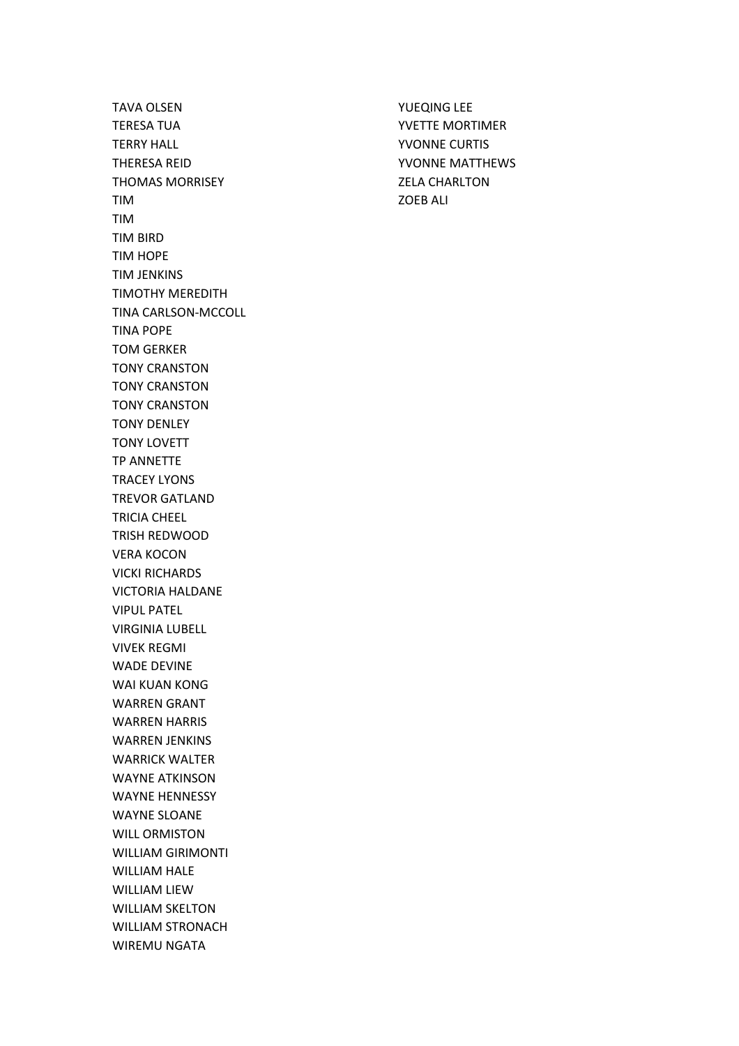TAVA OLSEN
TERESA TUA
TERRY HALL
THERESA REID
THOMAS MORRISEY
TIM
TIM
TIM BIRD
TIM HOPE
TIM JENKINS
TIMOTHY MEREDITH
TINA CARLSON-MCCOLL
TINA POPE
TOM GERKER
TONY CRANSTON
TONY CRANSTON
TONY CRANSTON
TONY DENLEY
TONY LOVETT
TP ANNETTE
TRACEY LYONS
TREVOR GATLAND
TRICIA CHEEL
TRISH REDWOOD
VERA KOCON
VICKI RICHARDS
VICTORIA HALDANE
VIPUL PATEL
VIRGINIA LUBELL
VIVEK REGMI
WADE DEVINE
WAI KUAN KONG
WARREN GRANT
WARREN HARRIS
WARREN JENKINS
WARRICK WALTER
WAYNE ATKINSON
WAYNE HENNESSY
WAYNE SLOANE
WILL ORMISTON
WILLIAM GIRIMONTI
WILLIAM HALE
WILLIAM LIEW
WILLIAM SKELTON
WILLIAM STRONACH
WIREMU NGATA
YUEQING LEE
YVETTE MORTIMER
YVONNE CURTIS
YVONNE MATTHEWS
ZELA CHARLTON
ZOEB ALI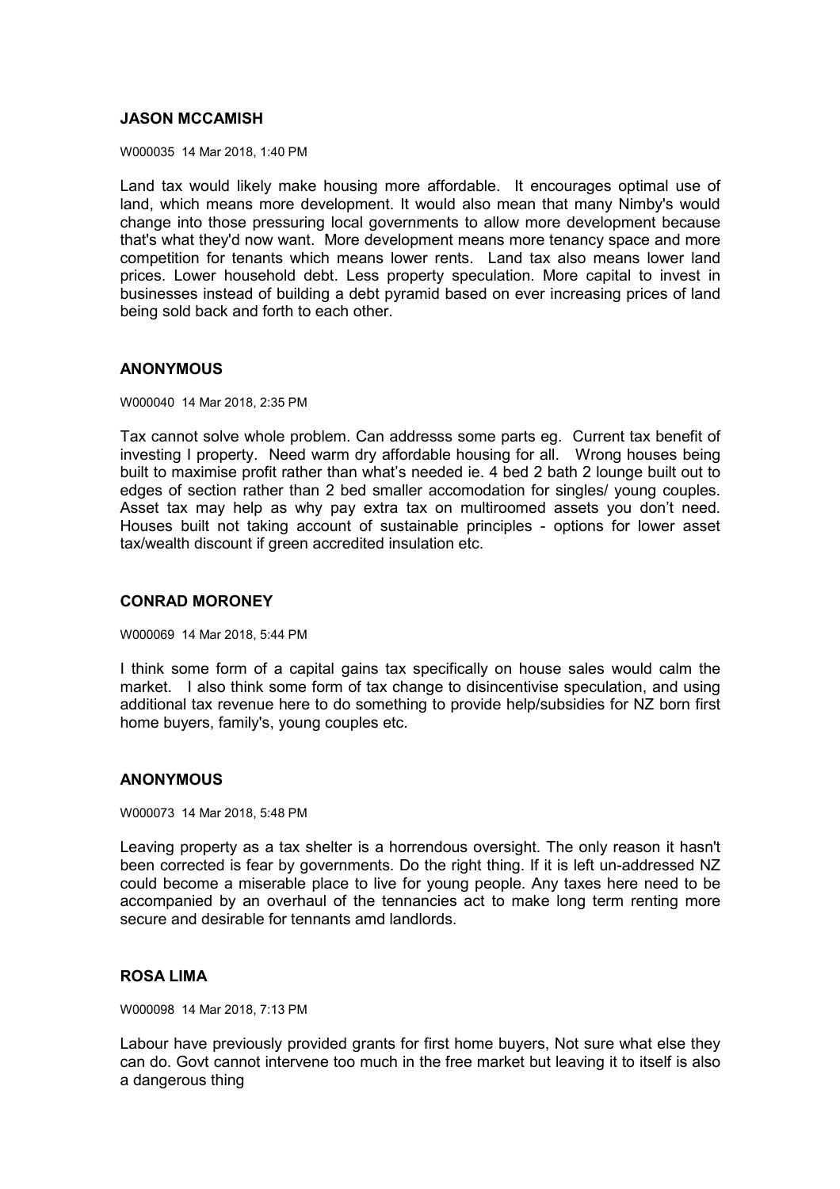### JASON MCCAMISH

W000035 14 Mar 2018, 1:40 PM

Land tax would likely make housing more affordable. It encourages optimal use of land, which means more development. It would also mean that many Nimby's would change into those pressuring local governments to allow more development because that's what they'd now want. More development means more tenancy space and more competition for tenants which means lower rents. Land tax also means lower land prices. Lower household debt. Less property speculation. More capital to invest in businesses instead of building a debt pyramid based on ever increasing prices of land being sold back and forth to each other.

### ANONYMOUS

W000040 14 Mar 2018, 2:35 PM

Tax cannot solve whole problem. Can addresss some parts eg. Current tax benefit of investing I property. Need warm dry affordable housing for all. Wrong houses being built to maximise profit rather than what's needed ie. 4 bed 2 bath 2 lounge built out to edges of section rather than 2 bed smaller accomodation for singles/ young couples. Asset tax may help as why pay extra tax on multiroomed assets you don't need. Houses built not taking account of sustainable principles - options for lower asset tax/wealth discount if green accredited insulation etc.

### CONRAD MORONEY

W000069 14 Mar 2018, 5:44 PM

I think some form of a capital gains tax specifically on house sales would calm the market. I also think some form of tax change to disincentivise speculation, and using additional tax revenue here to do something to provide help/subsidies for NZ born first home buyers, family's, young couples etc.

### ANONYMOUS

W000073 14 Mar 2018, 5:48 PM

Leaving property as a tax shelter is a horrendous oversight. The only reason it hasn't been corrected is fear by governments. Do the right thing. If it is left un-addressed NZ could become a miserable place to live for young people. Any taxes here need to be accompanied by an overhaul of the tennancies act to make long term renting more secure and desirable for tennants amd landlords.

### ROSA LIMA

W000098 14 Mar 2018, 7:13 PM

Labour have previously provided grants for first home buyers, Not sure what else they can do. Govt cannot intervene too much in the free market but leaving it to itself is also a dangerous thing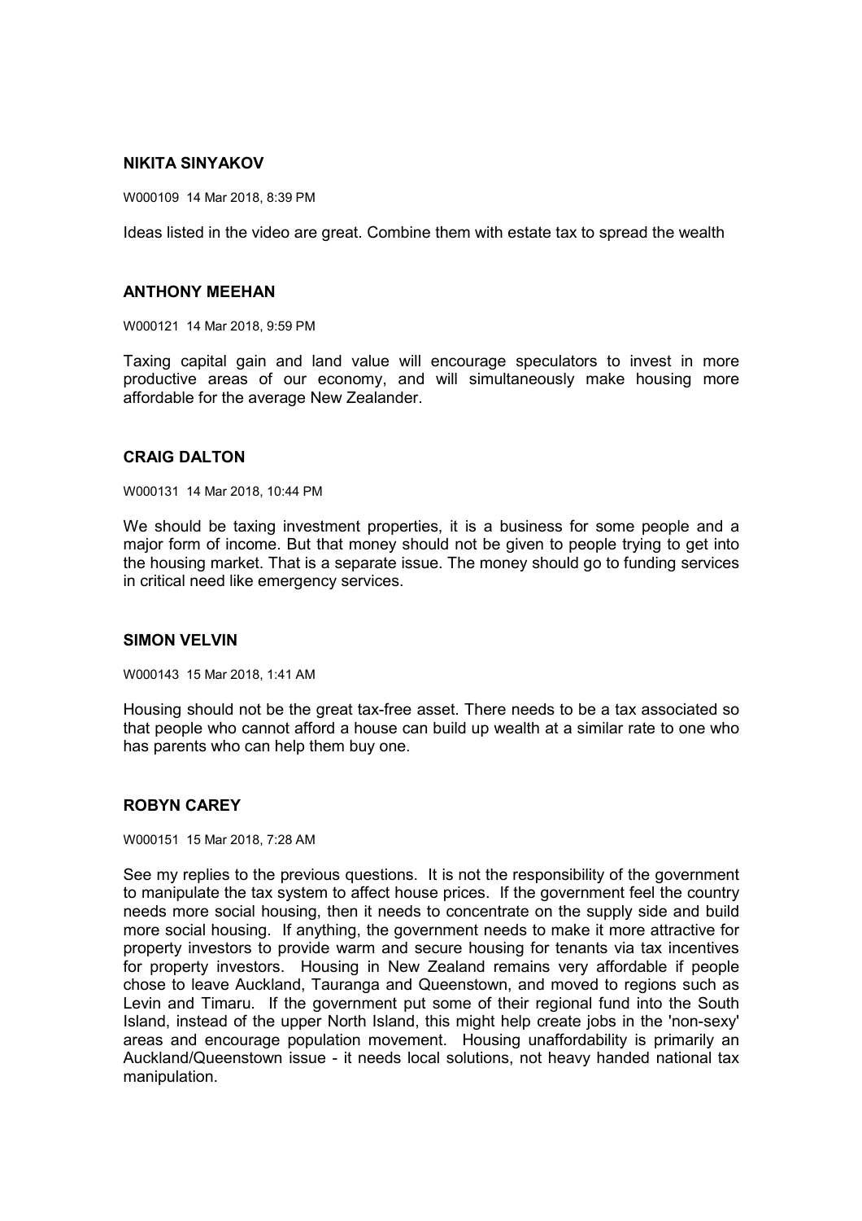**NIKITA SINYAKOV**

W000109 14 Mar 2018, 8:39 PM

Ideas listed in the video are great. Combine them with estate tax to spread the wealth

**ANTHONY MEEHAN**

W000121 14 Mar 2018, 9:59 PM

Taxing capital gain and land value will encourage speculators to invest in more productive areas of our economy, and will simultaneously make housing more affordable for the average New Zealander.

**CRAIG DALTON**

W000131 14 Mar 2018, 10:44 PM

We should be taxing investment properties, it is a business for some people and a major form of income. But that money should not be given to people trying to get into the housing market. That is a separate issue. The money should go to funding services in critical need like emergency services.

**SIMON VELVIN**

W000143 15 Mar 2018, 1:41 AM

Housing should not be the great tax-free asset. There needs to be a tax associated so that people who cannot afford a house can build up wealth at a similar rate to one who has parents who can help them buy one.

**ROBYN CAREY**

W000151 15 Mar 2018, 7:28 AM

See my replies to the previous questions. It is not the responsibility of the government to manipulate the tax system to affect house prices. If the government feel the country needs more social housing, then it needs to concentrate on the supply side and build more social housing. If anything, the government needs to make it more attractive for property investors to provide warm and secure housing for tenants via tax incentives for property investors. Housing in New Zealand remains very affordable if people chose to leave Auckland, Tauranga and Queenstown, and moved to regions such as Levin and Timaru. If the government put some of their regional fund into the South Island, instead of the upper North Island, this might help create jobs in the 'non-sexy' areas and encourage population movement. Housing unaffordability is primarily an Auckland/Queenstown issue - it needs local solutions, not heavy handed national tax manipulation.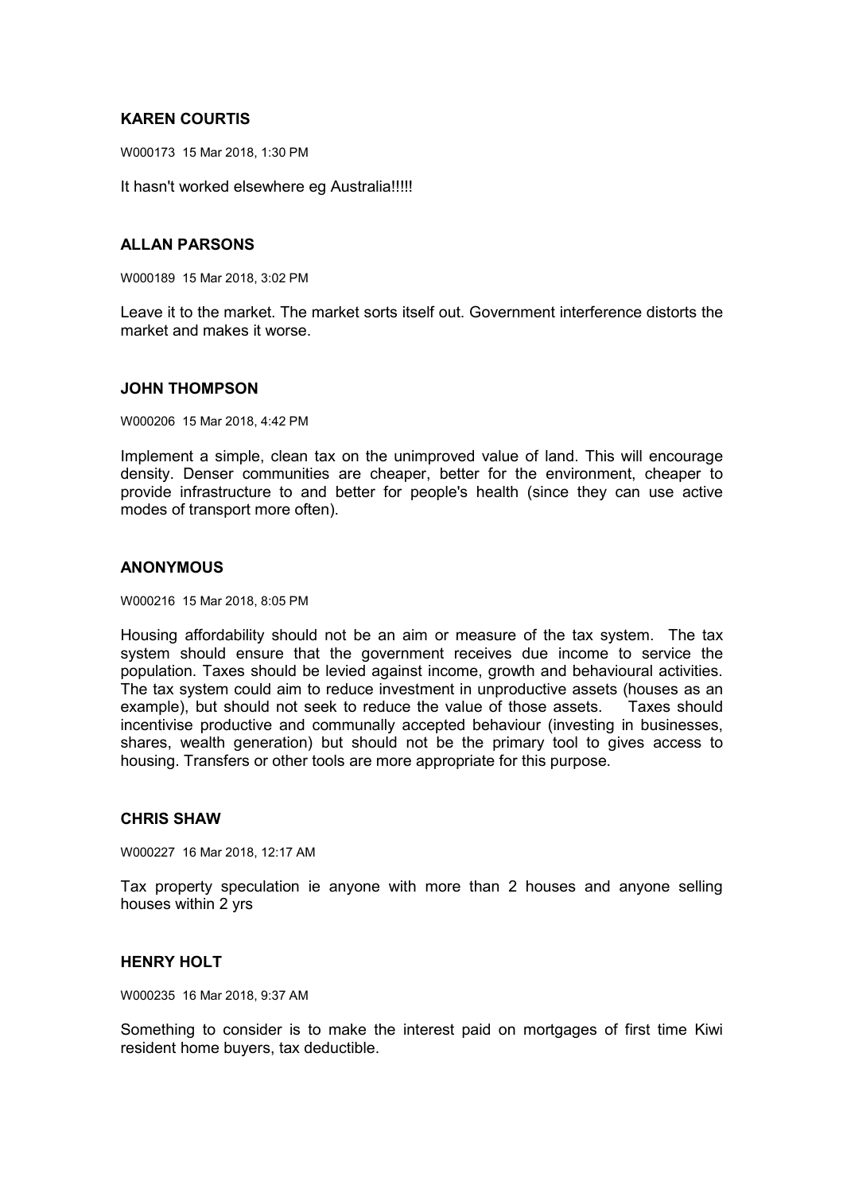**KAREN COURTIS**

W000173 15 Mar 2018, 1:30 PM

It hasn't worked elsewhere eg Australia!!!!!

**ALLAN PARSONS**

W000189 15 Mar 2018, 3:02 PM

Leave it to the market. The market sorts itself out. Government interference distorts the market and makes it worse.

**JOHN THOMPSON**

W000206 15 Mar 2018, 4:42 PM

Implement a simple, clean tax on the unimproved value of land. This will encourage density. Denser communities are cheaper, better for the environment, cheaper to provide infrastructure to and better for people's health (since they can use active modes of transport more often).

**ANONYMOUS**

W000216 15 Mar 2018, 8:05 PM

Housing affordability should not be an aim or measure of the tax system. The tax system should ensure that the government receives due income to service the population. Taxes should be levied against income, growth and behavioural activities. The tax system could aim to reduce investment in unproductive assets (houses as an example), but should not seek to reduce the value of those assets. Taxes should incentivise productive and communally accepted behaviour (investing in businesses, shares, wealth generation) but should not be the primary tool to gives access to housing. Transfers or other tools are more appropriate for this purpose.

**CHRIS SHAW**

W000227 16 Mar 2018, 12:17 AM

Tax property speculation ie anyone with more than 2 houses and anyone selling houses within 2 yrs

**HENRY HOLT**

W000235 16 Mar 2018, 9:37 AM

Something to consider is to make the interest paid on mortgages of first time Kiwi resident home buyers, tax deductible.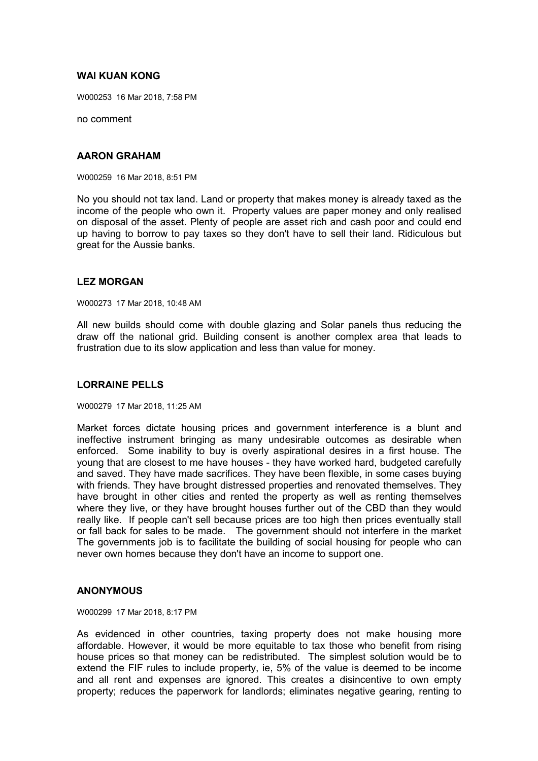### WAI KUAN KONG

W000253 16 Mar 2018, 7:58 PM

no comment

### AARON GRAHAM

W000259 16 Mar 2018, 8:51 PM

No you should not tax land. Land or property that makes money is already taxed as the income of the people who own it. Property values are paper money and only realised on disposal of the asset. Plenty of people are asset rich and cash poor and could end up having to borrow to pay taxes so they don't have to sell their land. Ridiculous but great for the Aussie banks.

### LEZ MORGAN

W000273 17 Mar 2018, 10:48 AM

All new builds should come with double glazing and Solar panels thus reducing the draw off the national grid. Building consent is another complex area that leads to frustration due to its slow application and less than value for money.

### LORRAINE PELLS

W000279 17 Mar 2018, 11:25 AM

Market forces dictate housing prices and government interference is a blunt and ineffective instrument bringing as many undesirable outcomes as desirable when enforced. Some inability to buy is overly aspirational desires in a first house. The young that are closest to me have houses - they have worked hard, budgeted carefully and saved. They have made sacrifices. They have been flexible, in some cases buying with friends. They have brought distressed properties and renovated themselves. They have brought in other cities and rented the property as well as renting themselves where they live, or they have brought houses further out of the CBD than they would really like. If people can't sell because prices are too high then prices eventually stall or fall back for sales to be made. The government should not interfere in the market The governments job is to facilitate the building of social housing for people who can never own homes because they don't have an income to support one.

### ANONYMOUS

W000299 17 Mar 2018, 8:17 PM

As evidenced in other countries, taxing property does not make housing more affordable. However, it would be more equitable to tax those who benefit from rising house prices so that money can be redistributed. The simplest solution would be to extend the FIF rules to include property, ie, 5% of the value is deemed to be income and all rent and expenses are ignored. This creates a disincentive to own empty property; reduces the paperwork for landlords; eliminates negative gearing, renting to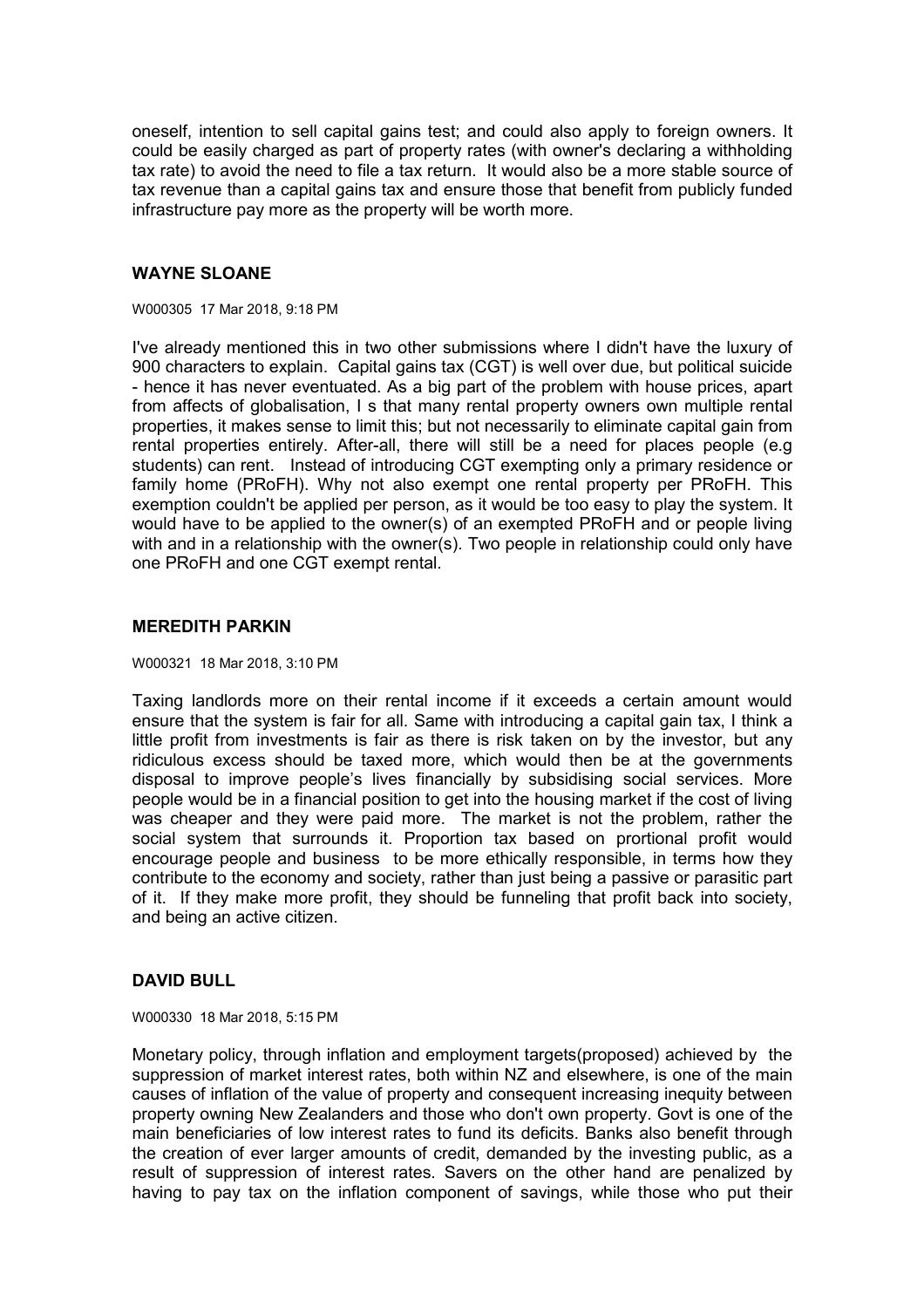oneself, intention to sell capital gains test; and could also apply to foreign owners. It could be easily charged as part of property rates (with owner's declaring a withholding tax rate) to avoid the need to file a tax return. It would also be a more stable source of tax revenue than a capital gains tax and ensure those that benefit from publicly funded infrastructure pay more as the property will be worth more.

### WAYNE SLOANE

W000305 17 Mar 2018, 9:18 PM

I've already mentioned this in two other submissions where I didn't have the luxury of 900 characters to explain. Capital gains tax (CGT) is well over due, but political suicide - hence it has never eventuated. As a big part of the problem with house prices, apart from affects of globalisation, I s that many rental property owners own multiple rental properties, it makes sense to limit this; but not necessarily to eliminate capital gain from rental properties entirely. After-all, there will still be a need for places people (e.g students) can rent. Instead of introducing CGT exempting only a primary residence or family home (PRoFH). Why not also exempt one rental property per PRoFH. This exemption couldn't be applied per person, as it would be too easy to play the system. It would have to be applied to the owner(s) of an exempted PRoFH and or people living with and in a relationship with the owner(s). Two people in relationship could only have one PRoFH and one CGT exempt rental.

### MEREDITH PARKIN

W000321 18 Mar 2018, 3:10 PM

Taxing landlords more on their rental income if it exceeds a certain amount would ensure that the system is fair for all. Same with introducing a capital gain tax, I think a little profit from investments is fair as there is risk taken on by the investor, but any ridiculous excess should be taxed more, which would then be at the governments disposal to improve people's lives financially by subsidising social services. More people would be in a financial position to get into the housing market if the cost of living was cheaper and they were paid more. The market is not the problem, rather the social system that surrounds it. Proportion tax based on prortional profit would encourage people and business to be more ethically responsible, in terms how they contribute to the economy and society, rather than just being a passive or parasitic part of it. If they make more profit, they should be funneling that profit back into society, and being an active citizen.

### DAVID BULL

W000330 18 Mar 2018, 5:15 PM

Monetary policy, through inflation and employment targets(proposed) achieved by the suppression of market interest rates, both within NZ and elsewhere, is one of the main causes of inflation of the value of property and consequent increasing inequity between property owning New Zealanders and those who don't own property. Govt is one of the main beneficiaries of low interest rates to fund its deficits. Banks also benefit through the creation of ever larger amounts of credit, demanded by the investing public, as a result of suppression of interest rates. Savers on the other hand are penalized by having to pay tax on the inflation component of savings, while those who put their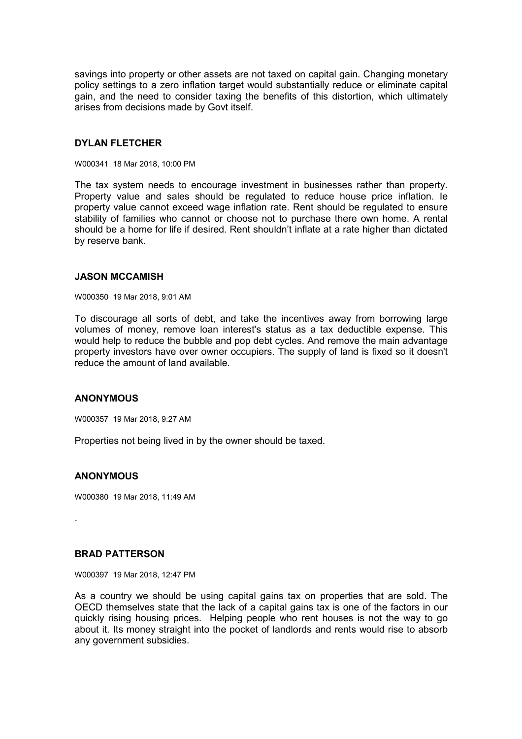savings into property or other assets are not taxed on capital gain. Changing monetary policy settings to a zero inflation target would substantially reduce or eliminate capital gain, and the need to consider taxing the benefits of this distortion, which ultimately arises from decisions made by Govt itself.

### DYLAN FLETCHER

W000341 18 Mar 2018, 10:00 PM

The tax system needs to encourage investment in businesses rather than property. Property value and sales should be regulated to reduce house price inflation. Ie property value cannot exceed wage inflation rate. Rent should be regulated to ensure stability of families who cannot or choose not to purchase there own home. A rental should be a home for life if desired. Rent shouldn't inflate at a rate higher than dictated by reserve bank.

### JASON MCCAMISH

W000350 19 Mar 2018, 9:01 AM

To discourage all sorts of debt, and take the incentives away from borrowing large volumes of money, remove loan interest's status as a tax deductible expense. This would help to reduce the bubble and pop debt cycles. And remove the main advantage property investors have over owner occupiers. The supply of land is fixed so it doesn't reduce the amount of land available.

### ANONYMOUS

W000357 19 Mar 2018, 9:27 AM

Properties not being lived in by the owner should be taxed.

### ANONYMOUS

W000380 19 Mar 2018, 11:49 AM

.

### BRAD PATTERSON

W000397 19 Mar 2018, 12:47 PM

As a country we should be using capital gains tax on properties that are sold. The OECD themselves state that the lack of a capital gains tax is one of the factors in our quickly rising housing prices. Helping people who rent houses is not the way to go about it. Its money straight into the pocket of landlords and rents would rise to absorb any government subsidies.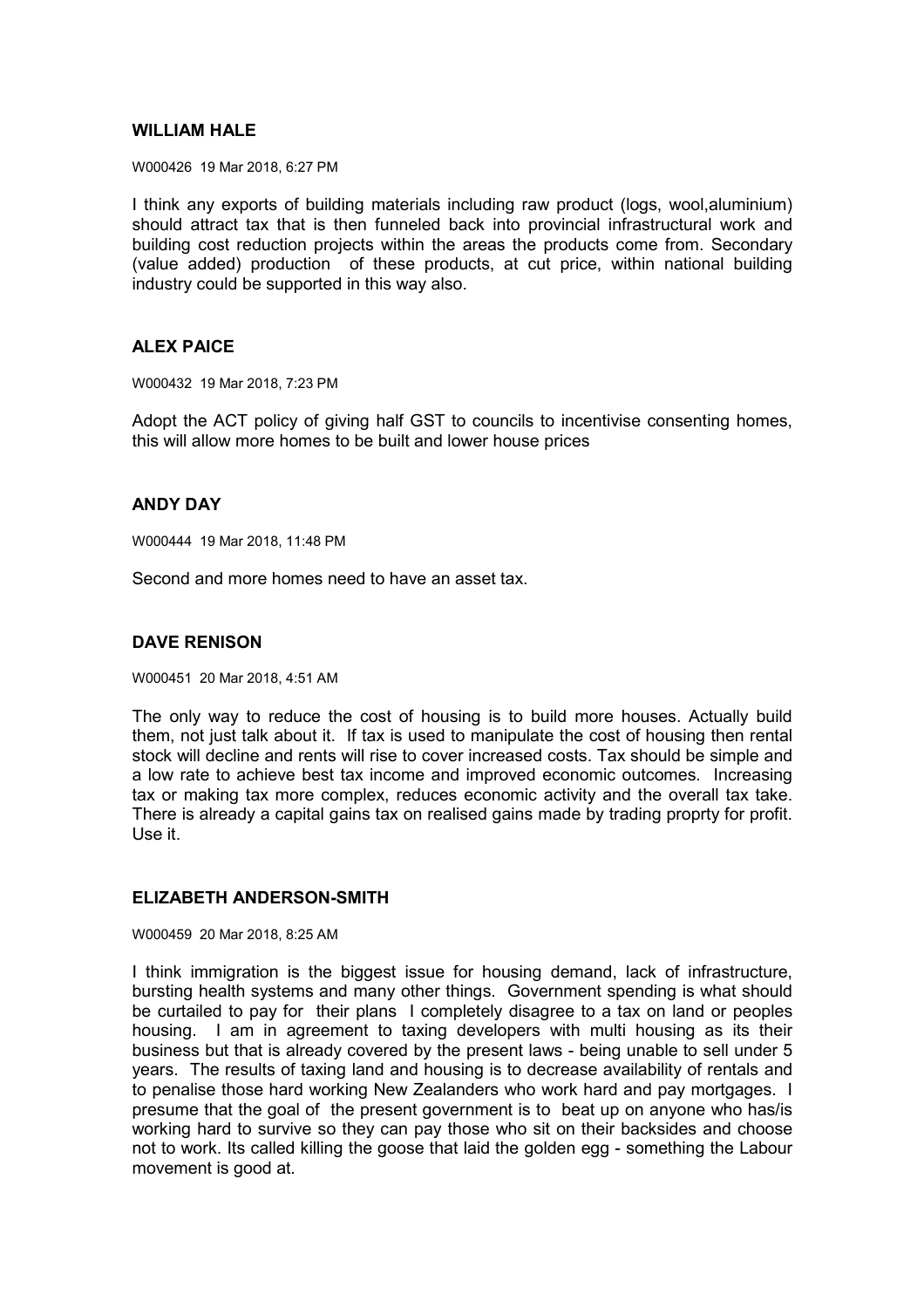## WILLIAM HALE

W000426 19 Mar 2018, 6:27 PM

I think any exports of building materials including raw product (logs, wool,aluminium) should attract tax that is then funneled back into provincial infrastructural work and building cost reduction projects within the areas the products come from. Secondary (value added) production of these products, at cut price, within national building industry could be supported in this way also.

## ALEX PAICE

W000432 19 Mar 2018, 7:23 PM

Adopt the ACT policy of giving half GST to councils to incentivise consenting homes, this will allow more homes to be built and lower house prices

## ANDY DAY

W000444 19 Mar 2018, 11:48 PM

Second and more homes need to have an asset tax.

## DAVE RENISON

W000451 20 Mar 2018, 4:51 AM

The only way to reduce the cost of housing is to build more houses. Actually build them, not just talk about it. If tax is used to manipulate the cost of housing then rental stock will decline and rents will rise to cover increased costs. Tax should be simple and a low rate to achieve best tax income and improved economic outcomes. Increasing tax or making tax more complex, reduces economic activity and the overall tax take. There is already a capital gains tax on realised gains made by trading proprty for profit. Use it.

## ELIZABETH ANDERSON-SMITH

W000459 20 Mar 2018, 8:25 AM

I think immigration is the biggest issue for housing demand, lack of infrastructure, bursting health systems and many other things. Government spending is what should be curtailed to pay for their plans I completely disagree to a tax on land or peoples housing. I am in agreement to taxing developers with multi housing as its their business but that is already covered by the present laws - being unable to sell under 5 years. The results of taxing land and housing is to decrease availability of rentals and to penalise those hard working New Zealanders who work hard and pay mortgages. I presume that the goal of the present government is to beat up on anyone who has/is working hard to survive so they can pay those who sit on their backsides and choose not to work. Its called killing the goose that laid the golden egg - something the Labour movement is good at.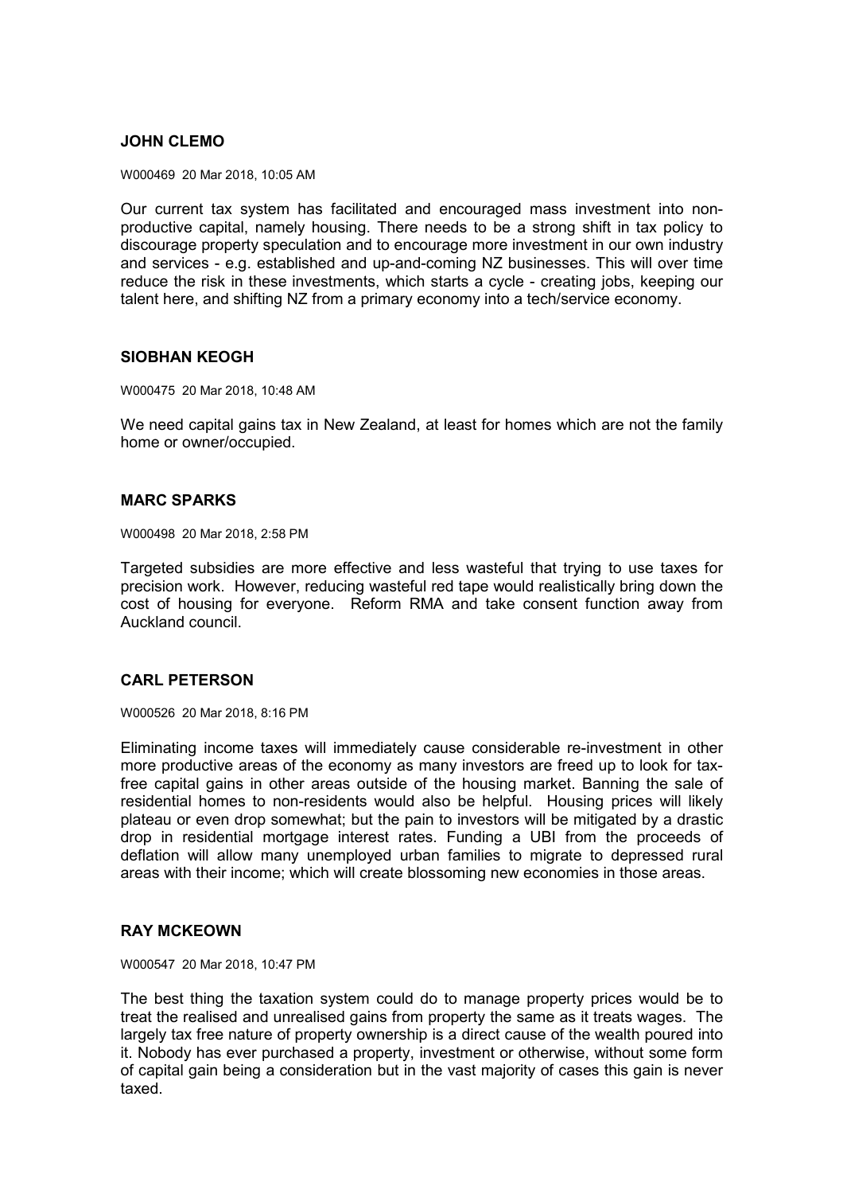### JOHN CLEMO

W000469 20 Mar 2018, 10:05 AM

Our current tax system has facilitated and encouraged mass investment into non-productive capital, namely housing. There needs to be a strong shift in tax policy to discourage property speculation and to encourage more investment in our own industry and services - e.g. established and up-and-coming NZ businesses. This will over time reduce the risk in these investments, which starts a cycle - creating jobs, keeping our talent here, and shifting NZ from a primary economy into a tech/service economy.

### SIOBHAN KEOGH

W000475 20 Mar 2018, 10:48 AM

We need capital gains tax in New Zealand, at least for homes which are not the family home or owner/occupied.

### MARC SPARKS

W000498 20 Mar 2018, 2:58 PM

Targeted subsidies are more effective and less wasteful that trying to use taxes for precision work. However, reducing wasteful red tape would realistically bring down the cost of housing for everyone. Reform RMA and take consent function away from Auckland council.

### CARL PETERSON

W000526 20 Mar 2018, 8:16 PM

Eliminating income taxes will immediately cause considerable re-investment in other more productive areas of the economy as many investors are freed up to look for tax-free capital gains in other areas outside of the housing market. Banning the sale of residential homes to non-residents would also be helpful. Housing prices will likely plateau or even drop somewhat; but the pain to investors will be mitigated by a drastic drop in residential mortgage interest rates. Funding a UBI from the proceeds of deflation will allow many unemployed urban families to migrate to depressed rural areas with their income; which will create blossoming new economies in those areas.

### RAY MCKEOWN

W000547 20 Mar 2018, 10:47 PM

The best thing the taxation system could do to manage property prices would be to treat the realised and unrealised gains from property the same as it treats wages. The largely tax free nature of property ownership is a direct cause of the wealth poured into it. Nobody has ever purchased a property, investment or otherwise, without some form of capital gain being a consideration but in the vast majority of cases this gain is never taxed.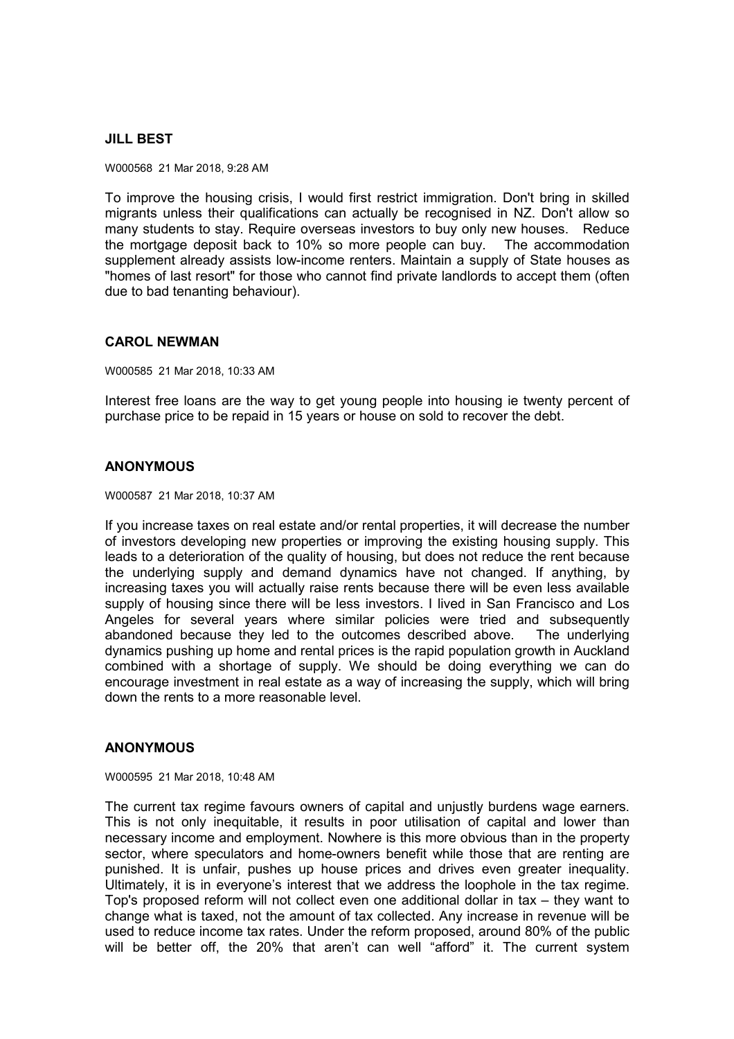**JILL BEST**

W000568 21 Mar 2018, 9:28 AM

To improve the housing crisis, I would first restrict immigration. Don't bring in skilled migrants unless their qualifications can actually be recognised in NZ. Don't allow so many students to stay. Require overseas investors to buy only new houses. Reduce the mortgage deposit back to 10% so more people can buy. The accommodation supplement already assists low-income renters. Maintain a supply of State houses as "homes of last resort" for those who cannot find private landlords to accept them (often due to bad tenanting behaviour).

**CAROL NEWMAN**

W000585 21 Mar 2018, 10:33 AM

Interest free loans are the way to get young people into housing ie twenty percent of purchase price to be repaid in 15 years or house on sold to recover the debt.

**ANONYMOUS**

W000587 21 Mar 2018, 10:37 AM

If you increase taxes on real estate and/or rental properties, it will decrease the number of investors developing new properties or improving the existing housing supply. This leads to a deterioration of the quality of housing, but does not reduce the rent because the underlying supply and demand dynamics have not changed. If anything, by increasing taxes you will actually raise rents because there will be even less available supply of housing since there will be less investors. I lived in San Francisco and Los Angeles for several years where similar policies were tried and subsequently abandoned because they led to the outcomes described above. The underlying dynamics pushing up home and rental prices is the rapid population growth in Auckland combined with a shortage of supply. We should be doing everything we can do encourage investment in real estate as a way of increasing the supply, which will bring down the rents to a more reasonable level.

**ANONYMOUS**

W000595 21 Mar 2018, 10:48 AM

The current tax regime favours owners of capital and unjustly burdens wage earners. This is not only inequitable, it results in poor utilisation of capital and lower than necessary income and employment. Nowhere is this more obvious than in the property sector, where speculators and home-owners benefit while those that are renting are punished. It is unfair, pushes up house prices and drives even greater inequality. Ultimately, it is in everyone's interest that we address the loophole in the tax regime. Top's proposed reform will not collect even one additional dollar in tax – they want to change what is taxed, not the amount of tax collected. Any increase in revenue will be used to reduce income tax rates. Under the reform proposed, around 80% of the public will be better off, the 20% that aren't can well "afford" it. The current system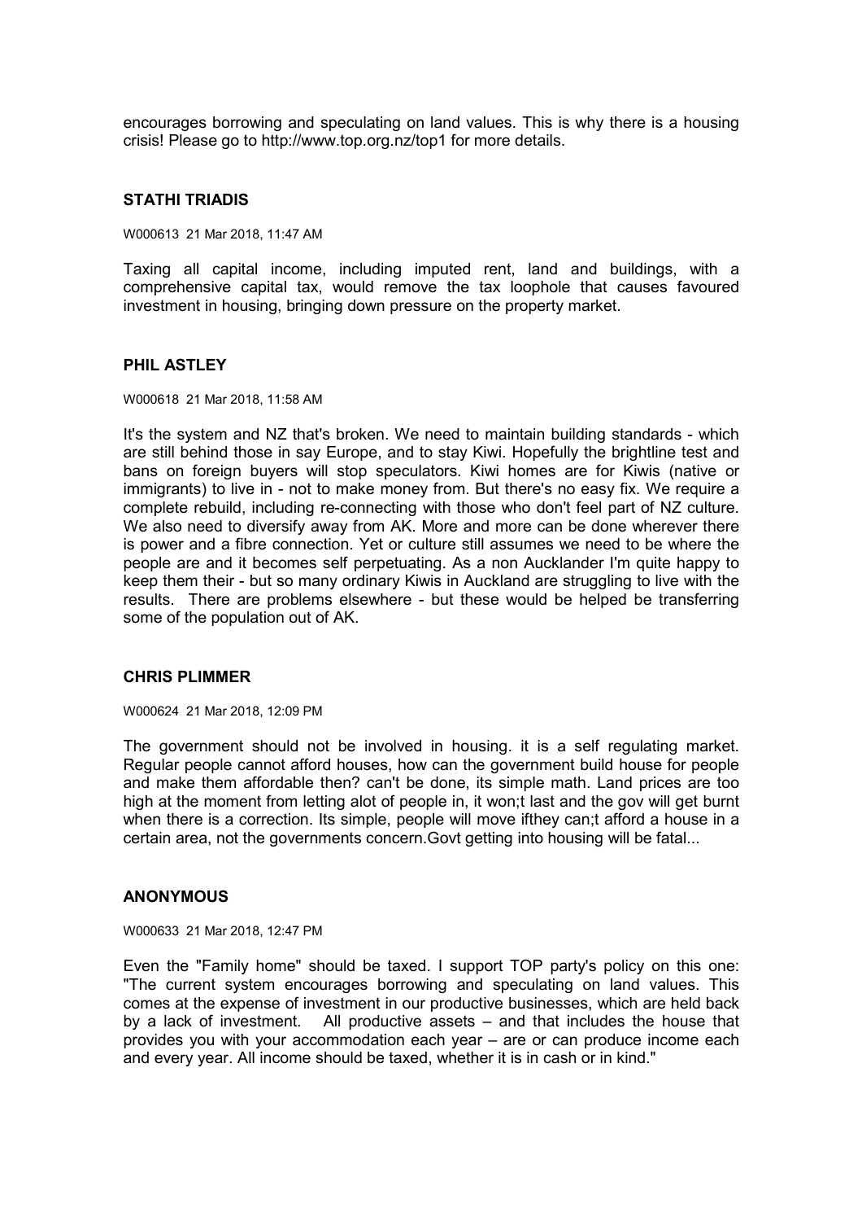encourages borrowing and speculating on land values. This is why there is a housing crisis! Please go to http://www.top.org.nz/top1 for more details.

### STATHI TRIADIS

W000613 21 Mar 2018, 11:47 AM

Taxing all capital income, including imputed rent, land and buildings, with a comprehensive capital tax, would remove the tax loophole that causes favoured investment in housing, bringing down pressure on the property market.

### PHIL ASTLEY

W000618 21 Mar 2018, 11:58 AM

It's the system and NZ that's broken. We need to maintain building standards - which are still behind those in say Europe, and to stay Kiwi. Hopefully the brightline test and bans on foreign buyers will stop speculators. Kiwi homes are for Kiwis (native or immigrants) to live in - not to make money from. But there's no easy fix. We require a complete rebuild, including re-connecting with those who don't feel part of NZ culture. We also need to diversify away from AK. More and more can be done wherever there is power and a fibre connection. Yet or culture still assumes we need to be where the people are and it becomes self perpetuating. As a non Aucklander I'm quite happy to keep them their - but so many ordinary Kiwis in Auckland are struggling to live with the results. There are problems elsewhere - but these would be helped be transferring some of the population out of AK.

### CHRIS PLIMMER

W000624 21 Mar 2018, 12:09 PM

The government should not be involved in housing. it is a self regulating market. Regular people cannot afford houses, how can the government build house for people and make them affordable then? can't be done, its simple math. Land prices are too high at the moment from letting alot of people in, it won;t last and the gov will get burnt when there is a correction. Its simple, people will move ifthey can;t afford a house in a certain area, not the governments concern.Govt getting into housing will be fatal...

### ANONYMOUS

W000633 21 Mar 2018, 12:47 PM

Even the "Family home" should be taxed. I support TOP party's policy on this one: "The current system encourages borrowing and speculating on land values. This comes at the expense of investment in our productive businesses, which are held back by a lack of investment. All productive assets – and that includes the house that provides you with your accommodation each year – are or can produce income each and every year. All income should be taxed, whether it is in cash or in kind."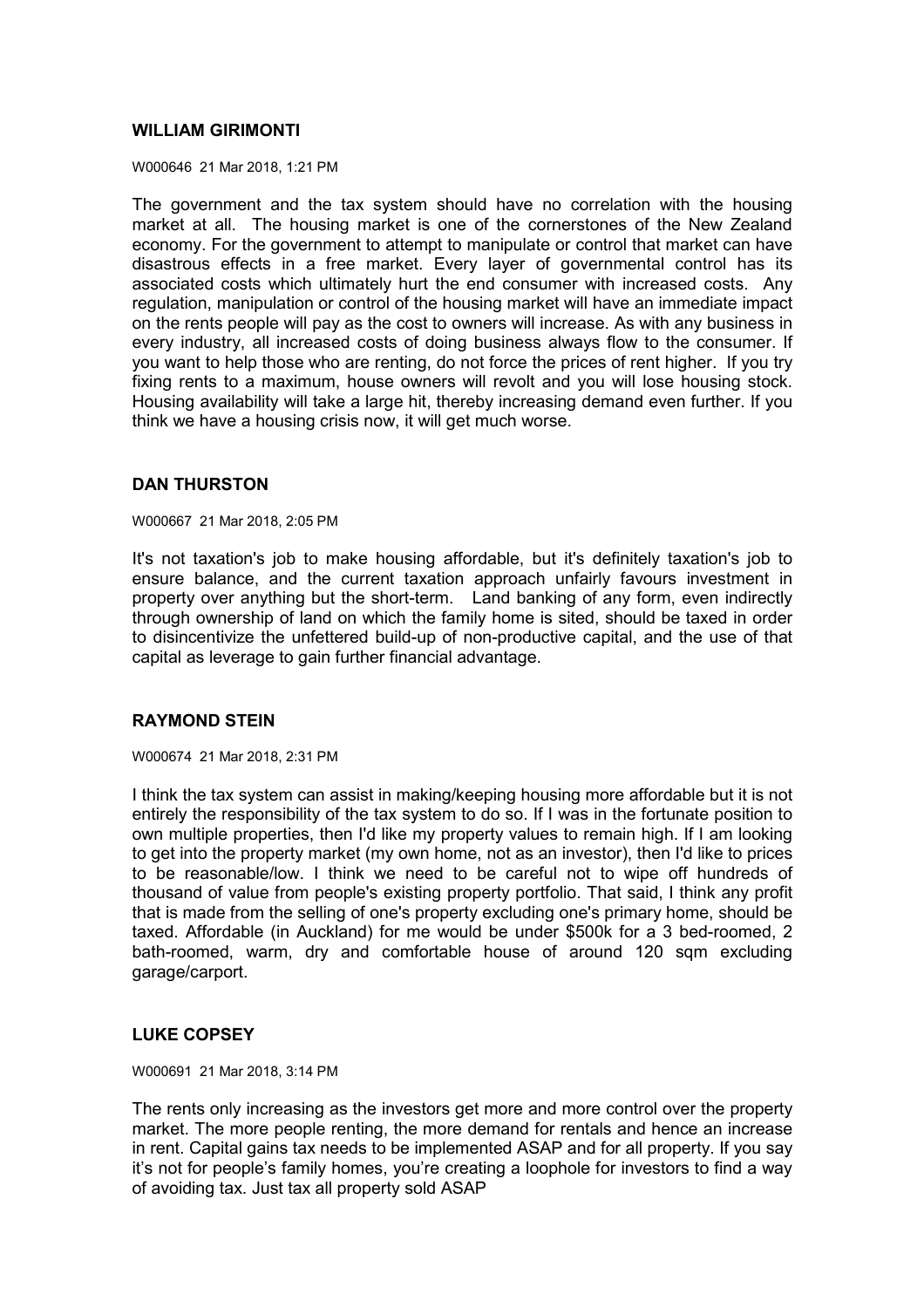## WILLIAM GIRIMONTI

W000646 21 Mar 2018, 1:21 PM

The government and the tax system should have no correlation with the housing market at all. The housing market is one of the cornerstones of the New Zealand economy. For the government to attempt to manipulate or control that market can have disastrous effects in a free market. Every layer of governmental control has its associated costs which ultimately hurt the end consumer with increased costs. Any regulation, manipulation or control of the housing market will have an immediate impact on the rents people will pay as the cost to owners will increase. As with any business in every industry, all increased costs of doing business always flow to the consumer. If you want to help those who are renting, do not force the prices of rent higher. If you try fixing rents to a maximum, house owners will revolt and you will lose housing stock. Housing availability will take a large hit, thereby increasing demand even further. If you think we have a housing crisis now, it will get much worse.

## DAN THURSTON

W000667 21 Mar 2018, 2:05 PM

It's not taxation's job to make housing affordable, but it's definitely taxation's job to ensure balance, and the current taxation approach unfairly favours investment in property over anything but the short-term. Land banking of any form, even indirectly through ownership of land on which the family home is sited, should be taxed in order to disincentivize the unfettered build-up of non-productive capital, and the use of that capital as leverage to gain further financial advantage.

## RAYMOND STEIN

W000674 21 Mar 2018, 2:31 PM

I think the tax system can assist in making/keeping housing more affordable but it is not entirely the responsibility of the tax system to do so. If I was in the fortunate position to own multiple properties, then I'd like my property values to remain high. If I am looking to get into the property market (my own home, not as an investor), then I'd like to prices to be reasonable/low. I think we need to be careful not to wipe off hundreds of thousand of value from people's existing property portfolio. That said, I think any profit that is made from the selling of one's property excluding one's primary home, should be taxed. Affordable (in Auckland) for me would be under $500k for a 3 bed-roomed, 2 bath-roomed, warm, dry and comfortable house of around 120 sqm excluding garage/carport.

## LUKE COPSEY

W000691 21 Mar 2018, 3:14 PM

The rents only increasing as the investors get more and more control over the property market. The more people renting, the more demand for rentals and hence an increase in rent. Capital gains tax needs to be implemented ASAP and for all property. If you say it's not for people's family homes, you're creating a loophole for investors to find a way of avoiding tax. Just tax all property sold ASAP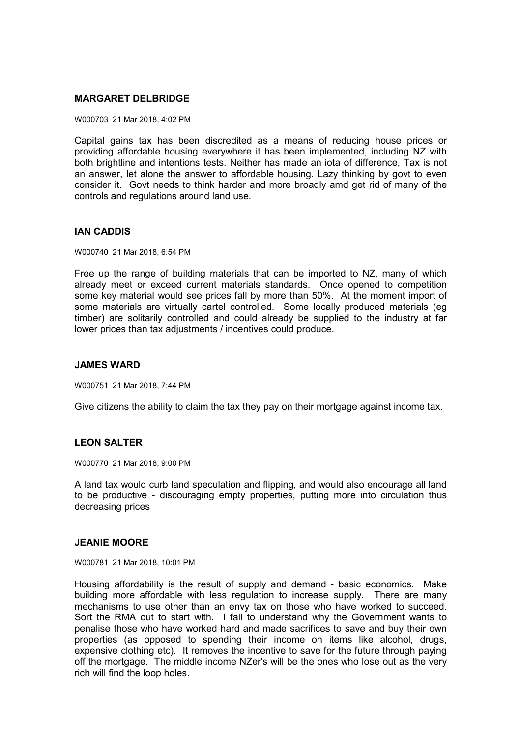**MARGARET DELBRIDGE**

W000703 21 Mar 2018, 4:02 PM

Capital gains tax has been discredited as a means of reducing house prices or providing affordable housing everywhere it has been implemented, including NZ with both brightline and intentions tests. Neither has made an iota of difference, Tax is not an answer, let alone the answer to affordable housing. Lazy thinking by govt to even consider it. Govt needs to think harder and more broadly amd get rid of many of the controls and regulations around land use.

**IAN CADDIS**

W000740 21 Mar 2018, 6:54 PM

Free up the range of building materials that can be imported to NZ, many of which already meet or exceed current materials standards. Once opened to competition some key material would see prices fall by more than 50%. At the moment import of some materials are virtually cartel controlled. Some locally produced materials (eg timber) are solitarily controlled and could already be supplied to the industry at far lower prices than tax adjustments / incentives could produce.

**JAMES WARD**

W000751 21 Mar 2018, 7:44 PM

Give citizens the ability to claim the tax they pay on their mortgage against income tax.

**LEON SALTER**

W000770 21 Mar 2018, 9:00 PM

A land tax would curb land speculation and flipping, and would also encourage all land to be productive - discouraging empty properties, putting more into circulation thus decreasing prices

**JEANIE MOORE**

W000781 21 Mar 2018, 10:01 PM

Housing affordability is the result of supply and demand - basic economics. Make building more affordable with less regulation to increase supply. There are many mechanisms to use other than an envy tax on those who have worked to succeed. Sort the RMA out to start with. I fail to understand why the Government wants to penalise those who have worked hard and made sacrifices to save and buy their own properties (as opposed to spending their income on items like alcohol, drugs, expensive clothing etc). It removes the incentive to save for the future through paying off the mortgage. The middle income NZer's will be the ones who lose out as the very rich will find the loop holes.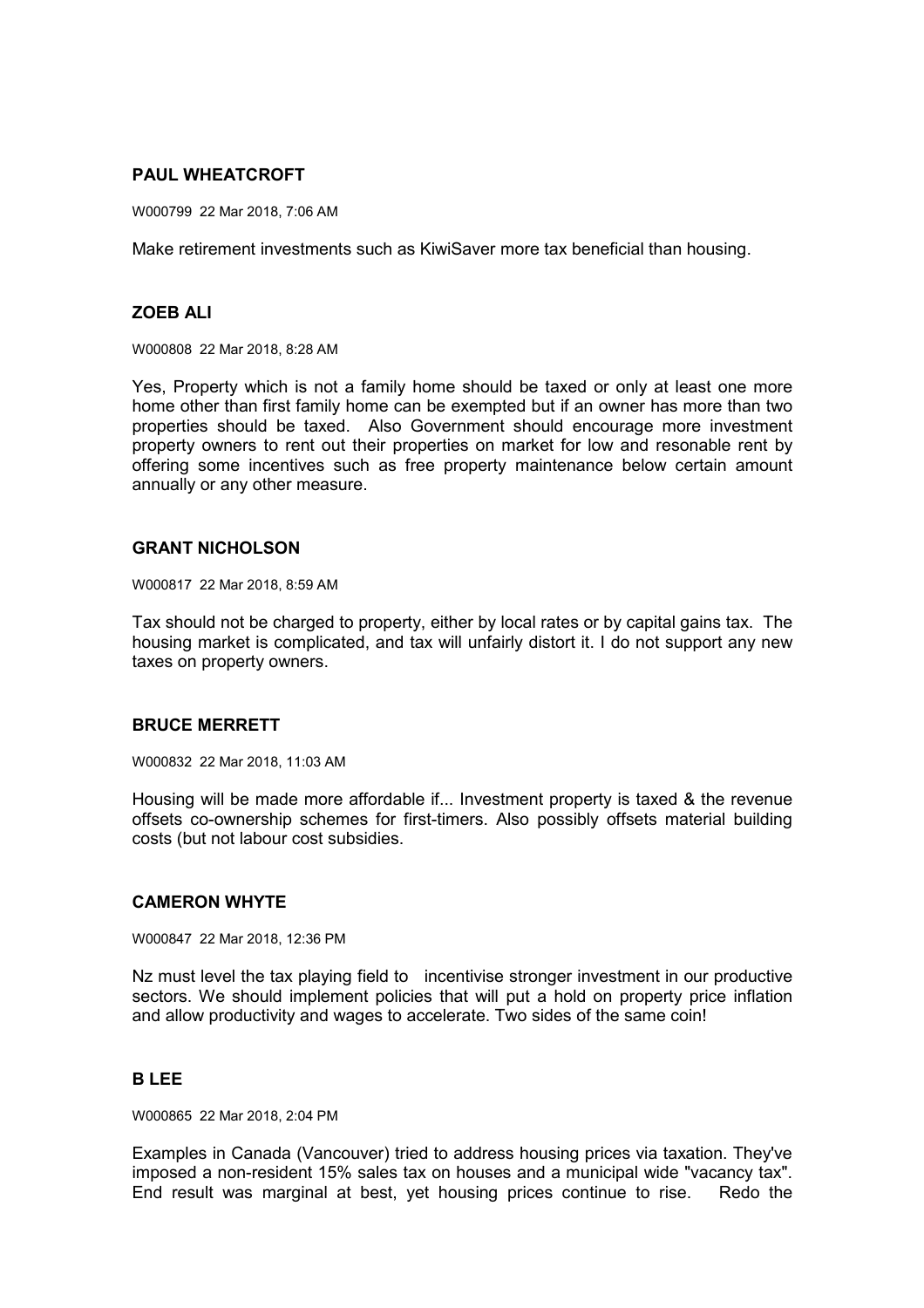**PAUL WHEATCROFT**

W000799 22 Mar 2018, 7:06 AM

Make retirement investments such as KiwiSaver more tax beneficial than housing.

**ZOEB ALI**

W000808 22 Mar 2018, 8:28 AM

Yes, Property which is not a family home should be taxed or only at least one more home other than first family home can be exempted but if an owner has more than two properties should be taxed. Also Government should encourage more investment property owners to rent out their properties on market for low and resonable rent by offering some incentives such as free property maintenance below certain amount annually or any other measure.

**GRANT NICHOLSON**

W000817 22 Mar 2018, 8:59 AM

Tax should not be charged to property, either by local rates or by capital gains tax. The housing market is complicated, and tax will unfairly distort it. I do not support any new taxes on property owners.

**BRUCE MERRETT**

W000832 22 Mar 2018, 11:03 AM

Housing will be made more affordable if... Investment property is taxed & the revenue offsets co-ownership schemes for first-timers. Also possibly offsets material building costs (but not labour cost subsidies.

**CAMERON WHYTE**

W000847 22 Mar 2018, 12:36 PM

Nz must level the tax playing field to incentivise stronger investment in our productive sectors. We should implement policies that will put a hold on property price inflation and allow productivity and wages to accelerate. Two sides of the same coin!

**B LEE**

W000865 22 Mar 2018, 2:04 PM

Examples in Canada (Vancouver) tried to address housing prices via taxation. They've imposed a non-resident 15% sales tax on houses and a municipal wide "vacancy tax". End result was marginal at best, yet housing prices continue to rise. Redo the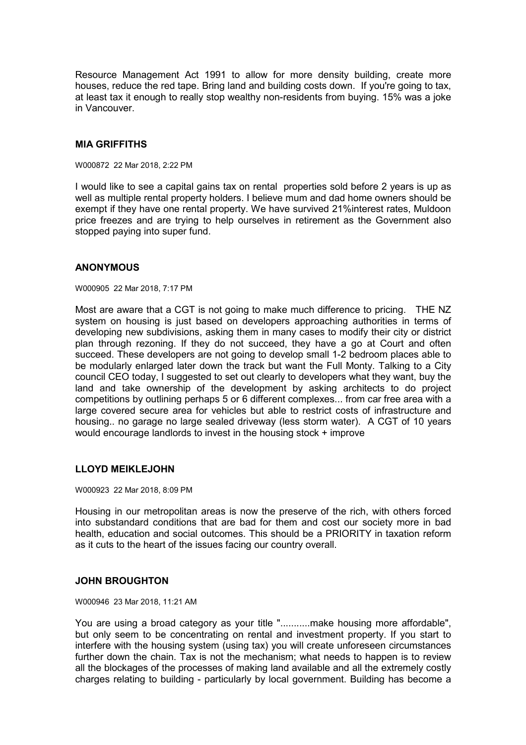Resource Management Act 1991 to allow for more density building, create more houses, reduce the red tape. Bring land and building costs down. If you're going to tax, at least tax it enough to really stop wealthy non-residents from buying. 15% was a joke in Vancouver.

### MIA GRIFFITHS

W000872 22 Mar 2018, 2:22 PM

I would like to see a capital gains tax on rental properties sold before 2 years is up as well as multiple rental property holders. I believe mum and dad home owners should be exempt if they have one rental property. We have survived 21%interest rates, Muldoon price freezes and are trying to help ourselves in retirement as the Government also stopped paying into super fund.

### ANONYMOUS

W000905 22 Mar 2018, 7:17 PM

Most are aware that a CGT is not going to make much difference to pricing. THE NZ system on housing is just based on developers approaching authorities in terms of developing new subdivisions, asking them in many cases to modify their city or district plan through rezoning. If they do not succeed, they have a go at Court and often succeed. These developers are not going to develop small 1-2 bedroom places able to be modularly enlarged later down the track but want the Full Monty. Talking to a City council CEO today, I suggested to set out clearly to developers what they want, buy the land and take ownership of the development by asking architects to do project competitions by outlining perhaps 5 or 6 different complexes... from car free area with a large covered secure area for vehicles but able to restrict costs of infrastructure and housing.. no garage no large sealed driveway (less storm water). A CGT of 10 years would encourage landlords to invest in the housing stock + improve

### LLOYD MEIKLEJOHN

W000923 22 Mar 2018, 8:09 PM

Housing in our metropolitan areas is now the preserve of the rich, with others forced into substandard conditions that are bad for them and cost our society more in bad health, education and social outcomes. This should be a PRIORITY in taxation reform as it cuts to the heart of the issues facing our country overall.

### JOHN BROUGHTON

W000946 23 Mar 2018, 11:21 AM

You are using a broad category as your title "...........make housing more affordable", but only seem to be concentrating on rental and investment property. If you start to interfere with the housing system (using tax) you will create unforeseen circumstances further down the chain. Tax is not the mechanism; what needs to happen is to review all the blockages of the processes of making land available and all the extremely costly charges relating to building - particularly by local government. Building has become a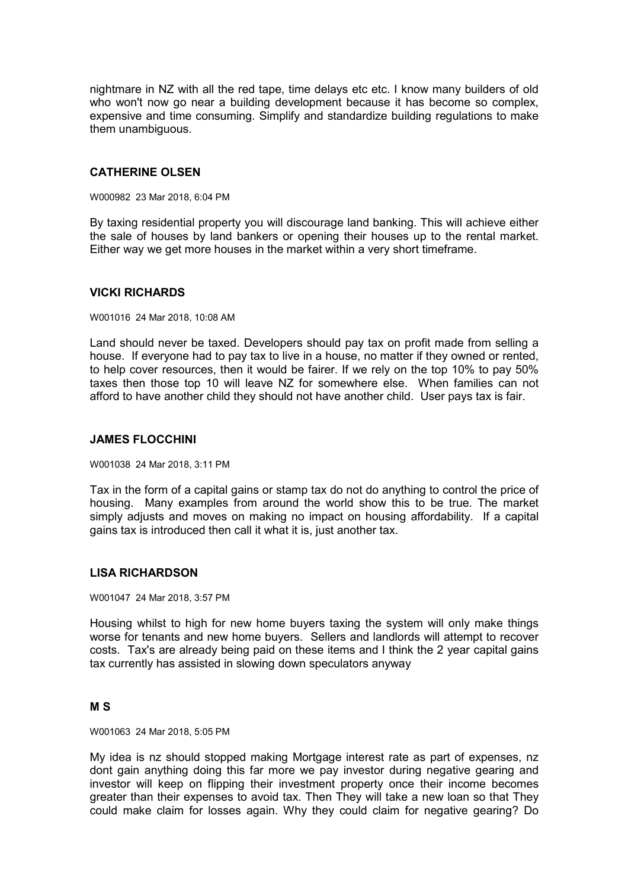nightmare in NZ with all the red tape, time delays etc etc. I know many builders of old who won't now go near a building development because it has become so complex, expensive and time consuming. Simplify and standardize building regulations to make them unambiguous.

### CATHERINE OLSEN

W000982 23 Mar 2018, 6:04 PM

By taxing residential property you will discourage land banking. This will achieve either the sale of houses by land bankers or opening their houses up to the rental market. Either way we get more houses in the market within a very short timeframe.

### VICKI RICHARDS

W001016 24 Mar 2018, 10:08 AM

Land should never be taxed. Developers should pay tax on profit made from selling a house. If everyone had to pay tax to live in a house, no matter if they owned or rented, to help cover resources, then it would be fairer. If we rely on the top 10% to pay 50% taxes then those top 10 will leave NZ for somewhere else. When families can not afford to have another child they should not have another child. User pays tax is fair.

### JAMES FLOCCHINI

W001038 24 Mar 2018, 3:11 PM

Tax in the form of a capital gains or stamp tax do not do anything to control the price of housing. Many examples from around the world show this to be true. The market simply adjusts and moves on making no impact on housing affordability. If a capital gains tax is introduced then call it what it is, just another tax.

### LISA RICHARDSON

W001047 24 Mar 2018, 3:57 PM

Housing whilst to high for new home buyers taxing the system will only make things worse for tenants and new home buyers. Sellers and landlords will attempt to recover costs. Tax's are already being paid on these items and I think the 2 year capital gains tax currently has assisted in slowing down speculators anyway

### M S

W001063 24 Mar 2018, 5:05 PM

My idea is nz should stopped making Mortgage interest rate as part of expenses, nz dont gain anything doing this far more we pay investor during negative gearing and investor will keep on flipping their investment property once their income becomes greater than their expenses to avoid tax. Then They will take a new loan so that They could make claim for losses again. Why they could claim for negative gearing? Do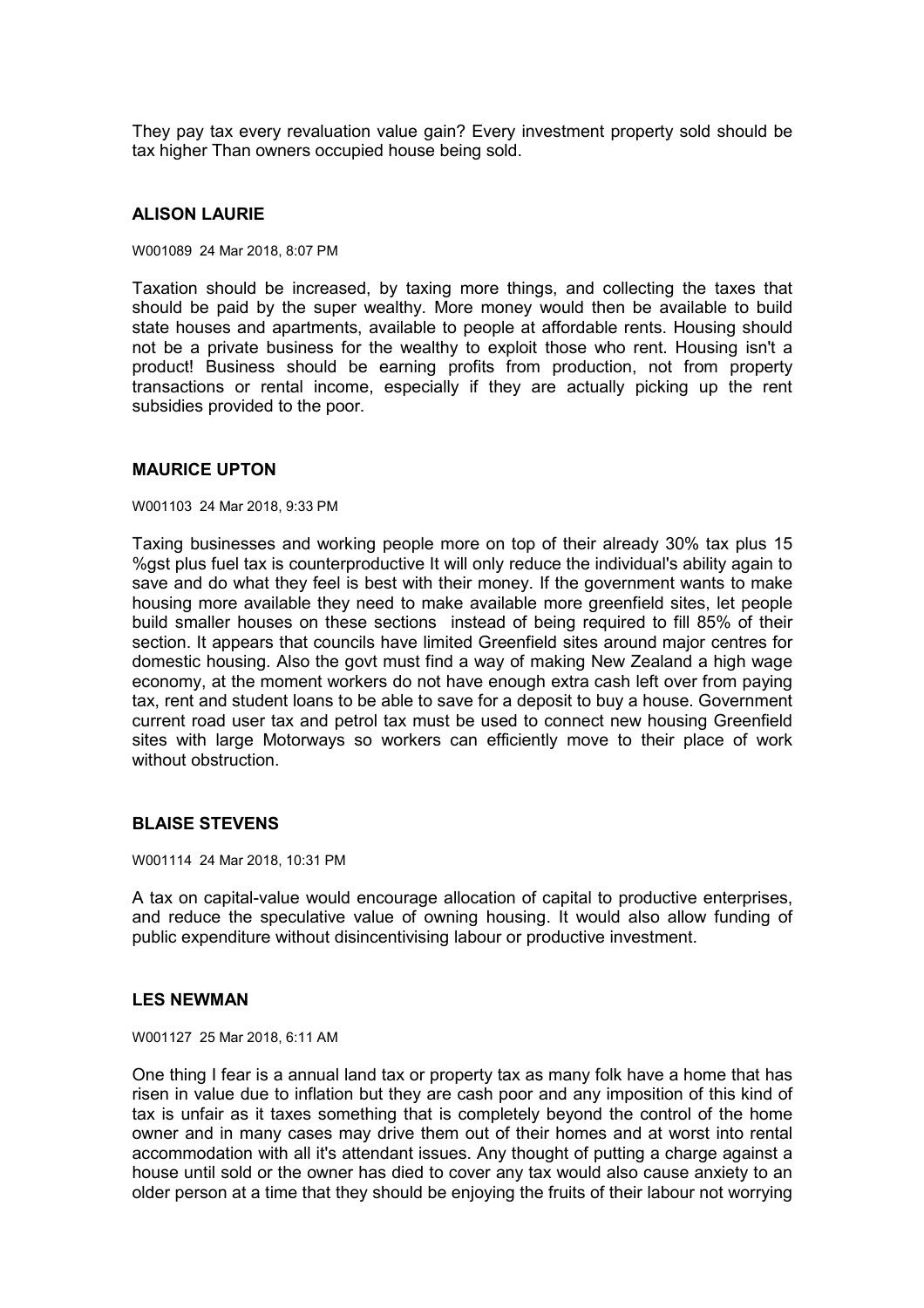They pay tax every revaluation value gain? Every investment property sold should be tax higher Than owners occupied house being sold.

### ALISON LAURIE

W001089 24 Mar 2018, 8:07 PM

Taxation should be increased, by taxing more things, and collecting the taxes that should be paid by the super wealthy. More money would then be available to build state houses and apartments, available to people at affordable rents. Housing should not be a private business for the wealthy to exploit those who rent. Housing isn't a product! Business should be earning profits from production, not from property transactions or rental income, especially if they are actually picking up the rent subsidies provided to the poor.

### MAURICE UPTON

W001103 24 Mar 2018, 9:33 PM

Taxing businesses and working people more on top of their already 30% tax plus 15 %gst plus fuel tax is counterproductive It will only reduce the individual's ability again to save and do what they feel is best with their money. If the government wants to make housing more available they need to make available more greenfield sites, let people build smaller houses on these sections instead of being required to fill 85% of their section. It appears that councils have limited Greenfield sites around major centres for domestic housing. Also the govt must find a way of making New Zealand a high wage economy, at the moment workers do not have enough extra cash left over from paying tax, rent and student loans to be able to save for a deposit to buy a house. Government current road user tax and petrol tax must be used to connect new housing Greenfield sites with large Motorways so workers can efficiently move to their place of work without obstruction.

### BLAISE STEVENS

W001114 24 Mar 2018, 10:31 PM

A tax on capital-value would encourage allocation of capital to productive enterprises, and reduce the speculative value of owning housing. It would also allow funding of public expenditure without disincentivising labour or productive investment.

### LES NEWMAN

W001127 25 Mar 2018, 6:11 AM

One thing I fear is a annual land tax or property tax as many folk have a home that has risen in value due to inflation but they are cash poor and any imposition of this kind of tax is unfair as it taxes something that is completely beyond the control of the home owner and in many cases may drive them out of their homes and at worst into rental accommodation with all it's attendant issues. Any thought of putting a charge against a house until sold or the owner has died to cover any tax would also cause anxiety to an older person at a time that they should be enjoying the fruits of their labour not worrying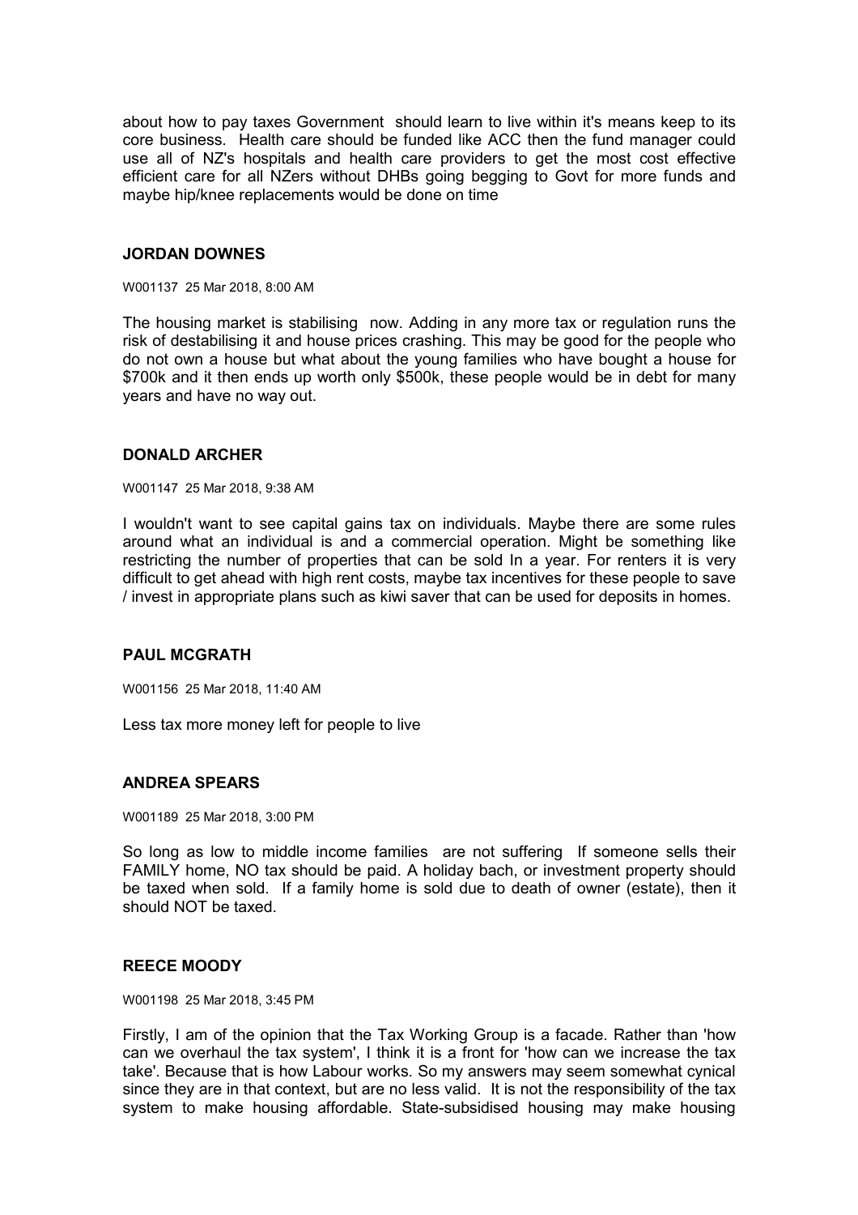about how to pay taxes Government should learn to live within it's means keep to its core business. Health care should be funded like ACC then the fund manager could use all of NZ's hospitals and health care providers to get the most cost effective efficient care for all NZers without DHBs going begging to Govt for more funds and maybe hip/knee replacements would be done on time

### JORDAN DOWNES

W001137 25 Mar 2018, 8:00 AM

The housing market is stabilising now. Adding in any more tax or regulation runs the risk of destabilising it and house prices crashing. This may be good for the people who do not own a house but what about the young families who have bought a house for $700k and it then ends up worth only $500k, these people would be in debt for many years and have no way out.

### DONALD ARCHER

W001147 25 Mar 2018, 9:38 AM

I wouldn't want to see capital gains tax on individuals. Maybe there are some rules around what an individual is and a commercial operation. Might be something like restricting the number of properties that can be sold In a year. For renters it is very difficult to get ahead with high rent costs, maybe tax incentives for these people to save / invest in appropriate plans such as kiwi saver that can be used for deposits in homes.

### PAUL MCGRATH

W001156 25 Mar 2018, 11:40 AM

Less tax more money left for people to live

### ANDREA SPEARS

W001189 25 Mar 2018, 3:00 PM

So long as low to middle income families are not suffering If someone sells their FAMILY home, NO tax should be paid. A holiday bach, or investment property should be taxed when sold. If a family home is sold due to death of owner (estate), then it should NOT be taxed.

### REECE MOODY

W001198 25 Mar 2018, 3:45 PM

Firstly, I am of the opinion that the Tax Working Group is a facade. Rather than 'how can we overhaul the tax system', I think it is a front for 'how can we increase the tax take'. Because that is how Labour works. So my answers may seem somewhat cynical since they are in that context, but are no less valid. It is not the responsibility of the tax system to make housing affordable. State-subsidised housing may make housing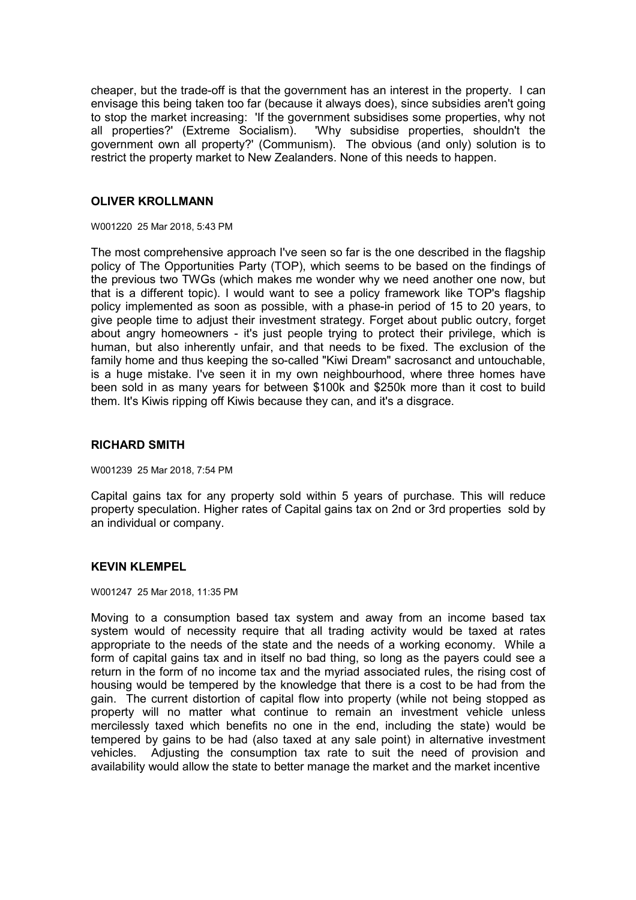cheaper, but the trade-off is that the government has an interest in the property. I can envisage this being taken too far (because it always does), since subsidies aren't going to stop the market increasing: 'If the government subsidises some properties, why not all properties?' (Extreme Socialism). 'Why subsidise properties, shouldn't the government own all property?' (Communism). The obvious (and only) solution is to restrict the property market to New Zealanders. None of this needs to happen.

### OLIVER KROLLMANN

W001220 25 Mar 2018, 5:43 PM

The most comprehensive approach I've seen so far is the one described in the flagship policy of The Opportunities Party (TOP), which seems to be based on the findings of the previous two TWGs (which makes me wonder why we need another one now, but that is a different topic). I would want to see a policy framework like TOP's flagship policy implemented as soon as possible, with a phase-in period of 15 to 20 years, to give people time to adjust their investment strategy. Forget about public outcry, forget about angry homeowners - it's just people trying to protect their privilege, which is human, but also inherently unfair, and that needs to be fixed. The exclusion of the family home and thus keeping the so-called "Kiwi Dream" sacrosanct and untouchable, is a huge mistake. I've seen it in my own neighbourhood, where three homes have been sold in as many years for between $100k and $250k more than it cost to build them. It's Kiwis ripping off Kiwis because they can, and it's a disgrace.

### RICHARD SMITH

W001239 25 Mar 2018, 7:54 PM

Capital gains tax for any property sold within 5 years of purchase. This will reduce property speculation. Higher rates of Capital gains tax on 2nd or 3rd properties sold by an individual or company.

### KEVIN KLEMPEL

W001247 25 Mar 2018, 11:35 PM

Moving to a consumption based tax system and away from an income based tax system would of necessity require that all trading activity would be taxed at rates appropriate to the needs of the state and the needs of a working economy. While a form of capital gains tax and in itself no bad thing, so long as the payers could see a return in the form of no income tax and the myriad associated rules, the rising cost of housing would be tempered by the knowledge that there is a cost to be had from the gain. The current distortion of capital flow into property (while not being stopped as property will no matter what continue to remain an investment vehicle unless mercilessly taxed which benefits no one in the end, including the state) would be tempered by gains to be had (also taxed at any sale point) in alternative investment vehicles. Adjusting the consumption tax rate to suit the need of provision and availability would allow the state to better manage the market and the market incentive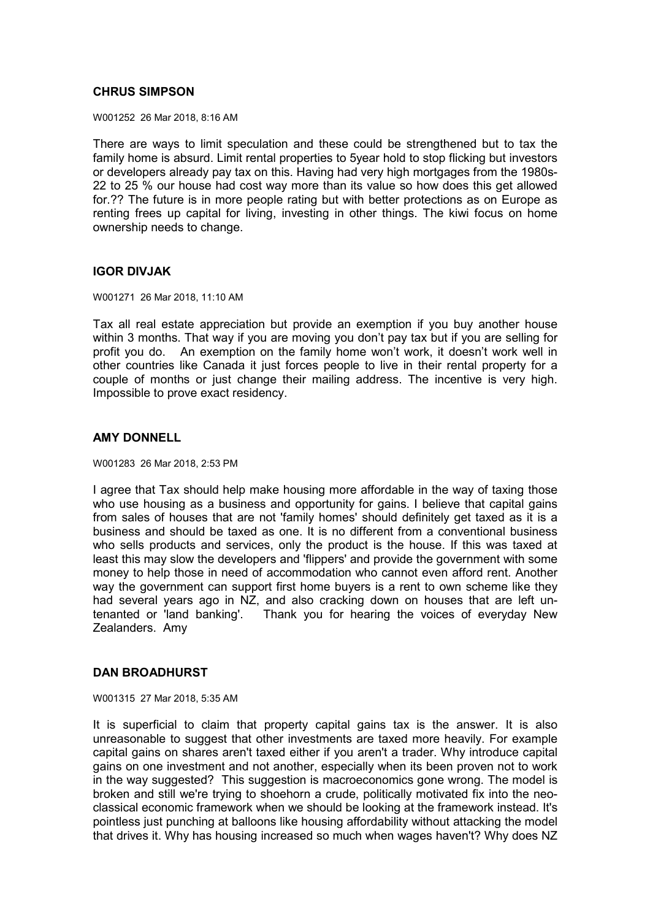## CHRUS SIMPSON

W001252 26 Mar 2018, 8:16 AM

There are ways to limit speculation and these could be strengthened but to tax the family home is absurd. Limit rental properties to 5year hold to stop flicking but investors or developers already pay tax on this. Having had very high mortgages from the 1980s- 22 to 25 % our house had cost way more than its value so how does this get allowed for.?? The future is in more people rating but with better protections as on Europe as renting frees up capital for living, investing in other things. The kiwi focus on home ownership needs to change.

## IGOR DIVJAK

W001271 26 Mar 2018, 11:10 AM

Tax all real estate appreciation but provide an exemption if you buy another house within 3 months. That way if you are moving you don't pay tax but if you are selling for profit you do. An exemption on the family home won't work, it doesn't work well in other countries like Canada it just forces people to live in their rental property for a couple of months or just change their mailing address. The incentive is very high. Impossible to prove exact residency.

## AMY DONNELL

W001283 26 Mar 2018, 2:53 PM

I agree that Tax should help make housing more affordable in the way of taxing those who use housing as a business and opportunity for gains. I believe that capital gains from sales of houses that are not 'family homes' should definitely get taxed as it is a business and should be taxed as one. It is no different from a conventional business who sells products and services, only the product is the house. If this was taxed at least this may slow the developers and 'flippers' and provide the government with some money to help those in need of accommodation who cannot even afford rent. Another way the government can support first home buyers is a rent to own scheme like they had several years ago in NZ, and also cracking down on houses that are left un-tenanted or 'land banking'. Thank you for hearing the voices of everyday New Zealanders. Amy

## DAN BROADHURST

W001315 27 Mar 2018, 5:35 AM

It is superficial to claim that property capital gains tax is the answer. It is also unreasonable to suggest that other investments are taxed more heavily. For example capital gains on shares aren't taxed either if you aren't a trader. Why introduce capital gains on one investment and not another, especially when its been proven not to work in the way suggested? This suggestion is macroeconomics gone wrong. The model is broken and still we're trying to shoehorn a crude, politically motivated fix into the neo-classical economic framework when we should be looking at the framework instead. It's pointless just punching at balloons like housing affordability without attacking the model that drives it. Why has housing increased so much when wages haven't? Why does NZ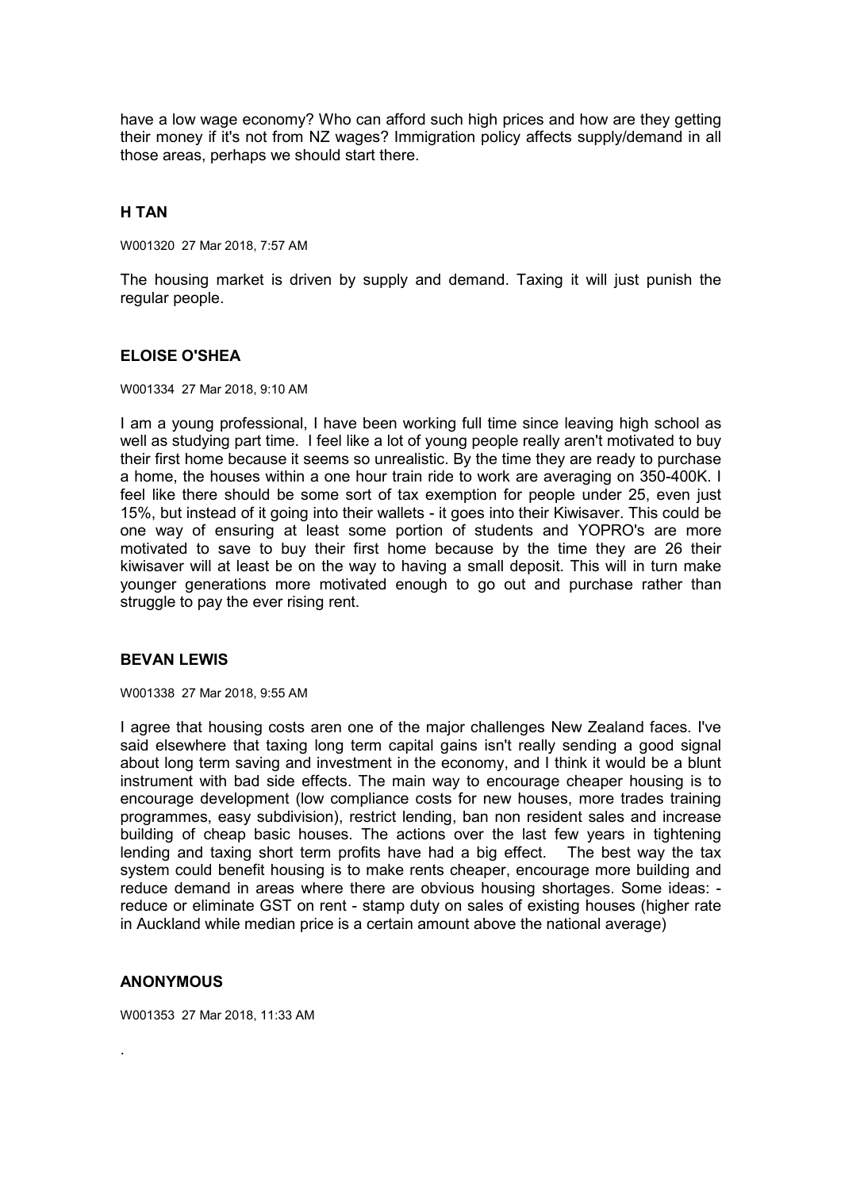have a low wage economy? Who can afford such high prices and how are they getting their money if it's not from NZ wages? Immigration policy affects supply/demand in all those areas, perhaps we should start there.

### H TAN

W001320 27 Mar 2018, 7:57 AM

The housing market is driven by supply and demand. Taxing it will just punish the regular people.

### ELOISE O'SHEA

W001334 27 Mar 2018, 9:10 AM

I am a young professional, I have been working full time since leaving high school as well as studying part time. I feel like a lot of young people really aren't motivated to buy their first home because it seems so unrealistic. By the time they are ready to purchase a home, the houses within a one hour train ride to work are averaging on 350-400K. I feel like there should be some sort of tax exemption for people under 25, even just 15%, but instead of it going into their wallets - it goes into their Kiwisaver. This could be one way of ensuring at least some portion of students and YOPRO's are more motivated to save to buy their first home because by the time they are 26 their kiwisaver will at least be on the way to having a small deposit. This will in turn make younger generations more motivated enough to go out and purchase rather than struggle to pay the ever rising rent.

### BEVAN LEWIS

W001338 27 Mar 2018, 9:55 AM

I agree that housing costs aren one of the major challenges New Zealand faces. I've said elsewhere that taxing long term capital gains isn't really sending a good signal about long term saving and investment in the economy, and I think it would be a blunt instrument with bad side effects. The main way to encourage cheaper housing is to encourage development (low compliance costs for new houses, more trades training programmes, easy subdivision), restrict lending, ban non resident sales and increase building of cheap basic houses. The actions over the last few years in tightening lending and taxing short term profits have had a big effect. The best way the tax system could benefit housing is to make rents cheaper, encourage more building and reduce demand in areas where there are obvious housing shortages. Some ideas: - reduce or eliminate GST on rent - stamp duty on sales of existing houses (higher rate in Auckland while median price is a certain amount above the national average)

### ANONYMOUS

W001353 27 Mar 2018, 11:33 AM

.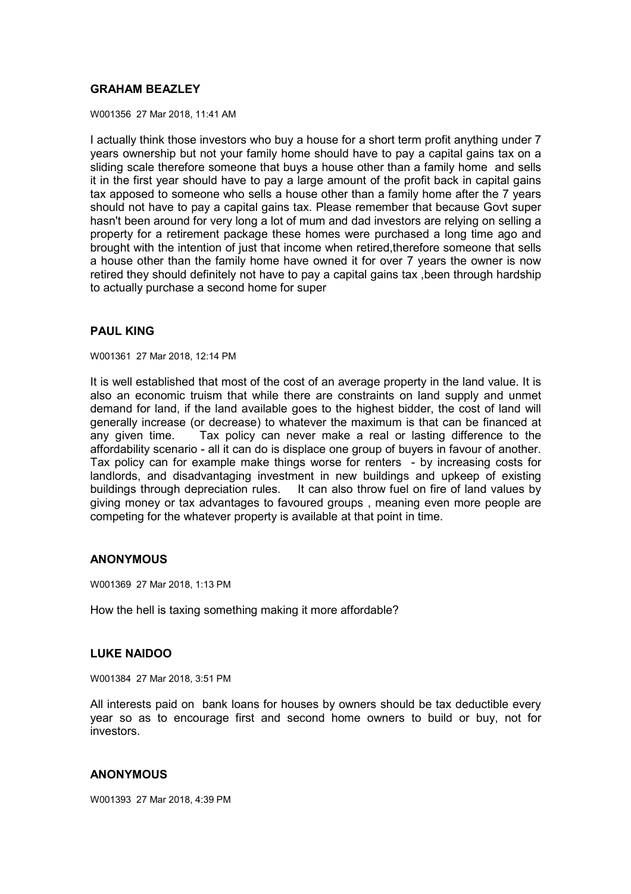**GRAHAM BEAZLEY**

W001356 27 Mar 2018, 11:41 AM

I actually think those investors who buy a house for a short term profit anything under 7 years ownership but not your family home should have to pay a capital gains tax on a sliding scale therefore someone that buys a house other than a family home and sells it in the first year should have to pay a large amount of the profit back in capital gains tax apposed to someone who sells a house other than a family home after the 7 years should not have to pay a capital gains tax. Please remember that because Govt super hasn't been around for very long a lot of mum and dad investors are relying on selling a property for a retirement package these homes were purchased a long time ago and brought with the intention of just that income when retired,therefore someone that sells a house other than the family home have owned it for over 7 years the owner is now retired they should definitely not have to pay a capital gains tax ,been through hardship to actually purchase a second home for super

**PAUL KING**

W001361 27 Mar 2018, 12:14 PM

It is well established that most of the cost of an average property in the land value. It is also an economic truism that while there are constraints on land supply and unmet demand for land, if the land available goes to the highest bidder, the cost of land will generally increase (or decrease) to whatever the maximum is that can be financed at any given time. Tax policy can never make a real or lasting difference to the affordability scenario - all it can do is displace one group of buyers in favour of another. Tax policy can for example make things worse for renters - by increasing costs for landlords, and disadvantaging investment in new buildings and upkeep of existing buildings through depreciation rules. It can also throw fuel on fire of land values by giving money or tax advantages to favoured groups , meaning even more people are competing for the whatever property is available at that point in time.

**ANONYMOUS**

W001369 27 Mar 2018, 1:13 PM

How the hell is taxing something making it more affordable?

**LUKE NAIDOO**

W001384 27 Mar 2018, 3:51 PM

All interests paid on bank loans for houses by owners should be tax deductible every year so as to encourage first and second home owners to build or buy, not for investors.

**ANONYMOUS**

W001393 27 Mar 2018, 4:39 PM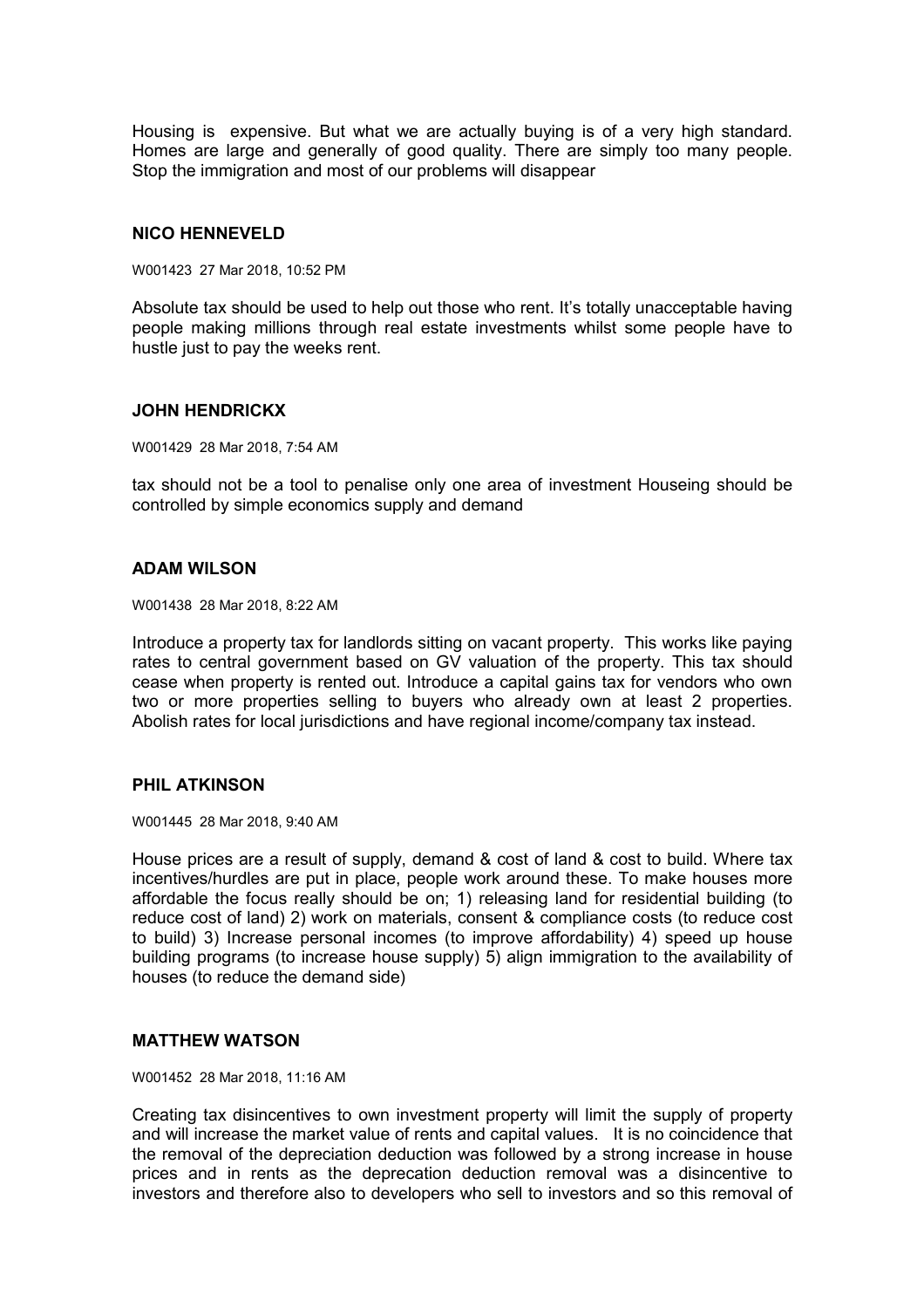Housing is expensive. But what we are actually buying is of a very high standard. Homes are large and generally of good quality. There are simply too many people. Stop the immigration and most of our problems will disappear

**NICO HENNEVELD**

W001423 27 Mar 2018, 10:52 PM

Absolute tax should be used to help out those who rent. It's totally unacceptable having people making millions through real estate investments whilst some people have to hustle just to pay the weeks rent.

**JOHN HENDRICKX**

W001429 28 Mar 2018, 7:54 AM

tax should not be a tool to penalise only one area of investment Houseing should be controlled by simple economics supply and demand

**ADAM WILSON**

W001438 28 Mar 2018, 8:22 AM

Introduce a property tax for landlords sitting on vacant property. This works like paying rates to central government based on GV valuation of the property. This tax should cease when property is rented out. Introduce a capital gains tax for vendors who own two or more properties selling to buyers who already own at least 2 properties. Abolish rates for local jurisdictions and have regional income/company tax instead.

**PHIL ATKINSON**

W001445 28 Mar 2018, 9:40 AM

House prices are a result of supply, demand & cost of land & cost to build. Where tax incentives/hurdles are put in place, people work around these. To make houses more affordable the focus really should be on; 1) releasing land for residential building (to reduce cost of land) 2) work on materials, consent & compliance costs (to reduce cost to build) 3) Increase personal incomes (to improve affordability) 4) speed up house building programs (to increase house supply) 5) align immigration to the availability of houses (to reduce the demand side)

**MATTHEW WATSON**

W001452 28 Mar 2018, 11:16 AM

Creating tax disincentives to own investment property will limit the supply of property and will increase the market value of rents and capital values. It is no coincidence that the removal of the depreciation deduction was followed by a strong increase in house prices and in rents as the deprecation deduction removal was a disincentive to investors and therefore also to developers who sell to investors and so this removal of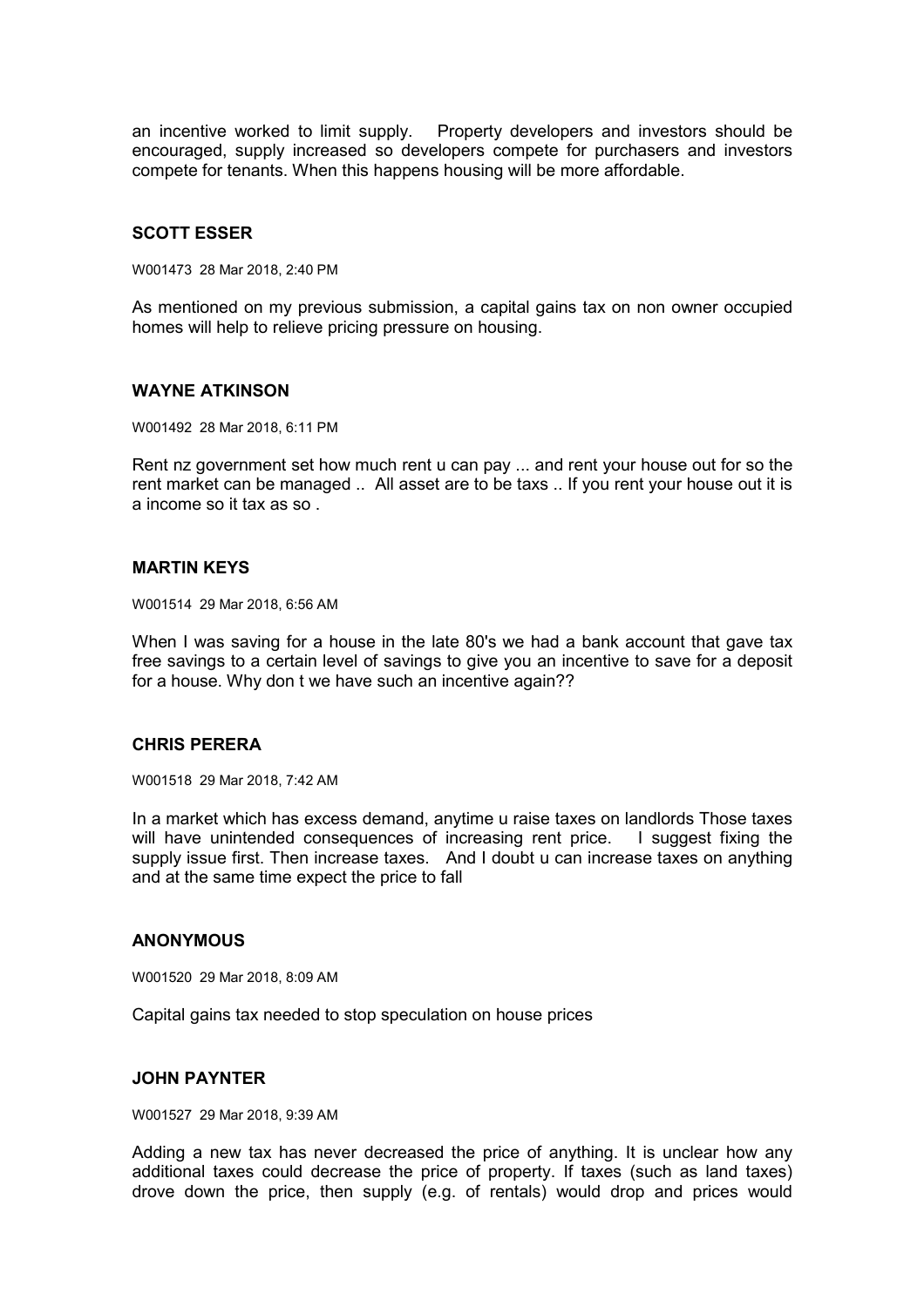an incentive worked to limit supply.   Property developers and investors should be encouraged, supply increased so developers compete for purchasers and investors compete for tenants. When this happens housing will be more affordable.

### SCOTT ESSER

W001473  28 Mar 2018, 2:40 PM

As mentioned on my previous submission, a capital gains tax on non owner occupied homes will help to relieve pricing pressure on housing.

### WAYNE ATKINSON

W001492  28 Mar 2018, 6:11 PM

Rent nz government set how much rent u can pay ... and rent your house out for so the rent market can be managed ..  All asset are to be taxs .. If you rent your house out it is a income so it tax as so .

### MARTIN KEYS

W001514  29 Mar 2018, 6:56 AM

When I was saving for a house in the late 80's we had a bank account that gave tax free savings to a certain level of savings to give you an incentive to save for a deposit for a house. Why don t we have such an incentive again??

### CHRIS PERERA

W001518  29 Mar 2018, 7:42 AM

In a market which has excess demand, anytime u raise taxes on landlords Those taxes will have unintended consequences of increasing rent price.   I suggest fixing the supply issue first. Then increase taxes.   And I doubt u can increase taxes on anything and at the same time expect the price to fall

### ANONYMOUS

W001520  29 Mar 2018, 8:09 AM

Capital gains tax needed to stop speculation on house prices

### JOHN PAYNTER

W001527  29 Mar 2018, 9:39 AM

Adding a new tax has never decreased the price of anything. It is unclear how any additional taxes could decrease the price of property. If taxes (such as land taxes) drove down the price, then supply (e.g. of rentals) would drop and prices would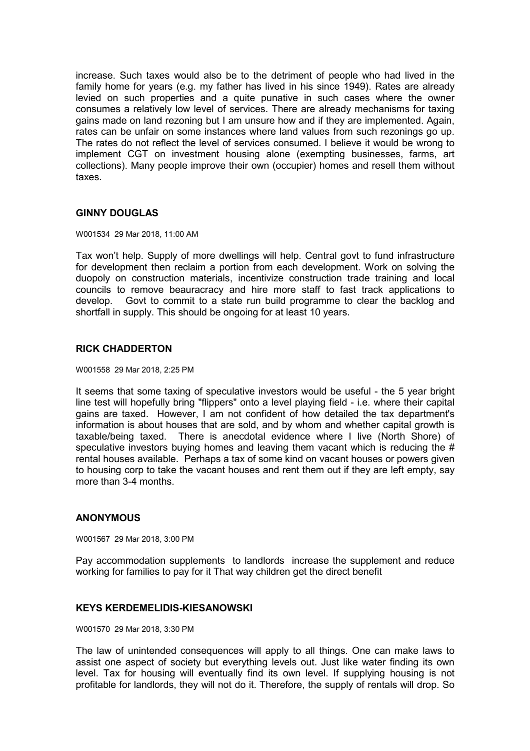increase. Such taxes would also be to the detriment of people who had lived in the family home for years (e.g. my father has lived in his since 1949). Rates are already levied on such properties and a quite punative in such cases where the owner consumes a relatively low level of services. There are already mechanisms for taxing gains made on land rezoning but I am unsure how and if they are implemented. Again, rates can be unfair on some instances where land values from such rezonings go up. The rates do not reflect the level of services consumed. I believe it would be wrong to implement CGT on investment housing alone (exempting businesses, farms, art collections). Many people improve their own (occupier) homes and resell them without taxes.

### GINNY DOUGLAS

W001534 29 Mar 2018, 11:00 AM

Tax won't help. Supply of more dwellings will help. Central govt to fund infrastructure for development then reclaim a portion from each development. Work on solving the duopoly on construction materials, incentivize construction trade training and local councils to remove beauracracy and hire more staff to fast track applications to develop. Govt to commit to a state run build programme to clear the backlog and shortfall in supply. This should be ongoing for at least 10 years.

### RICK CHADDERTON

W001558 29 Mar 2018, 2:25 PM

It seems that some taxing of speculative investors would be useful - the 5 year bright line test will hopefully bring "flippers" onto a level playing field - i.e. where their capital gains are taxed. However, I am not confident of how detailed the tax department's information is about houses that are sold, and by whom and whether capital growth is taxable/being taxed. There is anecdotal evidence where I live (North Shore) of speculative investors buying homes and leaving them vacant which is reducing the # rental houses available. Perhaps a tax of some kind on vacant houses or powers given to housing corp to take the vacant houses and rent them out if they are left empty, say more than 3-4 months.

### ANONYMOUS

W001567 29 Mar 2018, 3:00 PM

Pay accommodation supplements to landlords increase the supplement and reduce working for families to pay for it That way children get the direct benefit

### KEYS KERDEMELIDIS-KIESANOWSKI

W001570 29 Mar 2018, 3:30 PM

The law of unintended consequences will apply to all things. One can make laws to assist one aspect of society but everything levels out. Just like water finding its own level. Tax for housing will eventually find its own level. If supplying housing is not profitable for landlords, they will not do it. Therefore, the supply of rentals will drop. So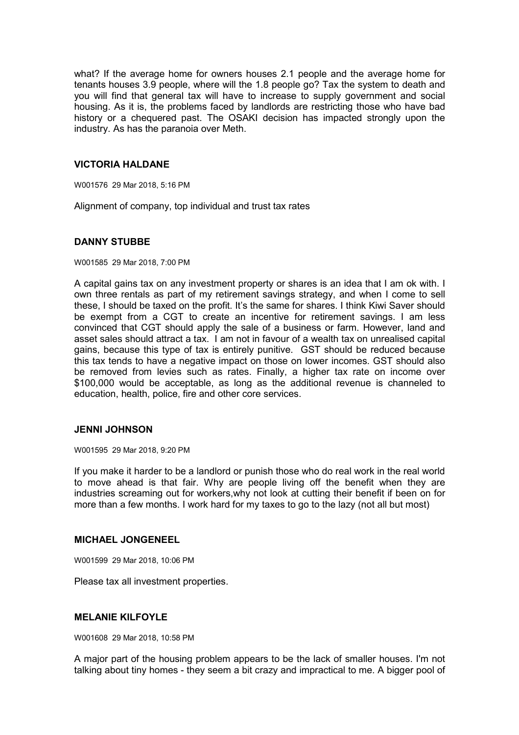what? If the average home for owners houses 2.1 people and the average home for tenants houses 3.9 people, where will the 1.8 people go? Tax the system to death and you will find that general tax will have to increase to supply government and social housing. As it is, the problems faced by landlords are restricting those who have bad history or a chequered past. The OSAKI decision has impacted strongly upon the industry. As has the paranoia over Meth.

**VICTORIA HALDANE**

W001576 29 Mar 2018, 5:16 PM

Alignment of company, top individual and trust tax rates

**DANNY STUBBE**

W001585 29 Mar 2018, 7:00 PM

A capital gains tax on any investment property or shares is an idea that I am ok with. I own three rentals as part of my retirement savings strategy, and when I come to sell these, I should be taxed on the profit. It's the same for shares. I think Kiwi Saver should be exempt from a CGT to create an incentive for retirement savings. I am less convinced that CGT should apply the sale of a business or farm. However, land and asset sales should attract a tax. I am not in favour of a wealth tax on unrealised capital gains, because this type of tax is entirely punitive. GST should be reduced because this tax tends to have a negative impact on those on lower incomes. GST should also be removed from levies such as rates. Finally, a higher tax rate on income over $100,000 would be acceptable, as long as the additional revenue is channeled to education, health, police, fire and other core services.

**JENNI JOHNSON**

W001595 29 Mar 2018, 9:20 PM

If you make it harder to be a landlord or punish those who do real work in the real world to move ahead is that fair. Why are people living off the benefit when they are industries screaming out for workers,why not look at cutting their benefit if been on for more than a few months. I work hard for my taxes to go to the lazy (not all but most)

**MICHAEL JONGENEEL**

W001599 29 Mar 2018, 10:06 PM

Please tax all investment properties.

**MELANIE KILFOYLE**

W001608 29 Mar 2018, 10:58 PM

A major part of the housing problem appears to be the lack of smaller houses. I'm not talking about tiny homes - they seem a bit crazy and impractical to me. A bigger pool of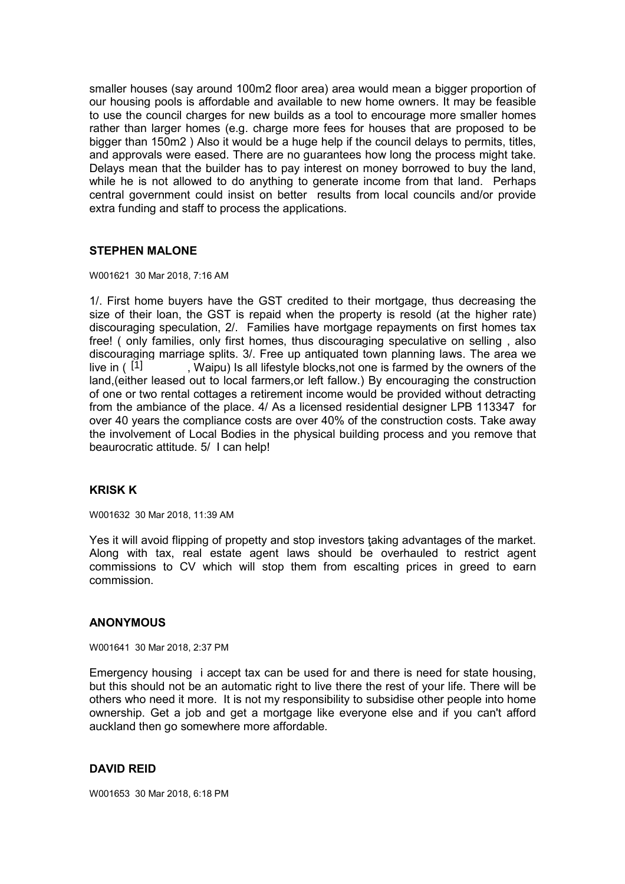smaller houses (say around 100m2 floor area) area would mean a bigger proportion of our housing pools is affordable and available to new home owners. It may be feasible to use the council charges for new builds as a tool to encourage more smaller homes rather than larger homes (e.g. charge more fees for houses that are proposed to be bigger than 150m2 ) Also it would be a huge help if the council delays to permits, titles, and approvals were eased. There are no guarantees how long the process might take. Delays mean that the builder has to pay interest on money borrowed to buy the land, while he is not allowed to do anything to generate income from that land. Perhaps central government could insist on better results from local councils and/or provide extra funding and staff to process the applications.

### STEPHEN MALONE

W001621 30 Mar 2018, 7:16 AM

1/. First home buyers have the GST credited to their mortgage, thus decreasing the size of their loan, the GST is repaid when the property is resold (at the higher rate) discouraging speculation, 2/. Families have mortgage repayments on first homes tax free! ( only families, only first homes, thus discouraging speculative on selling , also discouraging marriage splits. 3/. Free up antiquated town planning laws. The area we live in ( [1] , Waipu) Is all lifestyle blocks,not one is farmed by the owners of the land,(either leased out to local farmers,or left fallow.) By encouraging the construction of one or two rental cottages a retirement income would be provided without detracting from the ambiance of the place. 4/ As a licensed residential designer LPB 113347 for over 40 years the compliance costs are over 40% of the construction costs. Take away the involvement of Local Bodies in the physical building process and you remove that beaurocratic attitude. 5/ I can help!

### KRISK K

W001632 30 Mar 2018, 11:39 AM

Yes it will avoid flipping of propetty and stop investors ţaking advantages of the market. Along with tax, real estate agent laws should be overhauled to restrict agent commissions to CV which will stop them from escalting prices in greed to earn commission.

### ANONYMOUS

W001641 30 Mar 2018, 2:37 PM

Emergency housing i accept tax can be used for and there is need for state housing, but this should not be an automatic right to live there the rest of your life. There will be others who need it more. It is not my responsibility to subsidise other people into home ownership. Get a job and get a mortgage like everyone else and if you can't afford auckland then go somewhere more affordable.

### DAVID REID

W001653 30 Mar 2018, 6:18 PM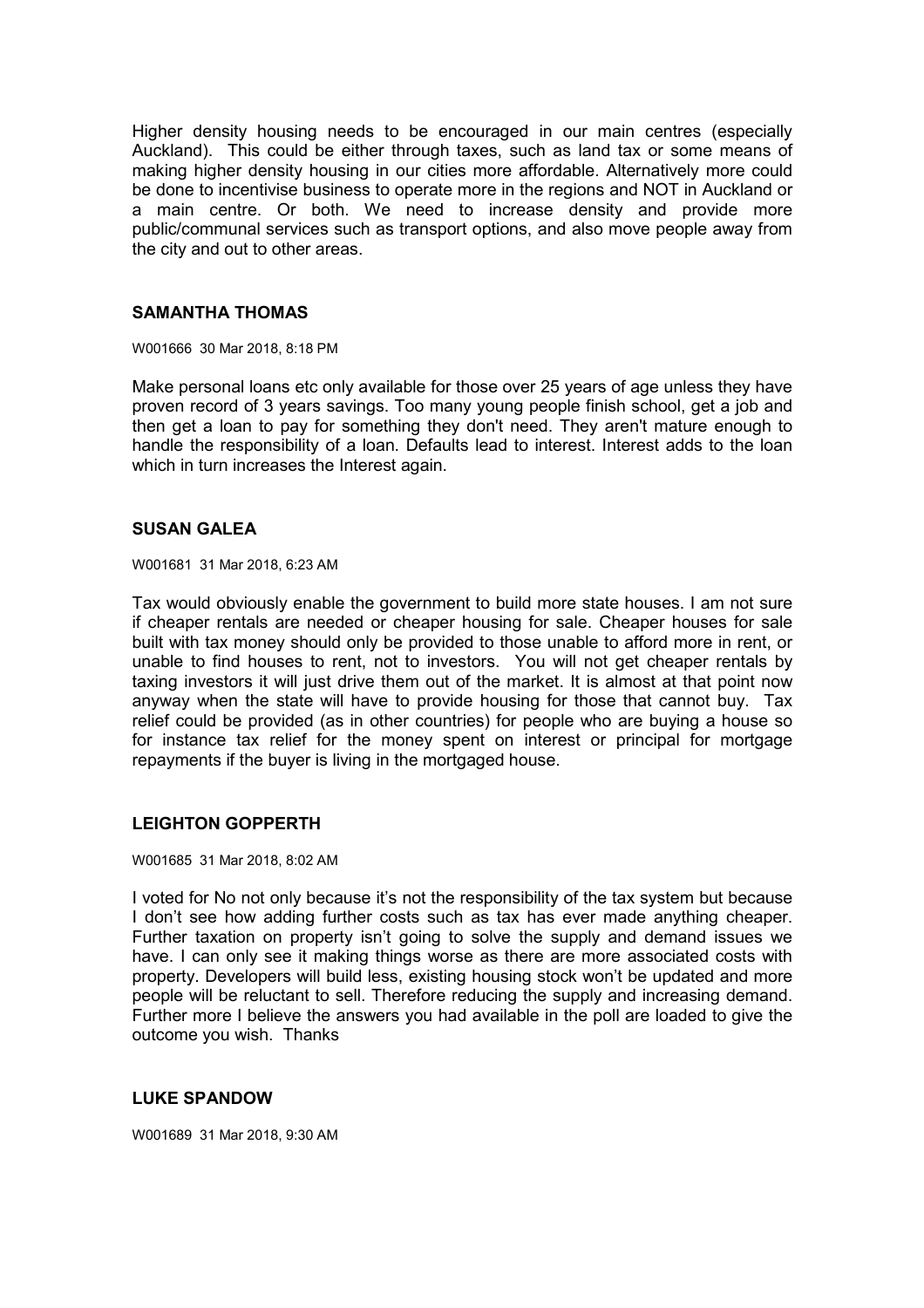Higher density housing needs to be encouraged in our main centres (especially Auckland). This could be either through taxes, such as land tax or some means of making higher density housing in our cities more affordable. Alternatively more could be done to incentivise business to operate more in the regions and NOT in Auckland or a main centre. Or both. We need to increase density and provide more public/communal services such as transport options, and also move people away from the city and out to other areas.

### SAMANTHA THOMAS

W001666 30 Mar 2018, 8:18 PM

Make personal loans etc only available for those over 25 years of age unless they have proven record of 3 years savings. Too many young people finish school, get a job and then get a loan to pay for something they don't need. They aren't mature enough to handle the responsibility of a loan. Defaults lead to interest. Interest adds to the loan which in turn increases the Interest again.

### SUSAN GALEA

W001681 31 Mar 2018, 6:23 AM

Tax would obviously enable the government to build more state houses. I am not sure if cheaper rentals are needed or cheaper housing for sale. Cheaper houses for sale built with tax money should only be provided to those unable to afford more in rent, or unable to find houses to rent, not to investors. You will not get cheaper rentals by taxing investors it will just drive them out of the market. It is almost at that point now anyway when the state will have to provide housing for those that cannot buy. Tax relief could be provided (as in other countries) for people who are buying a house so for instance tax relief for the money spent on interest or principal for mortgage repayments if the buyer is living in the mortgaged house.

### LEIGHTON GOPPERTH

W001685 31 Mar 2018, 8:02 AM

I voted for No not only because it's not the responsibility of the tax system but because I don't see how adding further costs such as tax has ever made anything cheaper. Further taxation on property isn't going to solve the supply and demand issues we have. I can only see it making things worse as there are more associated costs with property. Developers will build less, existing housing stock won't be updated and more people will be reluctant to sell. Therefore reducing the supply and increasing demand. Further more I believe the answers you had available in the poll are loaded to give the outcome you wish. Thanks

### LUKE SPANDOW

W001689 31 Mar 2018, 9:30 AM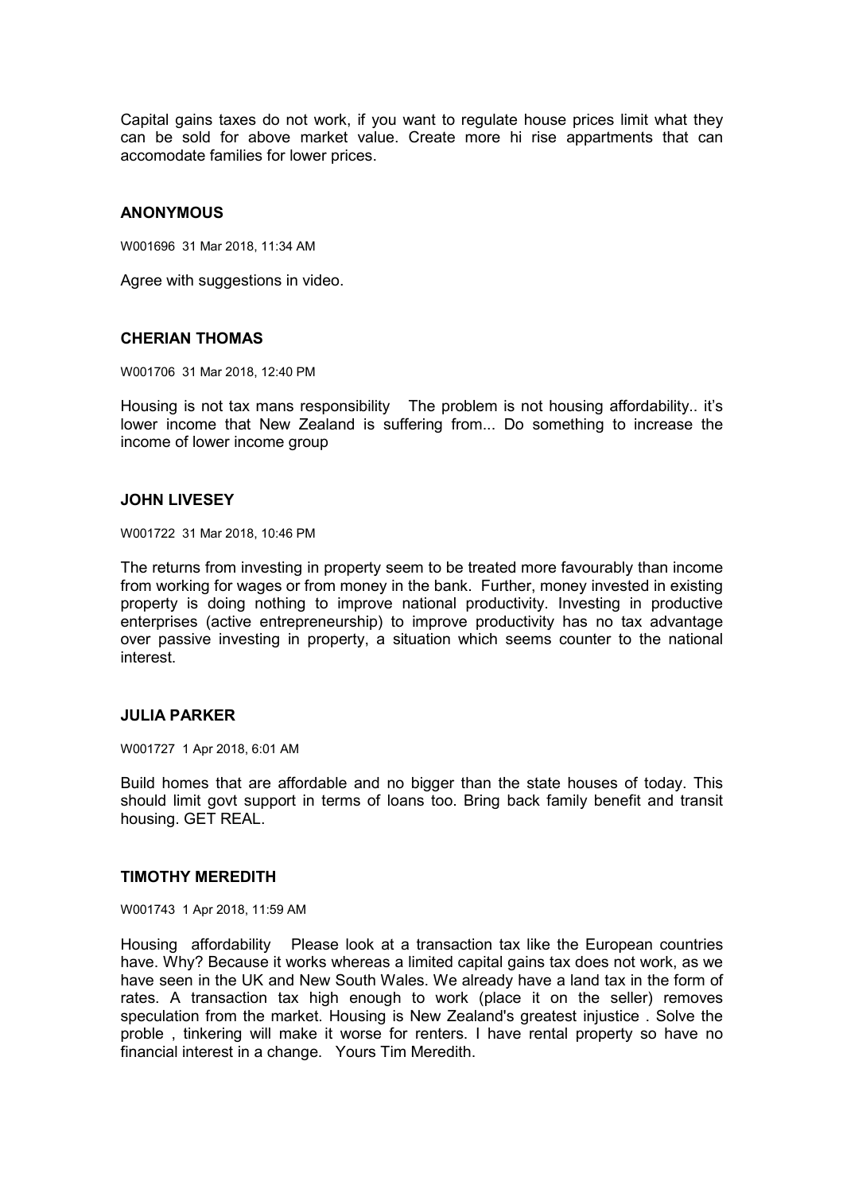Capital gains taxes do not work, if you want to regulate house prices limit what they can be sold for above market value. Create more hi rise appartments that can accomodate families for lower prices.

**ANONYMOUS**

W001696 31 Mar 2018, 11:34 AM

Agree with suggestions in video.

**CHERIAN THOMAS**

W001706 31 Mar 2018, 12:40 PM

Housing is not tax mans responsibility The problem is not housing affordability.. it's lower income that New Zealand is suffering from... Do something to increase the income of lower income group

**JOHN LIVESEY**

W001722 31 Mar 2018, 10:46 PM

The returns from investing in property seem to be treated more favourably than income from working for wages or from money in the bank. Further, money invested in existing property is doing nothing to improve national productivity. Investing in productive enterprises (active entrepreneurship) to improve productivity has no tax advantage over passive investing in property, a situation which seems counter to the national interest.

**JULIA PARKER**

W001727 1 Apr 2018, 6:01 AM

Build homes that are affordable and no bigger than the state houses of today. This should limit govt support in terms of loans too. Bring back family benefit and transit housing. GET REAL.

**TIMOTHY MEREDITH**

W001743 1 Apr 2018, 11:59 AM

Housing affordability Please look at a transaction tax like the European countries have. Why? Because it works whereas a limited capital gains tax does not work, as we have seen in the UK and New South Wales. We already have a land tax in the form of rates. A transaction tax high enough to work (place it on the seller) removes speculation from the market. Housing is New Zealand's greatest injustice . Solve the proble , tinkering will make it worse for renters. I have rental property so have no financial interest in a change. Yours Tim Meredith.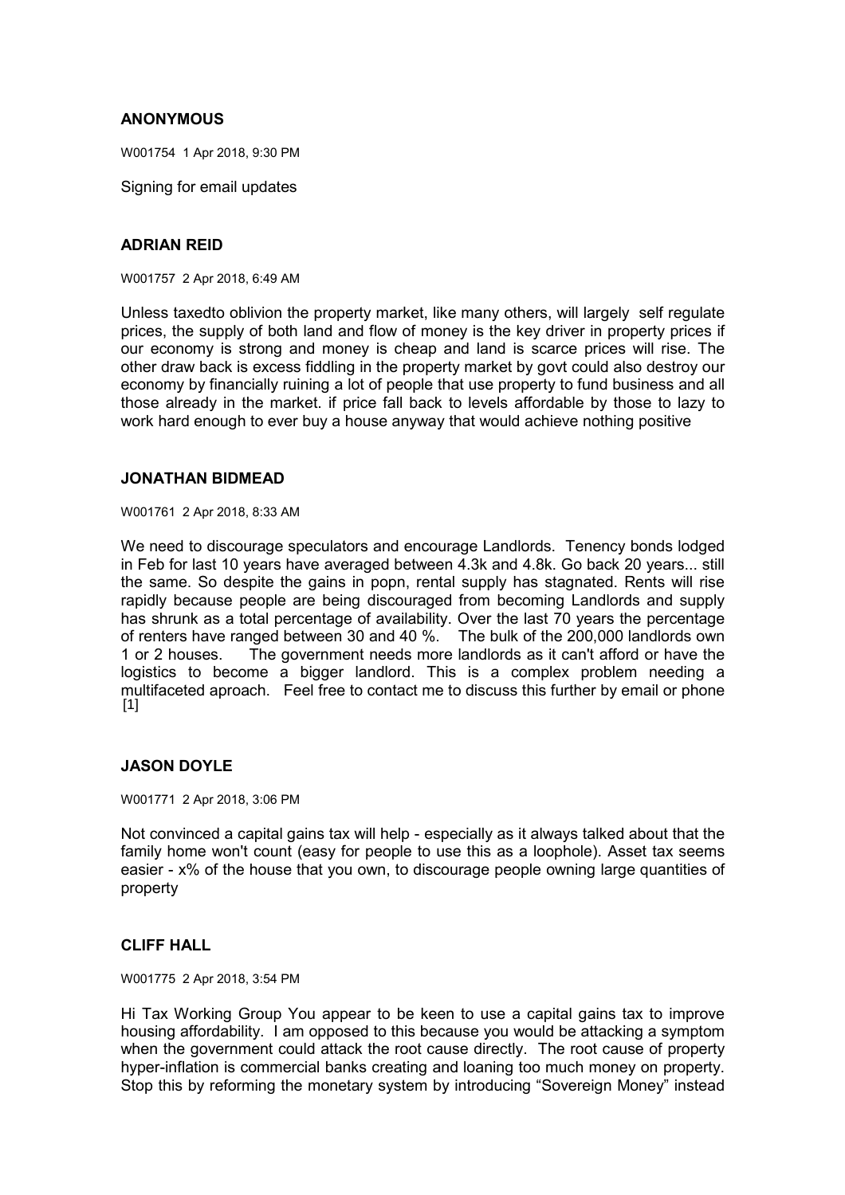**ANONYMOUS**

W001754 1 Apr 2018, 9:30 PM

Signing for email updates

**ADRIAN REID**

W001757 2 Apr 2018, 6:49 AM

Unless taxedto oblivion the property market, like many others, will largely self regulate prices, the supply of both land and flow of money is the key driver in property prices if our economy is strong and money is cheap and land is scarce prices will rise. The other draw back is excess fiddling in the property market by govt could also destroy our economy by financially ruining a lot of people that use property to fund business and all those already in the market. if price fall back to levels affordable by those to lazy to work hard enough to ever buy a house anyway that would achieve nothing positive

**JONATHAN BIDMEAD**

W001761 2 Apr 2018, 8:33 AM

We need to discourage speculators and encourage Landlords. Tenency bonds lodged in Feb for last 10 years have averaged between 4.3k and 4.8k. Go back 20 years... still the same. So despite the gains in popn, rental supply has stagnated. Rents will rise rapidly because people are being discouraged from becoming Landlords and supply has shrunk as a total percentage of availability. Over the last 70 years the percentage of renters have ranged between 30 and 40 %. The bulk of the 200,000 landlords own 1 or 2 houses. The government needs more landlords as it can't afford or have the logistics to become a bigger landlord. This is a complex problem needing a multifaceted aproach. Feel free to contact me to discuss this further by email or phone [1]

**JASON DOYLE**

W001771 2 Apr 2018, 3:06 PM

Not convinced a capital gains tax will help - especially as it always talked about that the family home won't count (easy for people to use this as a loophole). Asset tax seems easier - x% of the house that you own, to discourage people owning large quantities of property

**CLIFF HALL**

W001775 2 Apr 2018, 3:54 PM

Hi Tax Working Group You appear to be keen to use a capital gains tax to improve housing affordability. I am opposed to this because you would be attacking a symptom when the government could attack the root cause directly. The root cause of property hyper-inflation is commercial banks creating and loaning too much money on property. Stop this by reforming the monetary system by introducing "Sovereign Money" instead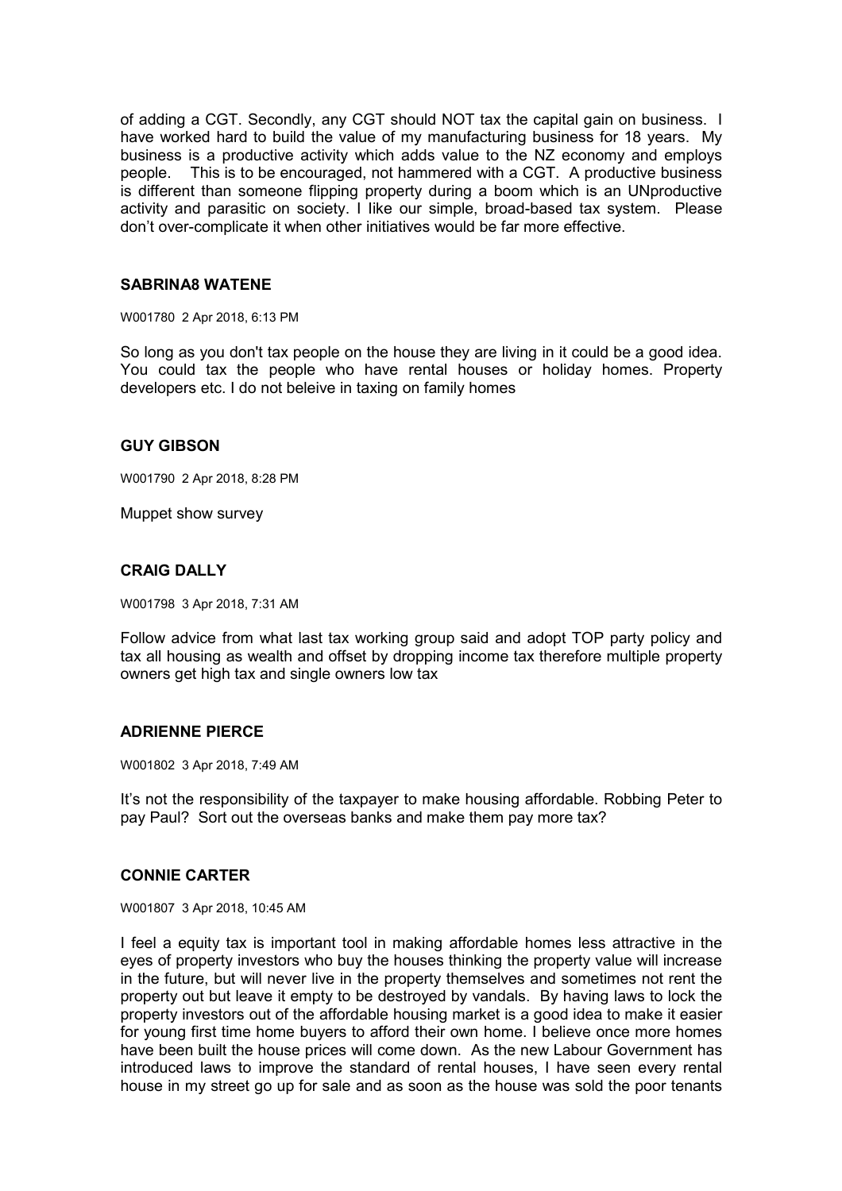of adding a CGT. Secondly, any CGT should NOT tax the capital gain on business. I have worked hard to build the value of my manufacturing business for 18 years. My business is a productive activity which adds value to the NZ economy and employs people. This is to be encouraged, not hammered with a CGT. A productive business is different than someone flipping property during a boom which is an UNproductive activity and parasitic on society. I like our simple, broad-based tax system. Please don't over-complicate it when other initiatives would be far more effective.

### SABRINA8 WATENE

W001780 2 Apr 2018, 6:13 PM

So long as you don't tax people on the house they are living in it could be a good idea. You could tax the people who have rental houses or holiday homes. Property developers etc. I do not beleive in taxing on family homes

### GUY GIBSON

W001790 2 Apr 2018, 8:28 PM

Muppet show survey

### CRAIG DALLY

W001798 3 Apr 2018, 7:31 AM

Follow advice from what last tax working group said and adopt TOP party policy and tax all housing as wealth and offset by dropping income tax therefore multiple property owners get high tax and single owners low tax

### ADRIENNE PIERCE

W001802 3 Apr 2018, 7:49 AM

It's not the responsibility of the taxpayer to make housing affordable. Robbing Peter to pay Paul? Sort out the overseas banks and make them pay more tax?

### CONNIE CARTER

W001807 3 Apr 2018, 10:45 AM

I feel a equity tax is important tool in making affordable homes less attractive in the eyes of property investors who buy the houses thinking the property value will increase in the future, but will never live in the property themselves and sometimes not rent the property out but leave it empty to be destroyed by vandals. By having laws to lock the property investors out of the affordable housing market is a good idea to make it easier for young first time home buyers to afford their own home. I believe once more homes have been built the house prices will come down. As the new Labour Government has introduced laws to improve the standard of rental houses, I have seen every rental house in my street go up for sale and as soon as the house was sold the poor tenants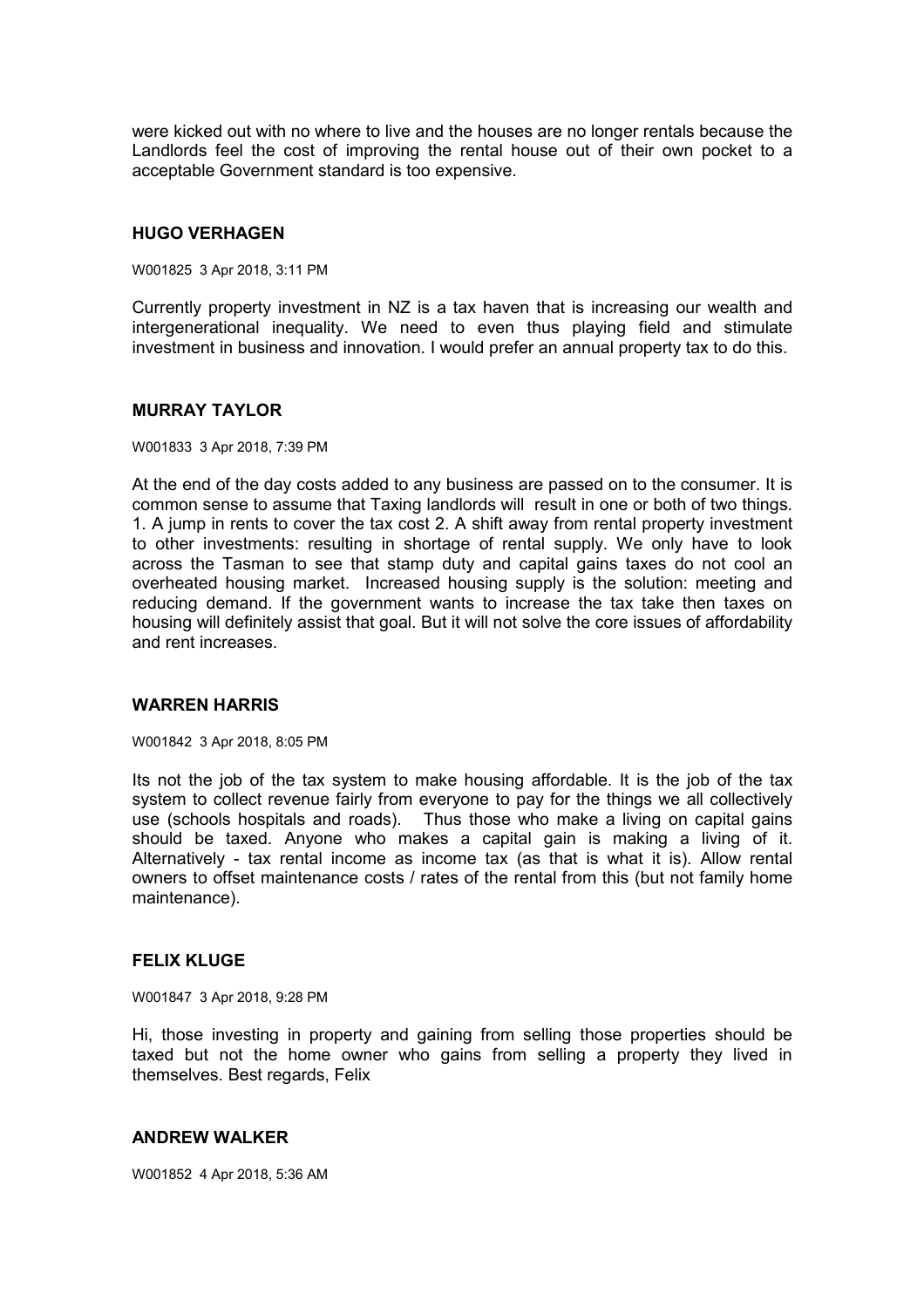were kicked out with no where to live and the houses are no longer rentals because the Landlords feel the cost of improving the rental house out of their own pocket to a acceptable Government standard is too expensive.

### HUGO VERHAGEN

W001825 3 Apr 2018, 3:11 PM

Currently property investment in NZ is a tax haven that is increasing our wealth and intergenerational inequality. We need to even thus playing field and stimulate investment in business and innovation. I would prefer an annual property tax to do this.

### MURRAY TAYLOR

W001833 3 Apr 2018, 7:39 PM

At the end of the day costs added to any business are passed on to the consumer. It is common sense to assume that Taxing landlords will result in one or both of two things. 1. A jump in rents to cover the tax cost 2. A shift away from rental property investment to other investments: resulting in shortage of rental supply. We only have to look across the Tasman to see that stamp duty and capital gains taxes do not cool an overheated housing market. Increased housing supply is the solution: meeting and reducing demand. If the government wants to increase the tax take then taxes on housing will definitely assist that goal. But it will not solve the core issues of affordability and rent increases.

### WARREN HARRIS

W001842 3 Apr 2018, 8:05 PM

Its not the job of the tax system to make housing affordable. It is the job of the tax system to collect revenue fairly from everyone to pay for the things we all collectively use (schools hospitals and roads). Thus those who make a living on capital gains should be taxed. Anyone who makes a capital gain is making a living of it. Alternatively - tax rental income as income tax (as that is what it is). Allow rental owners to offset maintenance costs / rates of the rental from this (but not family home maintenance).

### FELIX KLUGE

W001847 3 Apr 2018, 9:28 PM

Hi, those investing in property and gaining from selling those properties should be taxed but not the home owner who gains from selling a property they lived in themselves. Best regards, Felix

### ANDREW WALKER

W001852 4 Apr 2018, 5:36 AM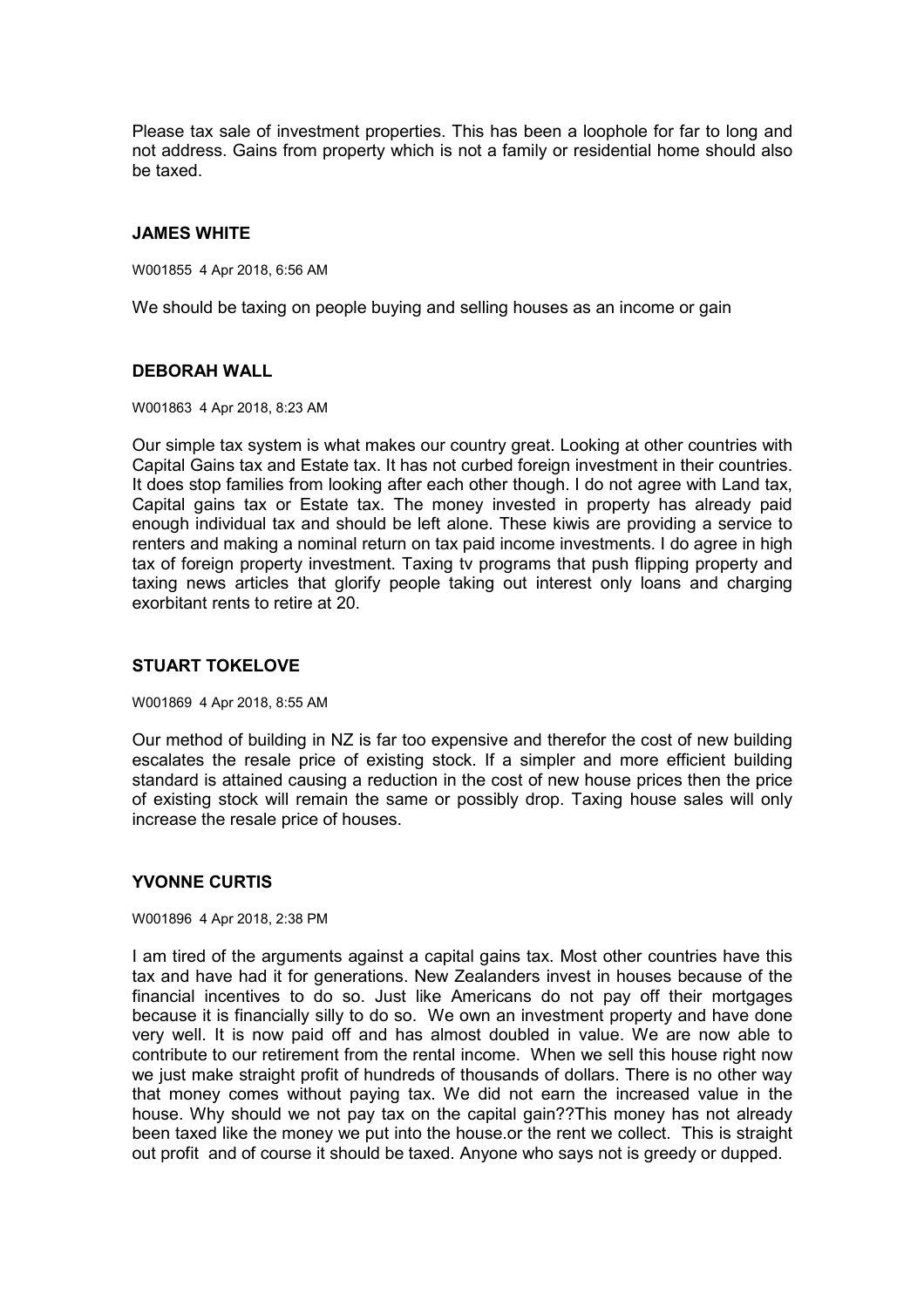Please tax sale of investment properties. This has been a loophole for far to long and not address. Gains from property which is not a family or residential home should also be taxed.

### JAMES WHITE

W001855 4 Apr 2018, 6:56 AM

We should be taxing on people buying and selling houses as an income or gain

### DEBORAH WALL

W001863 4 Apr 2018, 8:23 AM

Our simple tax system is what makes our country great. Looking at other countries with Capital Gains tax and Estate tax. It has not curbed foreign investment in their countries. It does stop families from looking after each other though. I do not agree with Land tax, Capital gains tax or Estate tax. The money invested in property has already paid enough individual tax and should be left alone. These kiwis are providing a service to renters and making a nominal return on tax paid income investments. I do agree in high tax of foreign property investment. Taxing tv programs that push flipping property and taxing news articles that glorify people taking out interest only loans and charging exorbitant rents to retire at 20.

### STUART TOKELOVE

W001869 4 Apr 2018, 8:55 AM

Our method of building in NZ is far too expensive and therefor the cost of new building escalates the resale price of existing stock. If a simpler and more efficient building standard is attained causing a reduction in the cost of new house prices then the price of existing stock will remain the same or possibly drop. Taxing house sales will only increase the resale price of houses.

### YVONNE CURTIS

W001896 4 Apr 2018, 2:38 PM

I am tired of the arguments against a capital gains tax. Most other countries have this tax and have had it for generations. New Zealanders invest in houses because of the financial incentives to do so. Just like Americans do not pay off their mortgages because it is financially silly to do so. We own an investment property and have done very well. It is now paid off and has almost doubled in value. We are now able to contribute to our retirement from the rental income. When we sell this house right now we just make straight profit of hundreds of thousands of dollars. There is no other way that money comes without paying tax. We did not earn the increased value in the house. Why should we not pay tax on the capital gain??This money has not already been taxed like the money we put into the house.or the rent we collect. This is straight out profit and of course it should be taxed. Anyone who says not is greedy or dupped.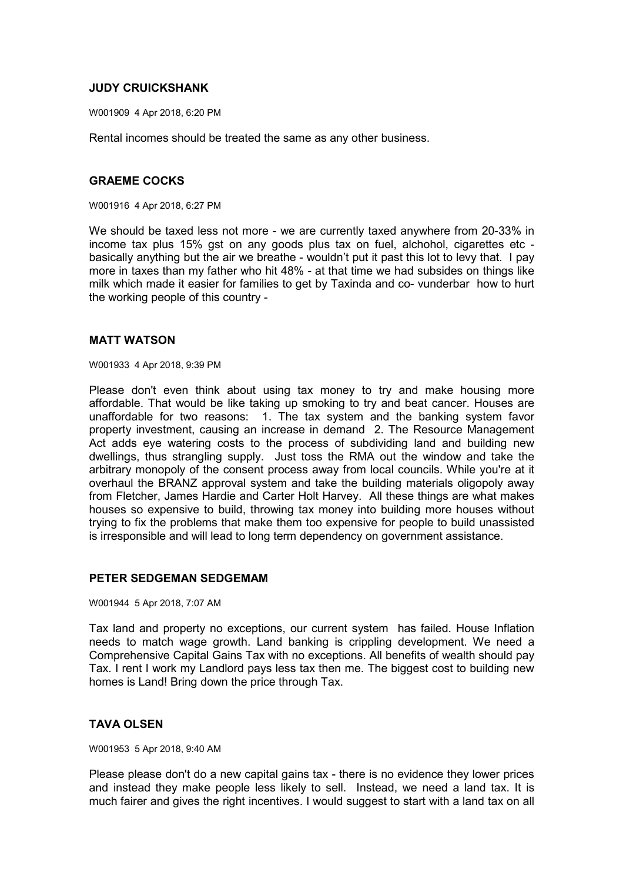### JUDY CRUICKSHANK

W001909 4 Apr 2018, 6:20 PM

Rental incomes should be treated the same as any other business.

### GRAEME COCKS

W001916 4 Apr 2018, 6:27 PM

We should be taxed less not more - we are currently taxed anywhere from 20-33% in income tax plus 15% gst on any goods plus tax on fuel, alchohol, cigarettes etc - basically anything but the air we breathe - wouldn't put it past this lot to levy that. I pay more in taxes than my father who hit 48% - at that time we had subsides on things like milk which made it easier for families to get by Taxinda and co- vunderbar how to hurt the working people of this country -

### MATT WATSON

W001933 4 Apr 2018, 9:39 PM

Please don't even think about using tax money to try and make housing more affordable. That would be like taking up smoking to try and beat cancer. Houses are unaffordable for two reasons: 1. The tax system and the banking system favor property investment, causing an increase in demand 2. The Resource Management Act adds eye watering costs to the process of subdividing land and building new dwellings, thus strangling supply. Just toss the RMA out the window and take the arbitrary monopoly of the consent process away from local councils. While you're at it overhaul the BRANZ approval system and take the building materials oligopoly away from Fletcher, James Hardie and Carter Holt Harvey. All these things are what makes houses so expensive to build, throwing tax money into building more houses without trying to fix the problems that make them too expensive for people to build unassisted is irresponsible and will lead to long term dependency on government assistance.

### PETER SEDGEMAN SEDGEMAM

W001944 5 Apr 2018, 7:07 AM

Tax land and property no exceptions, our current system has failed. House Inflation needs to match wage growth. Land banking is crippling development. We need a Comprehensive Capital Gains Tax with no exceptions. All benefits of wealth should pay Tax. I rent I work my Landlord pays less tax then me. The biggest cost to building new homes is Land! Bring down the price through Tax.

### TAVA OLSEN

W001953 5 Apr 2018, 9:40 AM

Please please don't do a new capital gains tax - there is no evidence they lower prices and instead they make people less likely to sell. Instead, we need a land tax. It is much fairer and gives the right incentives. I would suggest to start with a land tax on all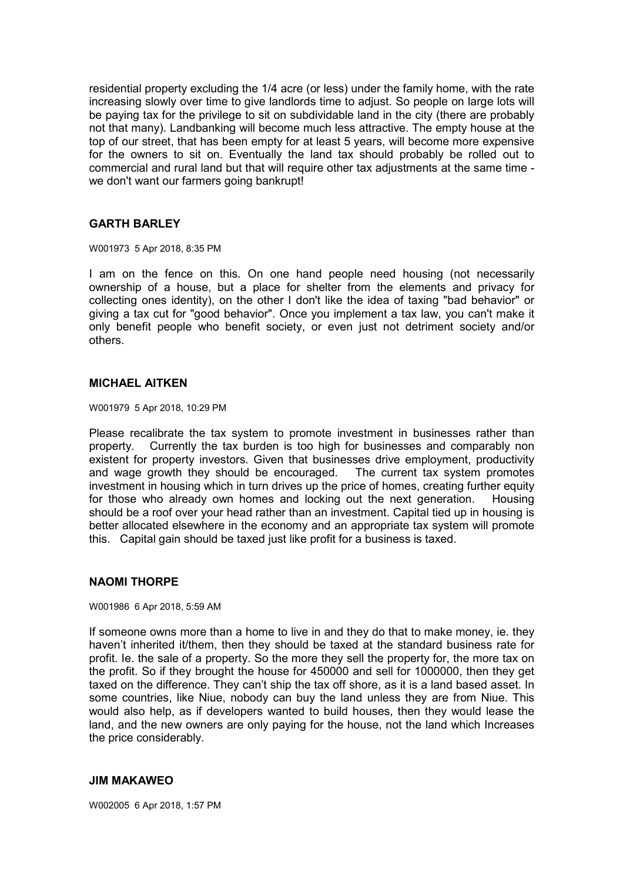residential property excluding the 1/4 acre (or less) under the family home, with the rate increasing slowly over time to give landlords time to adjust. So people on large lots will be paying tax for the privilege to sit on subdividable land in the city (there are probably not that many). Landbanking will become much less attractive. The empty house at the top of our street, that has been empty for at least 5 years, will become more expensive for the owners to sit on. Eventually the land tax should probably be rolled out to commercial and rural land but that will require other tax adjustments at the same time - we don't want our farmers going bankrupt!

### GARTH BARLEY

W001973 5 Apr 2018, 8:35 PM

I am on the fence on this. On one hand people need housing (not necessarily ownership of a house, but a place for shelter from the elements and privacy for collecting ones identity), on the other I don't like the idea of taxing "bad behavior" or giving a tax cut for "good behavior". Once you implement a tax law, you can't make it only benefit people who benefit society, or even just not detriment society and/or others.

### MICHAEL AITKEN

W001979 5 Apr 2018, 10:29 PM

Please recalibrate the tax system to promote investment in businesses rather than property. Currently the tax burden is too high for businesses and comparably non existent for property investors. Given that businesses drive employment, productivity and wage growth they should be encouraged. The current tax system promotes investment in housing which in turn drives up the price of homes, creating further equity for those who already own homes and locking out the next generation. Housing should be a roof over your head rather than an investment. Capital tied up in housing is better allocated elsewhere in the economy and an appropriate tax system will promote this. Capital gain should be taxed just like profit for a business is taxed.

### NAOMI THORPE

W001986 6 Apr 2018, 5:59 AM

If someone owns more than a home to live in and they do that to make money, ie. they haven't inherited it/them, then they should be taxed at the standard business rate for profit. Ie. the sale of a property. So the more they sell the property for, the more tax on the profit. So if they brought the house for 450000 and sell for 1000000, then they get taxed on the difference. They can't ship the tax off shore, as it is a land based asset. In some countries, like Niue, nobody can buy the land unless they are from Niue. This would also help, as if developers wanted to build houses, then they would lease the land, and the new owners are only paying for the house, not the land which Increases the price considerably.

### JIM MAKAWEO

W002005 6 Apr 2018, 1:57 PM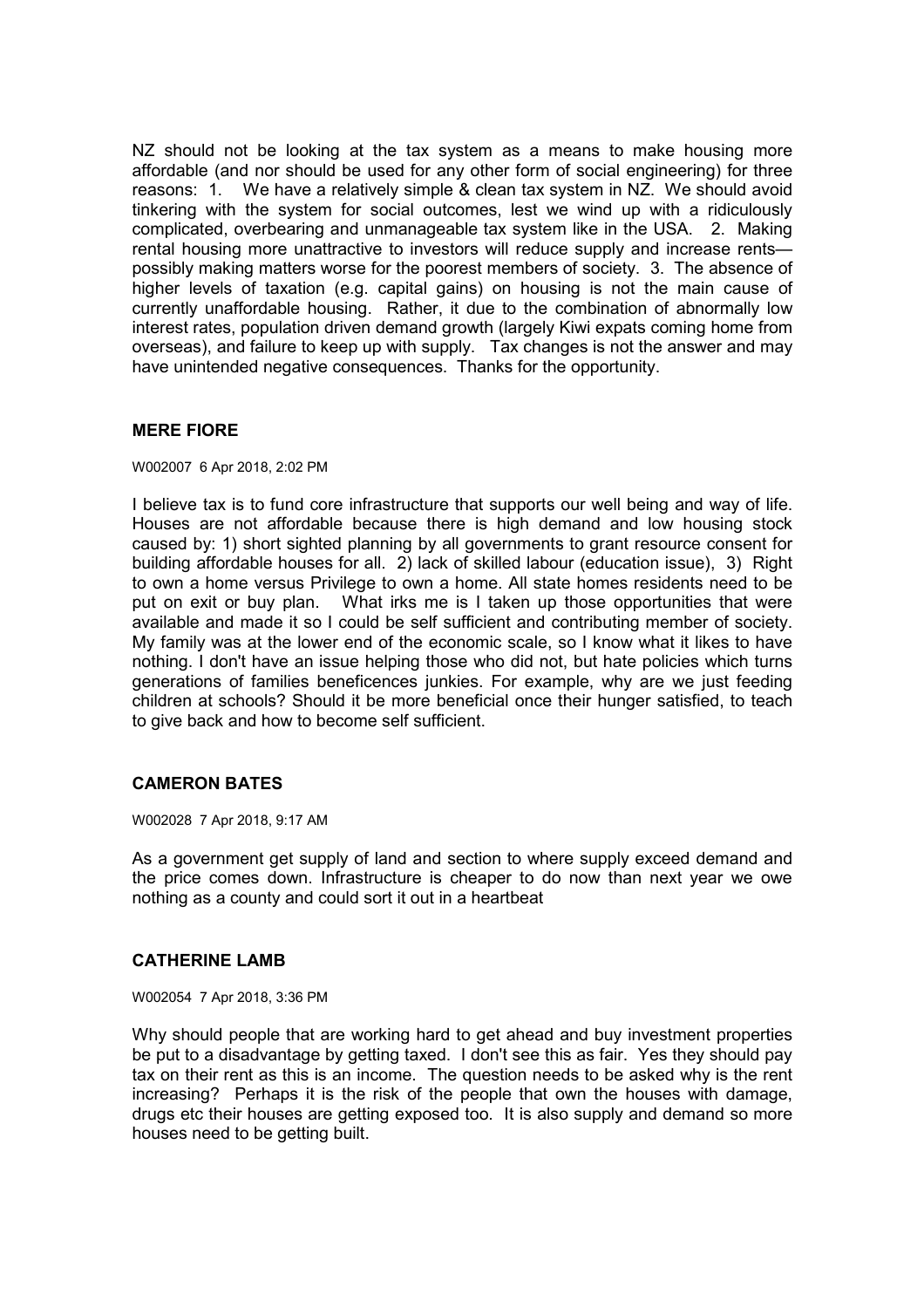NZ should not be looking at the tax system as a means to make housing more affordable (and nor should be used for any other form of social engineering) for three reasons: 1. We have a relatively simple & clean tax system in NZ. We should avoid tinkering with the system for social outcomes, lest we wind up with a ridiculously complicated, overbearing and unmanageable tax system like in the USA. 2. Making rental housing more unattractive to investors will reduce supply and increase rents—possibly making matters worse for the poorest members of society. 3. The absence of higher levels of taxation (e.g. capital gains) on housing is not the main cause of currently unaffordable housing. Rather, it due to the combination of abnormally low interest rates, population driven demand growth (largely Kiwi expats coming home from overseas), and failure to keep up with supply. Tax changes is not the answer and may have unintended negative consequences. Thanks for the opportunity.

#### MERE FIORE

W002007 6 Apr 2018, 2:02 PM

I believe tax is to fund core infrastructure that supports our well being and way of life. Houses are not affordable because there is high demand and low housing stock caused by: 1) short sighted planning by all governments to grant resource consent for building affordable houses for all. 2) lack of skilled labour (education issue), 3) Right to own a home versus Privilege to own a home. All state homes residents need to be put on exit or buy plan. What irks me is I taken up those opportunities that were available and made it so I could be self sufficient and contributing member of society. My family was at the lower end of the economic scale, so I know what it likes to have nothing. I don't have an issue helping those who did not, but hate policies which turns generations of families beneficences junkies. For example, why are we just feeding children at schools? Should it be more beneficial once their hunger satisfied, to teach to give back and how to become self sufficient.

#### CAMERON BATES

W002028 7 Apr 2018, 9:17 AM

As a government get supply of land and section to where supply exceed demand and the price comes down. Infrastructure is cheaper to do now than next year we owe nothing as a county and could sort it out in a heartbeat

#### CATHERINE LAMB

W002054 7 Apr 2018, 3:36 PM

Why should people that are working hard to get ahead and buy investment properties be put to a disadvantage by getting taxed. I don't see this as fair. Yes they should pay tax on their rent as this is an income. The question needs to be asked why is the rent increasing? Perhaps it is the risk of the people that own the houses with damage, drugs etc their houses are getting exposed too. It is also supply and demand so more houses need to be getting built.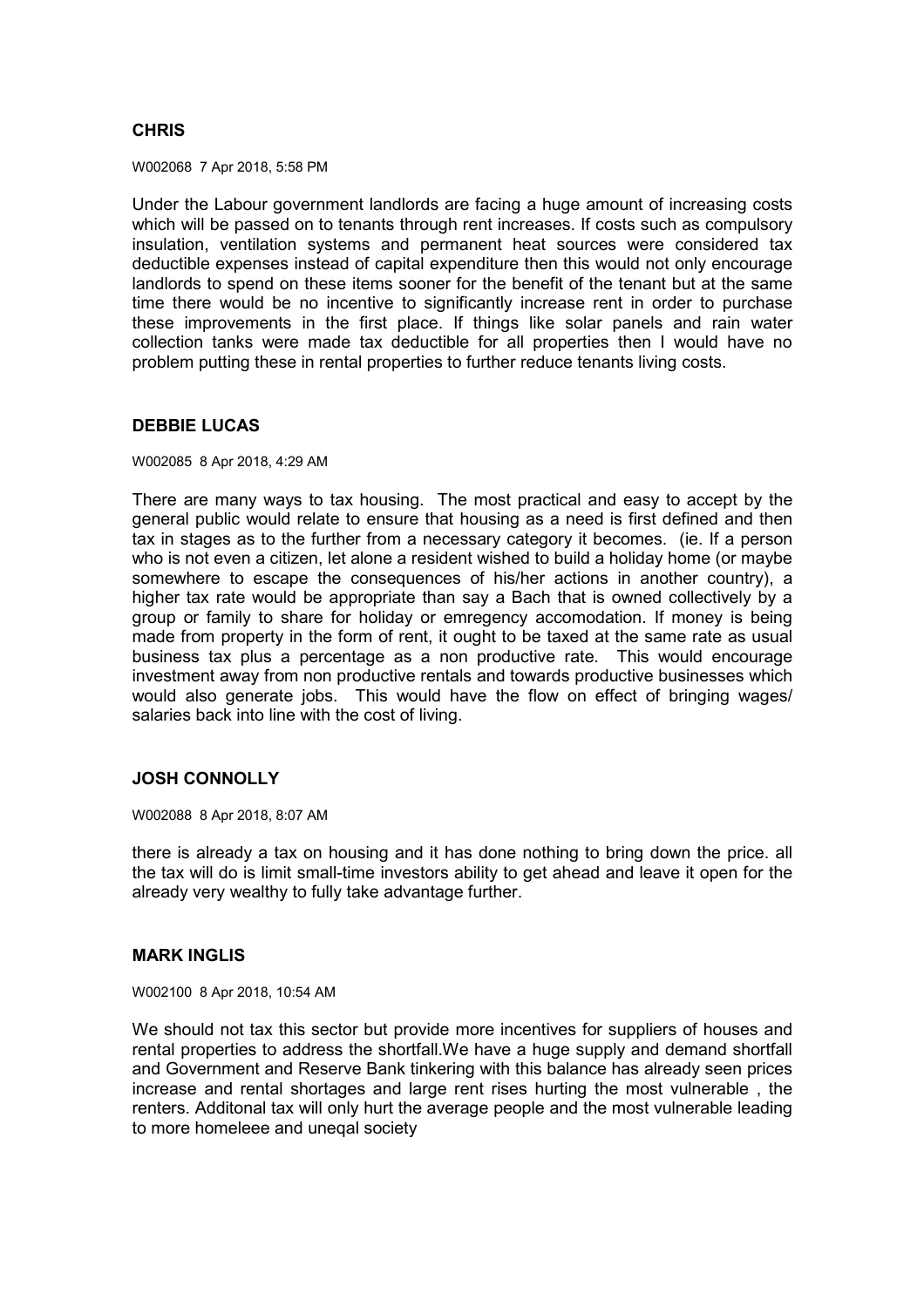**CHRIS**

W002068 7 Apr 2018, 5:58 PM

Under the Labour government landlords are facing a huge amount of increasing costs which will be passed on to tenants through rent increases. If costs such as compulsory insulation, ventilation systems and permanent heat sources were considered tax deductible expenses instead of capital expenditure then this would not only encourage landlords to spend on these items sooner for the benefit of the tenant but at the same time there would be no incentive to significantly increase rent in order to purchase these improvements in the first place. If things like solar panels and rain water collection tanks were made tax deductible for all properties then I would have no problem putting these in rental properties to further reduce tenants living costs.

**DEBBIE LUCAS**

W002085 8 Apr 2018, 4:29 AM

There are many ways to tax housing. The most practical and easy to accept by the general public would relate to ensure that housing as a need is first defined and then tax in stages as to the further from a necessary category it becomes. (ie. If a person who is not even a citizen, let alone a resident wished to build a holiday home (or maybe somewhere to escape the consequences of his/her actions in another country), a higher tax rate would be appropriate than say a Bach that is owned collectively by a group or family to share for holiday or emregency accomodation. If money is being made from property in the form of rent, it ought to be taxed at the same rate as usual business tax plus a percentage as a non productive rate. This would encourage investment away from non productive rentals and towards productive businesses which would also generate jobs. This would have the flow on effect of bringing wages/ salaries back into line with the cost of living.

**JOSH CONNOLLY**

W002088 8 Apr 2018, 8:07 AM

there is already a tax on housing and it has done nothing to bring down the price. all the tax will do is limit small-time investors ability to get ahead and leave it open for the already very wealthy to fully take advantage further.

**MARK INGLIS**

W002100 8 Apr 2018, 10:54 AM

We should not tax this sector but provide more incentives for suppliers of houses and rental properties to address the shortfall.We have a huge supply and demand shortfall and Government and Reserve Bank tinkering with this balance has already seen prices increase and rental shortages and large rent rises hurting the most vulnerable , the renters. Additonal tax will only hurt the average people and the most vulnerable leading to more homeleee and uneqal society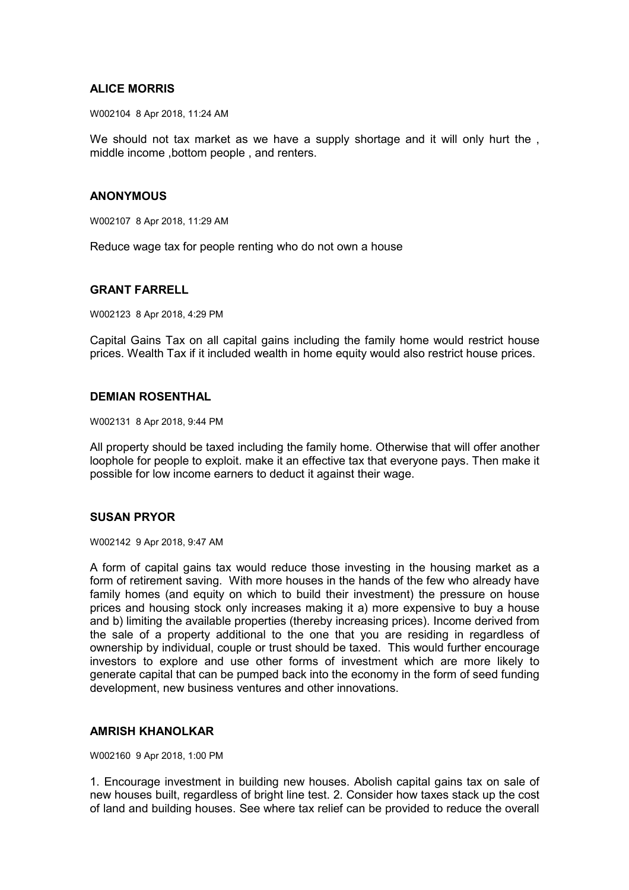**ALICE MORRIS**

W002104 8 Apr 2018, 11:24 AM

We should not tax market as we have a supply shortage and it will only hurt the , middle income ,bottom people , and renters.

**ANONYMOUS**

W002107 8 Apr 2018, 11:29 AM

Reduce wage tax for people renting who do not own a house

**GRANT FARRELL**

W002123 8 Apr 2018, 4:29 PM

Capital Gains Tax on all capital gains including the family home would restrict house prices. Wealth Tax if it included wealth in home equity would also restrict house prices.

**DEMIAN ROSENTHAL**

W002131 8 Apr 2018, 9:44 PM

All property should be taxed including the family home. Otherwise that will offer another loophole for people to exploit. make it an effective tax that everyone pays. Then make it possible for low income earners to deduct it against their wage.

**SUSAN PRYOR**

W002142 9 Apr 2018, 9:47 AM

A form of capital gains tax would reduce those investing in the housing market as a form of retirement saving. With more houses in the hands of the few who already have family homes (and equity on which to build their investment) the pressure on house prices and housing stock only increases making it a) more expensive to buy a house and b) limiting the available properties (thereby increasing prices). Income derived from the sale of a property additional to the one that you are residing in regardless of ownership by individual, couple or trust should be taxed. This would further encourage investors to explore and use other forms of investment which are more likely to generate capital that can be pumped back into the economy in the form of seed funding development, new business ventures and other innovations.

**AMRISH KHANOLKAR**

W002160 9 Apr 2018, 1:00 PM

1. Encourage investment in building new houses. Abolish capital gains tax on sale of new houses built, regardless of bright line test. 2. Consider how taxes stack up the cost of land and building houses. See where tax relief can be provided to reduce the overall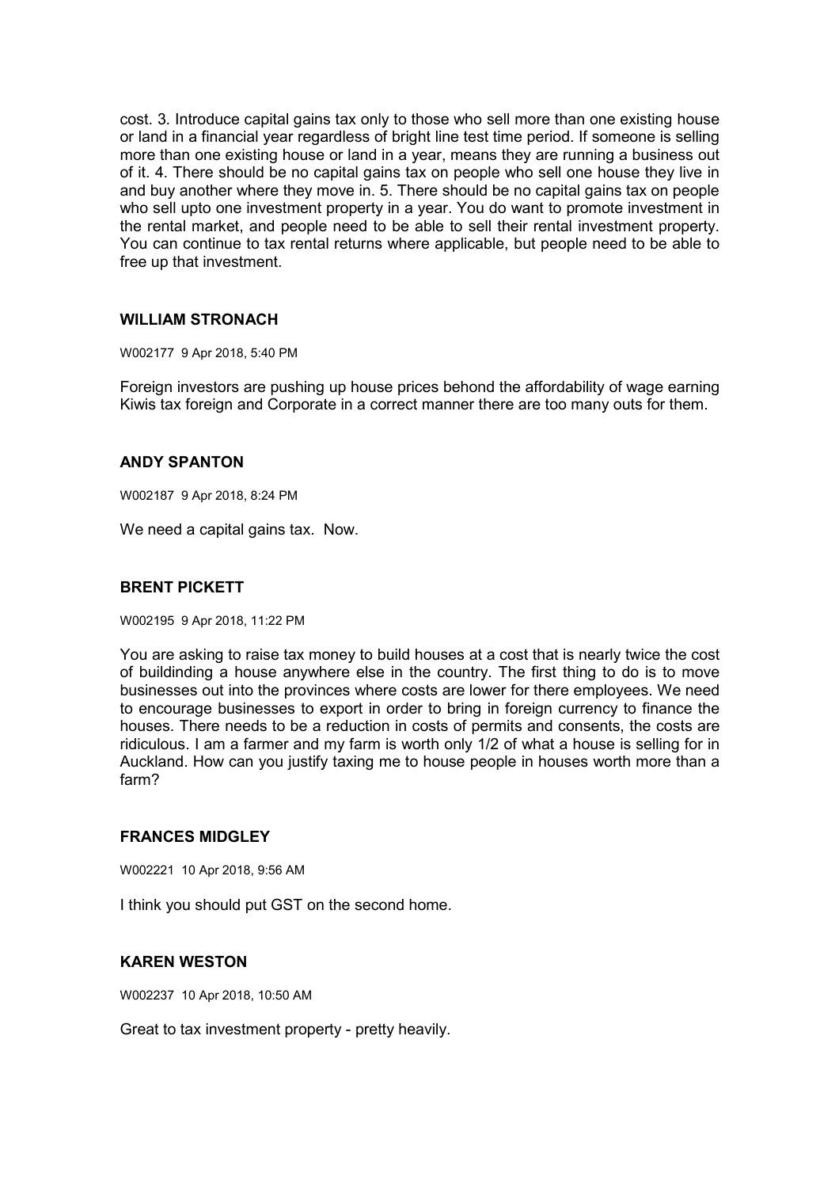cost. 3. Introduce capital gains tax only to those who sell more than one existing house or land in a financial year regardless of bright line test time period. If someone is selling more than one existing house or land in a year, means they are running a business out of it. 4. There should be no capital gains tax on people who sell one house they live in and buy another where they move in. 5. There should be no capital gains tax on people who sell upto one investment property in a year. You do want to promote investment in the rental market, and people need to be able to sell their rental investment property. You can continue to tax rental returns where applicable, but people need to be able to free up that investment.

### WILLIAM STRONACH

W002177 9 Apr 2018, 5:40 PM

Foreign investors are pushing up house prices behond the affordability of wage earning Kiwis tax foreign and Corporate in a correct manner there are too many outs for them.

### ANDY SPANTON

W002187 9 Apr 2018, 8:24 PM

We need a capital gains tax. Now.

### BRENT PICKETT

W002195 9 Apr 2018, 11:22 PM

You are asking to raise tax money to build houses at a cost that is nearly twice the cost of buildinding a house anywhere else in the country. The first thing to do is to move businesses out into the provinces where costs are lower for there employees. We need to encourage businesses to export in order to bring in foreign currency to finance the houses. There needs to be a reduction in costs of permits and consents, the costs are ridiculous. I am a farmer and my farm is worth only 1/2 of what a house is selling for in Auckland. How can you justify taxing me to house people in houses worth more than a farm?

### FRANCES MIDGLEY

W002221 10 Apr 2018, 9:56 AM

I think you should put GST on the second home.

### KAREN WESTON

W002237 10 Apr 2018, 10:50 AM

Great to tax investment property - pretty heavily.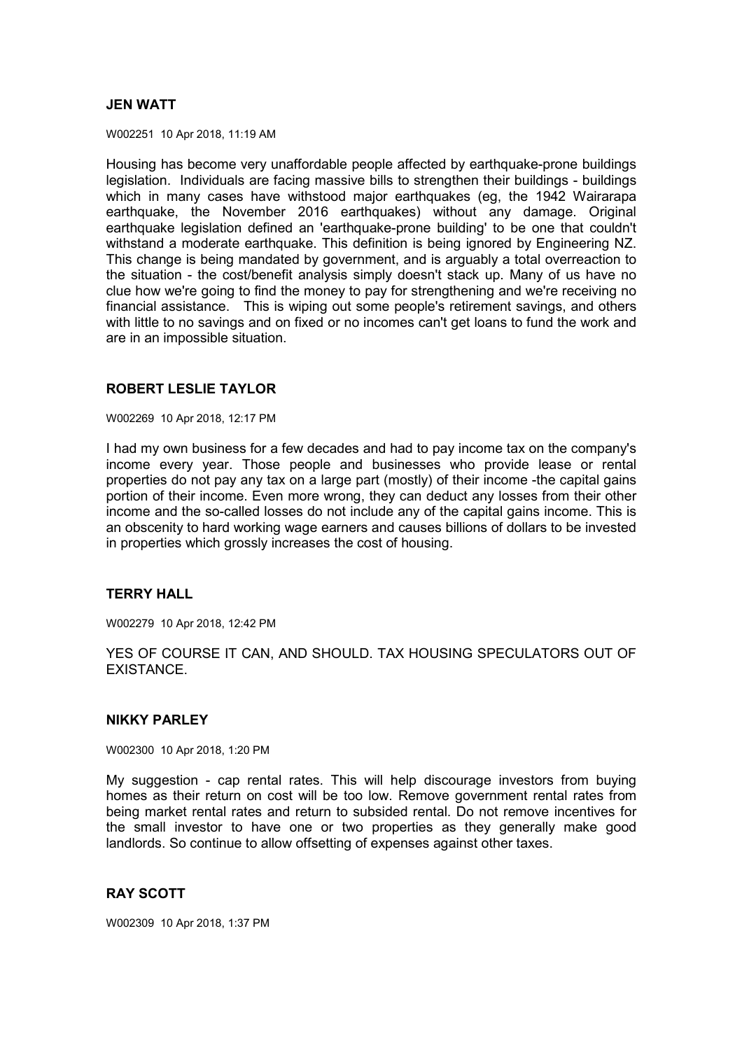**JEN WATT**

W002251 10 Apr 2018, 11:19 AM

Housing has become very unaffordable people affected by earthquake-prone buildings legislation. Individuals are facing massive bills to strengthen their buildings - buildings which in many cases have withstood major earthquakes (eg, the 1942 Wairarapa earthquake, the November 2016 earthquakes) without any damage. Original earthquake legislation defined an 'earthquake-prone building' to be one that couldn't withstand a moderate earthquake. This definition is being ignored by Engineering NZ. This change is being mandated by government, and is arguably a total overreaction to the situation - the cost/benefit analysis simply doesn't stack up. Many of us have no clue how we're going to find the money to pay for strengthening and we're receiving no financial assistance. This is wiping out some people's retirement savings, and others with little to no savings and on fixed or no incomes can't get loans to fund the work and are in an impossible situation.

**ROBERT LESLIE TAYLOR**

W002269 10 Apr 2018, 12:17 PM

I had my own business for a few decades and had to pay income tax on the company's income every year. Those people and businesses who provide lease or rental properties do not pay any tax on a large part (mostly) of their income -the capital gains portion of their income. Even more wrong, they can deduct any losses from their other income and the so-called losses do not include any of the capital gains income. This is an obscenity to hard working wage earners and causes billions of dollars to be invested in properties which grossly increases the cost of housing.

**TERRY HALL**

W002279 10 Apr 2018, 12:42 PM

YES OF COURSE IT CAN, AND SHOULD. TAX HOUSING SPECULATORS OUT OF EXISTANCE.

**NIKKY PARLEY**

W002300 10 Apr 2018, 1:20 PM

My suggestion - cap rental rates. This will help discourage investors from buying homes as their return on cost will be too low. Remove government rental rates from being market rental rates and return to subsided rental. Do not remove incentives for the small investor to have one or two properties as they generally make good landlords. So continue to allow offsetting of expenses against other taxes.

**RAY SCOTT**

W002309 10 Apr 2018, 1:37 PM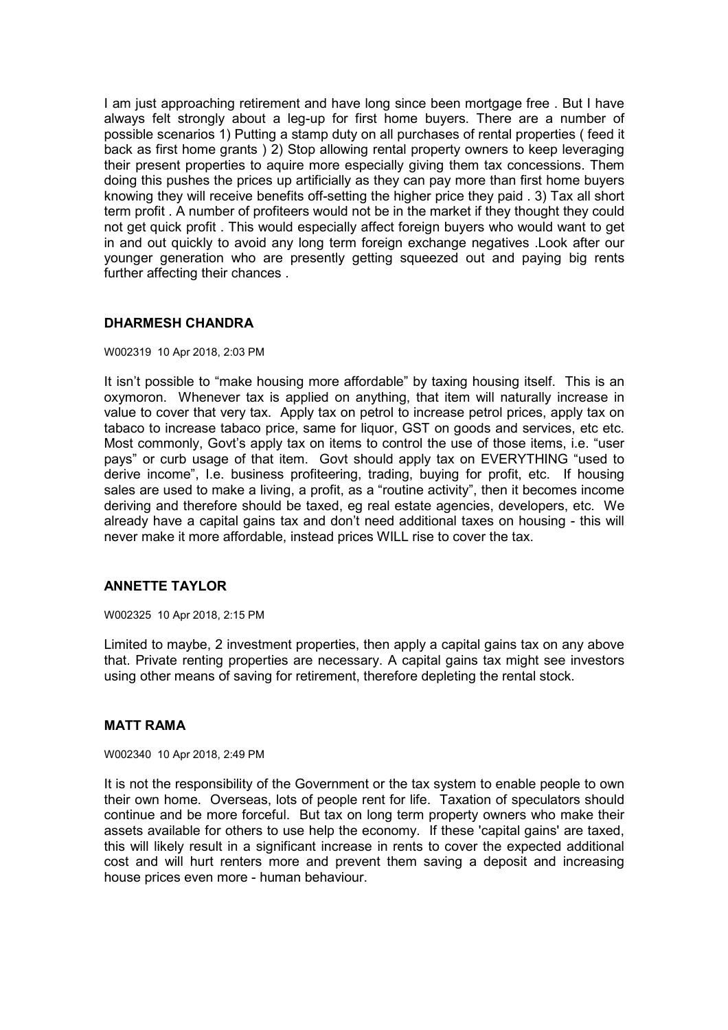I am just approaching retirement and have long since been mortgage free . But I have always felt strongly about a leg-up for first home buyers. There are a number of possible scenarios 1) Putting a stamp duty on all purchases of rental properties ( feed it back as first home grants ) 2) Stop allowing rental property owners to keep leveraging their present properties to aquire more especially giving them tax concessions. Them doing this pushes the prices up artificially as they can pay more than first home buyers knowing they will receive benefits off-setting the higher price they paid . 3) Tax all short term profit . A number of profiteers would not be in the market if they thought they could not get quick profit . This would especially affect foreign buyers who would want to get in and out quickly to avoid any long term foreign exchange negatives .Look after our younger generation who are presently getting squeezed out and paying big rents further affecting their chances .

### DHARMESH CHANDRA

W002319 10 Apr 2018, 2:03 PM

It isn't possible to "make housing more affordable" by taxing housing itself. This is an oxymoron. Whenever tax is applied on anything, that item will naturally increase in value to cover that very tax. Apply tax on petrol to increase petrol prices, apply tax on tabaco to increase tabaco price, same for liquor, GST on goods and services, etc etc. Most commonly, Govt's apply tax on items to control the use of those items, i.e. "user pays" or curb usage of that item. Govt should apply tax on EVERYTHING "used to derive income", I.e. business profiteering, trading, buying for profit, etc. If housing sales are used to make a living, a profit, as a "routine activity", then it becomes income deriving and therefore should be taxed, eg real estate agencies, developers, etc. We already have a capital gains tax and don't need additional taxes on housing - this will never make it more affordable, instead prices WILL rise to cover the tax.

### ANNETTE TAYLOR

W002325 10 Apr 2018, 2:15 PM

Limited to maybe, 2 investment properties, then apply a capital gains tax on any above that. Private renting properties are necessary. A capital gains tax might see investors using other means of saving for retirement, therefore depleting the rental stock.

### MATT RAMA

W002340 10 Apr 2018, 2:49 PM

It is not the responsibility of the Government or the tax system to enable people to own their own home. Overseas, lots of people rent for life. Taxation of speculators should continue and be more forceful. But tax on long term property owners who make their assets available for others to use help the economy. If these 'capital gains' are taxed, this will likely result in a significant increase in rents to cover the expected additional cost and will hurt renters more and prevent them saving a deposit and increasing house prices even more - human behaviour.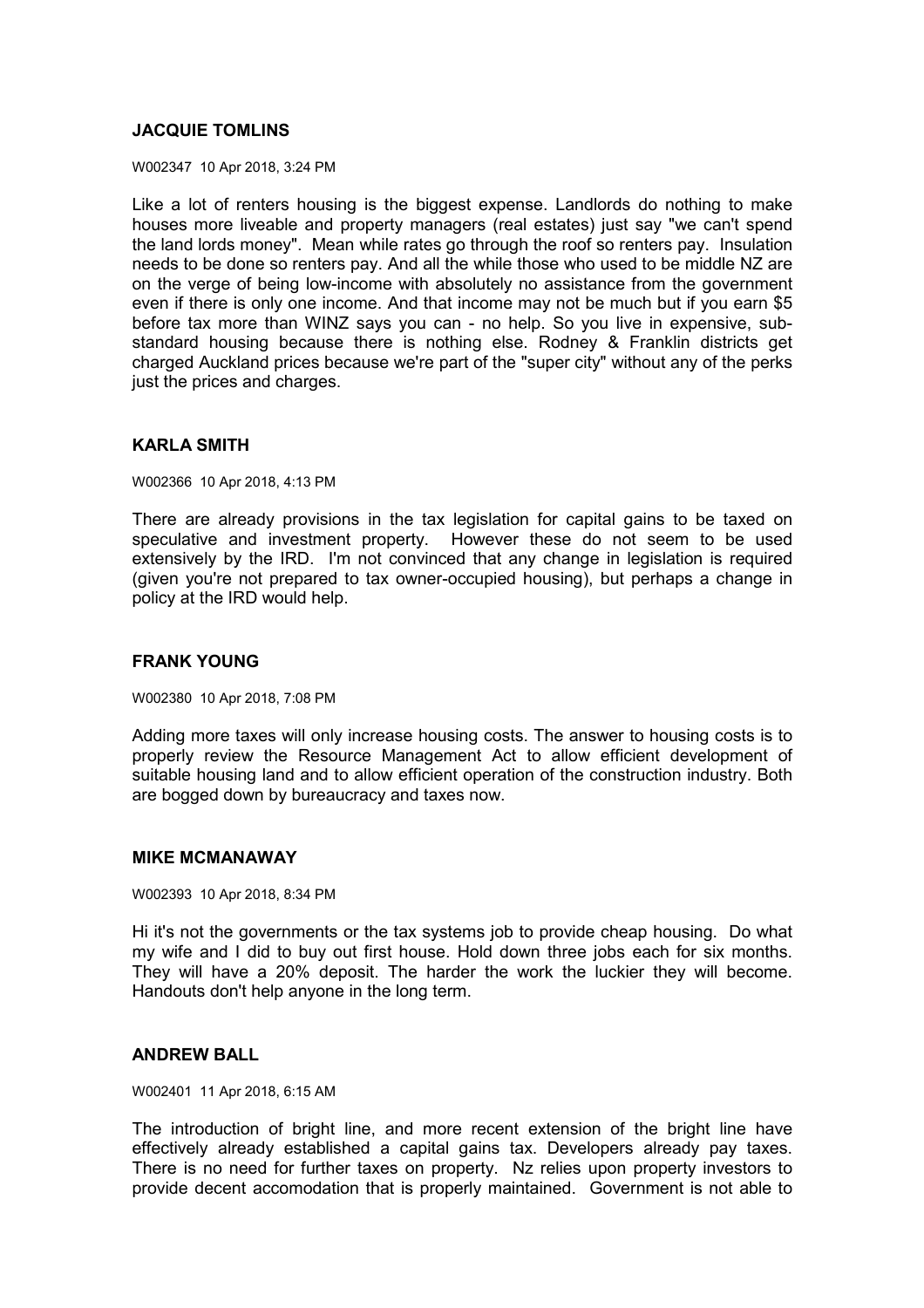**JACQUIE TOMLINS**

W002347 10 Apr 2018, 3:24 PM

Like a lot of renters housing is the biggest expense. Landlords do nothing to make houses more liveable and property managers (real estates) just say "we can't spend the land lords money". Mean while rates go through the roof so renters pay. Insulation needs to be done so renters pay. And all the while those who used to be middle NZ are on the verge of being low-income with absolutely no assistance from the government even if there is only one income. And that income may not be much but if you earn $5 before tax more than WINZ says you can - no help. So you live in expensive, sub-standard housing because there is nothing else. Rodney & Franklin districts get charged Auckland prices because we're part of the "super city" without any of the perks just the prices and charges.

**KARLA SMITH**

W002366 10 Apr 2018, 4:13 PM

There are already provisions in the tax legislation for capital gains to be taxed on speculative and investment property. However these do not seem to be used extensively by the IRD. I'm not convinced that any change in legislation is required (given you're not prepared to tax owner-occupied housing), but perhaps a change in policy at the IRD would help.

**FRANK YOUNG**

W002380 10 Apr 2018, 7:08 PM

Adding more taxes will only increase housing costs. The answer to housing costs is to properly review the Resource Management Act to allow efficient development of suitable housing land and to allow efficient operation of the construction industry. Both are bogged down by bureaucracy and taxes now.

**MIKE MCMANAWAY**

W002393 10 Apr 2018, 8:34 PM

Hi it's not the governments or the tax systems job to provide cheap housing. Do what my wife and I did to buy out first house. Hold down three jobs each for six months. They will have a 20% deposit. The harder the work the luckier they will become. Handouts don't help anyone in the long term.

**ANDREW BALL**

W002401 11 Apr 2018, 6:15 AM

The introduction of bright line, and more recent extension of the bright line have effectively already established a capital gains tax. Developers already pay taxes. There is no need for further taxes on property. Nz relies upon property investors to provide decent accomodation that is properly maintained. Government is not able to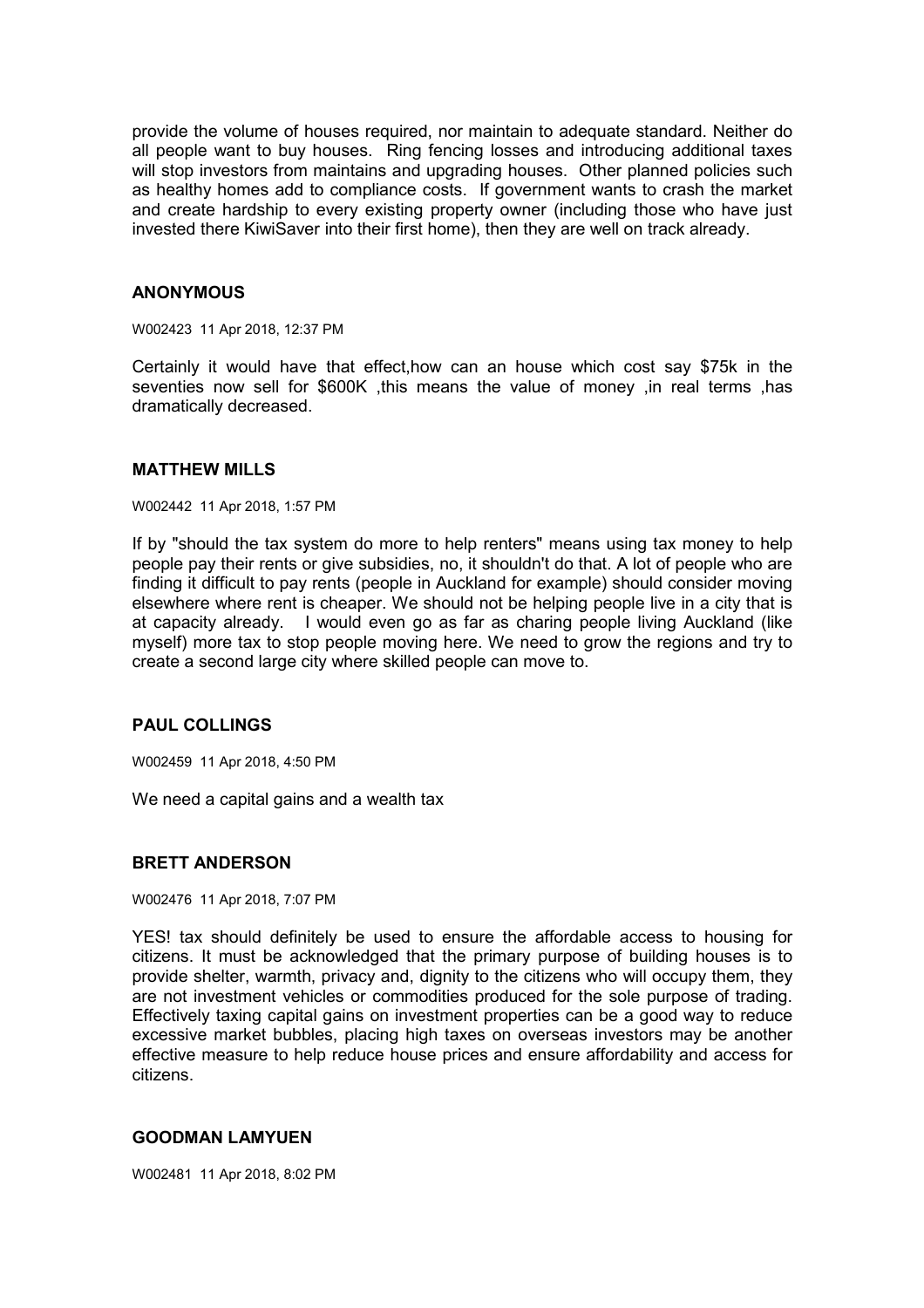provide the volume of houses required, nor maintain to adequate standard. Neither do all people want to buy houses. Ring fencing losses and introducing additional taxes will stop investors from maintains and upgrading houses. Other planned policies such as healthy homes add to compliance costs. If government wants to crash the market and create hardship to every existing property owner (including those who have just invested there KiwiSaver into their first home), then they are well on track already.

### ANONYMOUS

W002423 11 Apr 2018, 12:37 PM

Certainly it would have that effect,how can an house which cost say $75k in the seventies now sell for $600K ,this means the value of money ,in real terms ,has dramatically decreased.

### MATTHEW MILLS

W002442 11 Apr 2018, 1:57 PM

If by "should the tax system do more to help renters" means using tax money to help people pay their rents or give subsidies, no, it shouldn't do that. A lot of people who are finding it difficult to pay rents (people in Auckland for example) should consider moving elsewhere where rent is cheaper. We should not be helping people live in a city that is at capacity already. I would even go as far as charing people living Auckland (like myself) more tax to stop people moving here. We need to grow the regions and try to create a second large city where skilled people can move to.

### PAUL COLLINGS

W002459 11 Apr 2018, 4:50 PM

We need a capital gains and a wealth tax

### BRETT ANDERSON

W002476 11 Apr 2018, 7:07 PM

YES! tax should definitely be used to ensure the affordable access to housing for citizens. It must be acknowledged that the primary purpose of building houses is to provide shelter, warmth, privacy and, dignity to the citizens who will occupy them, they are not investment vehicles or commodities produced for the sole purpose of trading. Effectively taxing capital gains on investment properties can be a good way to reduce excessive market bubbles, placing high taxes on overseas investors may be another effective measure to help reduce house prices and ensure affordability and access for citizens.

### GOODMAN LAMYUEN

W002481 11 Apr 2018, 8:02 PM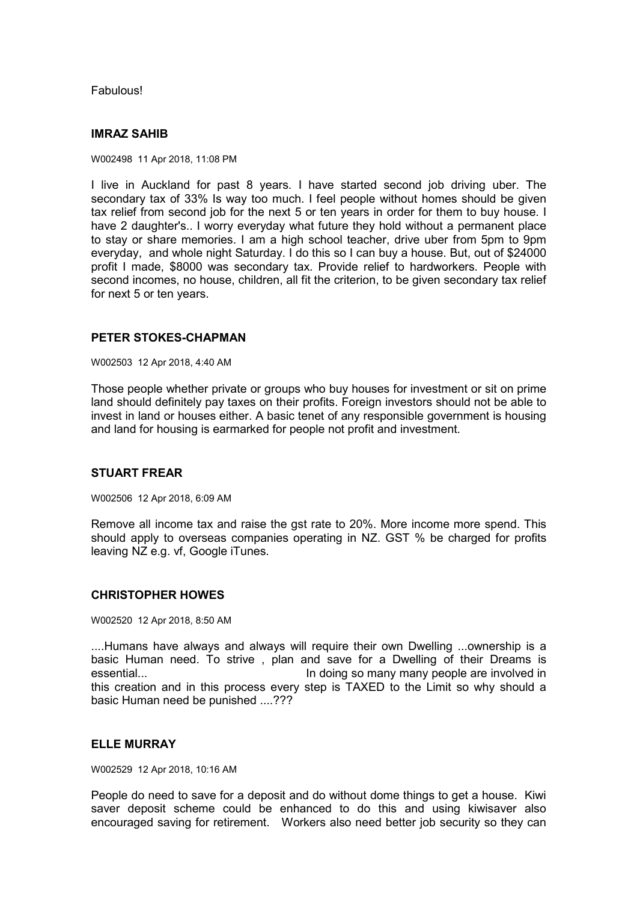Fabulous!

**IMRAZ SAHIB**

W002498 11 Apr 2018, 11:08 PM

I live in Auckland for past 8 years. I have started second job driving uber. The secondary tax of 33% Is way too much. I feel people without homes should be given tax relief from second job for the next 5 or ten years in order for them to buy house. I have 2 daughter's.. I worry everyday what future they hold without a permanent place to stay or share memories. I am a high school teacher, drive uber from 5pm to 9pm everyday, and whole night Saturday. I do this so I can buy a house. But, out of $24000 profit I made, $8000 was secondary tax. Provide relief to hardworkers. People with second incomes, no house, children, all fit the criterion, to be given secondary tax relief for next 5 or ten years.

**PETER STOKES-CHAPMAN**

W002503 12 Apr 2018, 4:40 AM

Those people whether private or groups who buy houses for investment or sit on prime land should definitely pay taxes on their profits. Foreign investors should not be able to invest in land or houses either. A basic tenet of any responsible government is housing and land for housing is earmarked for people not profit and investment.

**STUART FREAR**

W002506 12 Apr 2018, 6:09 AM

Remove all income tax and raise the gst rate to 20%. More income more spend. This should apply to overseas companies operating in NZ. GST % be charged for profits leaving NZ e.g. vf, Google iTunes.

**CHRISTOPHER HOWES**

W002520 12 Apr 2018, 8:50 AM

....Humans have always and always will require their own Dwelling ...ownership is a basic Human need. To strive , plan and save for a Dwelling of their Dreams is essential... In doing so many many people are involved in this creation and in this process every step is TAXED to the Limit so why should a basic Human need be punished ....???

**ELLE MURRAY**

W002529 12 Apr 2018, 10:16 AM

People do need to save for a deposit and do without dome things to get a house. Kiwi saver deposit scheme could be enhanced to do this and using kiwisaver also encouraged saving for retirement. Workers also need better job security so they can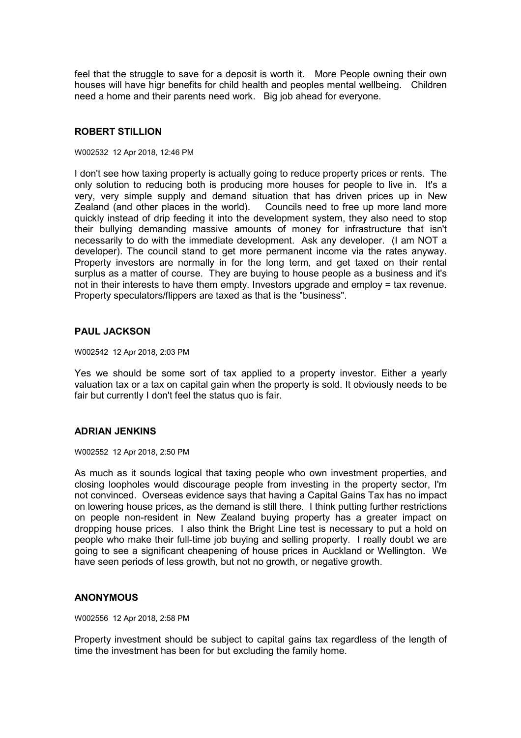feel that the struggle to save for a deposit is worth it. More People owning their own houses will have higr benefits for child health and peoples mental wellbeing. Children need a home and their parents need work. Big job ahead for everyone.

**ROBERT STILLION**

W002532 12 Apr 2018, 12:46 PM

I don't see how taxing property is actually going to reduce property prices or rents. The only solution to reducing both is producing more houses for people to live in. It's a very, very simple supply and demand situation that has driven prices up in New Zealand (and other places in the world). Councils need to free up more land more quickly instead of drip feeding it into the development system, they also need to stop their bullying demanding massive amounts of money for infrastructure that isn't necessarily to do with the immediate development. Ask any developer. (I am NOT a developer). The council stand to get more permanent income via the rates anyway. Property investors are normally in for the long term, and get taxed on their rental surplus as a matter of course. They are buying to house people as a business and it's not in their interests to have them empty. Investors upgrade and employ = tax revenue. Property speculators/flippers are taxed as that is the "business".

**PAUL JACKSON**

W002542 12 Apr 2018, 2:03 PM

Yes we should be some sort of tax applied to a property investor. Either a yearly valuation tax or a tax on capital gain when the property is sold. It obviously needs to be fair but currently I don't feel the status quo is fair.

**ADRIAN JENKINS**

W002552 12 Apr 2018, 2:50 PM

As much as it sounds logical that taxing people who own investment properties, and closing loopholes would discourage people from investing in the property sector, I'm not convinced. Overseas evidence says that having a Capital Gains Tax has no impact on lowering house prices, as the demand is still there. I think putting further restrictions on people non-resident in New Zealand buying property has a greater impact on dropping house prices. I also think the Bright Line test is necessary to put a hold on people who make their full-time job buying and selling property. I really doubt we are going to see a significant cheapening of house prices in Auckland or Wellington. We have seen periods of less growth, but not no growth, or negative growth.

**ANONYMOUS**

W002556 12 Apr 2018, 2:58 PM

Property investment should be subject to capital gains tax regardless of the length of time the investment has been for but excluding the family home.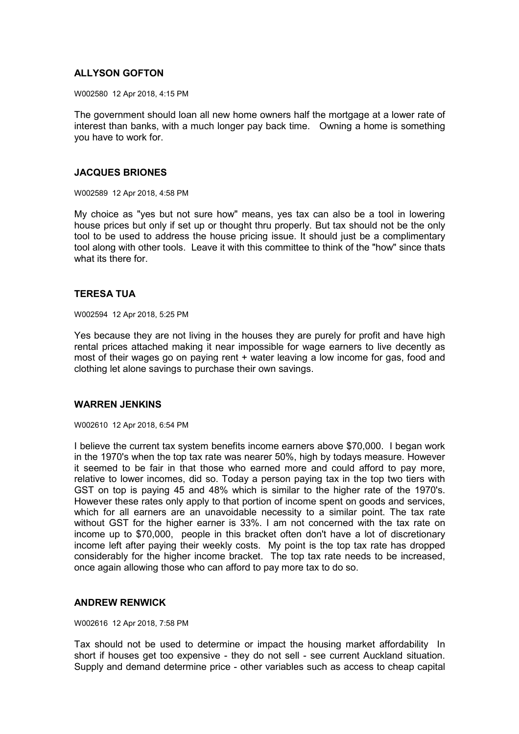**ALLYSON GOFTON**

W002580 12 Apr 2018, 4:15 PM

The government should loan all new home owners half the mortgage at a lower rate of interest than banks, with a much longer pay back time. Owning a home is something you have to work for.

**JACQUES BRIONES**

W002589 12 Apr 2018, 4:58 PM

My choice as "yes but not sure how" means, yes tax can also be a tool in lowering house prices but only if set up or thought thru properly. But tax should not be the only tool to be used to address the house pricing issue. It should just be a complimentary tool along with other tools. Leave it with this committee to think of the "how" since thats what its there for.

**TERESA TUA**

W002594 12 Apr 2018, 5:25 PM

Yes because they are not living in the houses they are purely for profit and have high rental prices attached making it near impossible for wage earners to live decently as most of their wages go on paying rent + water leaving a low income for gas, food and clothing let alone savings to purchase their own savings.

**WARREN JENKINS**

W002610 12 Apr 2018, 6:54 PM

I believe the current tax system benefits income earners above $70,000. I began work in the 1970's when the top tax rate was nearer 50%, high by todays measure. However it seemed to be fair in that those who earned more and could afford to pay more, relative to lower incomes, did so. Today a person paying tax in the top two tiers with GST on top is paying 45 and 48% which is similar to the higher rate of the 1970's. However these rates only apply to that portion of income spent on goods and services, which for all earners are an unavoidable necessity to a similar point. The tax rate without GST for the higher earner is 33%. I am not concerned with the tax rate on income up to $70,000, people in this bracket often don't have a lot of discretionary income left after paying their weekly costs. My point is the top tax rate has dropped considerably for the higher income bracket. The top tax rate needs to be increased, once again allowing those who can afford to pay more tax to do so.

**ANDREW RENWICK**

W002616 12 Apr 2018, 7:58 PM

Tax should not be used to determine or impact the housing market affordability In short if houses get too expensive - they do not sell - see current Auckland situation. Supply and demand determine price - other variables such as access to cheap capital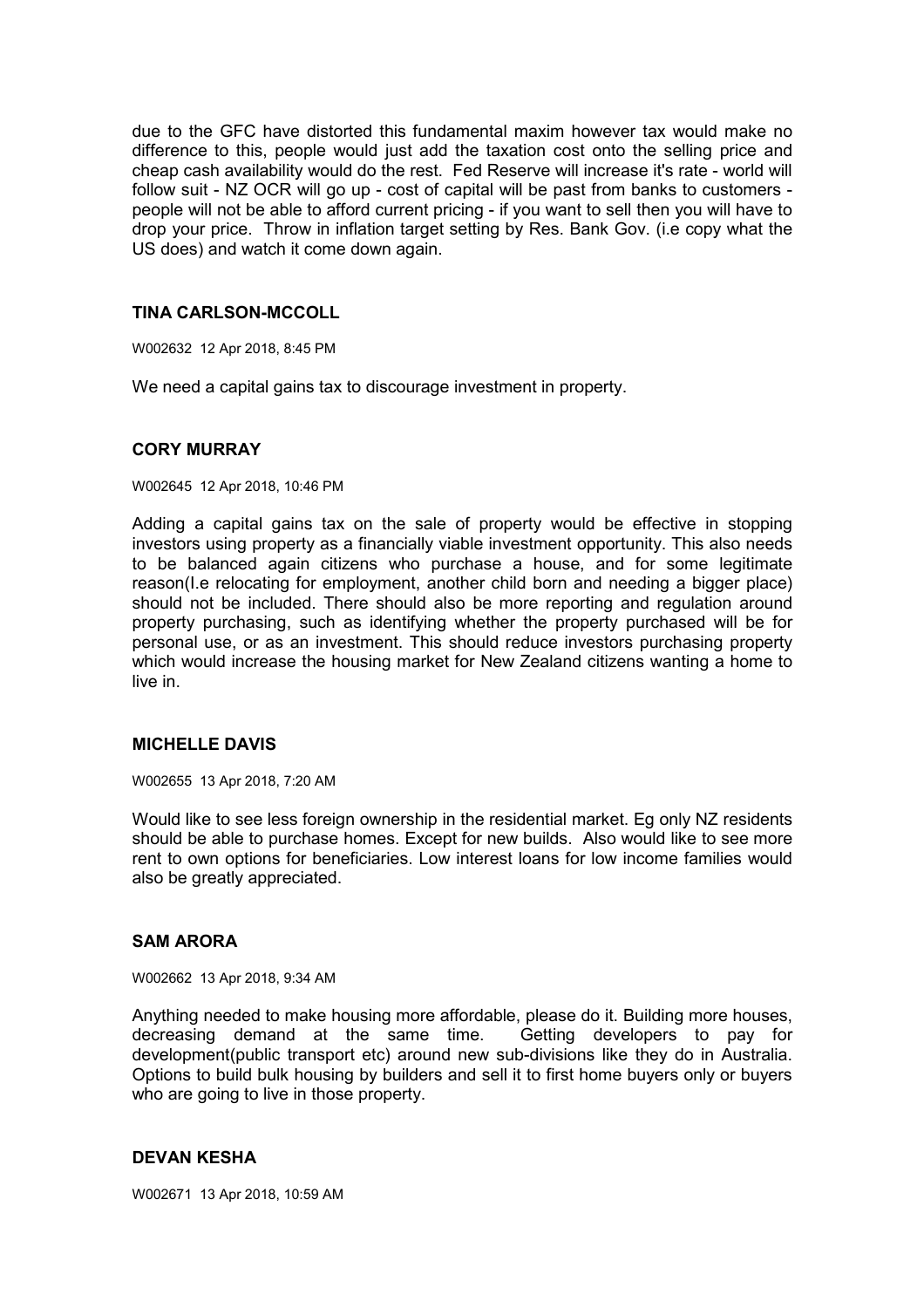due to the GFC have distorted this fundamental maxim however tax would make no difference to this, people would just add the taxation cost onto the selling price and cheap cash availability would do the rest. Fed Reserve will increase it's rate - world will follow suit - NZ OCR will go up - cost of capital will be past from banks to customers - people will not be able to afford current pricing - if you want to sell then you will have to drop your price. Throw in inflation target setting by Res. Bank Gov. (i.e copy what the US does) and watch it come down again.

### TINA CARLSON-MCCOLL

W002632 12 Apr 2018, 8:45 PM

We need a capital gains tax to discourage investment in property.

### CORY MURRAY

W002645 12 Apr 2018, 10:46 PM

Adding a capital gains tax on the sale of property would be effective in stopping investors using property as a financially viable investment opportunity. This also needs to be balanced again citizens who purchase a house, and for some legitimate reason(I.e relocating for employment, another child born and needing a bigger place) should not be included. There should also be more reporting and regulation around property purchasing, such as identifying whether the property purchased will be for personal use, or as an investment. This should reduce investors purchasing property which would increase the housing market for New Zealand citizens wanting a home to live in.

### MICHELLE DAVIS

W002655 13 Apr 2018, 7:20 AM

Would like to see less foreign ownership in the residential market. Eg only NZ residents should be able to purchase homes. Except for new builds. Also would like to see more rent to own options for beneficiaries. Low interest loans for low income families would also be greatly appreciated.

### SAM ARORA

W002662 13 Apr 2018, 9:34 AM

Anything needed to make housing more affordable, please do it. Building more houses, decreasing demand at the same time. Getting developers to pay for development(public transport etc) around new sub-divisions like they do in Australia. Options to build bulk housing by builders and sell it to first home buyers only or buyers who are going to live in those property.

### DEVAN KESHA

W002671 13 Apr 2018, 10:59 AM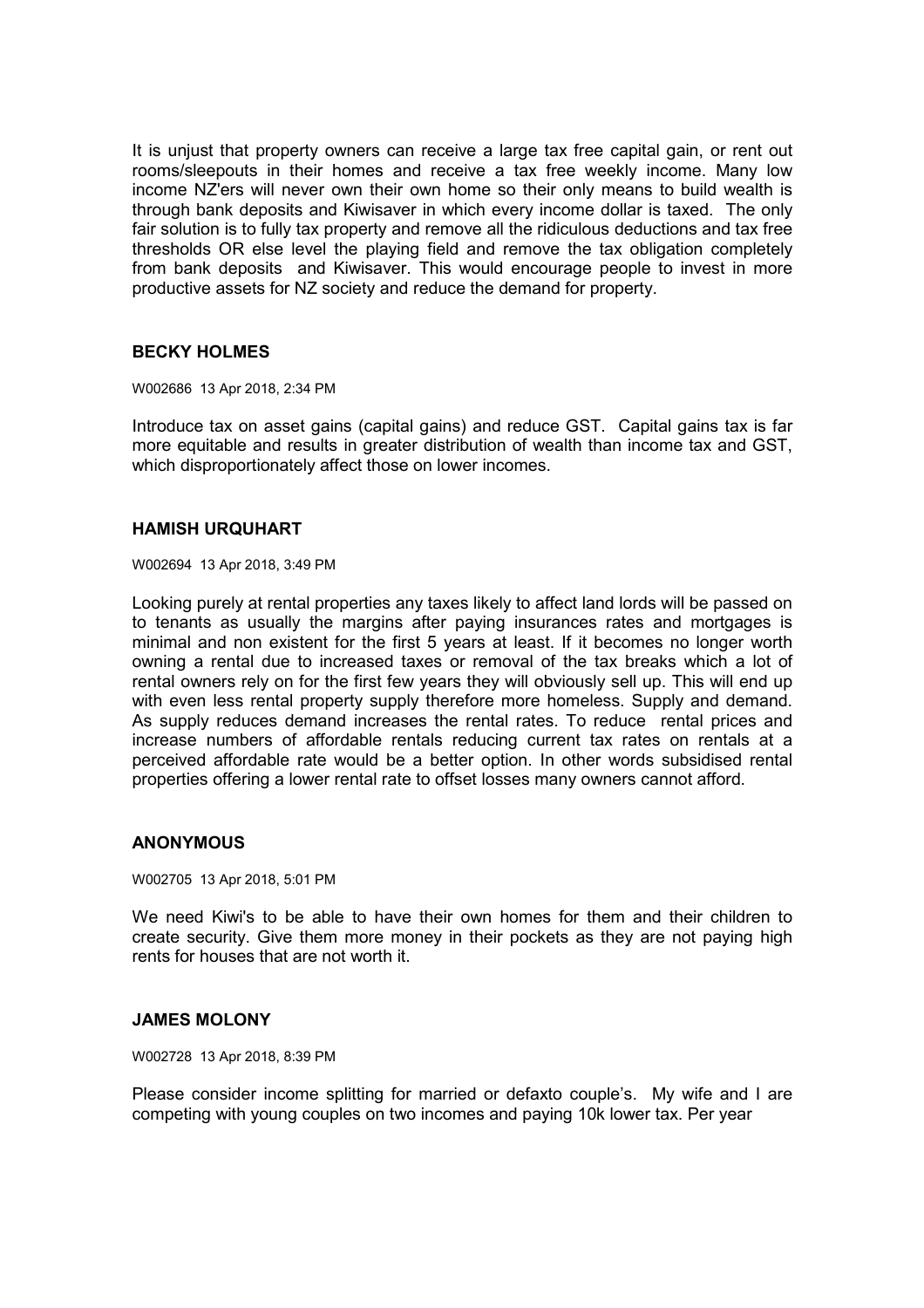It is unjust that property owners can receive a large tax free capital gain, or rent out rooms/sleepouts in their homes and receive a tax free weekly income. Many low income NZ'ers will never own their own home so their only means to build wealth is through bank deposits and Kiwisaver in which every income dollar is taxed. The only fair solution is to fully tax property and remove all the ridiculous deductions and tax free thresholds OR else level the playing field and remove the tax obligation completely from bank deposits and Kiwisaver. This would encourage people to invest in more productive assets for NZ society and reduce the demand for property.

### BECKY HOLMES

W002686 13 Apr 2018, 2:34 PM

Introduce tax on asset gains (capital gains) and reduce GST. Capital gains tax is far more equitable and results in greater distribution of wealth than income tax and GST, which disproportionately affect those on lower incomes.

### HAMISH URQUHART

W002694 13 Apr 2018, 3:49 PM

Looking purely at rental properties any taxes likely to affect land lords will be passed on to tenants as usually the margins after paying insurances rates and mortgages is minimal and non existent for the first 5 years at least. If it becomes no longer worth owning a rental due to increased taxes or removal of the tax breaks which a lot of rental owners rely on for the first few years they will obviously sell up. This will end up with even less rental property supply therefore more homeless. Supply and demand. As supply reduces demand increases the rental rates. To reduce rental prices and increase numbers of affordable rentals reducing current tax rates on rentals at a perceived affordable rate would be a better option. In other words subsidised rental properties offering a lower rental rate to offset losses many owners cannot afford.

### ANONYMOUS

W002705 13 Apr 2018, 5:01 PM

We need Kiwi's to be able to have their own homes for them and their children to create security. Give them more money in their pockets as they are not paying high rents for houses that are not worth it.

### JAMES MOLONY

W002728 13 Apr 2018, 8:39 PM

Please consider income splitting for married or defaxto couple's. My wife and I are competing with young couples on two incomes and paying 10k lower tax. Per year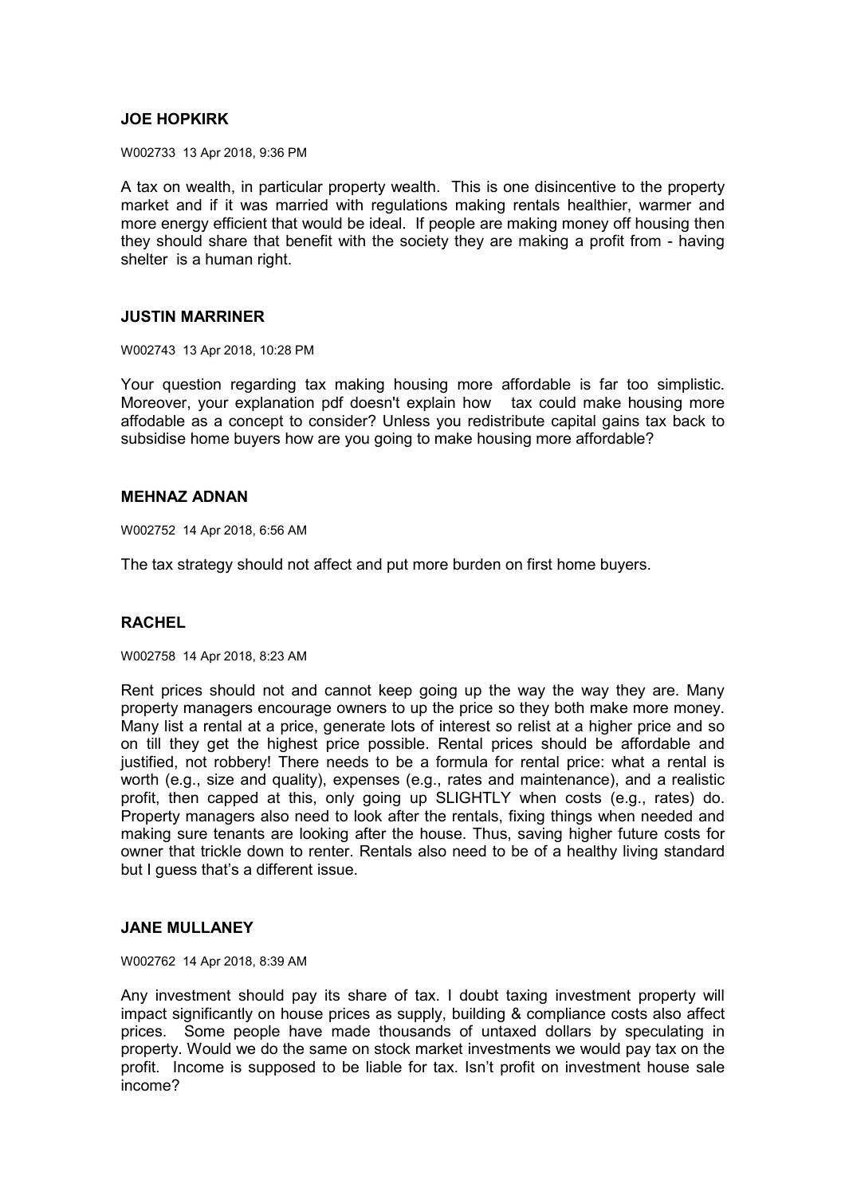**JOE HOPKIRK**

W002733 13 Apr 2018, 9:36 PM

A tax on wealth, in particular property wealth. This is one disincentive to the property market and if it was married with regulations making rentals healthier, warmer and more energy efficient that would be ideal. If people are making money off housing then they should share that benefit with the society they are making a profit from - having shelter is a human right.

**JUSTIN MARRINER**

W002743 13 Apr 2018, 10:28 PM

Your question regarding tax making housing more affordable is far too simplistic. Moreover, your explanation pdf doesn't explain how tax could make housing more affodable as a concept to consider? Unless you redistribute capital gains tax back to subsidise home buyers how are you going to make housing more affordable?

**MEHNAZ ADNAN**

W002752 14 Apr 2018, 6:56 AM

The tax strategy should not affect and put more burden on first home buyers.

**RACHEL**

W002758 14 Apr 2018, 8:23 AM

Rent prices should not and cannot keep going up the way the way they are. Many property managers encourage owners to up the price so they both make more money. Many list a rental at a price, generate lots of interest so relist at a higher price and so on till they get the highest price possible. Rental prices should be affordable and justified, not robbery! There needs to be a formula for rental price: what a rental is worth (e.g., size and quality), expenses (e.g., rates and maintenance), and a realistic profit, then capped at this, only going up SLIGHTLY when costs (e.g., rates) do. Property managers also need to look after the rentals, fixing things when needed and making sure tenants are looking after the house. Thus, saving higher future costs for owner that trickle down to renter. Rentals also need to be of a healthy living standard but I guess that's a different issue.

**JANE MULLANEY**

W002762 14 Apr 2018, 8:39 AM

Any investment should pay its share of tax. I doubt taxing investment property will impact significantly on house prices as supply, building & compliance costs also affect prices. Some people have made thousands of untaxed dollars by speculating in property. Would we do the same on stock market investments we would pay tax on the profit. Income is supposed to be liable for tax. Isn't profit on investment house sale income?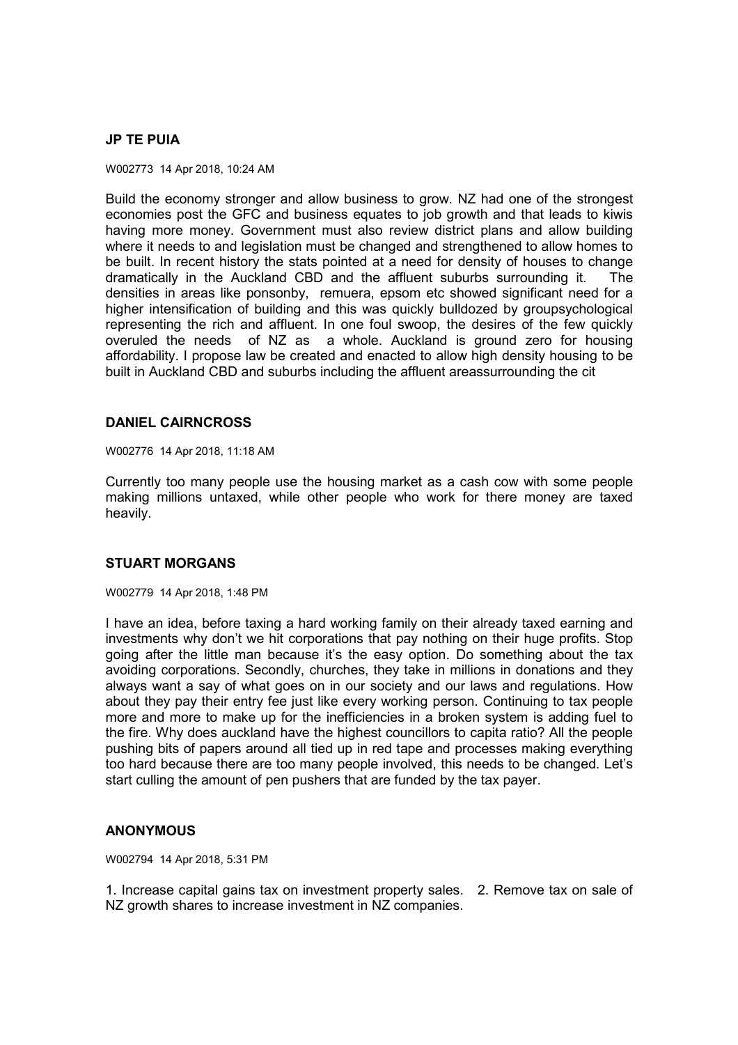**JP TE PUIA**

W002773 14 Apr 2018, 10:24 AM

Build the economy stronger and allow business to grow. NZ had one of the strongest economies post the GFC and business equates to job growth and that leads to kiwis having more money. Government must also review district plans and allow building where it needs to and legislation must be changed and strengthened to allow homes to be built. In recent history the stats pointed at a need for density of houses to change dramatically in the Auckland CBD and the affluent suburbs surrounding it. The densities in areas like ponsonby, remuera, epsom etc showed significant need for a higher intensification of building and this was quickly bulldozed by groupsychological representing the rich and affluent. In one foul swoop, the desires of the few quickly overuled the needs of NZ as a whole. Auckland is ground zero for housing affordability. I propose law be created and enacted to allow high density housing to be built in Auckland CBD and suburbs including the affluent areassurrounding the cit

**DANIEL CAIRNCROSS**

W002776 14 Apr 2018, 11:18 AM

Currently too many people use the housing market as a cash cow with some people making millions untaxed, while other people who work for there money are taxed heavily.

**STUART MORGANS**

W002779 14 Apr 2018, 1:48 PM

I have an idea, before taxing a hard working family on their already taxed earning and investments why don't we hit corporations that pay nothing on their huge profits. Stop going after the little man because it's the easy option. Do something about the tax avoiding corporations. Secondly, churches, they take in millions in donations and they always want a say of what goes on in our society and our laws and regulations. How about they pay their entry fee just like every working person. Continuing to tax people more and more to make up for the inefficiencies in a broken system is adding fuel to the fire. Why does auckland have the highest councillors to capita ratio? All the people pushing bits of papers around all tied up in red tape and processes making everything too hard because there are too many people involved, this needs to be changed. Let's start culling the amount of pen pushers that are funded by the tax payer.

**ANONYMOUS**

W002794 14 Apr 2018, 5:31 PM

1. Increase capital gains tax on investment property sales. 2. Remove tax on sale of NZ growth shares to increase investment in NZ companies.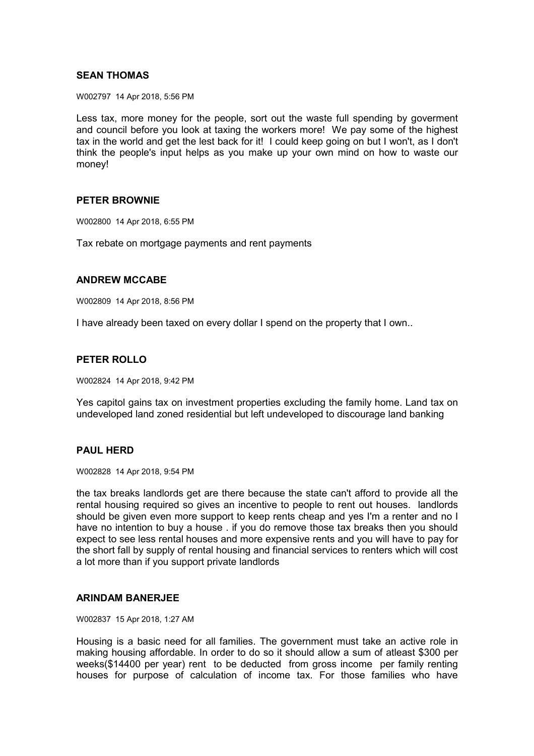**SEAN THOMAS**

W002797 14 Apr 2018, 5:56 PM

Less tax, more money for the people, sort out the waste full spending by goverment and council before you look at taxing the workers more! We pay some of the highest tax in the world and get the lest back for it! I could keep going on but I won't, as I don't think the people's input helps as you make up your own mind on how to waste our money!

**PETER BROWNIE**

W002800 14 Apr 2018, 6:55 PM

Tax rebate on mortgage payments and rent payments

**ANDREW MCCABE**

W002809 14 Apr 2018, 8:56 PM

I have already been taxed on every dollar I spend on the property that I own..

**PETER ROLLO**

W002824 14 Apr 2018, 9:42 PM

Yes capitol gains tax on investment properties excluding the family home. Land tax on undeveloped land zoned residential but left undeveloped to discourage land banking

**PAUL HERD**

W002828 14 Apr 2018, 9:54 PM

the tax breaks landlords get are there because the state can't afford to provide all the rental housing required so gives an incentive to people to rent out houses. landlords should be given even more support to keep rents cheap and yes I'm a renter and no I have no intention to buy a house . if you do remove those tax breaks then you should expect to see less rental houses and more expensive rents and you will have to pay for the short fall by supply of rental housing and financial services to renters which will cost a lot more than if you support private landlords

**ARINDAM BANERJEE**

W002837 15 Apr 2018, 1:27 AM

Housing is a basic need for all families. The government must take an active role in making housing affordable. In order to do so it should allow a sum of atleast $300 per weeks($14400 per year) rent to be deducted from gross income per family renting houses for purpose of calculation of income tax. For those families who have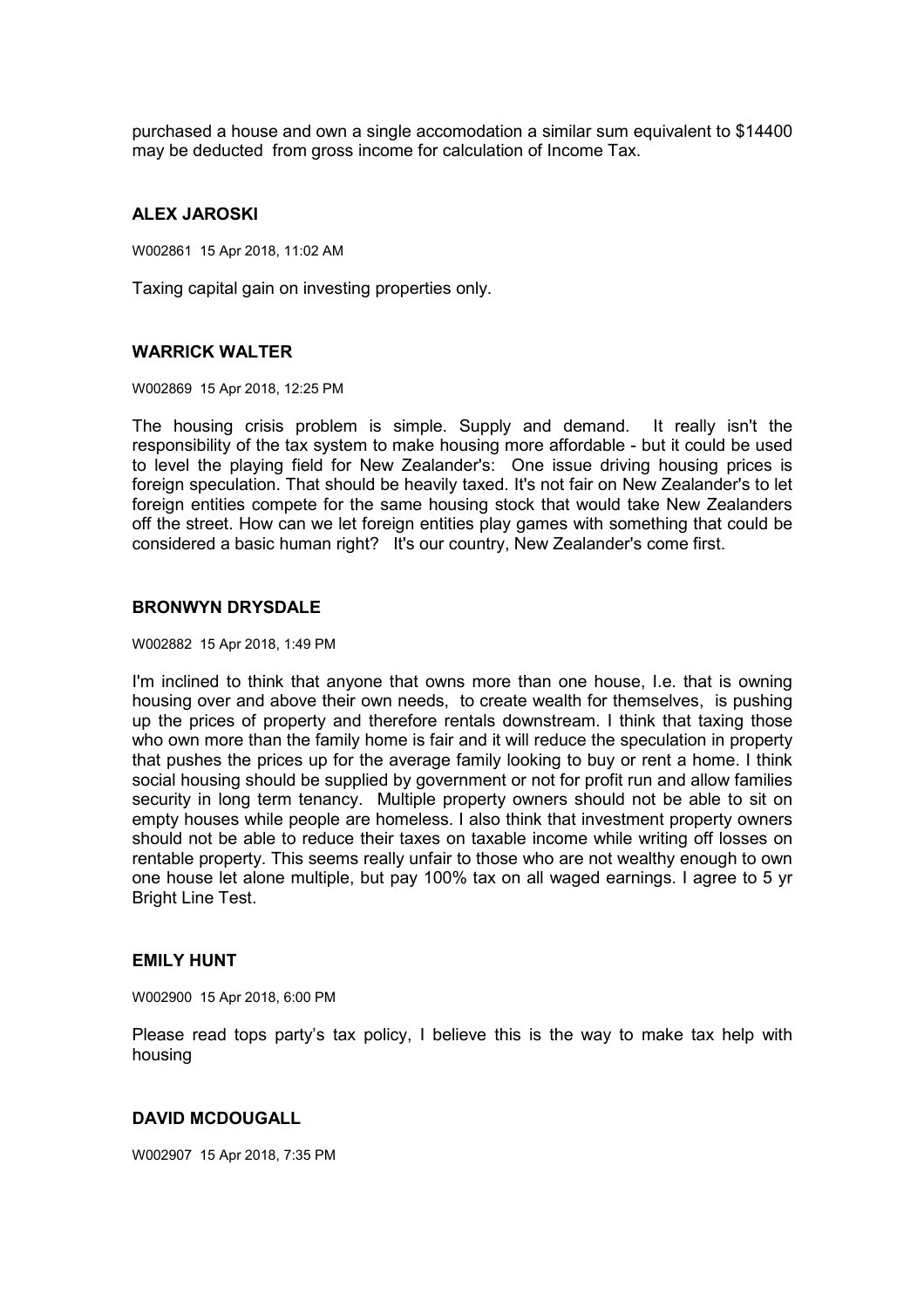purchased a house and own a single accomodation a similar sum equivalent to $14400 may be deducted from gross income for calculation of Income Tax.

### ALEX JAROSKI

W002861 15 Apr 2018, 11:02 AM

Taxing capital gain on investing properties only.

### WARRICK WALTER

W002869 15 Apr 2018, 12:25 PM

The housing crisis problem is simple. Supply and demand. It really isn't the responsibility of the tax system to make housing more affordable - but it could be used to level the playing field for New Zealander's: One issue driving housing prices is foreign speculation. That should be heavily taxed. It's not fair on New Zealander's to let foreign entities compete for the same housing stock that would take New Zealanders off the street. How can we let foreign entities play games with something that could be considered a basic human right? It's our country, New Zealander's come first.

### BRONWYN DRYSDALE

W002882 15 Apr 2018, 1:49 PM

I'm inclined to think that anyone that owns more than one house, I.e. that is owning housing over and above their own needs, to create wealth for themselves, is pushing up the prices of property and therefore rentals downstream. I think that taxing those who own more than the family home is fair and it will reduce the speculation in property that pushes the prices up for the average family looking to buy or rent a home. I think social housing should be supplied by government or not for profit run and allow families security in long term tenancy. Multiple property owners should not be able to sit on empty houses while people are homeless. I also think that investment property owners should not be able to reduce their taxes on taxable income while writing off losses on rentable property. This seems really unfair to those who are not wealthy enough to own one house let alone multiple, but pay 100% tax on all waged earnings. I agree to 5 yr Bright Line Test.

### EMILY HUNT

W002900 15 Apr 2018, 6:00 PM

Please read tops party's tax policy, I believe this is the way to make tax help with housing

### DAVID MCDOUGALL

W002907 15 Apr 2018, 7:35 PM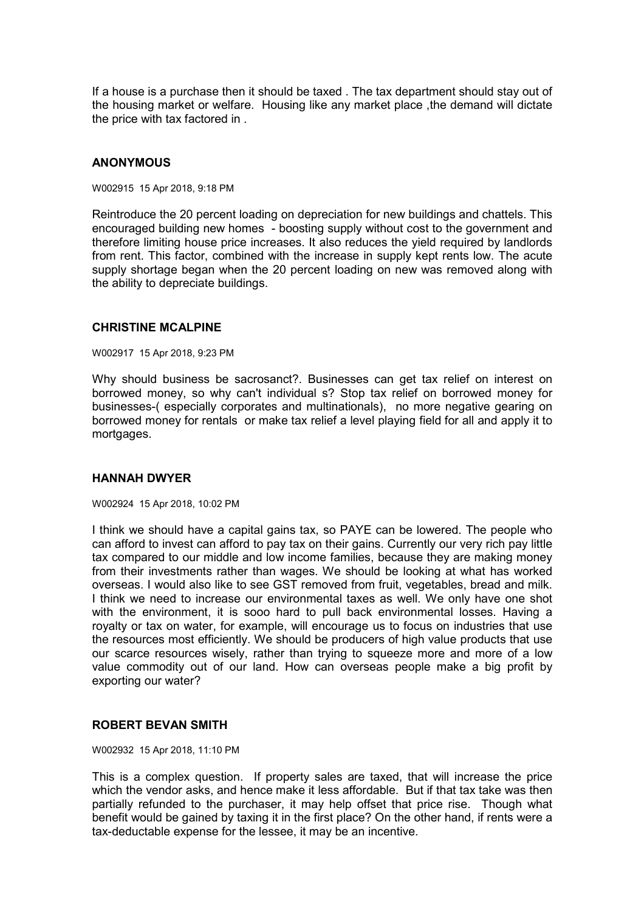If a house is a purchase then it should be taxed . The tax department should stay out of the housing market or welfare. Housing like any market place ,the demand will dictate the price with tax factored in .

### ANONYMOUS

W002915 15 Apr 2018, 9:18 PM

Reintroduce the 20 percent loading on depreciation for new buildings and chattels. This encouraged building new homes - boosting supply without cost to the government and therefore limiting house price increases. It also reduces the yield required by landlords from rent. This factor, combined with the increase in supply kept rents low. The acute supply shortage began when the 20 percent loading on new was removed along with the ability to depreciate buildings.

### CHRISTINE MCALPINE

W002917 15 Apr 2018, 9:23 PM

Why should business be sacrosanct?. Businesses can get tax relief on interest on borrowed money, so why can't individual s? Stop tax relief on borrowed money for businesses-( especially corporates and multinationals), no more negative gearing on borrowed money for rentals or make tax relief a level playing field for all and apply it to mortgages.

### HANNAH DWYER

W002924 15 Apr 2018, 10:02 PM

I think we should have a capital gains tax, so PAYE can be lowered. The people who can afford to invest can afford to pay tax on their gains. Currently our very rich pay little tax compared to our middle and low income families, because they are making money from their investments rather than wages. We should be looking at what has worked overseas. I would also like to see GST removed from fruit, vegetables, bread and milk. I think we need to increase our environmental taxes as well. We only have one shot with the environment, it is sooo hard to pull back environmental losses. Having a royalty or tax on water, for example, will encourage us to focus on industries that use the resources most efficiently. We should be producers of high value products that use our scarce resources wisely, rather than trying to squeeze more and more of a low value commodity out of our land. How can overseas people make a big profit by exporting our water?

### ROBERT BEVAN SMITH

W002932 15 Apr 2018, 11:10 PM

This is a complex question. If property sales are taxed, that will increase the price which the vendor asks, and hence make it less affordable. But if that tax take was then partially refunded to the purchaser, it may help offset that price rise. Though what benefit would be gained by taxing it in the first place? On the other hand, if rents were a tax-deductable expense for the lessee, it may be an incentive.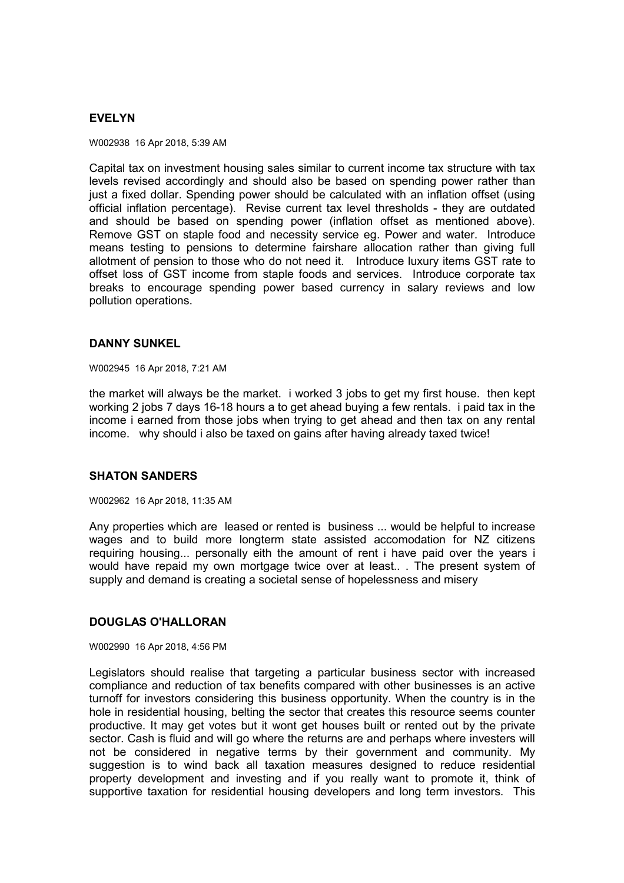### EVELYN

W002938 16 Apr 2018, 5:39 AM

Capital tax on investment housing sales similar to current income tax structure with tax levels revised accordingly and should also be based on spending power rather than just a fixed dollar. Spending power should be calculated with an inflation offset (using official inflation percentage). Revise current tax level thresholds - they are outdated and should be based on spending power (inflation offset as mentioned above). Remove GST on staple food and necessity service eg. Power and water. Introduce means testing to pensions to determine fairshare allocation rather than giving full allotment of pension to those who do not need it. Introduce luxury items GST rate to offset loss of GST income from staple foods and services. Introduce corporate tax breaks to encourage spending power based currency in salary reviews and low pollution operations.

### DANNY SUNKEL

W002945 16 Apr 2018, 7:21 AM

the market will always be the market. i worked 3 jobs to get my first house. then kept working 2 jobs 7 days 16-18 hours a to get ahead buying a few rentals. i paid tax in the income i earned from those jobs when trying to get ahead and then tax on any rental income. why should i also be taxed on gains after having already taxed twice!

### SHATON SANDERS

W002962 16 Apr 2018, 11:35 AM

Any properties which are leased or rented is business ... would be helpful to increase wages and to build more longterm state assisted accomodation for NZ citizens requiring housing... personally eith the amount of rent i have paid over the years i would have repaid my own mortgage twice over at least.. . The present system of supply and demand is creating a societal sense of hopelessness and misery

### DOUGLAS O'HALLORAN

W002990 16 Apr 2018, 4:56 PM

Legislators should realise that targeting a particular business sector with increased compliance and reduction of tax benefits compared with other businesses is an active turnoff for investors considering this business opportunity. When the country is in the hole in residential housing, belting the sector that creates this resource seems counter productive. It may get votes but it wont get houses built or rented out by the private sector. Cash is fluid and will go where the returns are and perhaps where investers will not be considered in negative terms by their government and community. My suggestion is to wind back all taxation measures designed to reduce residential property development and investing and if you really want to promote it, think of supportive taxation for residential housing developers and long term investors. This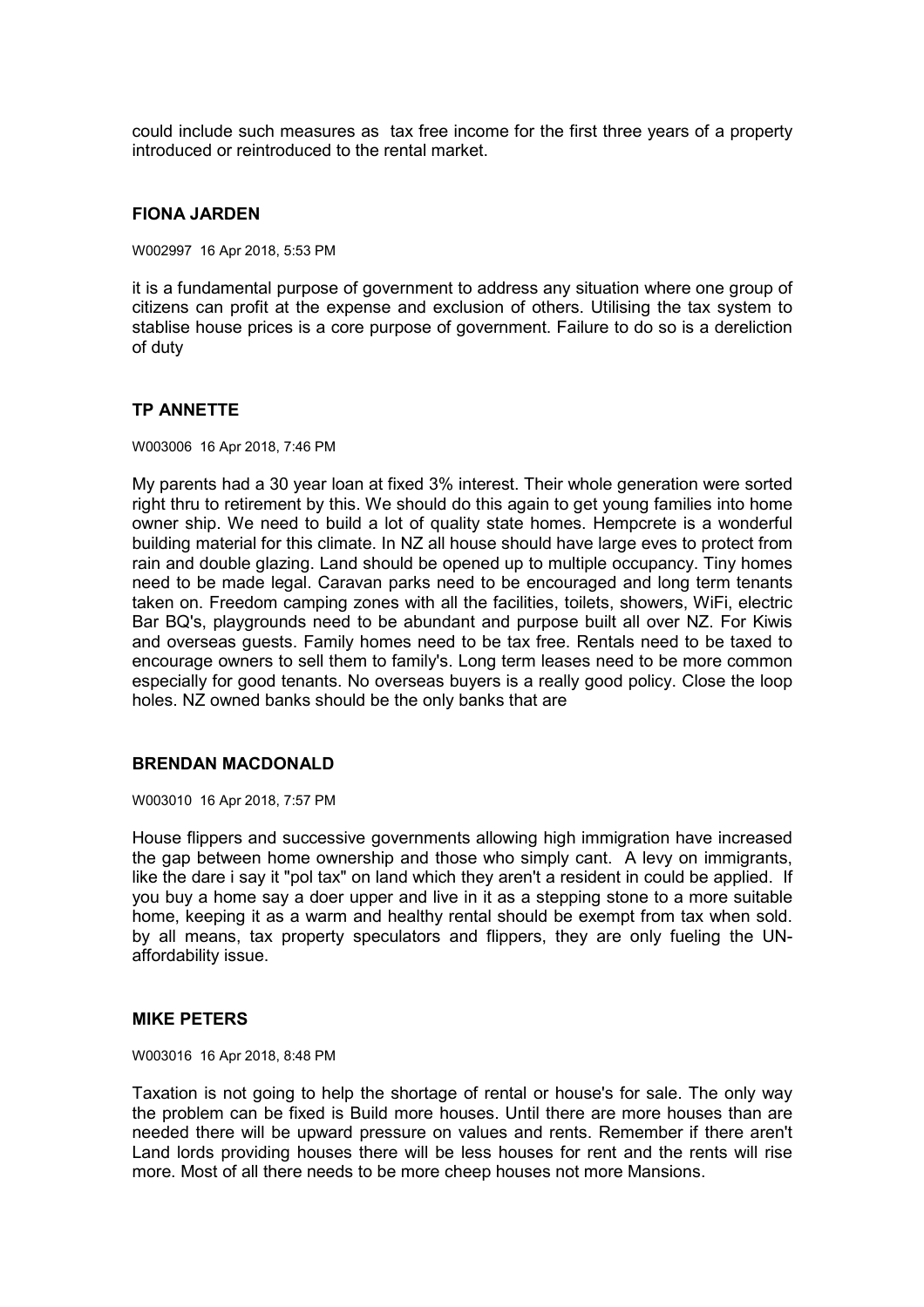could include such measures as  tax free income for the first three years of a property introduced or reintroduced to the rental market.

### FIONA JARDEN

W002997  16 Apr 2018, 5:53 PM

it is a fundamental purpose of government to address any situation where one group of citizens can profit at the expense and exclusion of others. Utilising the tax system to stablise house prices is a core purpose of government. Failure to do so is a dereliction of duty

### TP ANNETTE

W003006  16 Apr 2018, 7:46 PM

My parents had a 30 year loan at fixed 3% interest. Their whole generation were sorted right thru to retirement by this. We should do this again to get young families into home owner ship. We need to build a lot of quality state homes. Hempcrete is a wonderful building material for this climate. In NZ all house should have large eves to protect from rain and double glazing. Land should be opened up to multiple occupancy. Tiny homes need to be made legal. Caravan parks need to be encouraged and long term tenants taken on. Freedom camping zones with all the facilities, toilets, showers, WiFi, electric Bar BQ's, playgrounds need to be abundant and purpose built all over NZ. For Kiwis and overseas guests. Family homes need to be tax free. Rentals need to be taxed to encourage owners to sell them to family's. Long term leases need to be more common especially for good tenants. No overseas buyers is a really good policy. Close the loop holes. NZ owned banks should be the only banks that are

### BRENDAN MACDONALD

W003010  16 Apr 2018, 7:57 PM

House flippers and successive governments allowing high immigration have increased the gap between home ownership and those who simply cant.  A levy on immigrants, like the dare i say it "pol tax" on land which they aren't a resident in could be applied.  If you buy a home say a doer upper and live in it as a stepping stone to a more suitable home, keeping it as a warm and healthy rental should be exempt from tax when sold. by all means, tax property speculators and flippers, they are only fueling the UN-affordability issue.

### MIKE PETERS

W003016  16 Apr 2018, 8:48 PM

Taxation is not going to help the shortage of rental or house's for sale. The only way the problem can be fixed is Build more houses. Until there are more houses than are needed there will be upward pressure on values and rents. Remember if there aren't Land lords providing houses there will be less houses for rent and the rents will rise more. Most of all there needs to be more cheep houses not more Mansions.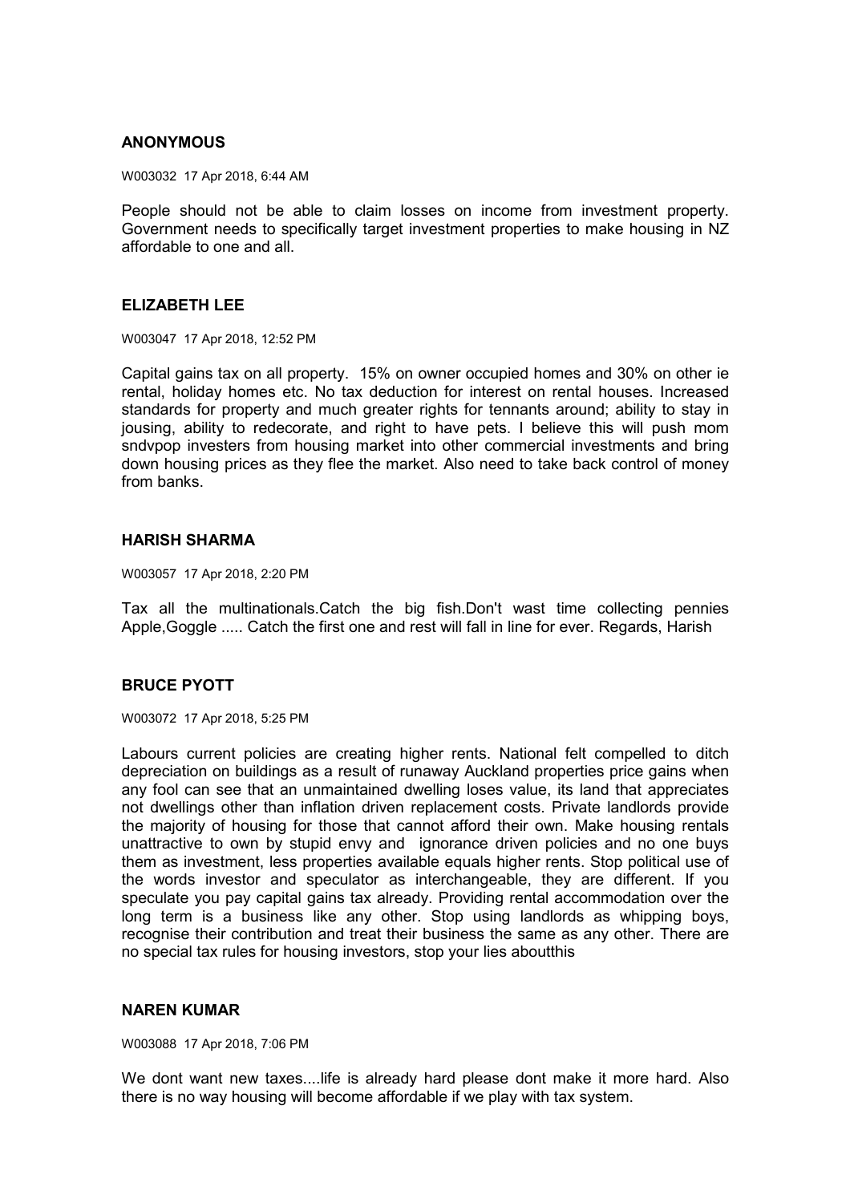**ANONYMOUS**

W003032 17 Apr 2018, 6:44 AM

People should not be able to claim losses on income from investment property. Government needs to specifically target investment properties to make housing in NZ affordable to one and all.

**ELIZABETH LEE**

W003047 17 Apr 2018, 12:52 PM

Capital gains tax on all property. 15% on owner occupied homes and 30% on other ie rental, holiday homes etc. No tax deduction for interest on rental houses. Increased standards for property and much greater rights for tennants around; ability to stay in jousing, ability to redecorate, and right to have pets. I believe this will push mom sndvpop investers from housing market into other commercial investments and bring down housing prices as they flee the market. Also need to take back control of money from banks.

**HARISH SHARMA**

W003057 17 Apr 2018, 2:20 PM

Tax all the multinationals.Catch the big fish.Don't wast time collecting pennies Apple,Goggle ..... Catch the first one and rest will fall in line for ever. Regards, Harish

**BRUCE PYOTT**

W003072 17 Apr 2018, 5:25 PM

Labours current policies are creating higher rents. National felt compelled to ditch depreciation on buildings as a result of runaway Auckland properties price gains when any fool can see that an unmaintained dwelling loses value, its land that appreciates not dwellings other than inflation driven replacement costs. Private landlords provide the majority of housing for those that cannot afford their own. Make housing rentals unattractive to own by stupid envy and ignorance driven policies and no one buys them as investment, less properties available equals higher rents. Stop political use of the words investor and speculator as interchangeable, they are different. If you speculate you pay capital gains tax already. Providing rental accommodation over the long term is a business like any other. Stop using landlords as whipping boys, recognise their contribution and treat their business the same as any other. There are no special tax rules for housing investors, stop your lies aboutthis

**NAREN KUMAR**

W003088 17 Apr 2018, 7:06 PM

We dont want new taxes....life is already hard please dont make it more hard. Also there is no way housing will become affordable if we play with tax system.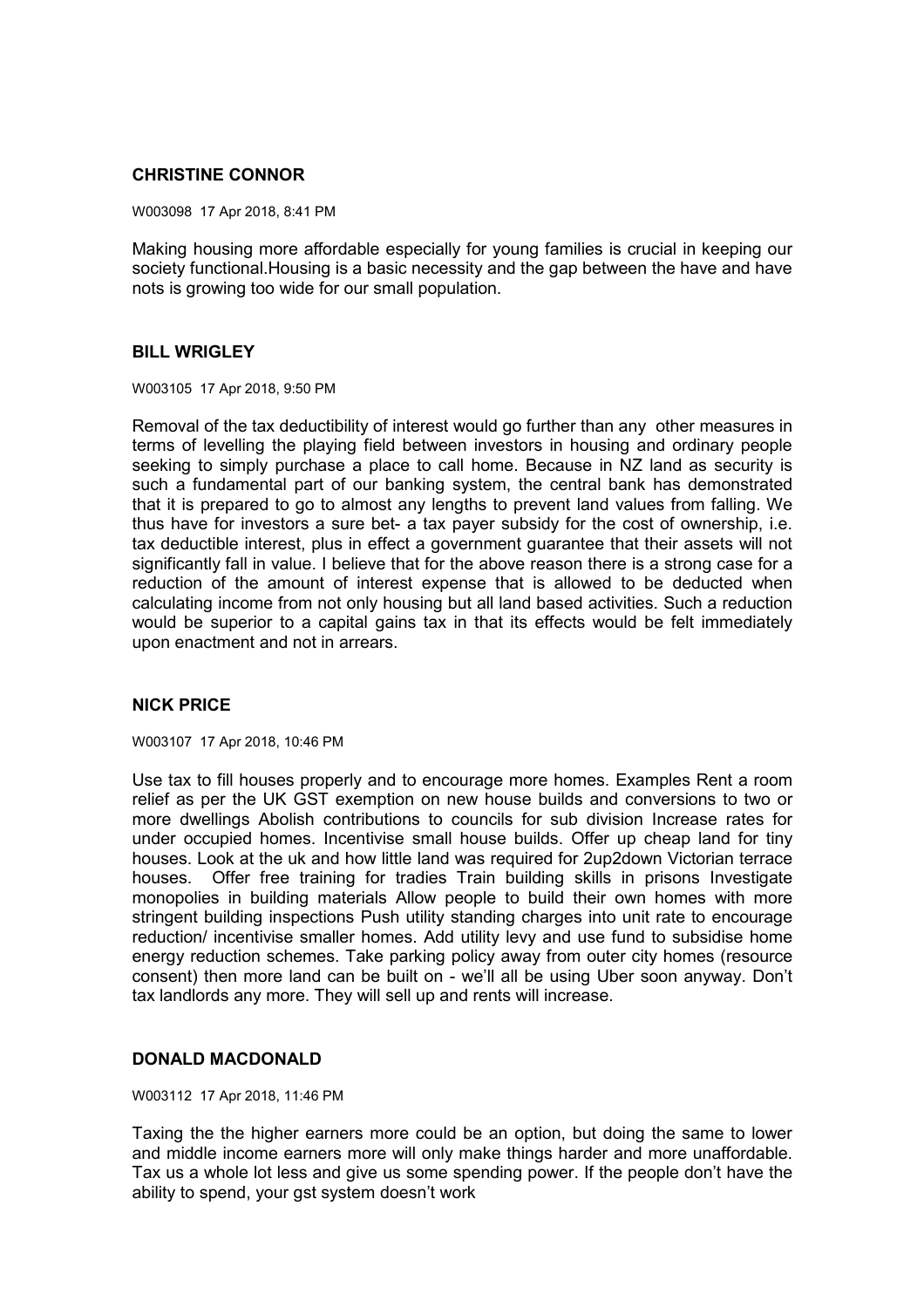**CHRISTINE CONNOR**

W003098 17 Apr 2018, 8:41 PM

Making housing more affordable especially for young families is crucial in keeping our society functional.Housing is a basic necessity and the gap between the have and have nots is growing too wide for our small population.

**BILL WRIGLEY**

W003105 17 Apr 2018, 9:50 PM

Removal of the tax deductibility of interest would go further than any other measures in terms of levelling the playing field between investors in housing and ordinary people seeking to simply purchase a place to call home. Because in NZ land as security is such a fundamental part of our banking system, the central bank has demonstrated that it is prepared to go to almost any lengths to prevent land values from falling. We thus have for investors a sure bet- a tax payer subsidy for the cost of ownership, i.e. tax deductible interest, plus in effect a government guarantee that their assets will not significantly fall in value. I believe that for the above reason there is a strong case for a reduction of the amount of interest expense that is allowed to be deducted when calculating income from not only housing but all land based activities. Such a reduction would be superior to a capital gains tax in that its effects would be felt immediately upon enactment and not in arrears.

**NICK PRICE**

W003107 17 Apr 2018, 10:46 PM

Use tax to fill houses properly and to encourage more homes. Examples Rent a room relief as per the UK GST exemption on new house builds and conversions to two or more dwellings Abolish contributions to councils for sub division Increase rates for under occupied homes. Incentivise small house builds. Offer up cheap land for tiny houses. Look at the uk and how little land was required for 2up2down Victorian terrace houses. Offer free training for tradies Train building skills in prisons Investigate monopolies in building materials Allow people to build their own homes with more stringent building inspections Push utility standing charges into unit rate to encourage reduction/ incentivise smaller homes. Add utility levy and use fund to subsidise home energy reduction schemes. Take parking policy away from outer city homes (resource consent) then more land can be built on - we'll all be using Uber soon anyway. Don't tax landlords any more. They will sell up and rents will increase.

**DONALD MACDONALD**

W003112 17 Apr 2018, 11:46 PM

Taxing the the higher earners more could be an option, but doing the same to lower and middle income earners more will only make things harder and more unaffordable. Tax us a whole lot less and give us some spending power. If the people don't have the ability to spend, your gst system doesn't work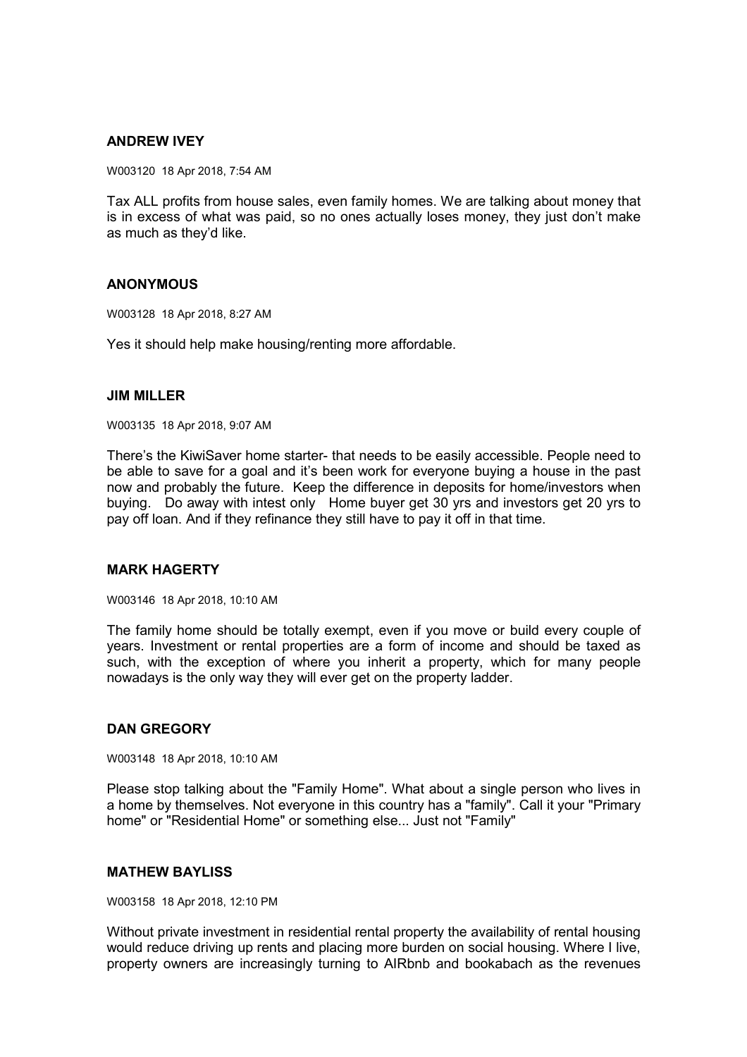**ANDREW IVEY**

W003120 18 Apr 2018, 7:54 AM

Tax ALL profits from house sales, even family homes. We are talking about money that is in excess of what was paid, so no ones actually loses money, they just don't make as much as they'd like.

**ANONYMOUS**

W003128 18 Apr 2018, 8:27 AM

Yes it should help make housing/renting more affordable.

**JIM MILLER**

W003135 18 Apr 2018, 9:07 AM

There's the KiwiSaver home starter- that needs to be easily accessible. People need to be able to save for a goal and it's been work for everyone buying a house in the past now and probably the future. Keep the difference in deposits for home/investors when buying. Do away with intest only Home buyer get 30 yrs and investors get 20 yrs to pay off loan. And if they refinance they still have to pay it off in that time.

**MARK HAGERTY**

W003146 18 Apr 2018, 10:10 AM

The family home should be totally exempt, even if you move or build every couple of years. Investment or rental properties are a form of income and should be taxed as such, with the exception of where you inherit a property, which for many people nowadays is the only way they will ever get on the property ladder.

**DAN GREGORY**

W003148 18 Apr 2018, 10:10 AM

Please stop talking about the "Family Home". What about a single person who lives in a home by themselves. Not everyone in this country has a "family". Call it your "Primary home" or "Residential Home" or something else... Just not "Family"

**MATHEW BAYLISS**

W003158 18 Apr 2018, 12:10 PM

Without private investment in residential rental property the availability of rental housing would reduce driving up rents and placing more burden on social housing. Where I live, property owners are increasingly turning to AIRbnb and bookabach as the revenues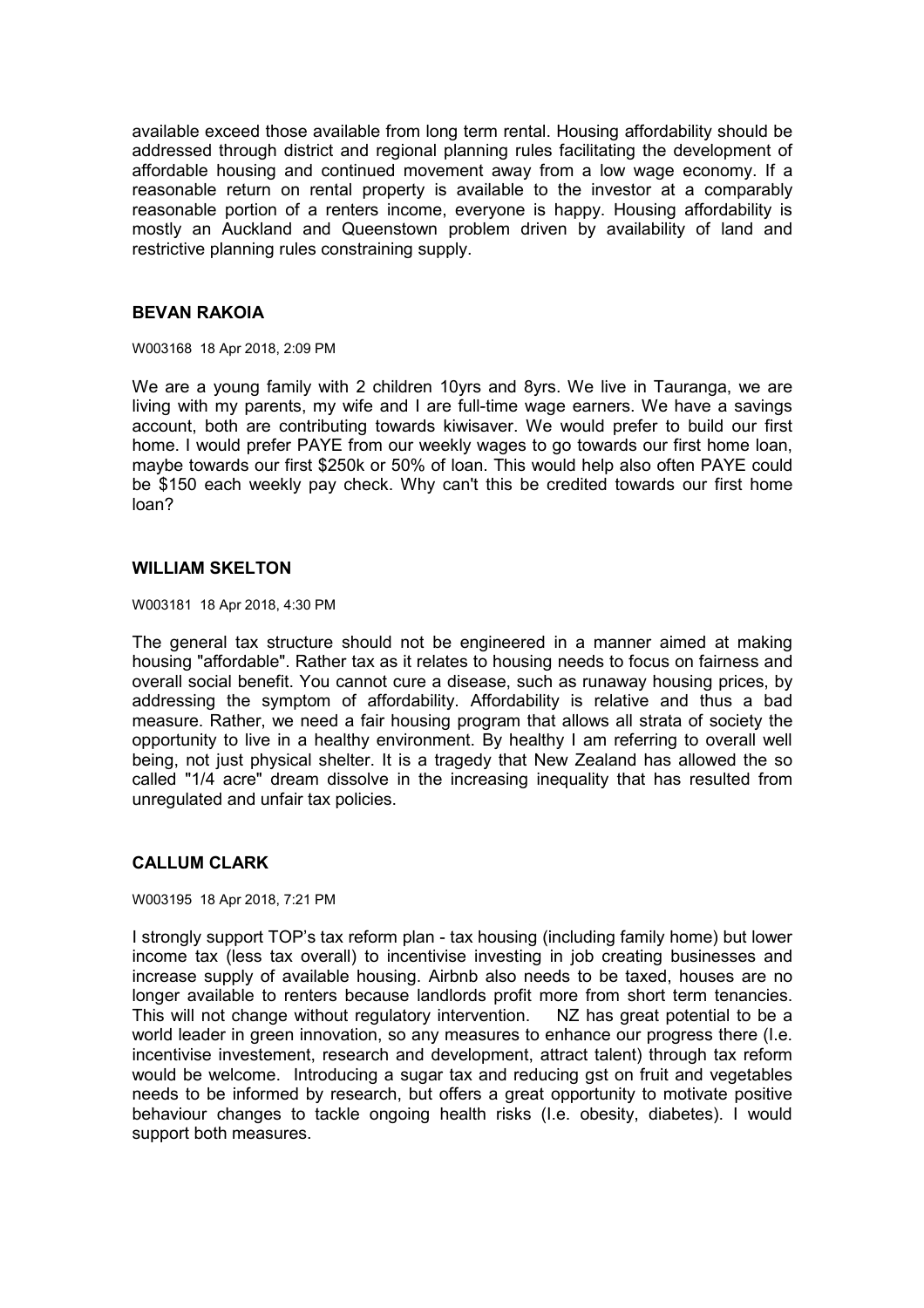available exceed those available from long term rental. Housing affordability should be addressed through district and regional planning rules facilitating the development of affordable housing and continued movement away from a low wage economy. If a reasonable return on rental property is available to the investor at a comparably reasonable portion of a renters income, everyone is happy. Housing affordability is mostly an Auckland and Queenstown problem driven by availability of land and restrictive planning rules constraining supply.

### BEVAN RAKOIA

W003168 18 Apr 2018, 2:09 PM

We are a young family with 2 children 10yrs and 8yrs. We live in Tauranga, we are living with my parents, my wife and I are full-time wage earners. We have a savings account, both are contributing towards kiwisaver. We would prefer to build our first home. I would prefer PAYE from our weekly wages to go towards our first home loan, maybe towards our first $250k or 50% of loan. This would help also often PAYE could be $150 each weekly pay check. Why can't this be credited towards our first home loan?

### WILLIAM SKELTON

W003181 18 Apr 2018, 4:30 PM

The general tax structure should not be engineered in a manner aimed at making housing "affordable". Rather tax as it relates to housing needs to focus on fairness and overall social benefit. You cannot cure a disease, such as runaway housing prices, by addressing the symptom of affordability. Affordability is relative and thus a bad measure. Rather, we need a fair housing program that allows all strata of society the opportunity to live in a healthy environment. By healthy I am referring to overall well being, not just physical shelter. It is a tragedy that New Zealand has allowed the so called "1/4 acre" dream dissolve in the increasing inequality that has resulted from unregulated and unfair tax policies.

### CALLUM CLARK

W003195 18 Apr 2018, 7:21 PM

I strongly support TOP's tax reform plan - tax housing (including family home) but lower income tax (less tax overall) to incentivise investing in job creating businesses and increase supply of available housing. Airbnb also needs to be taxed, houses are no longer available to renters because landlords profit more from short term tenancies. This will not change without regulatory intervention. NZ has great potential to be a world leader in green innovation, so any measures to enhance our progress there (I.e. incentivise investement, research and development, attract talent) through tax reform would be welcome. Introducing a sugar tax and reducing gst on fruit and vegetables needs to be informed by research, but offers a great opportunity to motivate positive behaviour changes to tackle ongoing health risks (I.e. obesity, diabetes). I would support both measures.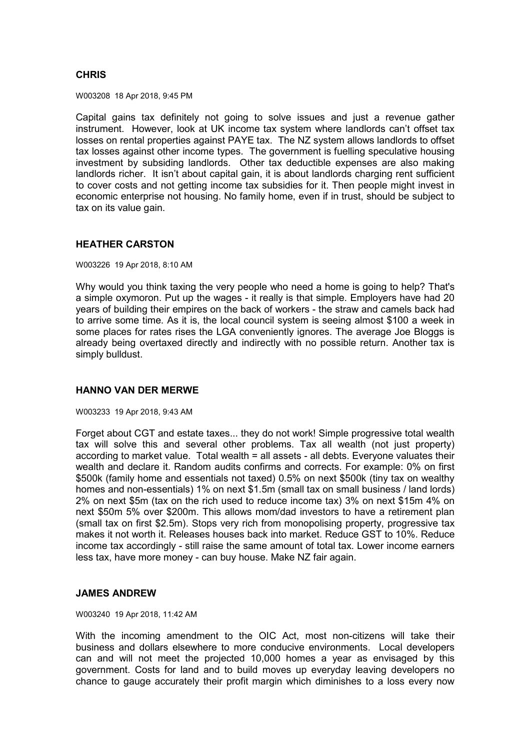**CHRIS**

W003208 18 Apr 2018, 9:45 PM

Capital gains tax definitely not going to solve issues and just a revenue gather instrument. However, look at UK income tax system where landlords can't offset tax losses on rental properties against PAYE tax. The NZ system allows landlords to offset tax losses against other income types. The government is fuelling speculative housing investment by subsiding landlords. Other tax deductible expenses are also making landlords richer. It isn't about capital gain, it is about landlords charging rent sufficient to cover costs and not getting income tax subsidies for it. Then people might invest in economic enterprise not housing. No family home, even if in trust, should be subject to tax on its value gain.

**HEATHER CARSTON**

W003226 19 Apr 2018, 8:10 AM

Why would you think taxing the very people who need a home is going to help? That's a simple oxymoron. Put up the wages - it really is that simple. Employers have had 20 years of building their empires on the back of workers - the straw and camels back had to arrive some time. As it is, the local council system is seeing almost $100 a week in some places for rates rises the LGA conveniently ignores. The average Joe Bloggs is already being overtaxed directly and indirectly with no possible return. Another tax is simply bulldust.

**HANNO VAN DER MERWE**

W003233 19 Apr 2018, 9:43 AM

Forget about CGT and estate taxes... they do not work! Simple progressive total wealth tax will solve this and several other problems. Tax all wealth (not just property) according to market value. Total wealth = all assets - all debts. Everyone valuates their wealth and declare it. Random audits confirms and corrects. For example: 0% on first $500k (family home and essentials not taxed) 0.5% on next $500k (tiny tax on wealthy homes and non-essentials) 1% on next $1.5m (small tax on small business / land lords) 2% on next $5m (tax on the rich used to reduce income tax) 3% on next $15m 4% on next $50m 5% over $200m. This allows mom/dad investors to have a retirement plan (small tax on first $2.5m). Stops very rich from monopolising property, progressive tax makes it not worth it. Releases houses back into market. Reduce GST to 10%. Reduce income tax accordingly - still raise the same amount of total tax. Lower income earners less tax, have more money - can buy house. Make NZ fair again.

**JAMES ANDREW**

W003240 19 Apr 2018, 11:42 AM

With the incoming amendment to the OIC Act, most non-citizens will take their business and dollars elsewhere to more conducive environments. Local developers can and will not meet the projected 10,000 homes a year as envisaged by this government. Costs for land and to build moves up everyday leaving developers no chance to gauge accurately their profit margin which diminishes to a loss every now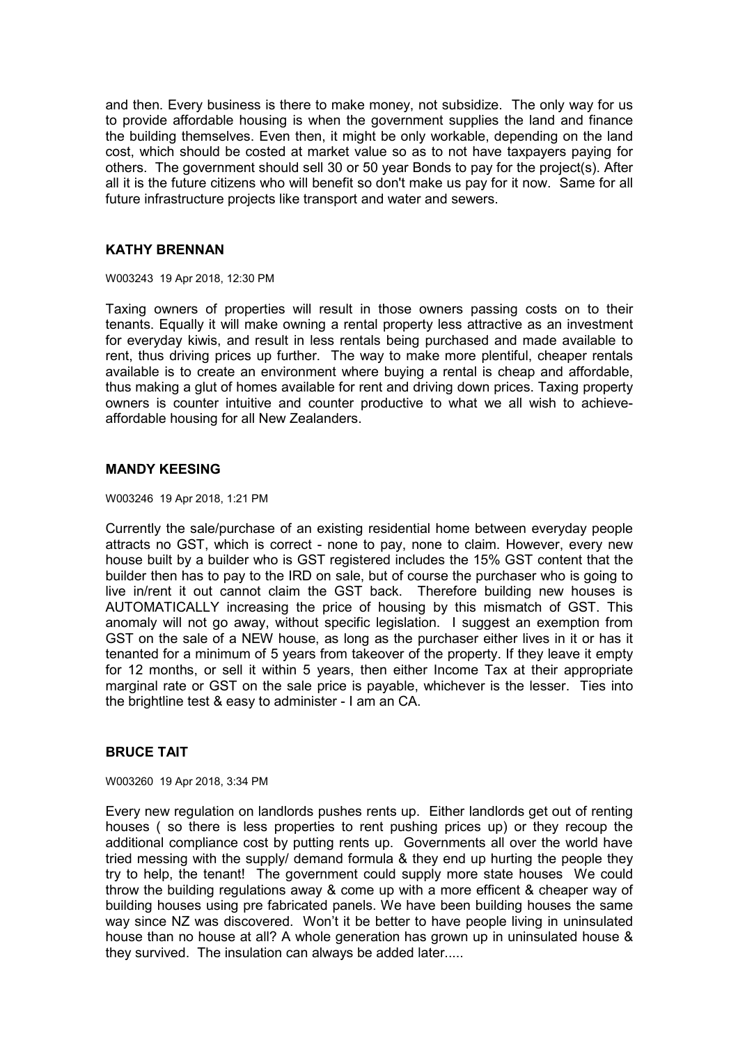and then. Every business is there to make money, not subsidize. The only way for us to provide affordable housing is when the government supplies the land and finance the building themselves. Even then, it might be only workable, depending on the land cost, which should be costed at market value so as to not have taxpayers paying for others. The government should sell 30 or 50 year Bonds to pay for the project(s). After all it is the future citizens who will benefit so don't make us pay for it now. Same for all future infrastructure projects like transport and water and sewers.

## KATHY BRENNAN

W003243 19 Apr 2018, 12:30 PM

Taxing owners of properties will result in those owners passing costs on to their tenants. Equally it will make owning a rental property less attractive as an investment for everyday kiwis, and result in less rentals being purchased and made available to rent, thus driving prices up further. The way to make more plentiful, cheaper rentals available is to create an environment where buying a rental is cheap and affordable, thus making a glut of homes available for rent and driving down prices. Taxing property owners is counter intuitive and counter productive to what we all wish to achieve- affordable housing for all New Zealanders.

## MANDY KEESING

W003246 19 Apr 2018, 1:21 PM

Currently the sale/purchase of an existing residential home between everyday people attracts no GST, which is correct - none to pay, none to claim. However, every new house built by a builder who is GST registered includes the 15% GST content that the builder then has to pay to the IRD on sale, but of course the purchaser who is going to live in/rent it out cannot claim the GST back. Therefore building new houses is AUTOMATICALLY increasing the price of housing by this mismatch of GST. This anomaly will not go away, without specific legislation. I suggest an exemption from GST on the sale of a NEW house, as long as the purchaser either lives in it or has it tenanted for a minimum of 5 years from takeover of the property. If they leave it empty for 12 months, or sell it within 5 years, then either Income Tax at their appropriate marginal rate or GST on the sale price is payable, whichever is the lesser. Ties into the brightline test & easy to administer - I am an CA.

## BRUCE TAIT

W003260 19 Apr 2018, 3:34 PM

Every new regulation on landlords pushes rents up. Either landlords get out of renting houses ( so there is less properties to rent pushing prices up) or they recoup the additional compliance cost by putting rents up. Governments all over the world have tried messing with the supply/ demand formula & they end up hurting the people they try to help, the tenant! The government could supply more state houses We could throw the building regulations away & come up with a more efficent & cheaper way of building houses using pre fabricated panels. We have been building houses the same way since NZ was discovered. Won't it be better to have people living in uninsulated house than no house at all? A whole generation has grown up in uninsulated house & they survived. The insulation can always be added later.....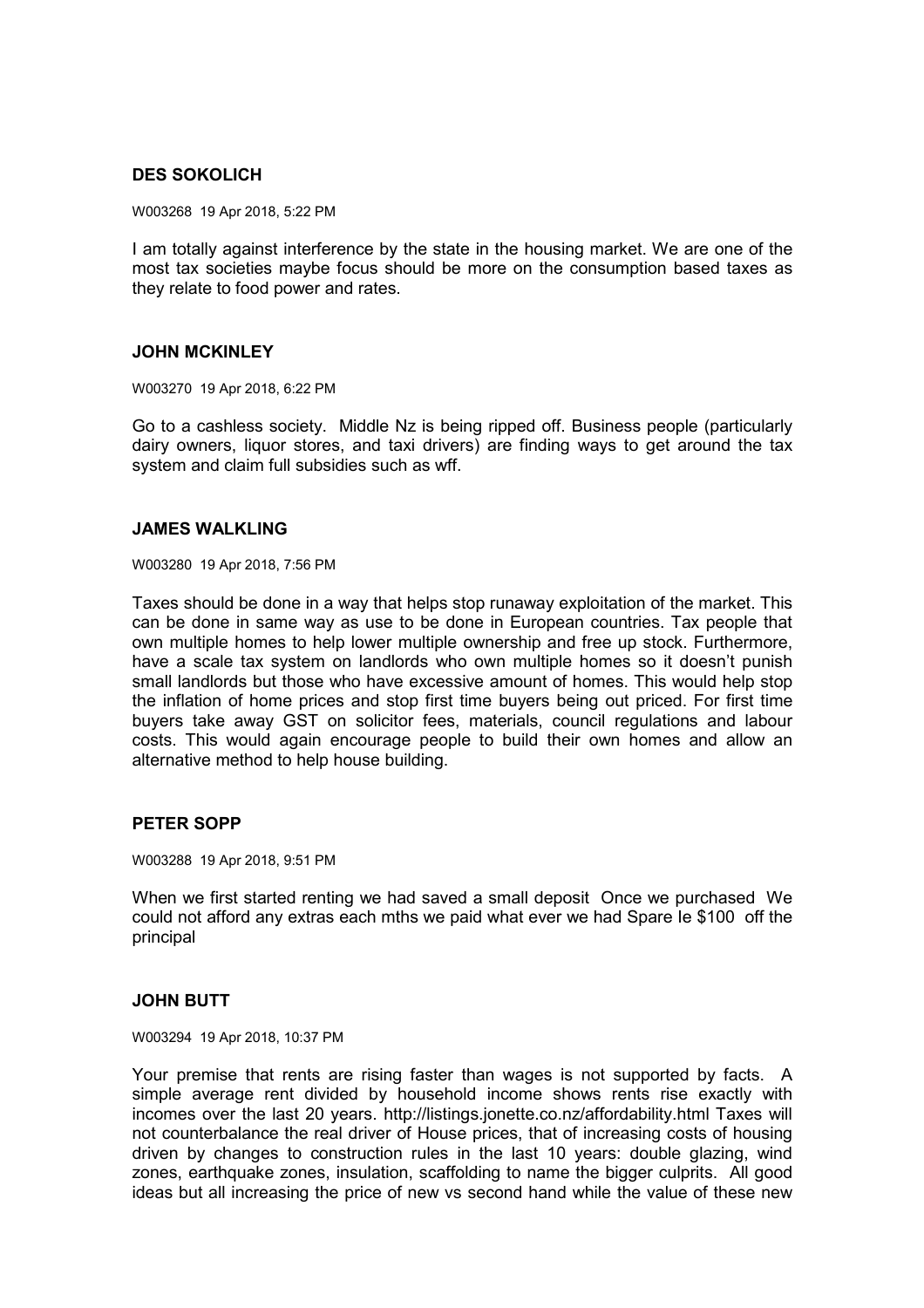## DES SOKOLICH

W003268 19 Apr 2018, 5:22 PM

I am totally against interference by the state in the housing market. We are one of the most tax societies maybe focus should be more on the consumption based taxes as they relate to food power and rates.

## JOHN MCKINLEY

W003270 19 Apr 2018, 6:22 PM

Go to a cashless society. Middle Nz is being ripped off. Business people (particularly dairy owners, liquor stores, and taxi drivers) are finding ways to get around the tax system and claim full subsidies such as wff.

## JAMES WALKLING

W003280 19 Apr 2018, 7:56 PM

Taxes should be done in a way that helps stop runaway exploitation of the market. This can be done in same way as use to be done in European countries. Tax people that own multiple homes to help lower multiple ownership and free up stock. Furthermore, have a scale tax system on landlords who own multiple homes so it doesn't punish small landlords but those who have excessive amount of homes. This would help stop the inflation of home prices and stop first time buyers being out priced. For first time buyers take away GST on solicitor fees, materials, council regulations and labour costs. This would again encourage people to build their own homes and allow an alternative method to help house building.

## PETER SOPP

W003288 19 Apr 2018, 9:51 PM

When we first started renting we had saved a small deposit Once we purchased We could not afford any extras each mths we paid what ever we had Spare Ie $100 off the principal

## JOHN BUTT

W003294 19 Apr 2018, 10:37 PM

Your premise that rents are rising faster than wages is not supported by facts. A simple average rent divided by household income shows rents rise exactly with incomes over the last 20 years. http://listings.jonette.co.nz/affordability.html Taxes will not counterbalance the real driver of House prices, that of increasing costs of housing driven by changes to construction rules in the last 10 years: double glazing, wind zones, earthquake zones, insulation, scaffolding to name the bigger culprits. All good ideas but all increasing the price of new vs second hand while the value of these new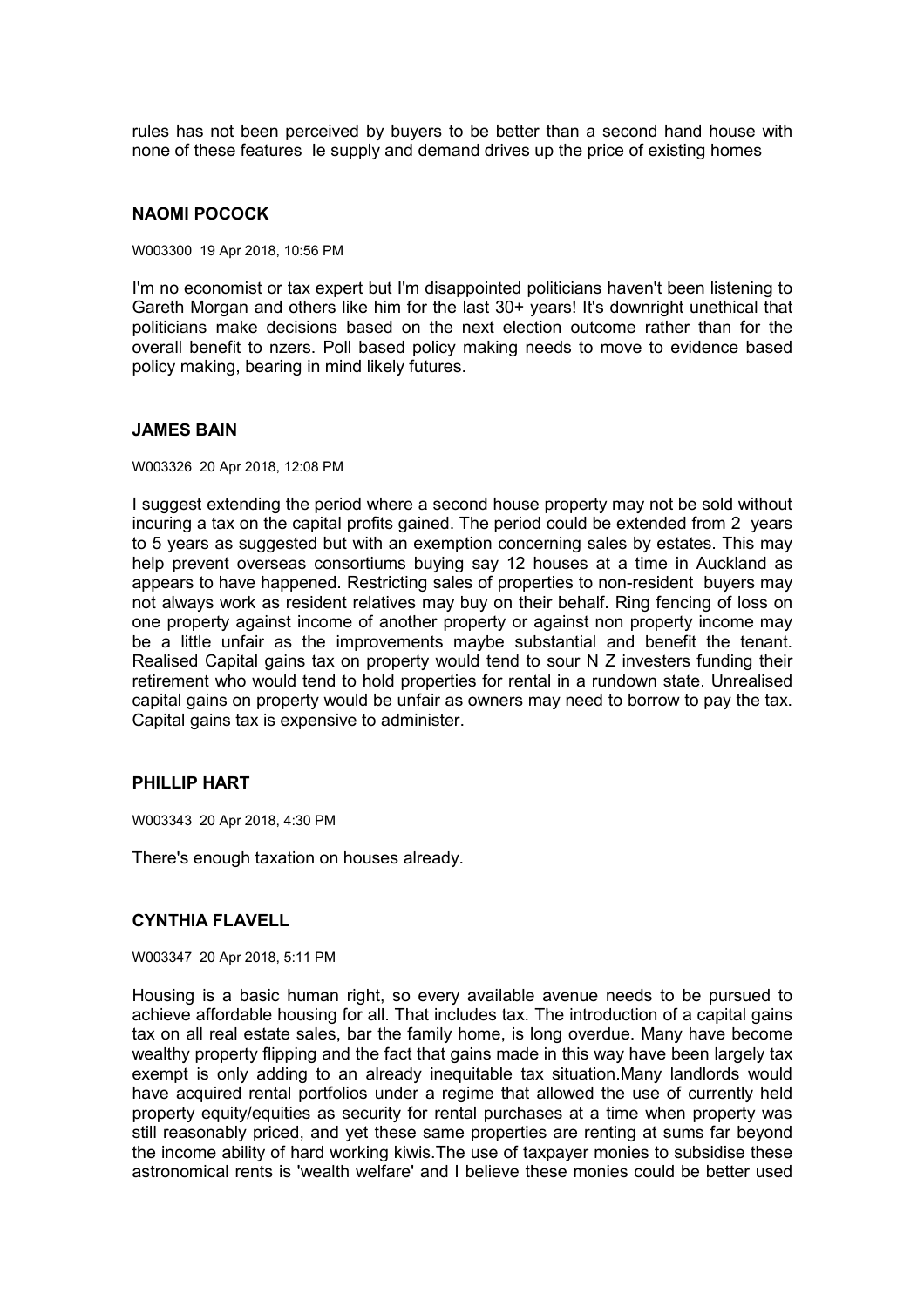rules has not been perceived by buyers to be better than a second hand house with none of these features Ie supply and demand drives up the price of existing homes

### NAOMI POCOCK

W003300 19 Apr 2018, 10:56 PM

I'm no economist or tax expert but I'm disappointed politicians haven't been listening to Gareth Morgan and others like him for the last 30+ years! It's downright unethical that politicians make decisions based on the next election outcome rather than for the overall benefit to nzers. Poll based policy making needs to move to evidence based policy making, bearing in mind likely futures.

### JAMES BAIN

W003326 20 Apr 2018, 12:08 PM

I suggest extending the period where a second house property may not be sold without incuring a tax on the capital profits gained. The period could be extended from 2 years to 5 years as suggested but with an exemption concerning sales by estates. This may help prevent overseas consortiums buying say 12 houses at a time in Auckland as appears to have happened. Restricting sales of properties to non-resident buyers may not always work as resident relatives may buy on their behalf. Ring fencing of loss on one property against income of another property or against non property income may be a little unfair as the improvements maybe substantial and benefit the tenant. Realised Capital gains tax on property would tend to sour N Z investers funding their retirement who would tend to hold properties for rental in a rundown state. Unrealised capital gains on property would be unfair as owners may need to borrow to pay the tax. Capital gains tax is expensive to administer.

### PHILLIP HART

W003343 20 Apr 2018, 4:30 PM

There's enough taxation on houses already.

### CYNTHIA FLAVELL

W003347 20 Apr 2018, 5:11 PM

Housing is a basic human right, so every available avenue needs to be pursued to achieve affordable housing for all. That includes tax. The introduction of a capital gains tax on all real estate sales, bar the family home, is long overdue. Many have become wealthy property flipping and the fact that gains made in this way have been largely tax exempt is only adding to an already inequitable tax situation.Many landlords would have acquired rental portfolios under a regime that allowed the use of currently held property equity/equities as security for rental purchases at a time when property was still reasonably priced, and yet these same properties are renting at sums far beyond the income ability of hard working kiwis.The use of taxpayer monies to subsidise these astronomical rents is 'wealth welfare' and I believe these monies could be better used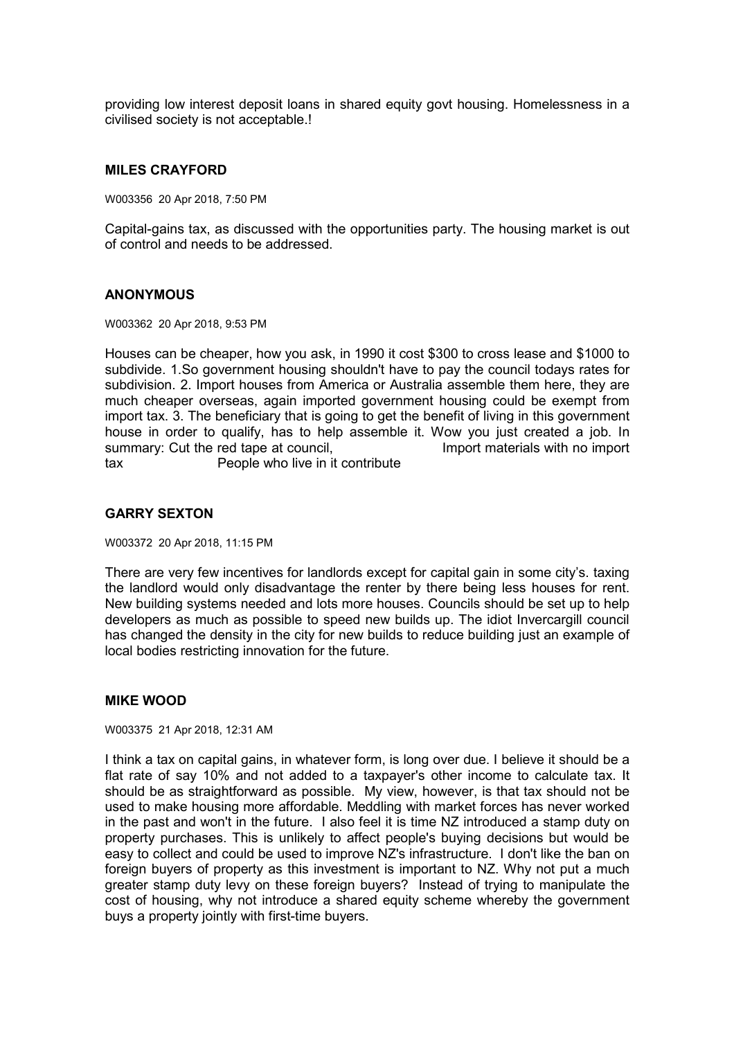providing low interest deposit loans in shared equity govt housing. Homelessness in a civilised society is not acceptable.!

### MILES CRAYFORD

W003356 20 Apr 2018, 7:50 PM

Capital-gains tax, as discussed with the opportunities party. The housing market is out of control and needs to be addressed.

### ANONYMOUS

W003362 20 Apr 2018, 9:53 PM

Houses can be cheaper, how you ask, in 1990 it cost $300 to cross lease and $1000 to subdivide. 1.So government housing shouldn't have to pay the council todays rates for subdivision. 2. Import houses from America or Australia assemble them here, they are much cheaper overseas, again imported government housing could be exempt from import tax. 3. The beneficiary that is going to get the benefit of living in this government house in order to qualify, has to help assemble it. Wow you just created a job. In summary: Cut the red tape at council, Import materials with no import tax People who live in it contribute

### GARRY SEXTON

W003372 20 Apr 2018, 11:15 PM

There are very few incentives for landlords except for capital gain in some city's. taxing the landlord would only disadvantage the renter by there being less houses for rent. New building systems needed and lots more houses. Councils should be set up to help developers as much as possible to speed new builds up. The idiot Invercargill council has changed the density in the city for new builds to reduce building just an example of local bodies restricting innovation for the future.

### MIKE WOOD

W003375 21 Apr 2018, 12:31 AM

I think a tax on capital gains, in whatever form, is long over due. I believe it should be a flat rate of say 10% and not added to a taxpayer's other income to calculate tax. It should be as straightforward as possible. My view, however, is that tax should not be used to make housing more affordable. Meddling with market forces has never worked in the past and won't in the future. I also feel it is time NZ introduced a stamp duty on property purchases. This is unlikely to affect people's buying decisions but would be easy to collect and could be used to improve NZ's infrastructure. I don't like the ban on foreign buyers of property as this investment is important to NZ. Why not put a much greater stamp duty levy on these foreign buyers? Instead of trying to manipulate the cost of housing, why not introduce a shared equity scheme whereby the government buys a property jointly with first-time buyers.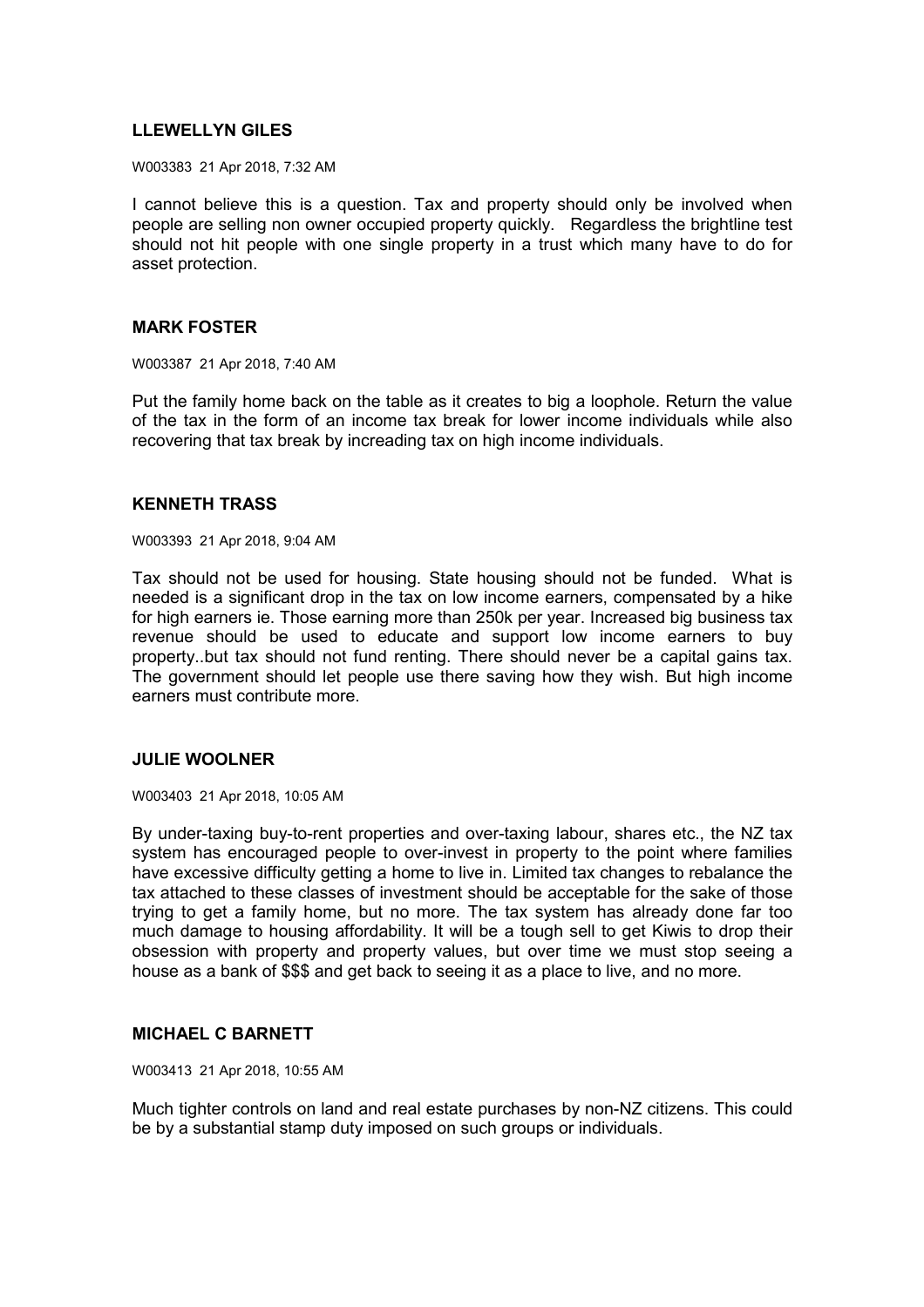**LLEWELLYN GILES**

W003383 21 Apr 2018, 7:32 AM

I cannot believe this is a question. Tax and property should only be involved when people are selling non owner occupied property quickly. Regardless the brightline test should not hit people with one single property in a trust which many have to do for asset protection.

**MARK FOSTER**

W003387 21 Apr 2018, 7:40 AM

Put the family home back on the table as it creates to big a loophole. Return the value of the tax in the form of an income tax break for lower income individuals while also recovering that tax break by increading tax on high income individuals.

**KENNETH TRASS**

W003393 21 Apr 2018, 9:04 AM

Tax should not be used for housing. State housing should not be funded. What is needed is a significant drop in the tax on low income earners, compensated by a hike for high earners ie. Those earning more than 250k per year. Increased big business tax revenue should be used to educate and support low income earners to buy property..but tax should not fund renting. There should never be a capital gains tax. The government should let people use there saving how they wish. But high income earners must contribute more.

**JULIE WOOLNER**

W003403 21 Apr 2018, 10:05 AM

By under-taxing buy-to-rent properties and over-taxing labour, shares etc., the NZ tax system has encouraged people to over-invest in property to the point where families have excessive difficulty getting a home to live in. Limited tax changes to rebalance the tax attached to these classes of investment should be acceptable for the sake of those trying to get a family home, but no more. The tax system has already done far too much damage to housing affordability. It will be a tough sell to get Kiwis to drop their obsession with property and property values, but over time we must stop seeing a house as a bank of $$$ and get back to seeing it as a place to live, and no more.

**MICHAEL C BARNETT**

W003413 21 Apr 2018, 10:55 AM

Much tighter controls on land and real estate purchases by non-NZ citizens. This could be by a substantial stamp duty imposed on such groups or individuals.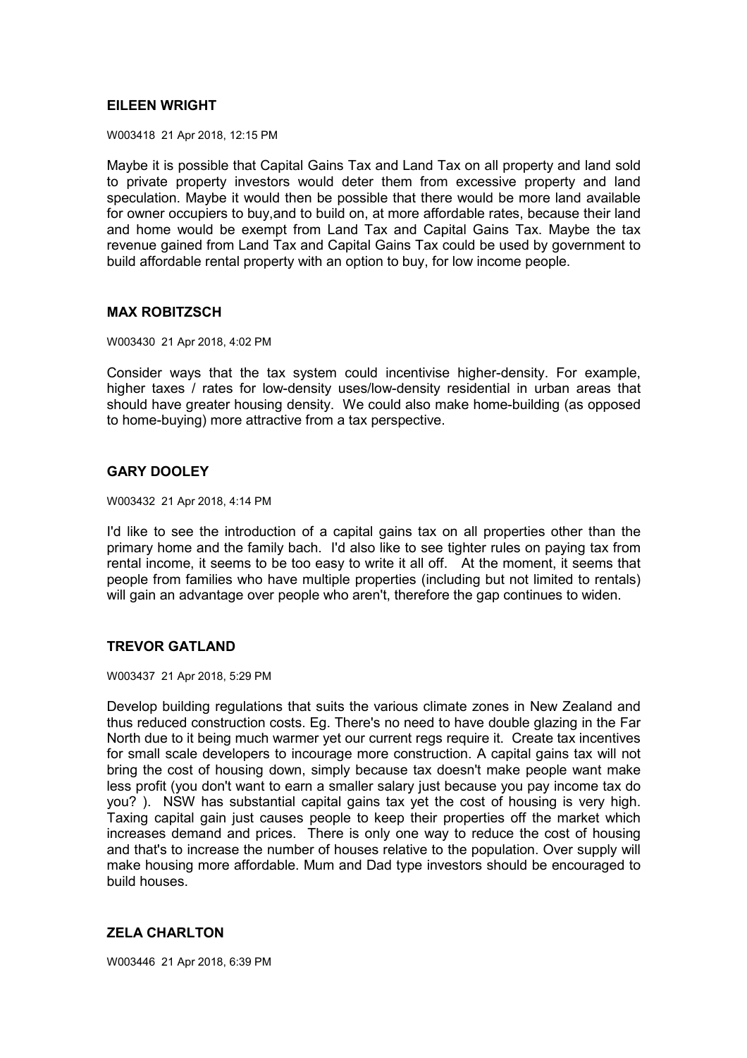### EILEEN WRIGHT

W003418 21 Apr 2018, 12:15 PM

Maybe it is possible that Capital Gains Tax and Land Tax on all property and land sold to private property investors would deter them from excessive property and land speculation. Maybe it would then be possible that there would be more land available for owner occupiers to buy,and to build on, at more affordable rates, because their land and home would be exempt from Land Tax and Capital Gains Tax. Maybe the tax revenue gained from Land Tax and Capital Gains Tax could be used by government to build affordable rental property with an option to buy, for low income people.

### MAX ROBITZSCH

W003430 21 Apr 2018, 4:02 PM

Consider ways that the tax system could incentivise higher-density. For example, higher taxes / rates for low-density uses/low-density residential in urban areas that should have greater housing density. We could also make home-building (as opposed to home-buying) more attractive from a tax perspective.

### GARY DOOLEY

W003432 21 Apr 2018, 4:14 PM

I'd like to see the introduction of a capital gains tax on all properties other than the primary home and the family bach. I'd also like to see tighter rules on paying tax from rental income, it seems to be too easy to write it all off. At the moment, it seems that people from families who have multiple properties (including but not limited to rentals) will gain an advantage over people who aren't, therefore the gap continues to widen.

### TREVOR GATLAND

W003437 21 Apr 2018, 5:29 PM

Develop building regulations that suits the various climate zones in New Zealand and thus reduced construction costs. Eg. There's no need to have double glazing in the Far North due to it being much warmer yet our current regs require it. Create tax incentives for small scale developers to incourage more construction. A capital gains tax will not bring the cost of housing down, simply because tax doesn't make people want make less profit (you don't want to earn a smaller salary just because you pay income tax do you? ). NSW has substantial capital gains tax yet the cost of housing is very high. Taxing capital gain just causes people to keep their properties off the market which increases demand and prices. There is only one way to reduce the cost of housing and that's to increase the number of houses relative to the population. Over supply will make housing more affordable. Mum and Dad type investors should be encouraged to build houses.

### ZELA CHARLTON

W003446 21 Apr 2018, 6:39 PM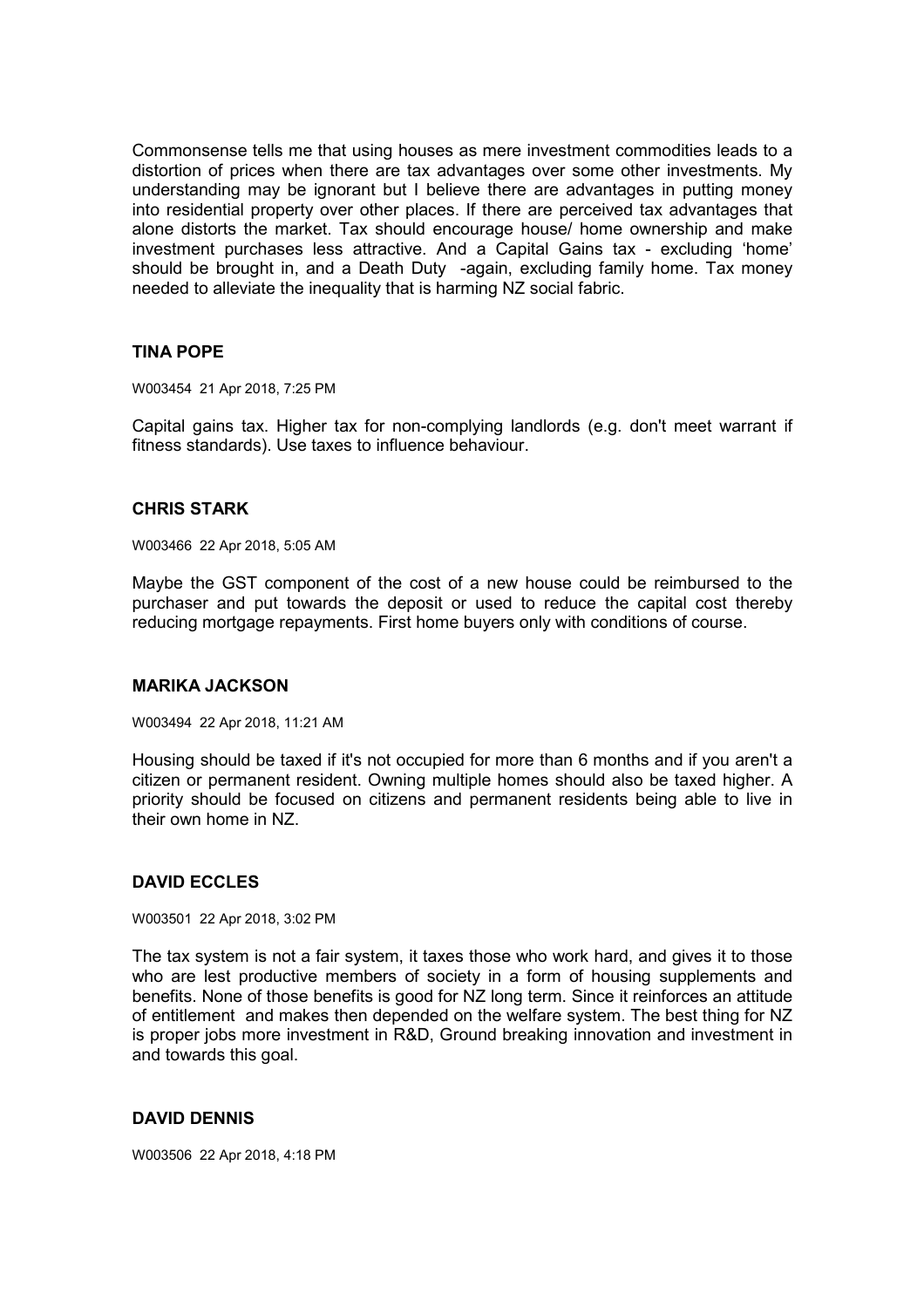Commonsense tells me that using houses as mere investment commodities leads to a distortion of prices when there are tax advantages over some other investments. My understanding may be ignorant but I believe there are advantages in putting money into residential property over other places. If there are perceived tax advantages that alone distorts the market. Tax should encourage house/ home ownership and make investment purchases less attractive. And a Capital Gains tax - excluding 'home' should be brought in, and a Death Duty -again, excluding family home. Tax money needed to alleviate the inequality that is harming NZ social fabric.

### TINA POPE

W003454 21 Apr 2018, 7:25 PM

Capital gains tax. Higher tax for non-complying landlords (e.g. don't meet warrant if fitness standards). Use taxes to influence behaviour.

### CHRIS STARK

W003466 22 Apr 2018, 5:05 AM

Maybe the GST component of the cost of a new house could be reimbursed to the purchaser and put towards the deposit or used to reduce the capital cost thereby reducing mortgage repayments. First home buyers only with conditions of course.

### MARIKA JACKSON

W003494 22 Apr 2018, 11:21 AM

Housing should be taxed if it's not occupied for more than 6 months and if you aren't a citizen or permanent resident. Owning multiple homes should also be taxed higher. A priority should be focused on citizens and permanent residents being able to live in their own home in NZ.

### DAVID ECCLES

W003501 22 Apr 2018, 3:02 PM

The tax system is not a fair system, it taxes those who work hard, and gives it to those who are lest productive members of society in a form of housing supplements and benefits. None of those benefits is good for NZ long term. Since it reinforces an attitude of entitlement and makes then depended on the welfare system. The best thing for NZ is proper jobs more investment in R&D, Ground breaking innovation and investment in and towards this goal.

### DAVID DENNIS

W003506 22 Apr 2018, 4:18 PM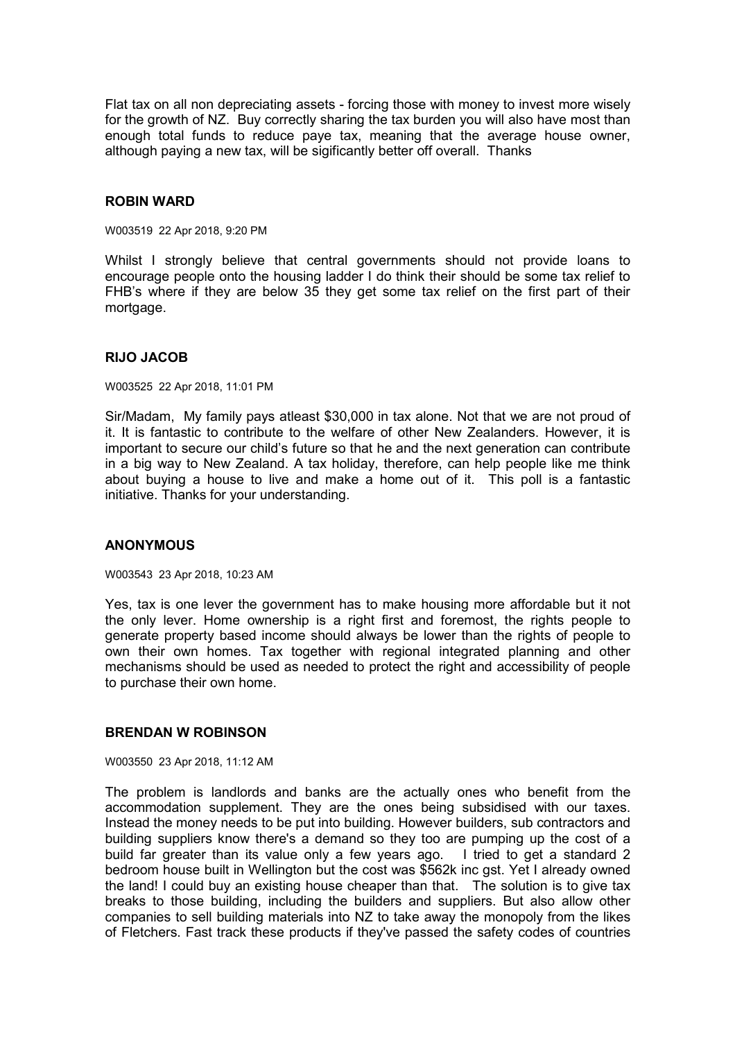Flat tax on all non depreciating assets - forcing those with money to invest more wisely for the growth of NZ. Buy correctly sharing the tax burden you will also have most than enough total funds to reduce paye tax, meaning that the average house owner, although paying a new tax, will be sigificantly better off overall. Thanks

### ROBIN WARD

W003519 22 Apr 2018, 9:20 PM

Whilst I strongly believe that central governments should not provide loans to encourage people onto the housing ladder I do think their should be some tax relief to FHB's where if they are below 35 they get some tax relief on the first part of their mortgage.

### RIJO JACOB

W003525 22 Apr 2018, 11:01 PM

Sir/Madam, My family pays atleast $30,000 in tax alone. Not that we are not proud of it. It is fantastic to contribute to the welfare of other New Zealanders. However, it is important to secure our child's future so that he and the next generation can contribute in a big way to New Zealand. A tax holiday, therefore, can help people like me think about buying a house to live and make a home out of it. This poll is a fantastic initiative. Thanks for your understanding.

### ANONYMOUS

W003543 23 Apr 2018, 10:23 AM

Yes, tax is one lever the government has to make housing more affordable but it not the only lever. Home ownership is a right first and foremost, the rights people to generate property based income should always be lower than the rights of people to own their own homes. Tax together with regional integrated planning and other mechanisms should be used as needed to protect the right and accessibility of people to purchase their own home.

### BRENDAN W ROBINSON

W003550 23 Apr 2018, 11:12 AM

The problem is landlords and banks are the actually ones who benefit from the accommodation supplement. They are the ones being subsidised with our taxes. Instead the money needs to be put into building. However builders, sub contractors and building suppliers know there's a demand so they too are pumping up the cost of a build far greater than its value only a few years ago. I tried to get a standard 2 bedroom house built in Wellington but the cost was $562k inc gst. Yet I already owned the land! I could buy an existing house cheaper than that. The solution is to give tax breaks to those building, including the builders and suppliers. But also allow other companies to sell building materials into NZ to take away the monopoly from the likes of Fletchers. Fast track these products if they've passed the safety codes of countries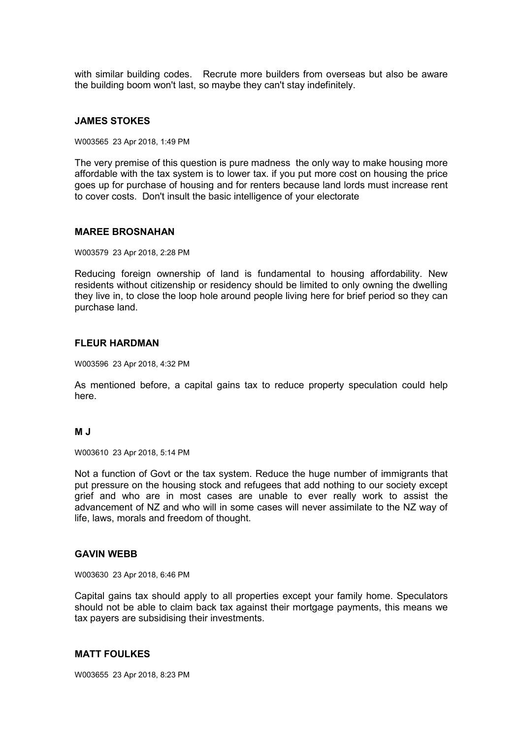with similar building codes. Recrute more builders from overseas but also be aware the building boom won't last, so maybe they can't stay indefinitely.

**JAMES STOKES**

W003565 23 Apr 2018, 1:49 PM

The very premise of this question is pure madness the only way to make housing more affordable with the tax system is to lower tax. if you put more cost on housing the price goes up for purchase of housing and for renters because land lords must increase rent to cover costs. Don't insult the basic intelligence of your electorate

**MAREE BROSNAHAN**

W003579 23 Apr 2018, 2:28 PM

Reducing foreign ownership of land is fundamental to housing affordability. New residents without citizenship or residency should be limited to only owning the dwelling they live in, to close the loop hole around people living here for brief period so they can purchase land.

**FLEUR HARDMAN**

W003596 23 Apr 2018, 4:32 PM

As mentioned before, a capital gains tax to reduce property speculation could help here.

**M J**

W003610 23 Apr 2018, 5:14 PM

Not a function of Govt or the tax system. Reduce the huge number of immigrants that put pressure on the housing stock and refugees that add nothing to our society except grief and who are in most cases are unable to ever really work to assist the advancement of NZ and who will in some cases will never assimilate to the NZ way of life, laws, morals and freedom of thought.

**GAVIN WEBB**

W003630 23 Apr 2018, 6:46 PM

Capital gains tax should apply to all properties except your family home. Speculators should not be able to claim back tax against their mortgage payments, this means we tax payers are subsidising their investments.

**MATT FOULKES**

W003655 23 Apr 2018, 8:23 PM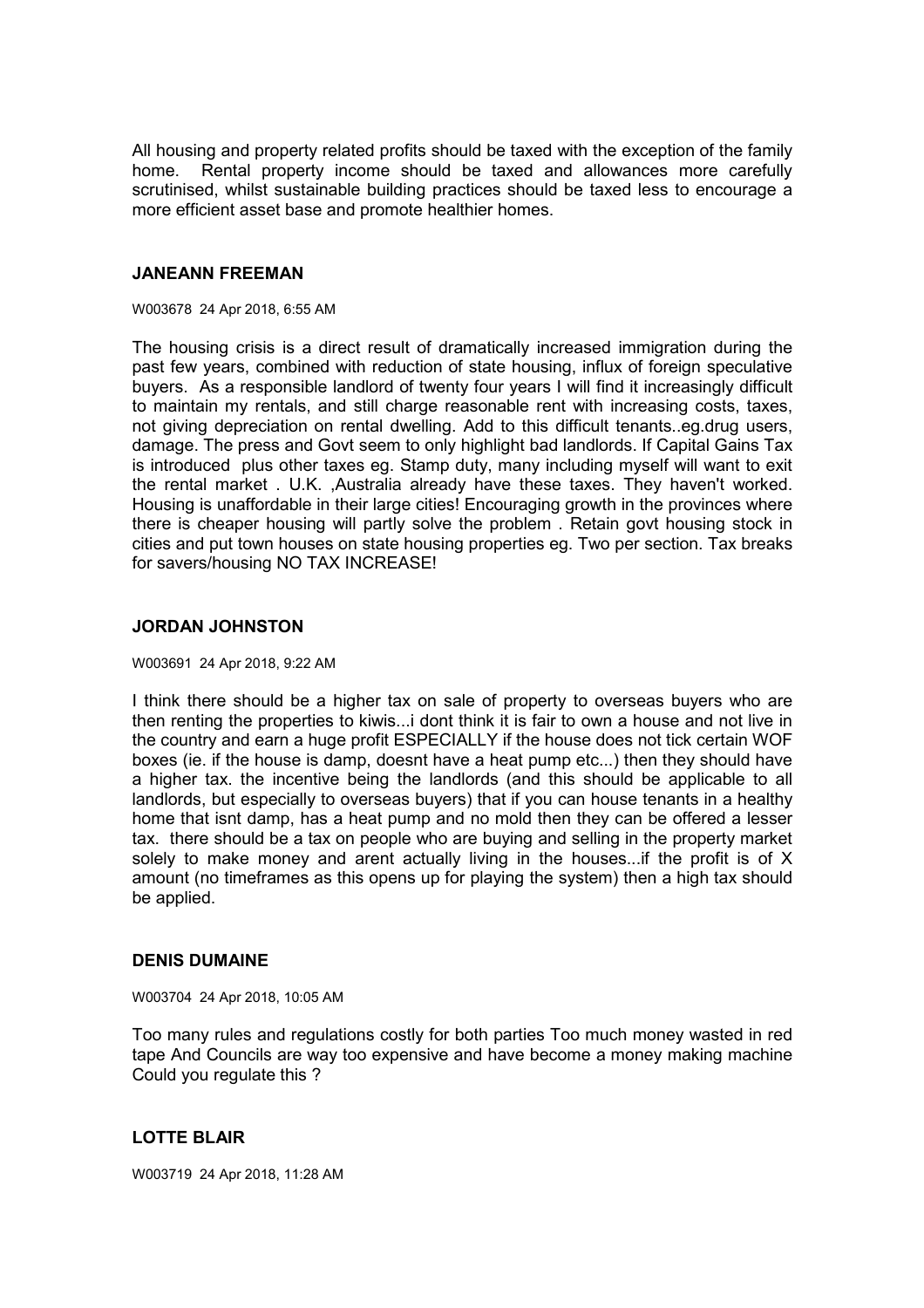All housing and property related profits should be taxed with the exception of the family home. Rental property income should be taxed and allowances more carefully scrutinised, whilst sustainable building practices should be taxed less to encourage a more efficient asset base and promote healthier homes.

### JANEANN FREEMAN

W003678 24 Apr 2018, 6:55 AM

The housing crisis is a direct result of dramatically increased immigration during the past few years, combined with reduction of state housing, influx of foreign speculative buyers. As a responsible landlord of twenty four years I will find it increasingly difficult to maintain my rentals, and still charge reasonable rent with increasing costs, taxes, not giving depreciation on rental dwelling. Add to this difficult tenants..eg.drug users, damage. The press and Govt seem to only highlight bad landlords. If Capital Gains Tax is introduced plus other taxes eg. Stamp duty, many including myself will want to exit the rental market . U.K. ,Australia already have these taxes. They haven't worked. Housing is unaffordable in their large cities! Encouraging growth in the provinces where there is cheaper housing will partly solve the problem . Retain govt housing stock in cities and put town houses on state housing properties eg. Two per section. Tax breaks for savers/housing NO TAX INCREASE!

### JORDAN JOHNSTON

W003691 24 Apr 2018, 9:22 AM

I think there should be a higher tax on sale of property to overseas buyers who are then renting the properties to kiwis...i dont think it is fair to own a house and not live in the country and earn a huge profit ESPECIALLY if the house does not tick certain WOF boxes (ie. if the house is damp, doesnt have a heat pump etc...) then they should have a higher tax. the incentive being the landlords (and this should be applicable to all landlords, but especially to overseas buyers) that if you can house tenants in a healthy home that isnt damp, has a heat pump and no mold then they can be offered a lesser tax. there should be a tax on people who are buying and selling in the property market solely to make money and arent actually living in the houses...if the profit is of X amount (no timeframes as this opens up for playing the system) then a high tax should be applied.

### DENIS DUMAINE

W003704 24 Apr 2018, 10:05 AM

Too many rules and regulations costly for both parties Too much money wasted in red tape And Councils are way too expensive and have become a money making machine Could you regulate this ?

### LOTTE BLAIR

W003719 24 Apr 2018, 11:28 AM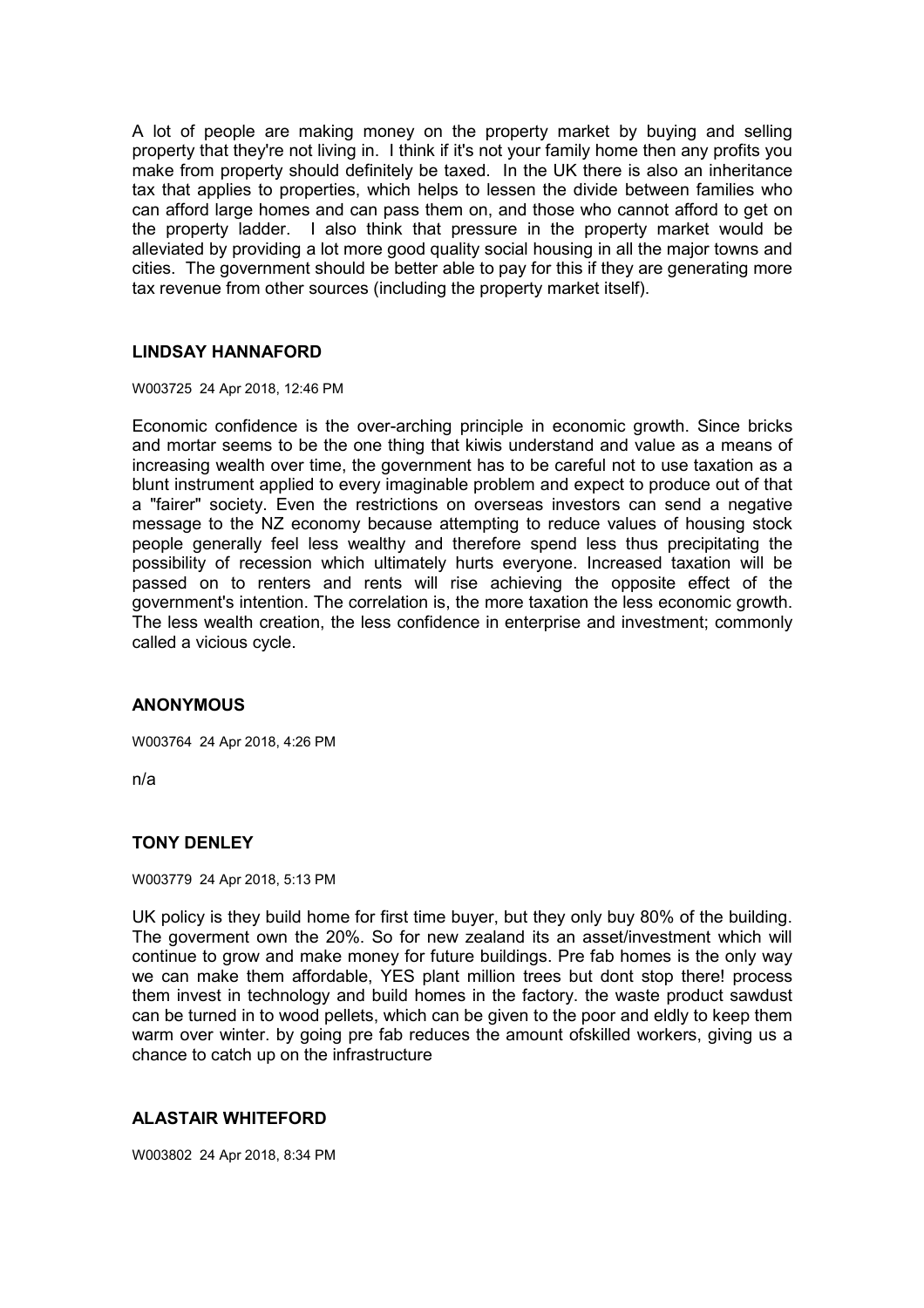A lot of people are making money on the property market by buying and selling property that they're not living in. I think if it's not your family home then any profits you make from property should definitely be taxed. In the UK there is also an inheritance tax that applies to properties, which helps to lessen the divide between families who can afford large homes and can pass them on, and those who cannot afford to get on the property ladder. I also think that pressure in the property market would be alleviated by providing a lot more good quality social housing in all the major towns and cities. The government should be better able to pay for this if they are generating more tax revenue from other sources (including the property market itself).

### LINDSAY HANNAFORD

W003725 24 Apr 2018, 12:46 PM

Economic confidence is the over-arching principle in economic growth. Since bricks and mortar seems to be the one thing that kiwis understand and value as a means of increasing wealth over time, the government has to be careful not to use taxation as a blunt instrument applied to every imaginable problem and expect to produce out of that a "fairer" society. Even the restrictions on overseas investors can send a negative message to the NZ economy because attempting to reduce values of housing stock people generally feel less wealthy and therefore spend less thus precipitating the possibility of recession which ultimately hurts everyone. Increased taxation will be passed on to renters and rents will rise achieving the opposite effect of the government's intention. The correlation is, the more taxation the less economic growth. The less wealth creation, the less confidence in enterprise and investment; commonly called a vicious cycle.

### ANONYMOUS

W003764 24 Apr 2018, 4:26 PM

n/a

### TONY DENLEY

W003779 24 Apr 2018, 5:13 PM

UK policy is they build home for first time buyer, but they only buy 80% of the building. The goverment own the 20%. So for new zealand its an asset/investment which will continue to grow and make money for future buildings. Pre fab homes is the only way we can make them affordable, YES plant million trees but dont stop there! process them invest in technology and build homes in the factory. the waste product sawdust can be turned in to wood pellets, which can be given to the poor and eldly to keep them warm over winter. by going pre fab reduces the amount ofskilled workers, giving us a chance to catch up on the infrastructure

### ALASTAIR WHITEFORD

W003802 24 Apr 2018, 8:34 PM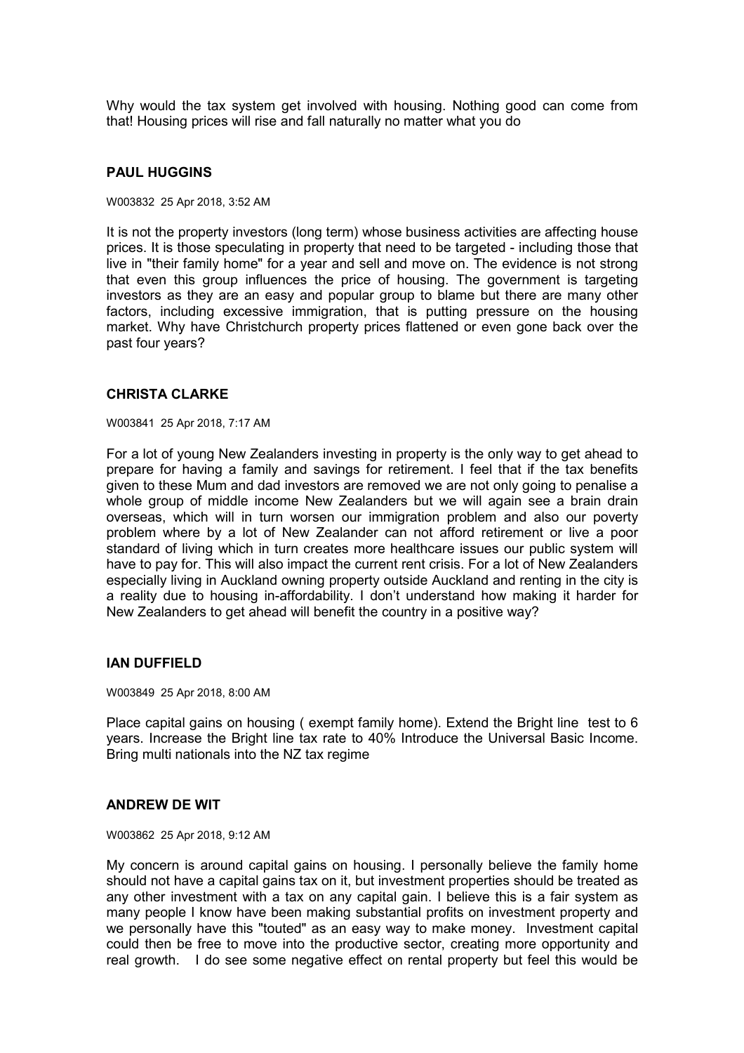Why would the tax system get involved with housing. Nothing good can come from that! Housing prices will rise and fall naturally no matter what you do

## PAUL HUGGINS

W003832 25 Apr 2018, 3:52 AM

It is not the property investors (long term) whose business activities are affecting house prices. It is those speculating in property that need to be targeted - including those that live in "their family home" for a year and sell and move on. The evidence is not strong that even this group influences the price of housing. The government is targeting investors as they are an easy and popular group to blame but there are many other factors, including excessive immigration, that is putting pressure on the housing market. Why have Christchurch property prices flattened or even gone back over the past four years?

## CHRISTA CLARKE

W003841 25 Apr 2018, 7:17 AM

For a lot of young New Zealanders investing in property is the only way to get ahead to prepare for having a family and savings for retirement. I feel that if the tax benefits given to these Mum and dad investors are removed we are not only going to penalise a whole group of middle income New Zealanders but we will again see a brain drain overseas, which will in turn worsen our immigration problem and also our poverty problem where by a lot of New Zealander can not afford retirement or live a poor standard of living which in turn creates more healthcare issues our public system will have to pay for. This will also impact the current rent crisis. For a lot of New Zealanders especially living in Auckland owning property outside Auckland and renting in the city is a reality due to housing in-affordability. I don't understand how making it harder for New Zealanders to get ahead will benefit the country in a positive way?

## IAN DUFFIELD

W003849 25 Apr 2018, 8:00 AM

Place capital gains on housing ( exempt family home). Extend the Bright line test to 6 years. Increase the Bright line tax rate to 40% Introduce the Universal Basic Income. Bring multi nationals into the NZ tax regime

## ANDREW DE WIT

W003862 25 Apr 2018, 9:12 AM

My concern is around capital gains on housing. I personally believe the family home should not have a capital gains tax on it, but investment properties should be treated as any other investment with a tax on any capital gain. I believe this is a fair system as many people I know have been making substantial profits on investment property and we personally have this "touted" as an easy way to make money. Investment capital could then be free to move into the productive sector, creating more opportunity and real growth. I do see some negative effect on rental property but feel this would be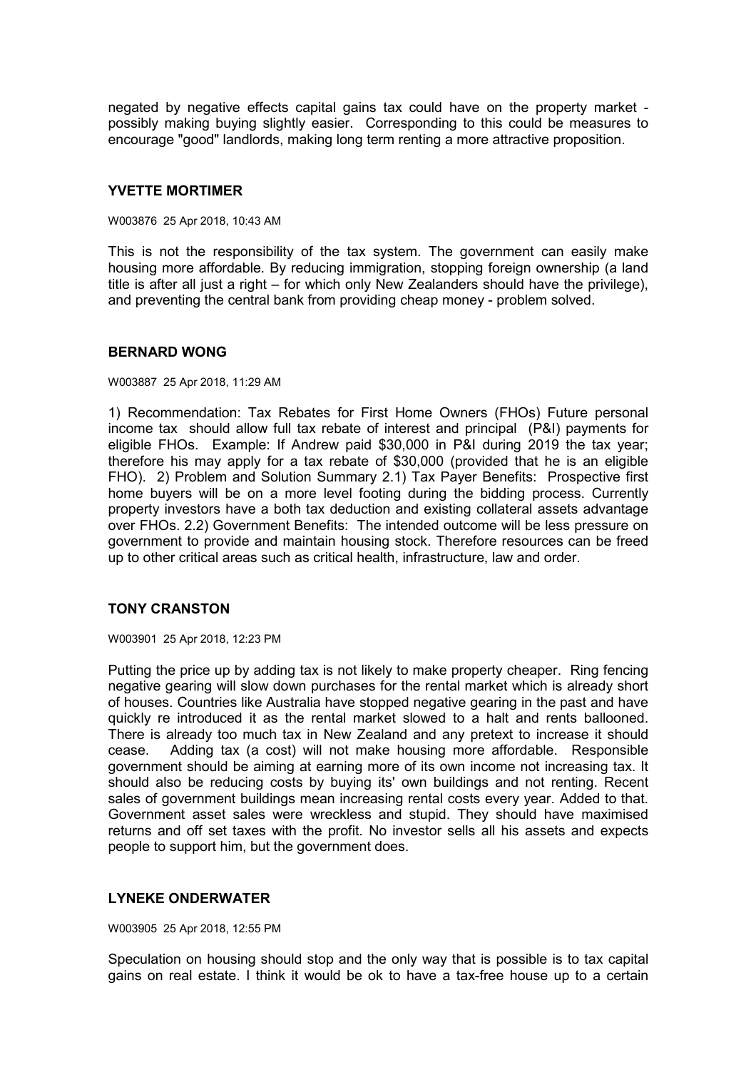negated by negative effects capital gains tax could have on the property market - possibly making buying slightly easier. Corresponding to this could be measures to encourage "good" landlords, making long term renting a more attractive proposition.

### YVETTE MORTIMER

W003876 25 Apr 2018, 10:43 AM

This is not the responsibility of the tax system. The government can easily make housing more affordable. By reducing immigration, stopping foreign ownership (a land title is after all just a right – for which only New Zealanders should have the privilege), and preventing the central bank from providing cheap money - problem solved.

### BERNARD WONG

W003887 25 Apr 2018, 11:29 AM

1) Recommendation: Tax Rebates for First Home Owners (FHOs) Future personal income tax should allow full tax rebate of interest and principal (P&I) payments for eligible FHOs. Example: If Andrew paid $30,000 in P&I during 2019 the tax year; therefore his may apply for a tax rebate of $30,000 (provided that he is an eligible FHO). 2) Problem and Solution Summary 2.1) Tax Payer Benefits: Prospective first home buyers will be on a more level footing during the bidding process. Currently property investors have a both tax deduction and existing collateral assets advantage over FHOs. 2.2) Government Benefits: The intended outcome will be less pressure on government to provide and maintain housing stock. Therefore resources can be freed up to other critical areas such as critical health, infrastructure, law and order.

### TONY CRANSTON

W003901 25 Apr 2018, 12:23 PM

Putting the price up by adding tax is not likely to make property cheaper. Ring fencing negative gearing will slow down purchases for the rental market which is already short of houses. Countries like Australia have stopped negative gearing in the past and have quickly re introduced it as the rental market slowed to a halt and rents ballooned. There is already too much tax in New Zealand and any pretext to increase it should cease. Adding tax (a cost) will not make housing more affordable. Responsible government should be aiming at earning more of its own income not increasing tax. It should also be reducing costs by buying its' own buildings and not renting. Recent sales of government buildings mean increasing rental costs every year. Added to that. Government asset sales were wreckless and stupid. They should have maximised returns and off set taxes with the profit. No investor sells all his assets and expects people to support him, but the government does.

### LYNEKE ONDERWATER

W003905 25 Apr 2018, 12:55 PM

Speculation on housing should stop and the only way that is possible is to tax capital gains on real estate. I think it would be ok to have a tax-free house up to a certain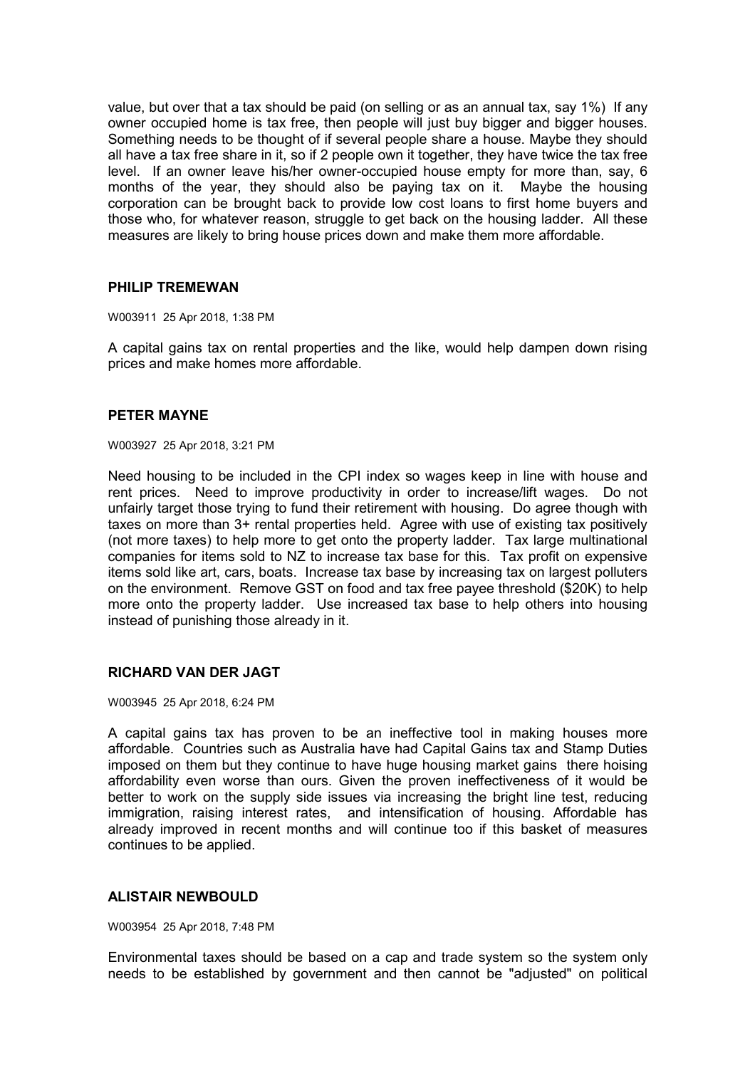value, but over that a tax should be paid (on selling or as an annual tax, say 1%) If any owner occupied home is tax free, then people will just buy bigger and bigger houses. Something needs to be thought of if several people share a house. Maybe they should all have a tax free share in it, so if 2 people own it together, they have twice the tax free level. If an owner leave his/her owner-occupied house empty for more than, say, 6 months of the year, they should also be paying tax on it. Maybe the housing corporation can be brought back to provide low cost loans to first home buyers and those who, for whatever reason, struggle to get back on the housing ladder. All these measures are likely to bring house prices down and make them more affordable.

### PHILIP TREMEWAN

W003911 25 Apr 2018, 1:38 PM

A capital gains tax on rental properties and the like, would help dampen down rising prices and make homes more affordable.

### PETER MAYNE

W003927 25 Apr 2018, 3:21 PM

Need housing to be included in the CPI index so wages keep in line with house and rent prices. Need to improve productivity in order to increase/lift wages. Do not unfairly target those trying to fund their retirement with housing. Do agree though with taxes on more than 3+ rental properties held. Agree with use of existing tax positively (not more taxes) to help more to get onto the property ladder. Tax large multinational companies for items sold to NZ to increase tax base for this. Tax profit on expensive items sold like art, cars, boats. Increase tax base by increasing tax on largest polluters on the environment. Remove GST on food and tax free payee threshold ($20K) to help more onto the property ladder. Use increased tax base to help others into housing instead of punishing those already in it.

### RICHARD VAN DER JAGT

W003945 25 Apr 2018, 6:24 PM

A capital gains tax has proven to be an ineffective tool in making houses more affordable. Countries such as Australia have had Capital Gains tax and Stamp Duties imposed on them but they continue to have huge housing market gains there hoising affordability even worse than ours. Given the proven ineffectiveness of it would be better to work on the supply side issues via increasing the bright line test, reducing immigration, raising interest rates, and intensification of housing. Affordable has already improved in recent months and will continue too if this basket of measures continues to be applied.

### ALISTAIR NEWBOULD

W003954 25 Apr 2018, 7:48 PM

Environmental taxes should be based on a cap and trade system so the system only needs to be established by government and then cannot be "adjusted" on political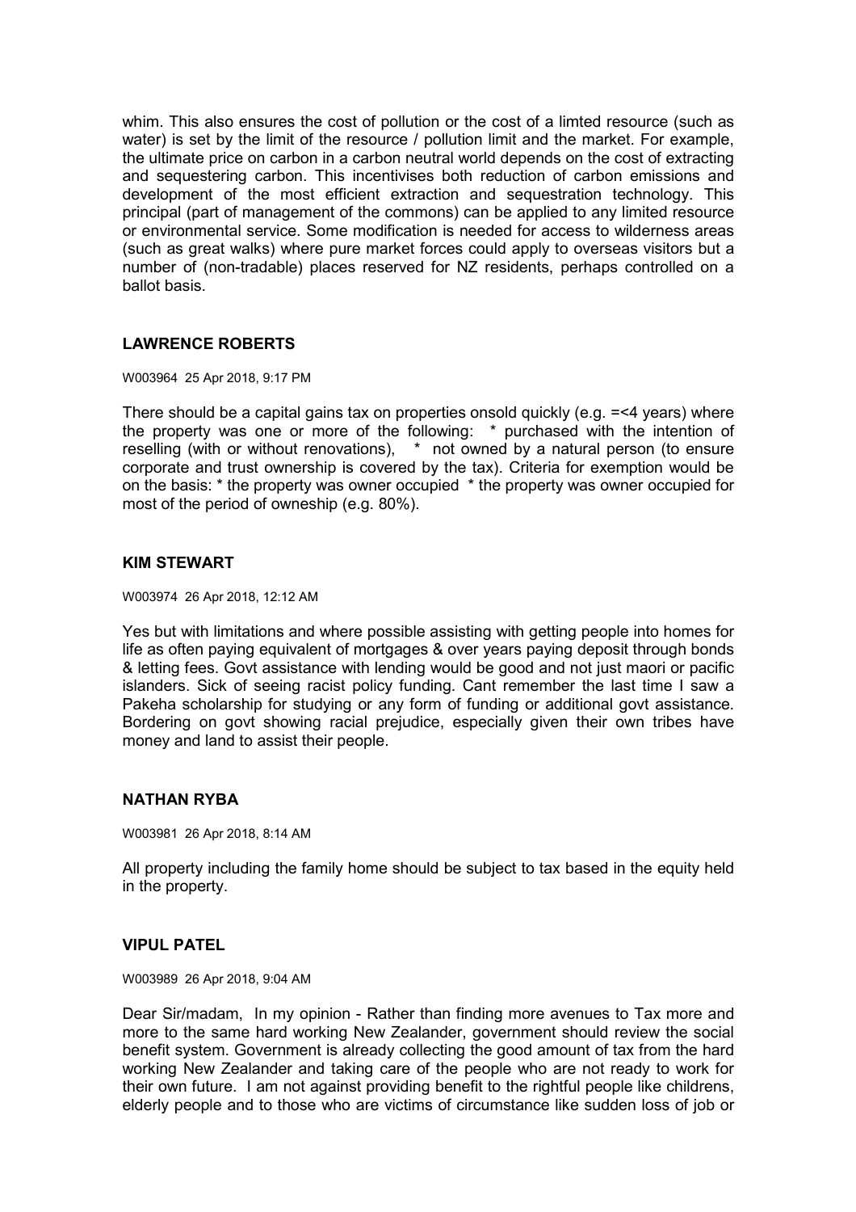whim. This also ensures the cost of pollution or the cost of a limted resource (such as water) is set by the limit of the resource / pollution limit and the market. For example, the ultimate price on carbon in a carbon neutral world depends on the cost of extracting and sequestering carbon. This incentivises both reduction of carbon emissions and development of the most efficient extraction and sequestration technology. This principal (part of management of the commons) can be applied to any limited resource or environmental service. Some modification is needed for access to wilderness areas (such as great walks) where pure market forces could apply to overseas visitors but a number of (non-tradable) places reserved for NZ residents, perhaps controlled on a ballot basis.

### LAWRENCE ROBERTS

W003964 25 Apr 2018, 9:17 PM

There should be a capital gains tax on properties onsold quickly (e.g. =<4 years) where the property was one or more of the following: * purchased with the intention of reselling (with or without renovations), * not owned by a natural person (to ensure corporate and trust ownership is covered by the tax). Criteria for exemption would be on the basis: * the property was owner occupied * the property was owner occupied for most of the period of owneship (e.g. 80%).

### KIM STEWART

W003974 26 Apr 2018, 12:12 AM

Yes but with limitations and where possible assisting with getting people into homes for life as often paying equivalent of mortgages & over years paying deposit through bonds & letting fees. Govt assistance with lending would be good and not just maori or pacific islanders. Sick of seeing racist policy funding. Cant remember the last time I saw a Pakeha scholarship for studying or any form of funding or additional govt assistance. Bordering on govt showing racial prejudice, especially given their own tribes have money and land to assist their people.

### NATHAN RYBA

W003981 26 Apr 2018, 8:14 AM

All property including the family home should be subject to tax based in the equity held in the property.

### VIPUL PATEL

W003989 26 Apr 2018, 9:04 AM

Dear Sir/madam, In my opinion - Rather than finding more avenues to Tax more and more to the same hard working New Zealander, government should review the social benefit system. Government is already collecting the good amount of tax from the hard working New Zealander and taking care of the people who are not ready to work for their own future. I am not against providing benefit to the rightful people like childrens, elderly people and to those who are victims of circumstance like sudden loss of job or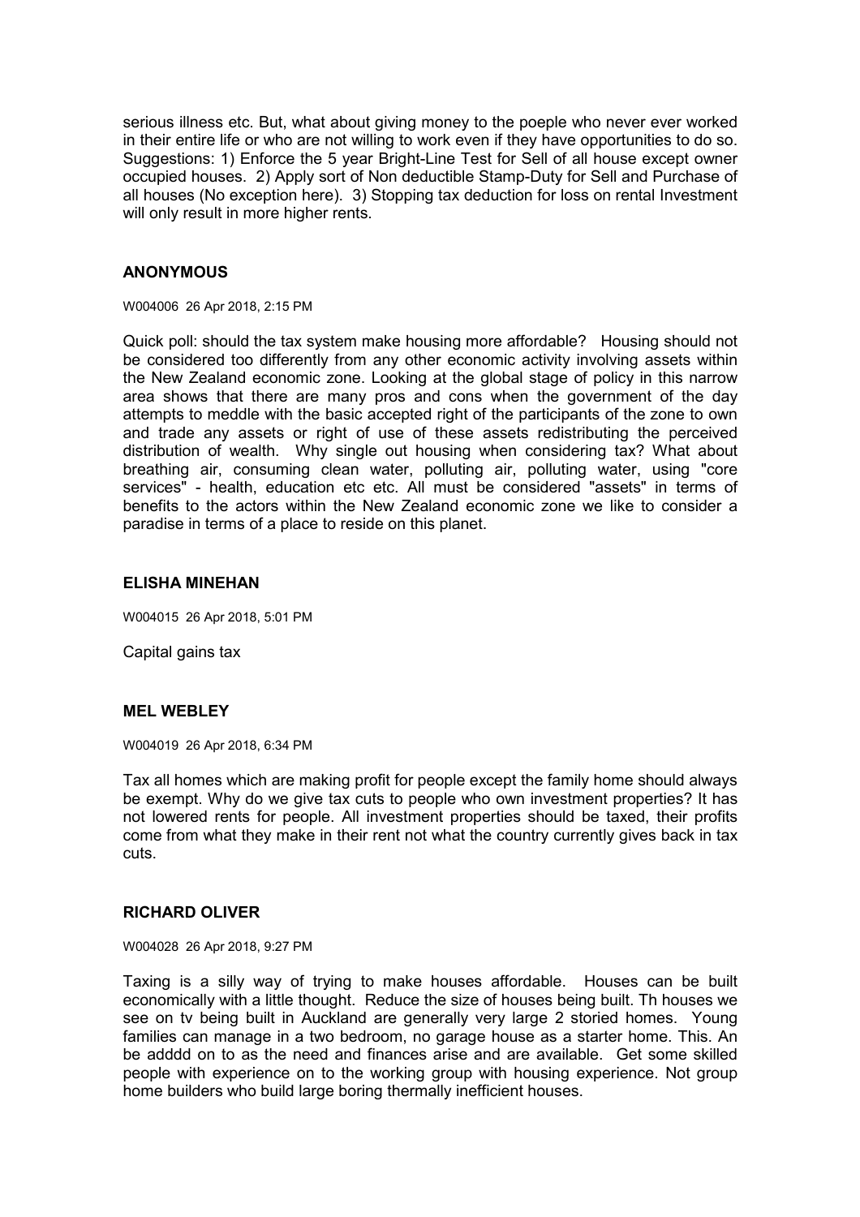serious illness etc. But, what about giving money to the poeple who never ever worked in their entire life or who are not willing to work even if they have opportunities to do so. Suggestions: 1) Enforce the 5 year Bright-Line Test for Sell of all house except owner occupied houses. 2) Apply sort of Non deductible Stamp-Duty for Sell and Purchase of all houses (No exception here). 3) Stopping tax deduction for loss on rental Investment will only result in more higher rents.

### ANONYMOUS

W004006 26 Apr 2018, 2:15 PM

Quick poll: should the tax system make housing more affordable? Housing should not be considered too differently from any other economic activity involving assets within the New Zealand economic zone. Looking at the global stage of policy in this narrow area shows that there are many pros and cons when the government of the day attempts to meddle with the basic accepted right of the participants of the zone to own and trade any assets or right of use of these assets redistributing the perceived distribution of wealth. Why single out housing when considering tax? What about breathing air, consuming clean water, polluting air, polluting water, using "core services" - health, education etc etc. All must be considered "assets" in terms of benefits to the actors within the New Zealand economic zone we like to consider a paradise in terms of a place to reside on this planet.

### ELISHA MINEHAN

W004015 26 Apr 2018, 5:01 PM

Capital gains tax

### MEL WEBLEY

W004019 26 Apr 2018, 6:34 PM

Tax all homes which are making profit for people except the family home should always be exempt. Why do we give tax cuts to people who own investment properties? It has not lowered rents for people. All investment properties should be taxed, their profits come from what they make in their rent not what the country currently gives back in tax cuts.

### RICHARD OLIVER

W004028 26 Apr 2018, 9:27 PM

Taxing is a silly way of trying to make houses affordable. Houses can be built economically with a little thought. Reduce the size of houses being built. Th houses we see on tv being built in Auckland are generally very large 2 storied homes. Young families can manage in a two bedroom, no garage house as a starter home. This. An be adddd on to as the need and finances arise and are available. Get some skilled people with experience on to the working group with housing experience. Not group home builders who build large boring thermally inefficient houses.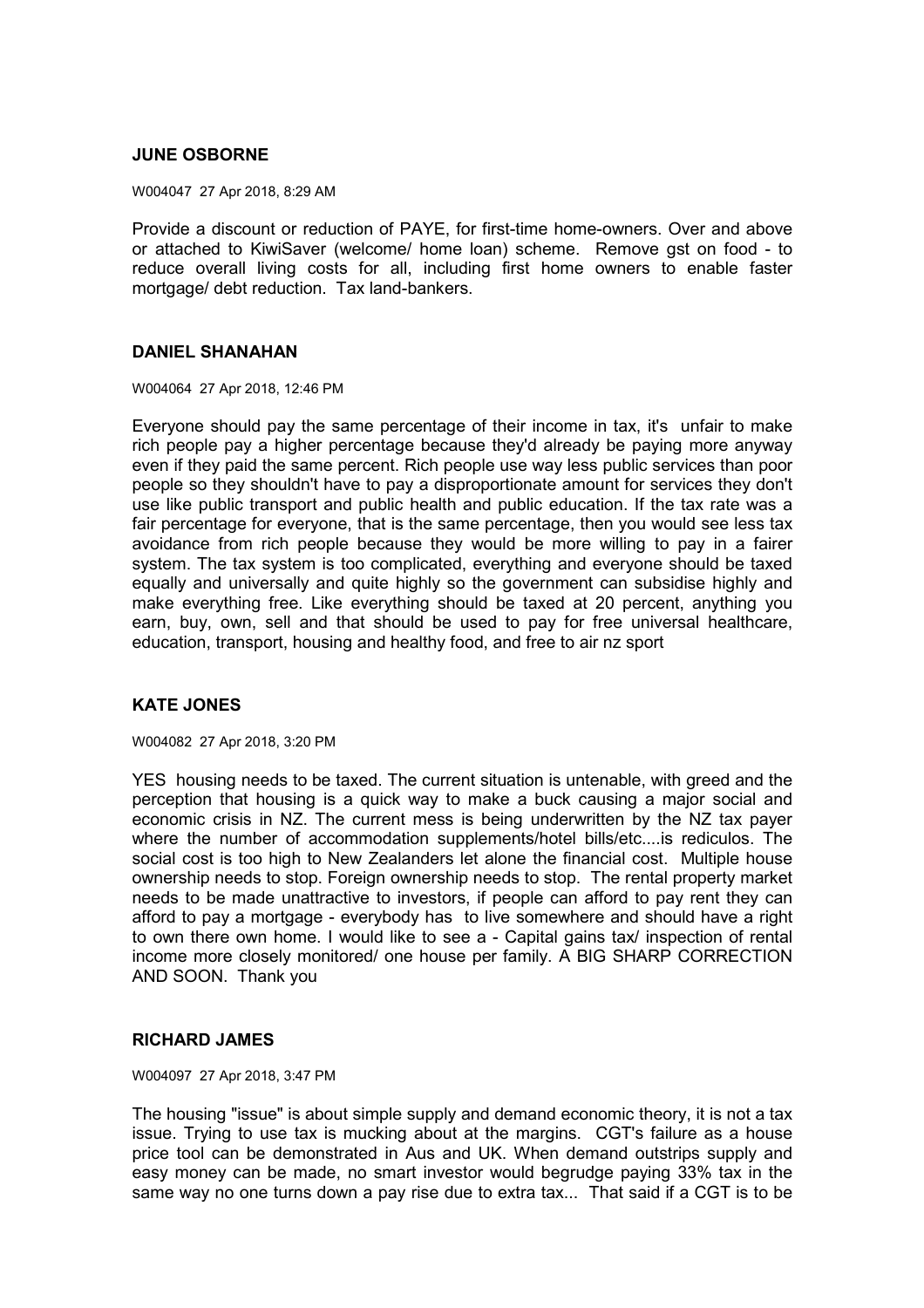### JUNE OSBORNE

W004047 27 Apr 2018, 8:29 AM

Provide a discount or reduction of PAYE, for first-time home-owners. Over and above or attached to KiwiSaver (welcome/ home loan) scheme. Remove gst on food - to reduce overall living costs for all, including first home owners to enable faster mortgage/ debt reduction. Tax land-bankers.

### DANIEL SHANAHAN

W004064 27 Apr 2018, 12:46 PM

Everyone should pay the same percentage of their income in tax, it's unfair to make rich people pay a higher percentage because they'd already be paying more anyway even if they paid the same percent. Rich people use way less public services than poor people so they shouldn't have to pay a disproportionate amount for services they don't use like public transport and public health and public education. If the tax rate was a fair percentage for everyone, that is the same percentage, then you would see less tax avoidance from rich people because they would be more willing to pay in a fairer system. The tax system is too complicated, everything and everyone should be taxed equally and universally and quite highly so the government can subsidise highly and make everything free. Like everything should be taxed at 20 percent, anything you earn, buy, own, sell and that should be used to pay for free universal healthcare, education, transport, housing and healthy food, and free to air nz sport

### KATE JONES

W004082 27 Apr 2018, 3:20 PM

YES housing needs to be taxed. The current situation is untenable, with greed and the perception that housing is a quick way to make a buck causing a major social and economic crisis in NZ. The current mess is being underwritten by the NZ tax payer where the number of accommodation supplements/hotel bills/etc....is rediculos. The social cost is too high to New Zealanders let alone the financial cost. Multiple house ownership needs to stop. Foreign ownership needs to stop. The rental property market needs to be made unattractive to investors, if people can afford to pay rent they can afford to pay a mortgage - everybody has to live somewhere and should have a right to own there own home. I would like to see a - Capital gains tax/ inspection of rental income more closely monitored/ one house per family. A BIG SHARP CORRECTION AND SOON. Thank you

### RICHARD JAMES

W004097 27 Apr 2018, 3:47 PM

The housing "issue" is about simple supply and demand economic theory, it is not a tax issue. Trying to use tax is mucking about at the margins. CGT's failure as a house price tool can be demonstrated in Aus and UK. When demand outstrips supply and easy money can be made, no smart investor would begrudge paying 33% tax in the same way no one turns down a pay rise due to extra tax... That said if a CGT is to be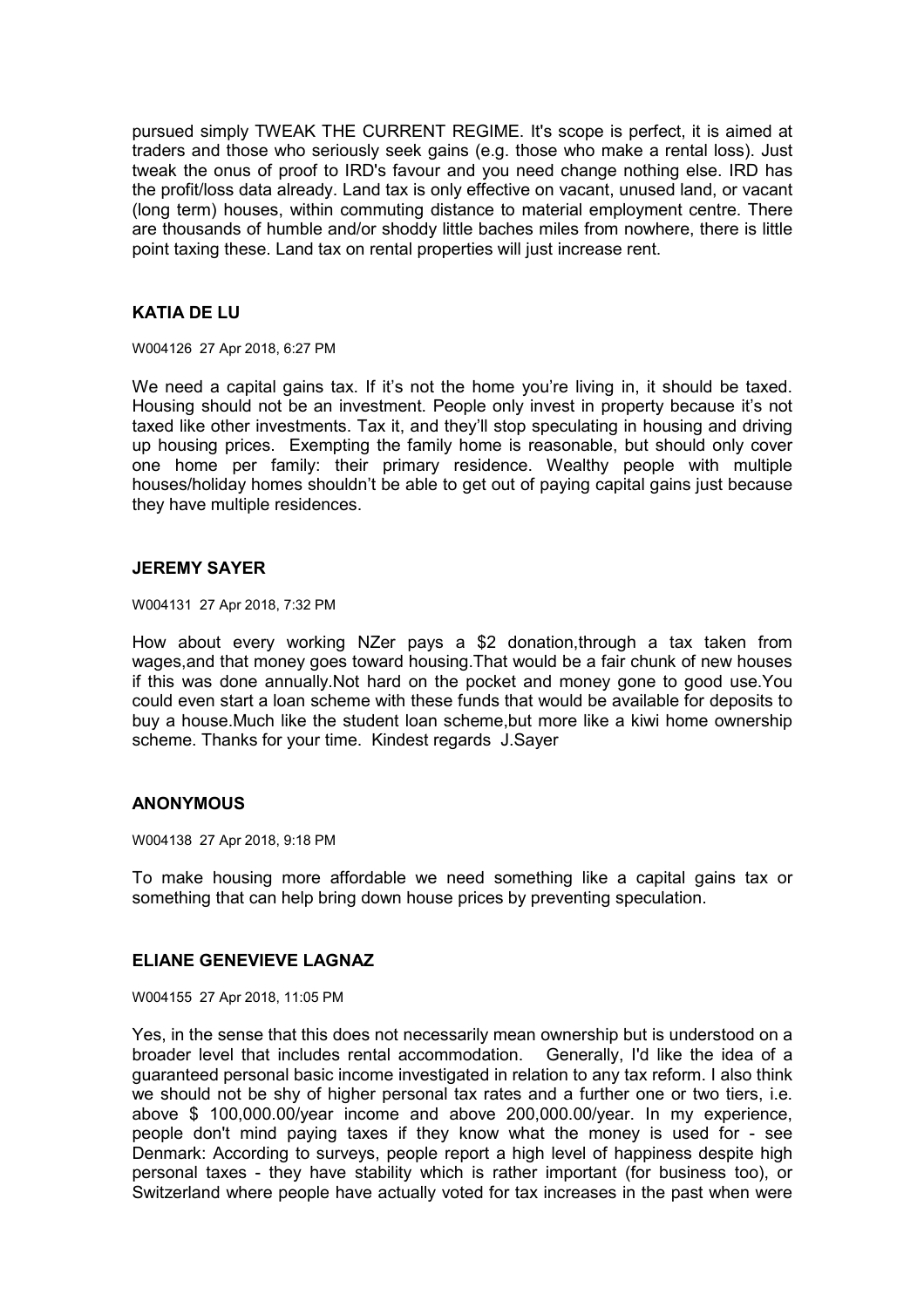pursued simply TWEAK THE CURRENT REGIME. It's scope is perfect, it is aimed at traders and those who seriously seek gains (e.g. those who make a rental loss). Just tweak the onus of proof to IRD's favour and you need change nothing else. IRD has the profit/loss data already. Land tax is only effective on vacant, unused land, or vacant (long term) houses, within commuting distance to material employment centre. There are thousands of humble and/or shoddy little baches miles from nowhere, there is little point taxing these. Land tax on rental properties will just increase rent.

### KATIA DE LU

W004126 27 Apr 2018, 6:27 PM

We need a capital gains tax. If it's not the home you're living in, it should be taxed. Housing should not be an investment. People only invest in property because it's not taxed like other investments. Tax it, and they'll stop speculating in housing and driving up housing prices. Exempting the family home is reasonable, but should only cover one home per family: their primary residence. Wealthy people with multiple houses/holiday homes shouldn't be able to get out of paying capital gains just because they have multiple residences.

### JEREMY SAYER

W004131 27 Apr 2018, 7:32 PM

How about every working NZer pays a $2 donation,through a tax taken from wages,and that money goes toward housing.That would be a fair chunk of new houses if this was done annually.Not hard on the pocket and money gone to good use.You could even start a loan scheme with these funds that would be available for deposits to buy a house.Much like the student loan scheme,but more like a kiwi home ownership scheme. Thanks for your time. Kindest regards J.Sayer

### ANONYMOUS

W004138 27 Apr 2018, 9:18 PM

To make housing more affordable we need something like a capital gains tax or something that can help bring down house prices by preventing speculation.

### ELIANE GENEVIEVE LAGNAZ

W004155 27 Apr 2018, 11:05 PM

Yes, in the sense that this does not necessarily mean ownership but is understood on a broader level that includes rental accommodation. Generally, I'd like the idea of a guaranteed personal basic income investigated in relation to any tax reform. I also think we should not be shy of higher personal tax rates and a further one or two tiers, i.e. above $ 100,000.00/year income and above 200,000.00/year. In my experience, people don't mind paying taxes if they know what the money is used for - see Denmark: According to surveys, people report a high level of happiness despite high personal taxes - they have stability which is rather important (for business too), or Switzerland where people have actually voted for tax increases in the past when were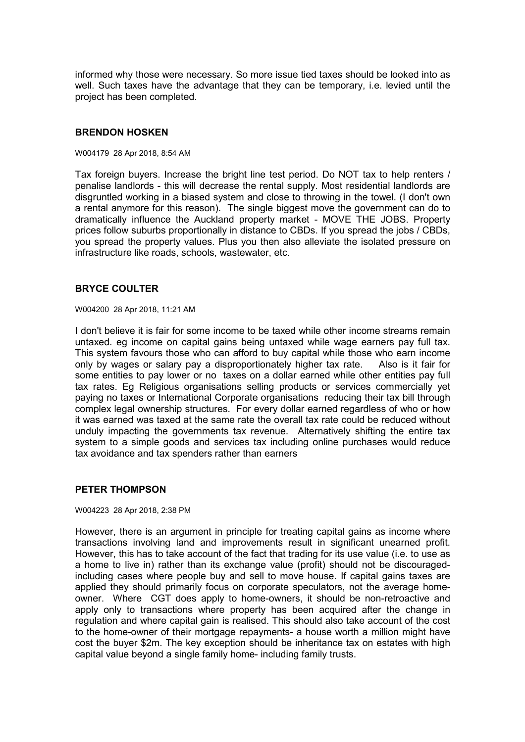informed why those were necessary. So more issue tied taxes should be looked into as well. Such taxes have the advantage that they can be temporary, i.e. levied until the project has been completed.

### BRENDON HOSKEN

W004179 28 Apr 2018, 8:54 AM

Tax foreign buyers. Increase the bright line test period. Do NOT tax to help renters / penalise landlords - this will decrease the rental supply. Most residential landlords are disgruntled working in a biased system and close to throwing in the towel. (I don't own a rental anymore for this reason). The single biggest move the government can do to dramatically influence the Auckland property market - MOVE THE JOBS. Property prices follow suburbs proportionally in distance to CBDs. If you spread the jobs / CBDs, you spread the property values. Plus you then also alleviate the isolated pressure on infrastructure like roads, schools, wastewater, etc.

### BRYCE COULTER

W004200 28 Apr 2018, 11:21 AM

I don't believe it is fair for some income to be taxed while other income streams remain untaxed. eg income on capital gains being untaxed while wage earners pay full tax. This system favours those who can afford to buy capital while those who earn income only by wages or salary pay a disproportionately higher tax rate. Also is it fair for some entities to pay lower or no taxes on a dollar earned while other entities pay full tax rates. Eg Religious organisations selling products or services commercially yet paying no taxes or International Corporate organisations reducing their tax bill through complex legal ownership structures. For every dollar earned regardless of who or how it was earned was taxed at the same rate the overall tax rate could be reduced without unduly impacting the governments tax revenue. Alternatively shifting the entire tax system to a simple goods and services tax including online purchases would reduce tax avoidance and tax spenders rather than earners

### PETER THOMPSON

W004223 28 Apr 2018, 2:38 PM

However, there is an argument in principle for treating capital gains as income where transactions involving land and improvements result in significant unearned profit. However, this has to take account of the fact that trading for its use value (i.e. to use as a home to live in) rather than its exchange value (profit) should not be discouraged- including cases where people buy and sell to move house. If capital gains taxes are applied they should primarily focus on corporate speculators, not the average home-owner. Where CGT does apply to home-owners, it should be non-retroactive and apply only to transactions where property has been acquired after the change in regulation and where capital gain is realised. This should also take account of the cost to the home-owner of their mortgage repayments- a house worth a million might have cost the buyer $2m. The key exception should be inheritance tax on estates with high capital value beyond a single family home- including family trusts.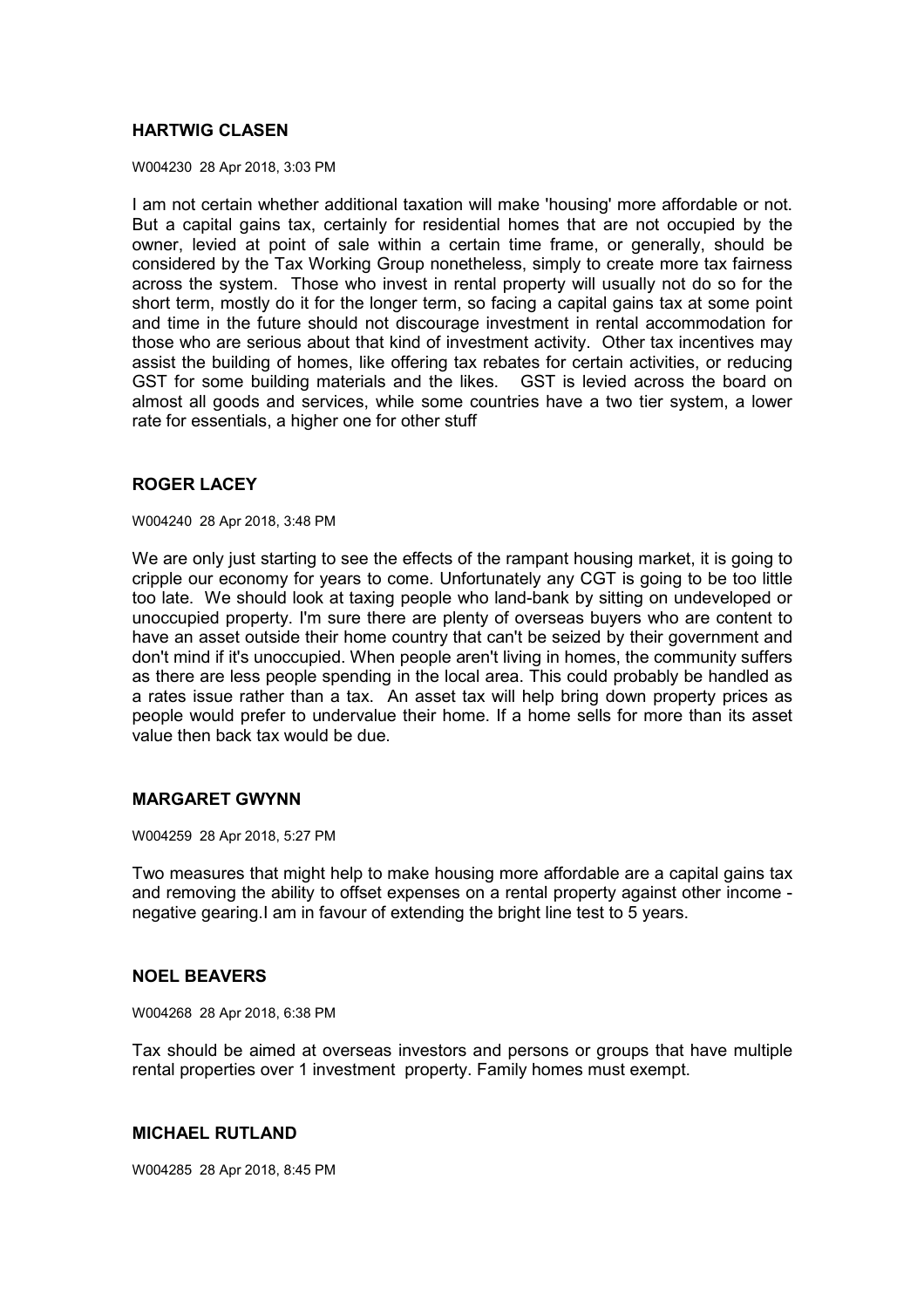**HARTWIG CLASEN**

W004230 28 Apr 2018, 3:03 PM

I am not certain whether additional taxation will make 'housing' more affordable or not. But a capital gains tax, certainly for residential homes that are not occupied by the owner, levied at point of sale within a certain time frame, or generally, should be considered by the Tax Working Group nonetheless, simply to create more tax fairness across the system. Those who invest in rental property will usually not do so for the short term, mostly do it for the longer term, so facing a capital gains tax at some point and time in the future should not discourage investment in rental accommodation for those who are serious about that kind of investment activity. Other tax incentives may assist the building of homes, like offering tax rebates for certain activities, or reducing GST for some building materials and the likes. GST is levied across the board on almost all goods and services, while some countries have a two tier system, a lower rate for essentials, a higher one for other stuff

**ROGER LACEY**

W004240 28 Apr 2018, 3:48 PM

We are only just starting to see the effects of the rampant housing market, it is going to cripple our economy for years to come. Unfortunately any CGT is going to be too little too late. We should look at taxing people who land-bank by sitting on undeveloped or unoccupied property. I'm sure there are plenty of overseas buyers who are content to have an asset outside their home country that can't be seized by their government and don't mind if it's unoccupied. When people aren't living in homes, the community suffers as there are less people spending in the local area. This could probably be handled as a rates issue rather than a tax. An asset tax will help bring down property prices as people would prefer to undervalue their home. If a home sells for more than its asset value then back tax would be due.

**MARGARET GWYNN**

W004259 28 Apr 2018, 5:27 PM

Two measures that might help to make housing more affordable are a capital gains tax and removing the ability to offset expenses on a rental property against other income - negative gearing.I am in favour of extending the bright line test to 5 years.

**NOEL BEAVERS**

W004268 28 Apr 2018, 6:38 PM

Tax should be aimed at overseas investors and persons or groups that have multiple rental properties over 1 investment property. Family homes must exempt.

**MICHAEL RUTLAND**

W004285 28 Apr 2018, 8:45 PM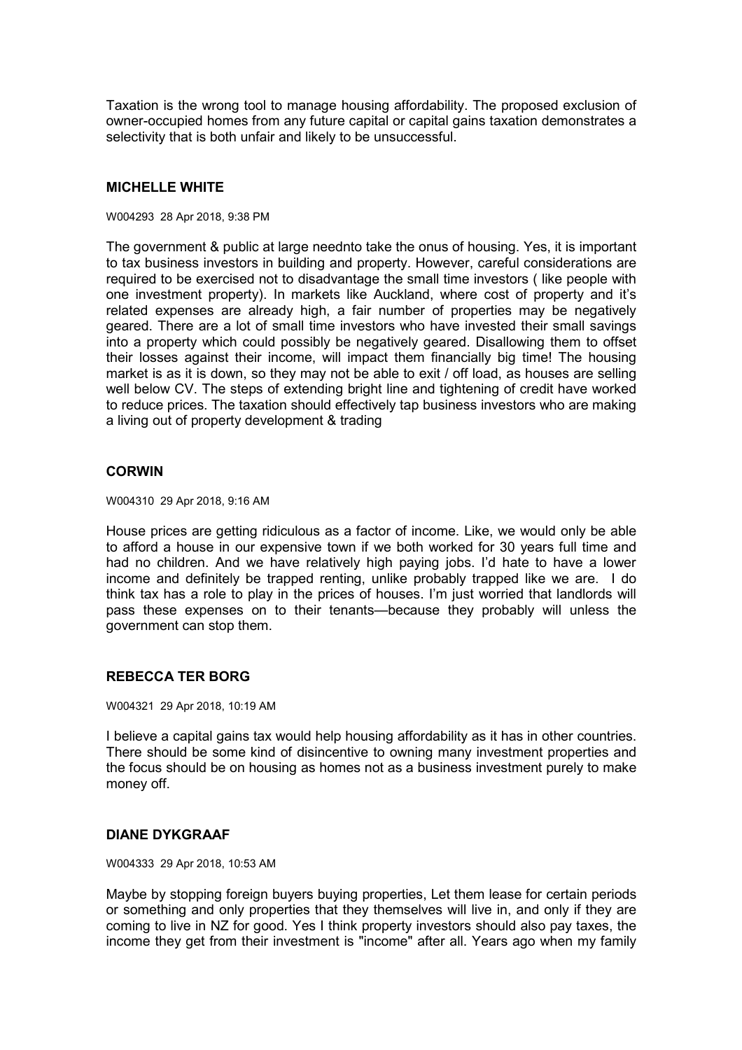Taxation is the wrong tool to manage housing affordability. The proposed exclusion of owner-occupied homes from any future capital or capital gains taxation demonstrates a selectivity that is both unfair and likely to be unsuccessful.

### MICHELLE WHITE

W004293 28 Apr 2018, 9:38 PM

The government & public at large neednto take the onus of housing. Yes, it is important to tax business investors in building and property. However, careful considerations are required to be exercised not to disadvantage the small time investors ( like people with one investment property). In markets like Auckland, where cost of property and it's related expenses are already high, a fair number of properties may be negatively geared. There are a lot of small time investors who have invested their small savings into a property which could possibly be negatively geared. Disallowing them to offset their losses against their income, will impact them financially big time! The housing market is as it is down, so they may not be able to exit / off load, as houses are selling well below CV. The steps of extending bright line and tightening of credit have worked to reduce prices. The taxation should effectively tap business investors who are making a living out of property development & trading

### CORWIN

W004310 29 Apr 2018, 9:16 AM

House prices are getting ridiculous as a factor of income. Like, we would only be able to afford a house in our expensive town if we both worked for 30 years full time and had no children. And we have relatively high paying jobs. I'd hate to have a lower income and definitely be trapped renting, unlike probably trapped like we are. I do think tax has a role to play in the prices of houses. I'm just worried that landlords will pass these expenses on to their tenants—because they probably will unless the government can stop them.

### REBECCA TER BORG

W004321 29 Apr 2018, 10:19 AM

I believe a capital gains tax would help housing affordability as it has in other countries. There should be some kind of disincentive to owning many investment properties and the focus should be on housing as homes not as a business investment purely to make money off.

### DIANE DYKGRAAF

W004333 29 Apr 2018, 10:53 AM

Maybe by stopping foreign buyers buying properties, Let them lease for certain periods or something and only properties that they themselves will live in, and only if they are coming to live in NZ for good. Yes I think property investors should also pay taxes, the income they get from their investment is "income" after all. Years ago when my family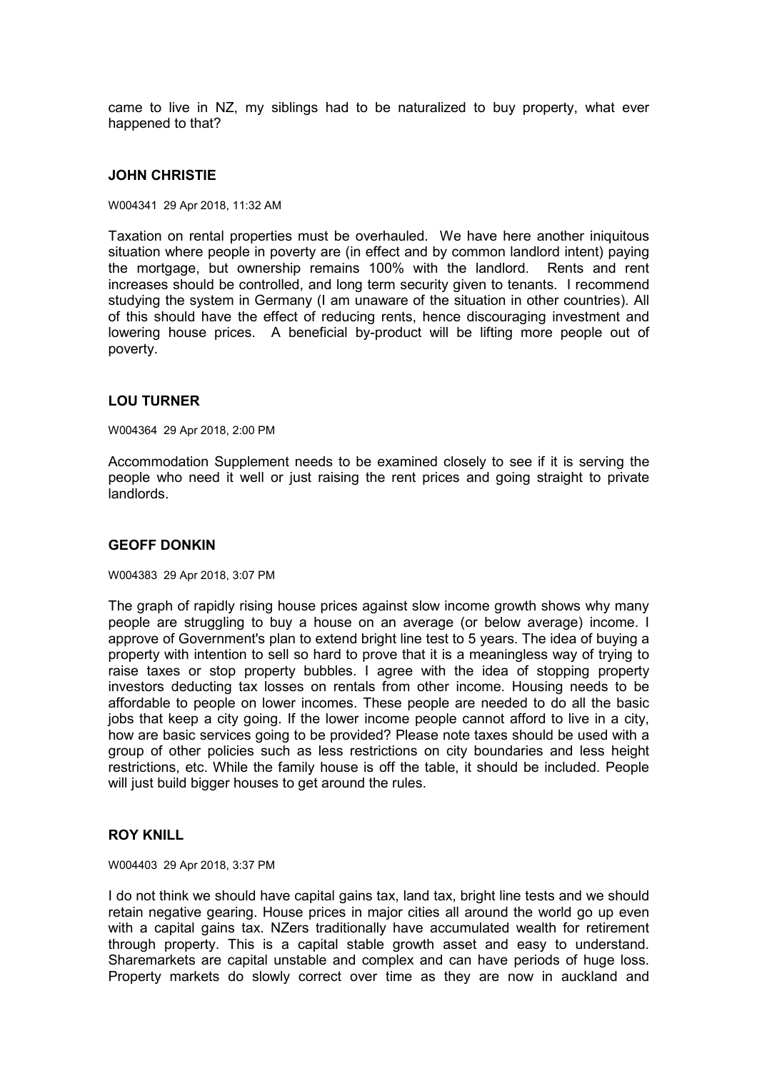came to live in NZ, my siblings had to be naturalized to buy property, what ever happened to that?

### JOHN CHRISTIE

W004341 29 Apr 2018, 11:32 AM

Taxation on rental properties must be overhauled. We have here another iniquitous situation where people in poverty are (in effect and by common landlord intent) paying the mortgage, but ownership remains 100% with the landlord. Rents and rent increases should be controlled, and long term security given to tenants. I recommend studying the system in Germany (I am unaware of the situation in other countries). All of this should have the effect of reducing rents, hence discouraging investment and lowering house prices. A beneficial by-product will be lifting more people out of poverty.

### LOU TURNER

W004364 29 Apr 2018, 2:00 PM

Accommodation Supplement needs to be examined closely to see if it is serving the people who need it well or just raising the rent prices and going straight to private landlords.

### GEOFF DONKIN

W004383 29 Apr 2018, 3:07 PM

The graph of rapidly rising house prices against slow income growth shows why many people are struggling to buy a house on an average (or below average) income. I approve of Government's plan to extend bright line test to 5 years. The idea of buying a property with intention to sell so hard to prove that it is a meaningless way of trying to raise taxes or stop property bubbles. I agree with the idea of stopping property investors deducting tax losses on rentals from other income. Housing needs to be affordable to people on lower incomes. These people are needed to do all the basic jobs that keep a city going. If the lower income people cannot afford to live in a city, how are basic services going to be provided? Please note taxes should be used with a group of other policies such as less restrictions on city boundaries and less height restrictions, etc. While the family house is off the table, it should be included. People will just build bigger houses to get around the rules.

### ROY KNILL

W004403 29 Apr 2018, 3:37 PM

I do not think we should have capital gains tax, land tax, bright line tests and we should retain negative gearing. House prices in major cities all around the world go up even with a capital gains tax. NZers traditionally have accumulated wealth for retirement through property. This is a capital stable growth asset and easy to understand. Sharemarkets are capital unstable and complex and can have periods of huge loss. Property markets do slowly correct over time as they are now in auckland and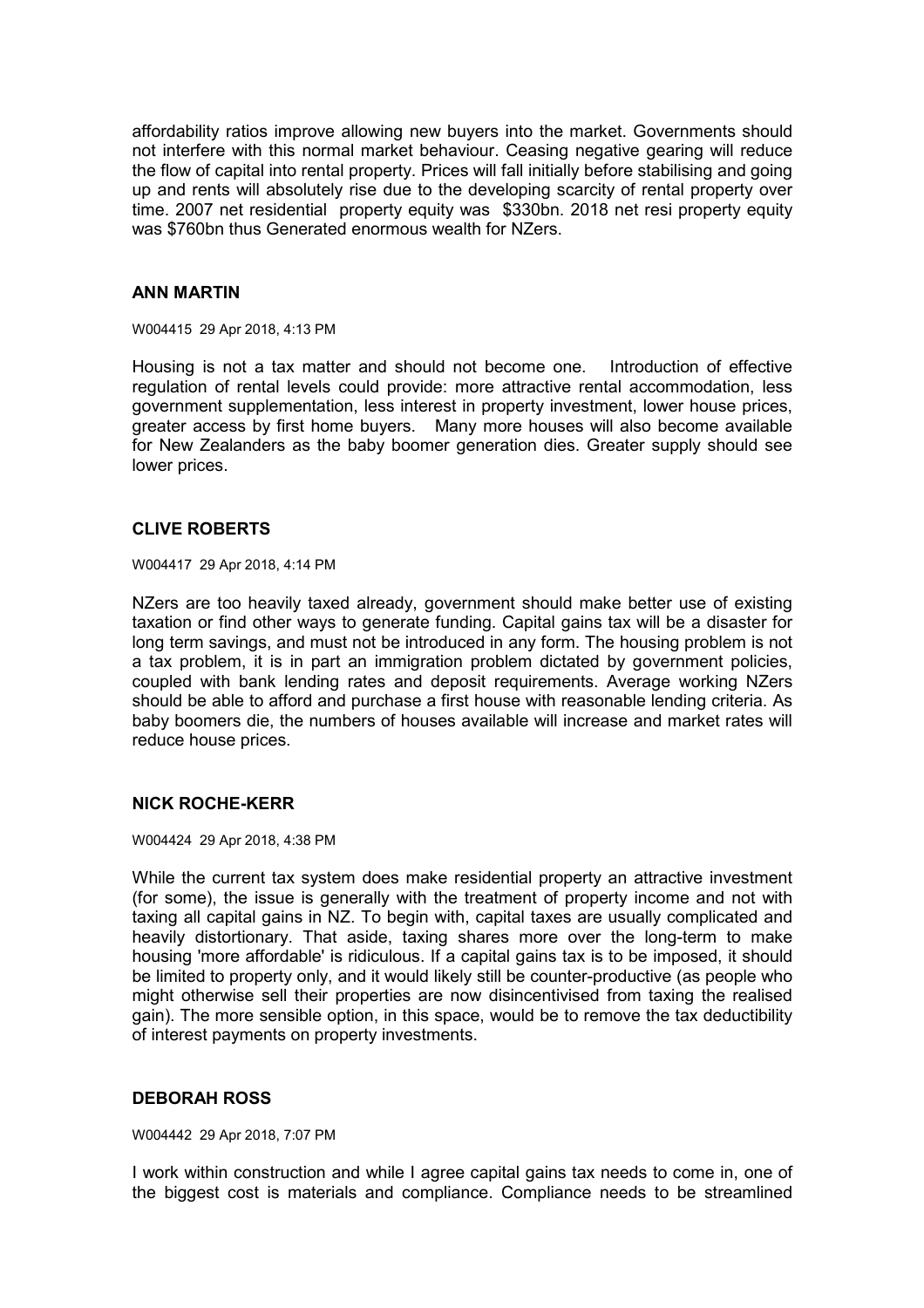affordability ratios improve allowing new buyers into the market. Governments should not interfere with this normal market behaviour. Ceasing negative gearing will reduce the flow of capital into rental property. Prices will fall initially before stabilising and going up and rents will absolutely rise due to the developing scarcity of rental property over time. 2007 net residential property equity was $330bn. 2018 net resi property equity was $760bn thus Generated enormous wealth for NZers.

**ANN MARTIN**

W004415 29 Apr 2018, 4:13 PM

Housing is not a tax matter and should not become one. Introduction of effective regulation of rental levels could provide: more attractive rental accommodation, less government supplementation, less interest in property investment, lower house prices, greater access by first home buyers. Many more houses will also become available for New Zealanders as the baby boomer generation dies. Greater supply should see lower prices.

**CLIVE ROBERTS**

W004417 29 Apr 2018, 4:14 PM

NZers are too heavily taxed already, government should make better use of existing taxation or find other ways to generate funding. Capital gains tax will be a disaster for long term savings, and must not be introduced in any form. The housing problem is not a tax problem, it is in part an immigration problem dictated by government policies, coupled with bank lending rates and deposit requirements. Average working NZers should be able to afford and purchase a first house with reasonable lending criteria. As baby boomers die, the numbers of houses available will increase and market rates will reduce house prices.

**NICK ROCHE-KERR**

W004424 29 Apr 2018, 4:38 PM

While the current tax system does make residential property an attractive investment (for some), the issue is generally with the treatment of property income and not with taxing all capital gains in NZ. To begin with, capital taxes are usually complicated and heavily distortionary. That aside, taxing shares more over the long-term to make housing 'more affordable' is ridiculous. If a capital gains tax is to be imposed, it should be limited to property only, and it would likely still be counter-productive (as people who might otherwise sell their properties are now disincentivised from taxing the realised gain). The more sensible option, in this space, would be to remove the tax deductibility of interest payments on property investments.

**DEBORAH ROSS**

W004442 29 Apr 2018, 7:07 PM

I work within construction and while I agree capital gains tax needs to come in, one of the biggest cost is materials and compliance. Compliance needs to be streamlined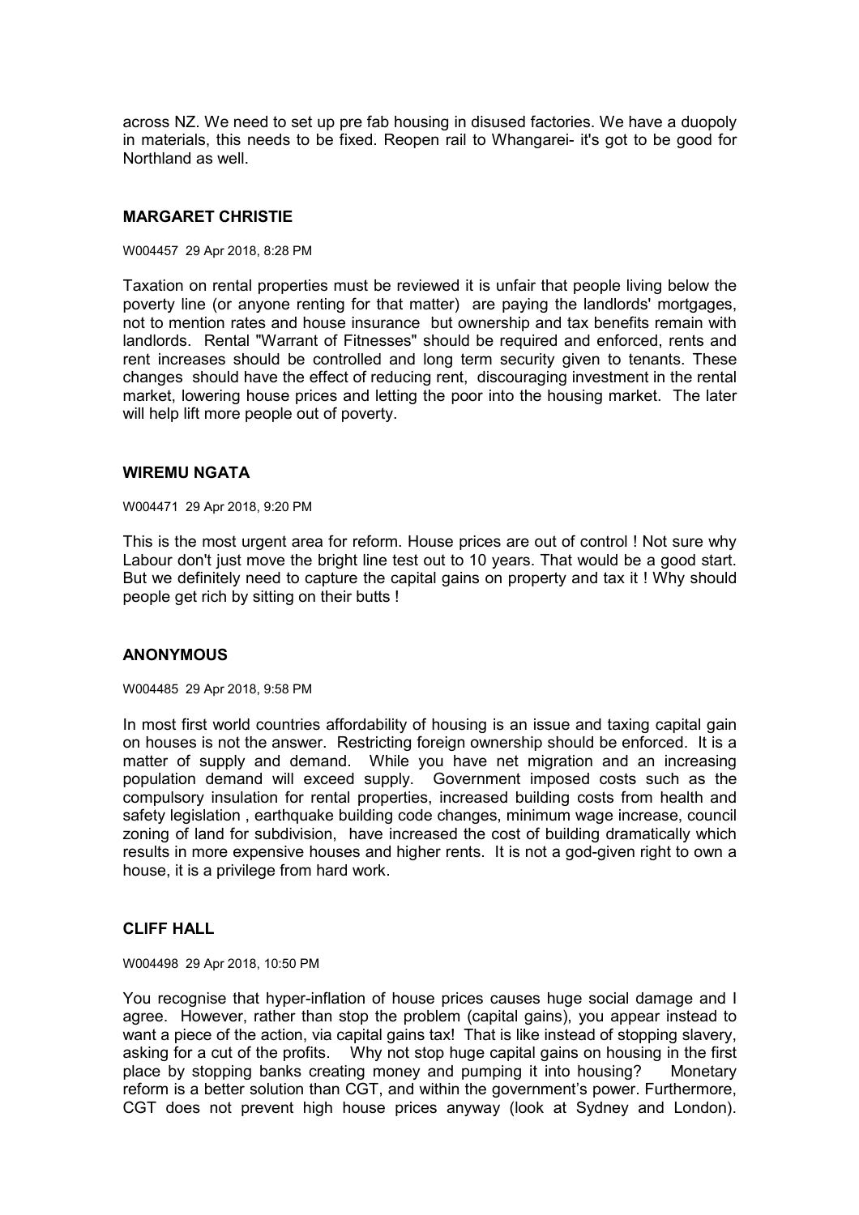across NZ. We need to set up pre fab housing in disused factories. We have a duopoly in materials, this needs to be fixed. Reopen rail to Whangarei- it's got to be good for Northland as well.

### MARGARET CHRISTIE

W004457 29 Apr 2018, 8:28 PM

Taxation on rental properties must be reviewed it is unfair that people living below the poverty line (or anyone renting for that matter) are paying the landlords' mortgages, not to mention rates and house insurance but ownership and tax benefits remain with landlords. Rental "Warrant of Fitnesses" should be required and enforced, rents and rent increases should be controlled and long term security given to tenants. These changes should have the effect of reducing rent, discouraging investment in the rental market, lowering house prices and letting the poor into the housing market. The later will help lift more people out of poverty.

### WIREMU NGATA

W004471 29 Apr 2018, 9:20 PM

This is the most urgent area for reform. House prices are out of control ! Not sure why Labour don't just move the bright line test out to 10 years. That would be a good start. But we definitely need to capture the capital gains on property and tax it ! Why should people get rich by sitting on their butts !

### ANONYMOUS

W004485 29 Apr 2018, 9:58 PM

In most first world countries affordability of housing is an issue and taxing capital gain on houses is not the answer. Restricting foreign ownership should be enforced. It is a matter of supply and demand. While you have net migration and an increasing population demand will exceed supply. Government imposed costs such as the compulsory insulation for rental properties, increased building costs from health and safety legislation , earthquake building code changes, minimum wage increase, council zoning of land for subdivision, have increased the cost of building dramatically which results in more expensive houses and higher rents. It is not a god-given right to own a house, it is a privilege from hard work.

### CLIFF HALL

W004498 29 Apr 2018, 10:50 PM

You recognise that hyper-inflation of house prices causes huge social damage and I agree. However, rather than stop the problem (capital gains), you appear instead to want a piece of the action, via capital gains tax! That is like instead of stopping slavery, asking for a cut of the profits. Why not stop huge capital gains on housing in the first place by stopping banks creating money and pumping it into housing? Monetary reform is a better solution than CGT, and within the government's power. Furthermore, CGT does not prevent high house prices anyway (look at Sydney and London).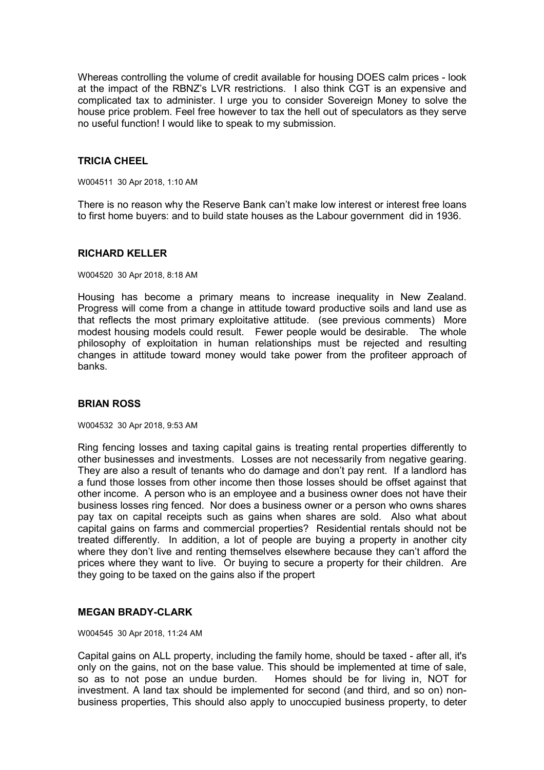Whereas controlling the volume of credit available for housing DOES calm prices - look at the impact of the RBNZ's LVR restrictions. I also think CGT is an expensive and complicated tax to administer. I urge you to consider Sovereign Money to solve the house price problem. Feel free however to tax the hell out of speculators as they serve no useful function! I would like to speak to my submission.

### TRICIA CHEEL

W004511 30 Apr 2018, 1:10 AM

There is no reason why the Reserve Bank can't make low interest or interest free loans to first home buyers: and to build state houses as the Labour government did in 1936.

### RICHARD KELLER

W004520 30 Apr 2018, 8:18 AM

Housing has become a primary means to increase inequality in New Zealand. Progress will come from a change in attitude toward productive soils and land use as that reflects the most primary exploitative attitude. (see previous comments) More modest housing models could result. Fewer people would be desirable. The whole philosophy of exploitation in human relationships must be rejected and resulting changes in attitude toward money would take power from the profiteer approach of banks.

### BRIAN ROSS

W004532 30 Apr 2018, 9:53 AM

Ring fencing losses and taxing capital gains is treating rental properties differently to other businesses and investments. Losses are not necessarily from negative gearing. They are also a result of tenants who do damage and don't pay rent. If a landlord has a fund those losses from other income then those losses should be offset against that other income. A person who is an employee and a business owner does not have their business losses ring fenced. Nor does a business owner or a person who owns shares pay tax on capital receipts such as gains when shares are sold. Also what about capital gains on farms and commercial properties? Residential rentals should not be treated differently. In addition, a lot of people are buying a property in another city where they don't live and renting themselves elsewhere because they can't afford the prices where they want to live. Or buying to secure a property for their children. Are they going to be taxed on the gains also if the propert

### MEGAN BRADY-CLARK

W004545 30 Apr 2018, 11:24 AM

Capital gains on ALL property, including the family home, should be taxed - after all, it's only on the gains, not on the base value. This should be implemented at time of sale, so as to not pose an undue burden. Homes should be for living in, NOT for investment. A land tax should be implemented for second (and third, and so on) non-business properties, This should also apply to unoccupied business property, to deter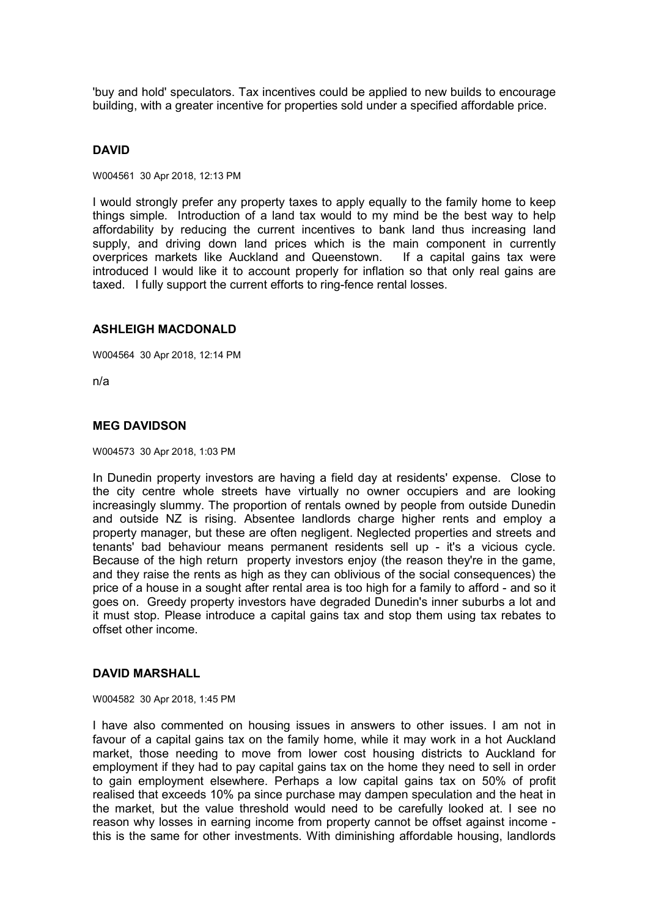'buy and hold' speculators. Tax incentives could be applied to new builds to encourage building, with a greater incentive for properties sold under a specified affordable price.

### DAVID

W004561 30 Apr 2018, 12:13 PM

I would strongly prefer any property taxes to apply equally to the family home to keep things simple. Introduction of a land tax would to my mind be the best way to help affordability by reducing the current incentives to bank land thus increasing land supply, and driving down land prices which is the main component in currently overprices markets like Auckland and Queenstown. If a capital gains tax were introduced I would like it to account properly for inflation so that only real gains are taxed. I fully support the current efforts to ring-fence rental losses.

### ASHLEIGH MACDONALD

W004564 30 Apr 2018, 12:14 PM

n/a

### MEG DAVIDSON

W004573 30 Apr 2018, 1:03 PM

In Dunedin property investors are having a field day at residents' expense. Close to the city centre whole streets have virtually no owner occupiers and are looking increasingly slummy. The proportion of rentals owned by people from outside Dunedin and outside NZ is rising. Absentee landlords charge higher rents and employ a property manager, but these are often negligent. Neglected properties and streets and tenants' bad behaviour means permanent residents sell up - it's a vicious cycle. Because of the high return property investors enjoy (the reason they're in the game, and they raise the rents as high as they can oblivious of the social consequences) the price of a house in a sought after rental area is too high for a family to afford - and so it goes on. Greedy property investors have degraded Dunedin's inner suburbs a lot and it must stop. Please introduce a capital gains tax and stop them using tax rebates to offset other income.

### DAVID MARSHALL

W004582 30 Apr 2018, 1:45 PM

I have also commented on housing issues in answers to other issues. I am not in favour of a capital gains tax on the family home, while it may work in a hot Auckland market, those needing to move from lower cost housing districts to Auckland for employment if they had to pay capital gains tax on the home they need to sell in order to gain employment elsewhere. Perhaps a low capital gains tax on 50% of profit realised that exceeds 10% pa since purchase may dampen speculation and the heat in the market, but the value threshold would need to be carefully looked at. I see no reason why losses in earning income from property cannot be offset against income - this is the same for other investments. With diminishing affordable housing, landlords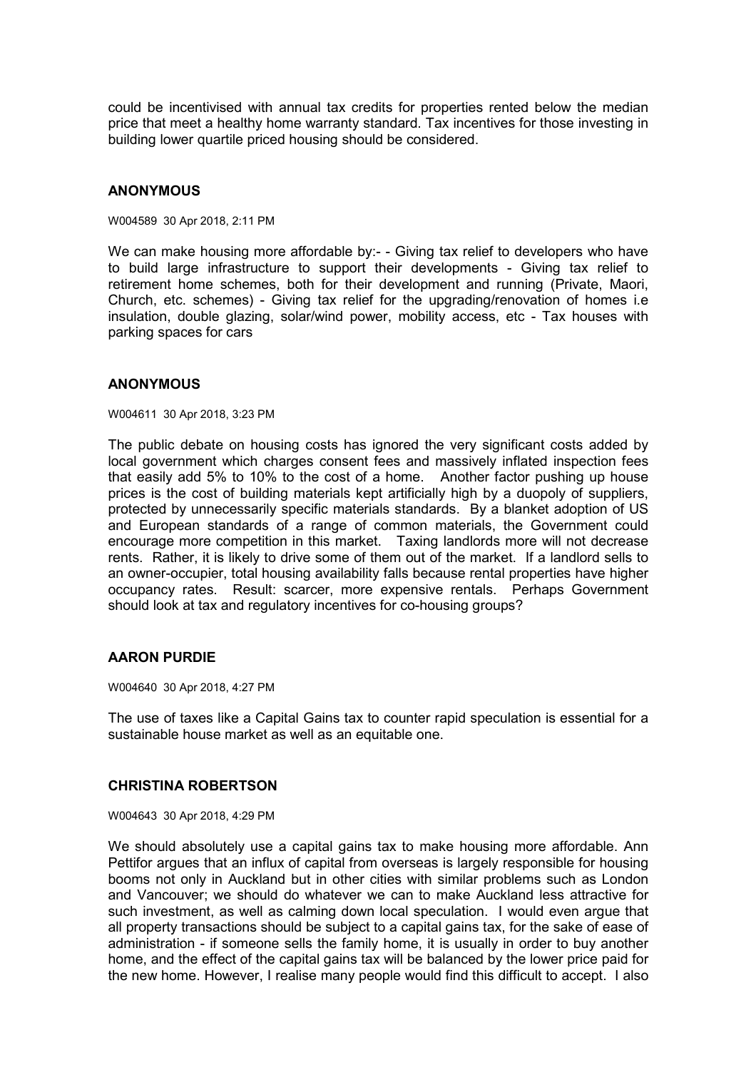could be incentivised with annual tax credits for properties rented below the median price that meet a healthy home warranty standard. Tax incentives for those investing in building lower quartile priced housing should be considered.

## ANONYMOUS

W004589 30 Apr 2018, 2:11 PM

We can make housing more affordable by:- - Giving tax relief to developers who have to build large infrastructure to support their developments - Giving tax relief to retirement home schemes, both for their development and running (Private, Maori, Church, etc. schemes) - Giving tax relief for the upgrading/renovation of homes i.e insulation, double glazing, solar/wind power, mobility access, etc - Tax houses with parking spaces for cars

## ANONYMOUS

W004611 30 Apr 2018, 3:23 PM

The public debate on housing costs has ignored the very significant costs added by local government which charges consent fees and massively inflated inspection fees that easily add 5% to 10% to the cost of a home. Another factor pushing up house prices is the cost of building materials kept artificially high by a duopoly of suppliers, protected by unnecessarily specific materials standards. By a blanket adoption of US and European standards of a range of common materials, the Government could encourage more competition in this market. Taxing landlords more will not decrease rents. Rather, it is likely to drive some of them out of the market. If a landlord sells to an owner-occupier, total housing availability falls because rental properties have higher occupancy rates. Result: scarcer, more expensive rentals. Perhaps Government should look at tax and regulatory incentives for co-housing groups?

## AARON PURDIE

W004640 30 Apr 2018, 4:27 PM

The use of taxes like a Capital Gains tax to counter rapid speculation is essential for a sustainable house market as well as an equitable one.

## CHRISTINA ROBERTSON

W004643 30 Apr 2018, 4:29 PM

We should absolutely use a capital gains tax to make housing more affordable. Ann Pettifor argues that an influx of capital from overseas is largely responsible for housing booms not only in Auckland but in other cities with similar problems such as London and Vancouver; we should do whatever we can to make Auckland less attractive for such investment, as well as calming down local speculation. I would even argue that all property transactions should be subject to a capital gains tax, for the sake of ease of administration - if someone sells the family home, it is usually in order to buy another home, and the effect of the capital gains tax will be balanced by the lower price paid for the new home. However, I realise many people would find this difficult to accept. I also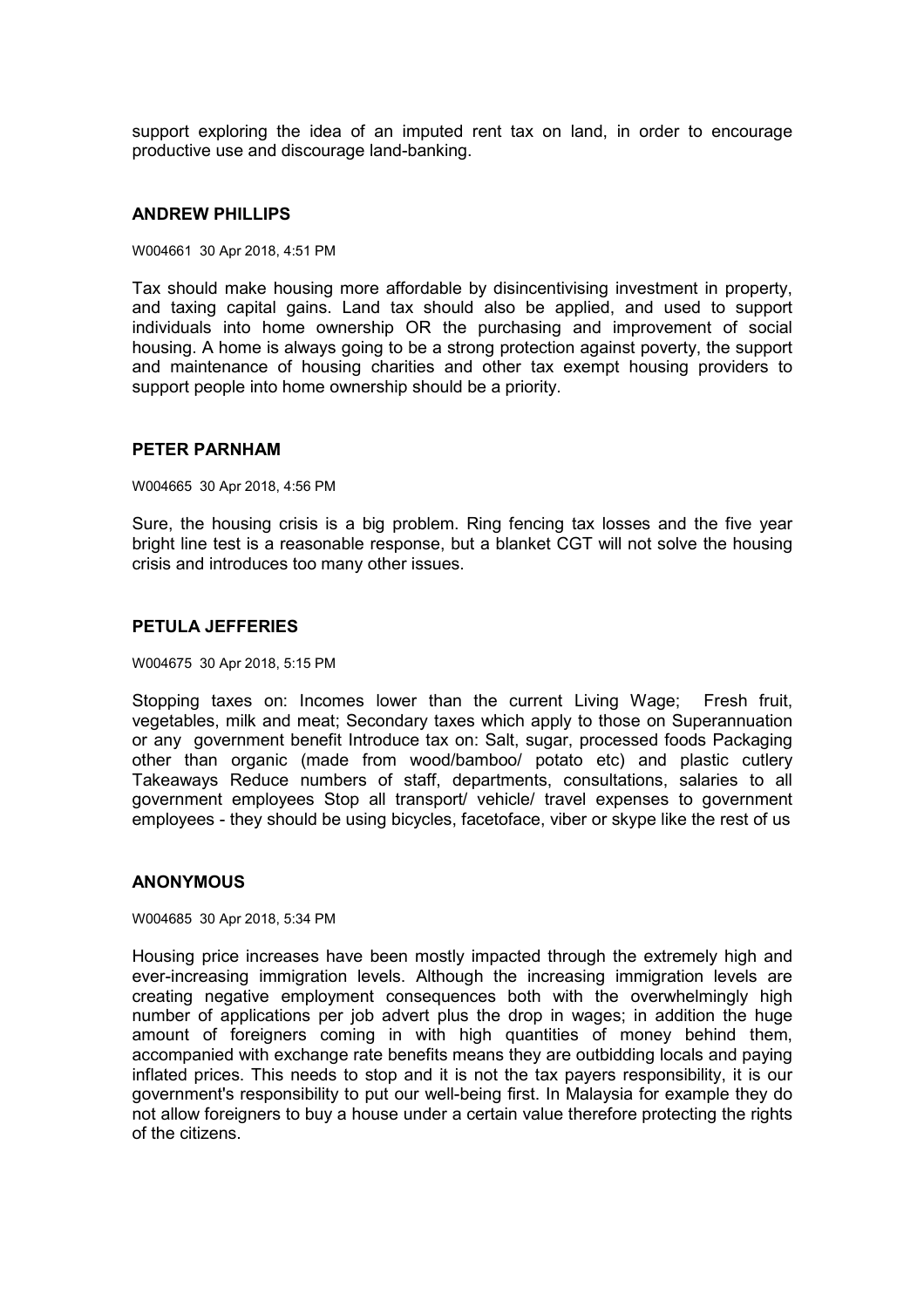support exploring the idea of an imputed rent tax on land, in order to encourage productive use and discourage land-banking.

### ANDREW PHILLIPS

W004661 30 Apr 2018, 4:51 PM

Tax should make housing more affordable by disincentivising investment in property, and taxing capital gains. Land tax should also be applied, and used to support individuals into home ownership OR the purchasing and improvement of social housing. A home is always going to be a strong protection against poverty, the support and maintenance of housing charities and other tax exempt housing providers to support people into home ownership should be a priority.

### PETER PARNHAM

W004665 30 Apr 2018, 4:56 PM

Sure, the housing crisis is a big problem. Ring fencing tax losses and the five year bright line test is a reasonable response, but a blanket CGT will not solve the housing crisis and introduces too many other issues.

### PETULA JEFFERIES

W004675 30 Apr 2018, 5:15 PM

Stopping taxes on: Incomes lower than the current Living Wage; Fresh fruit, vegetables, milk and meat; Secondary taxes which apply to those on Superannuation or any government benefit Introduce tax on: Salt, sugar, processed foods Packaging other than organic (made from wood/bamboo/ potato etc) and plastic cutlery Takeaways Reduce numbers of staff, departments, consultations, salaries to all government employees Stop all transport/ vehicle/ travel expenses to government employees - they should be using bicycles, facetoface, viber or skype like the rest of us

### ANONYMOUS

W004685 30 Apr 2018, 5:34 PM

Housing price increases have been mostly impacted through the extremely high and ever-increasing immigration levels. Although the increasing immigration levels are creating negative employment consequences both with the overwhelmingly high number of applications per job advert plus the drop in wages; in addition the huge amount of foreigners coming in with high quantities of money behind them, accompanied with exchange rate benefits means they are outbidding locals and paying inflated prices. This needs to stop and it is not the tax payers responsibility, it is our government's responsibility to put our well-being first. In Malaysia for example they do not allow foreigners to buy a house under a certain value therefore protecting the rights of the citizens.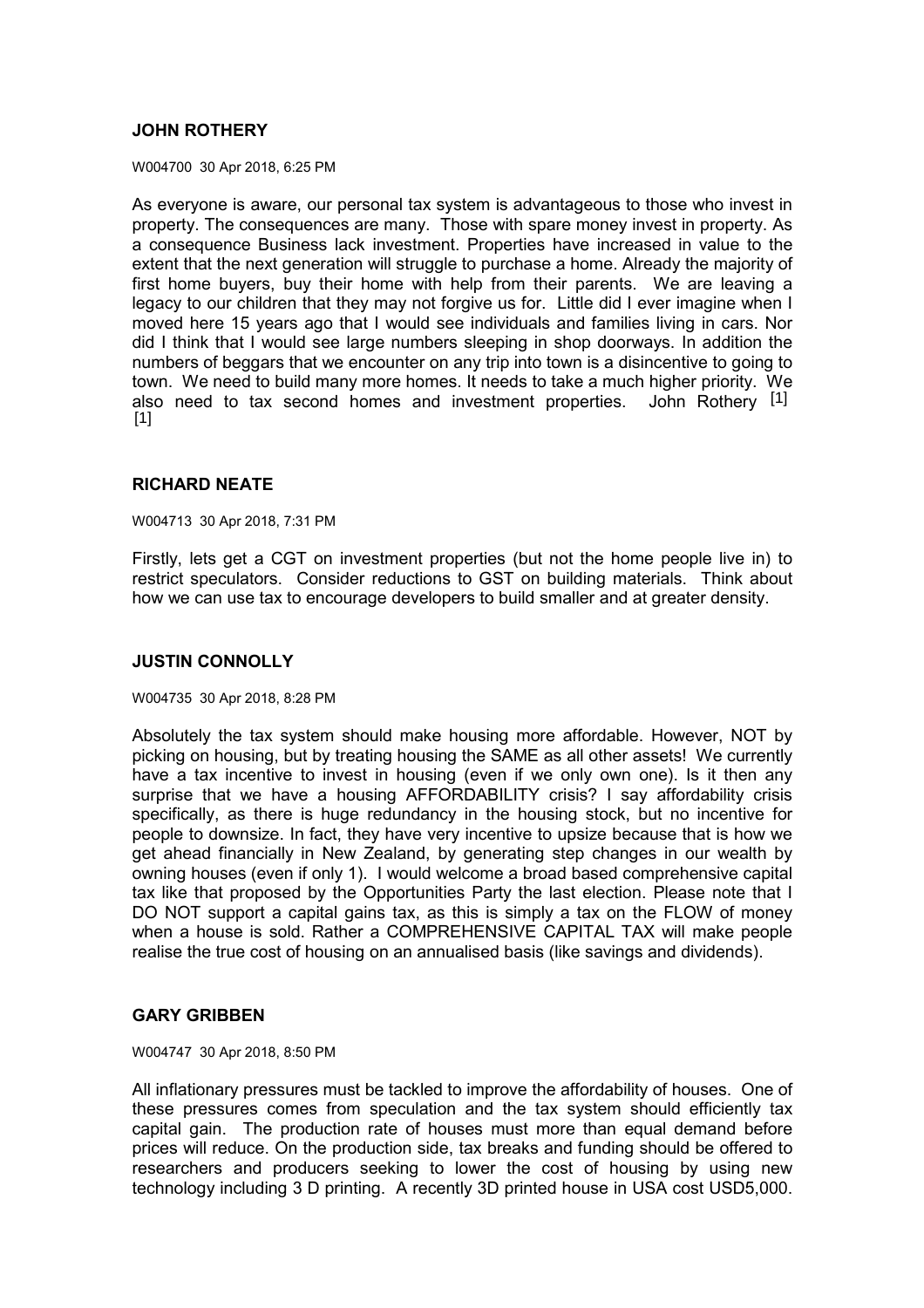**JOHN ROTHERY**

W004700 30 Apr 2018, 6:25 PM

As everyone is aware, our personal tax system is advantageous to those who invest in property. The consequences are many. Those with spare money invest in property. As a consequence Business lack investment. Properties have increased in value to the extent that the next generation will struggle to purchase a home. Already the majority of first home buyers, buy their home with help from their parents. We are leaving a legacy to our children that they may not forgive us for. Little did I ever imagine when I moved here 15 years ago that I would see individuals and families living in cars. Nor did I think that I would see large numbers sleeping in shop doorways. In addition the numbers of beggars that we encounter on any trip into town is a disincentive to going to town. We need to build many more homes. It needs to take a much higher priority. We also need to tax second homes and investment properties. John Rothery [1] [1]

**RICHARD NEATE**

W004713 30 Apr 2018, 7:31 PM

Firstly, lets get a CGT on investment properties (but not the home people live in) to restrict speculators. Consider reductions to GST on building materials. Think about how we can use tax to encourage developers to build smaller and at greater density.

**JUSTIN CONNOLLY**

W004735 30 Apr 2018, 8:28 PM

Absolutely the tax system should make housing more affordable. However, NOT by picking on housing, but by treating housing the SAME as all other assets! We currently have a tax incentive to invest in housing (even if we only own one). Is it then any surprise that we have a housing AFFORDABILITY crisis? I say affordability crisis specifically, as there is huge redundancy in the housing stock, but no incentive for people to downsize. In fact, they have very incentive to upsize because that is how we get ahead financially in New Zealand, by generating step changes in our wealth by owning houses (even if only 1). I would welcome a broad based comprehensive capital tax like that proposed by the Opportunities Party the last election. Please note that I DO NOT support a capital gains tax, as this is simply a tax on the FLOW of money when a house is sold. Rather a COMPREHENSIVE CAPITAL TAX will make people realise the true cost of housing on an annualised basis (like savings and dividends).

**GARY GRIBBEN**

W004747 30 Apr 2018, 8:50 PM

All inflationary pressures must be tackled to improve the affordability of houses. One of these pressures comes from speculation and the tax system should efficiently tax capital gain. The production rate of houses must more than equal demand before prices will reduce. On the production side, tax breaks and funding should be offered to researchers and producers seeking to lower the cost of housing by using new technology including 3 D printing. A recently 3D printed house in USA cost USD5,000.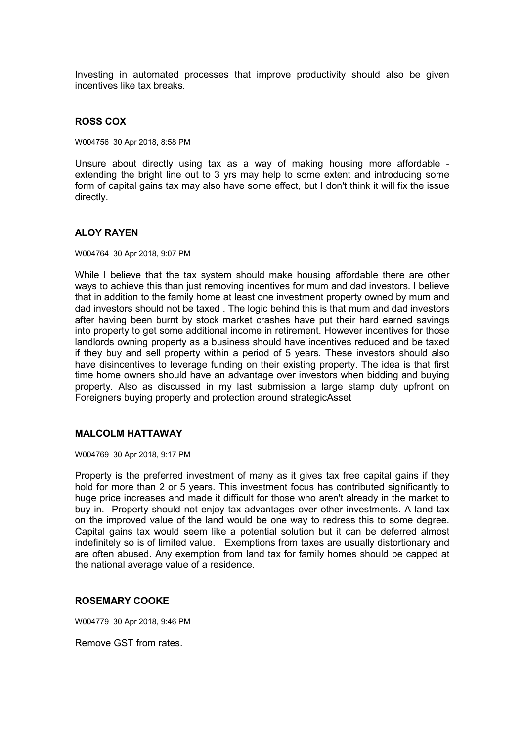Investing in automated processes that improve productivity should also be given incentives like tax breaks.

### ROSS COX

W004756 30 Apr 2018, 8:58 PM

Unsure about directly using tax as a way of making housing more affordable - extending the bright line out to 3 yrs may help to some extent and introducing some form of capital gains tax may also have some effect, but I don't think it will fix the issue directly.

### ALOY RAYEN

W004764 30 Apr 2018, 9:07 PM

While I believe that the tax system should make housing affordable there are other ways to achieve this than just removing incentives for mum and dad investors. I believe that in addition to the family home at least one investment property owned by mum and dad investors should not be taxed . The logic behind this is that mum and dad investors after having been burnt by stock market crashes have put their hard earned savings into property to get some additional income in retirement. However incentives for those landlords owning property as a business should have incentives reduced and be taxed if they buy and sell property within a period of 5 years. These investors should also have disincentives to leverage funding on their existing property. The idea is that first time home owners should have an advantage over investors when bidding and buying property. Also as discussed in my last submission a large stamp duty upfront on Foreigners buying property and protection around strategicAsset

### MALCOLM HATTAWAY

W004769 30 Apr 2018, 9:17 PM

Property is the preferred investment of many as it gives tax free capital gains if they hold for more than 2 or 5 years. This investment focus has contributed significantly to huge price increases and made it difficult for those who aren't already in the market to buy in. Property should not enjoy tax advantages over other investments. A land tax on the improved value of the land would be one way to redress this to some degree. Capital gains tax would seem like a potential solution but it can be deferred almost indefinitely so is of limited value. Exemptions from taxes are usually distortionary and are often abused. Any exemption from land tax for family homes should be capped at the national average value of a residence.

### ROSEMARY COOKE

W004779 30 Apr 2018, 9:46 PM

Remove GST from rates.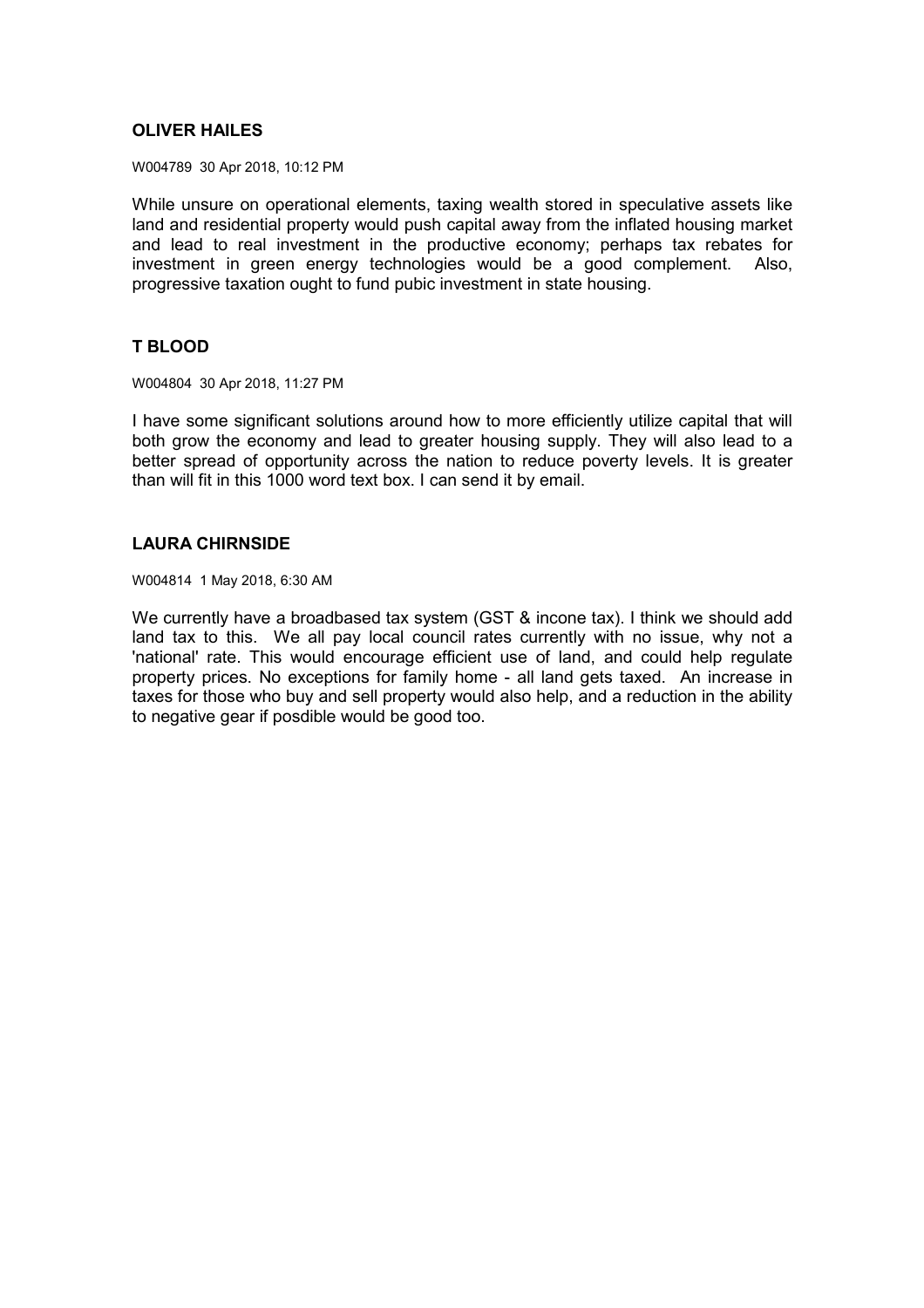### OLIVER HAILES

W004789 30 Apr 2018, 10:12 PM

While unsure on operational elements, taxing wealth stored in speculative assets like land and residential property would push capital away from the inflated housing market and lead to real investment in the productive economy; perhaps tax rebates for investment in green energy technologies would be a good complement. Also, progressive taxation ought to fund pubic investment in state housing.

### T BLOOD

W004804 30 Apr 2018, 11:27 PM

I have some significant solutions around how to more efficiently utilize capital that will both grow the economy and lead to greater housing supply. They will also lead to a better spread of opportunity across the nation to reduce poverty levels. It is greater than will fit in this 1000 word text box. I can send it by email.

### LAURA CHIRNSIDE

W004814 1 May 2018, 6:30 AM

We currently have a broadbased tax system (GST & incone tax). I think we should add land tax to this. We all pay local council rates currently with no issue, why not a 'national' rate. This would encourage efficient use of land, and could help regulate property prices. No exceptions for family home - all land gets taxed. An increase in taxes for those who buy and sell property would also help, and a reduction in the ability to negative gear if posdible would be good too.